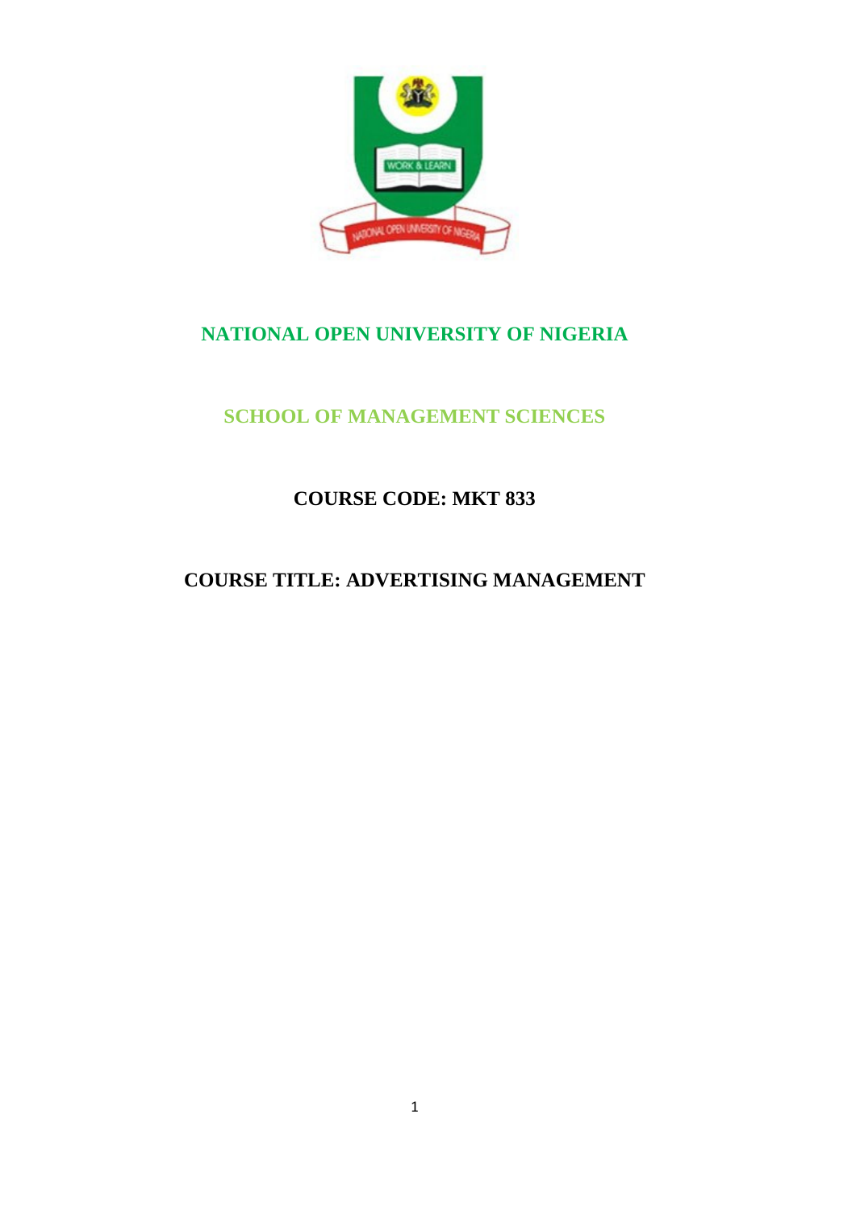# NATIONAL OPEN UNIVERSITY OF NIGERIA

## SCHOOL OF MANAGEMENT SCIENCES

## COURSE CODE: MKT 833

## COURSE TITLE: ADVERTISING MANAGEMENT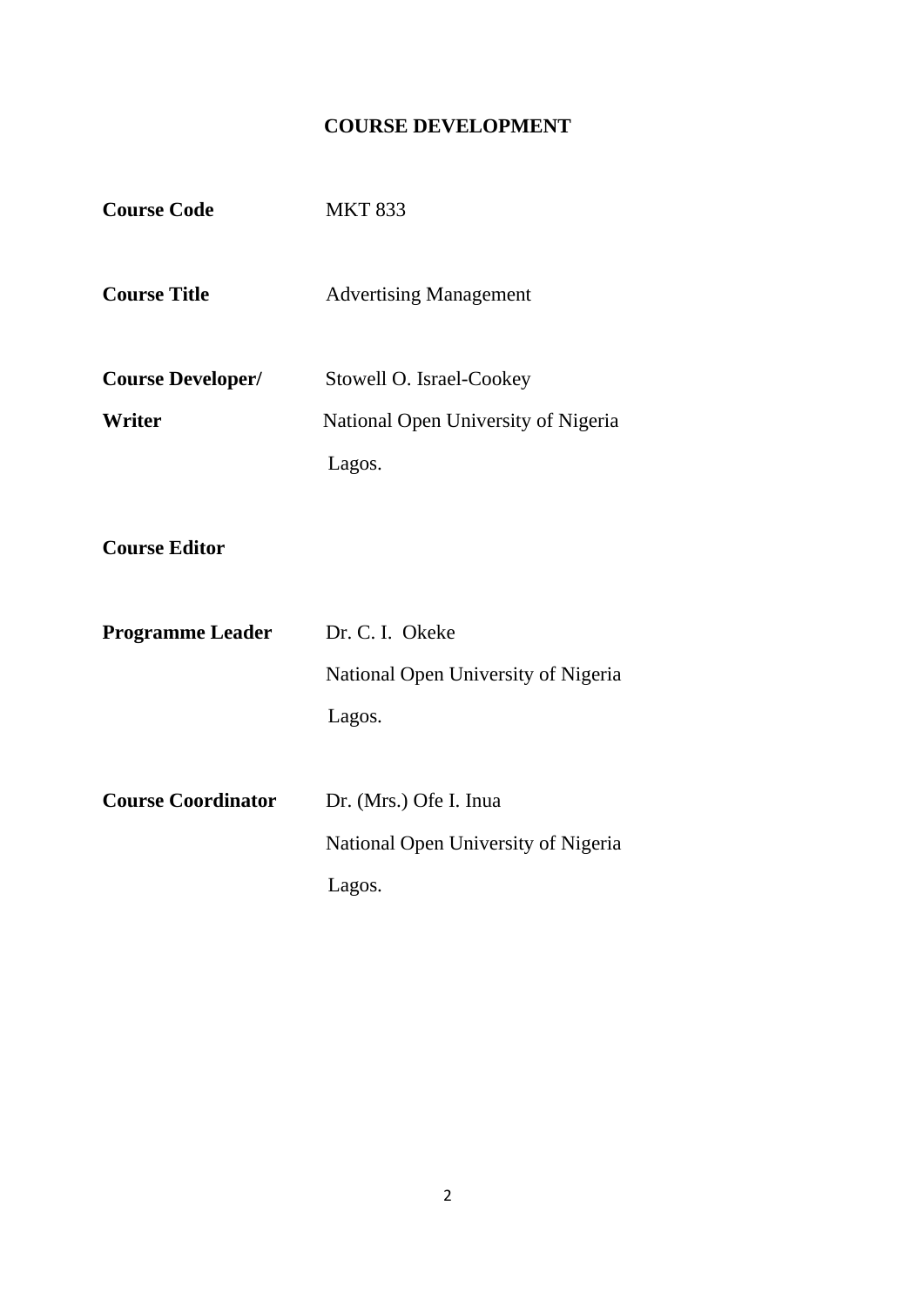# COURSE DEVELOPMENT

**Course Code** MKT 833

**Course Title** Advertising Management

**Course Developer/ Writer** Stowell O. Israel-Cookey
National Open University of Nigeria
Lagos.

**Course Editor**

**Programme Leader** Dr. C. I. Okeke
National Open University of Nigeria
Lagos.

**Course Coordinator** Dr. (Mrs.) Ofe I. Inua
National Open University of Nigeria
Lagos.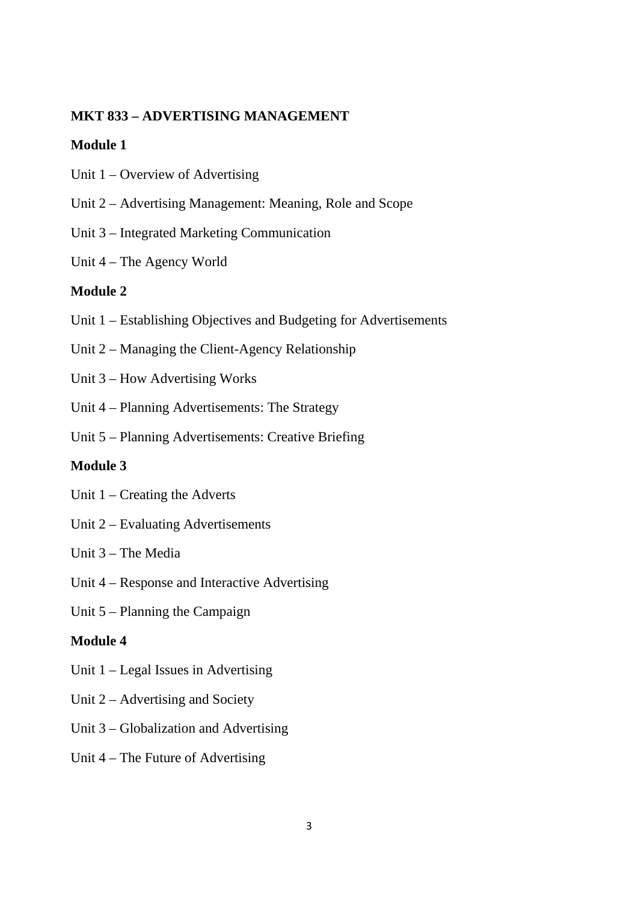## MKT 833 – ADVERTISING MANAGEMENT

### Module 1

Unit 1 – Overview of Advertising

Unit 2 – Advertising Management: Meaning, Role and Scope

Unit 3 – Integrated Marketing Communication

Unit 4 – The Agency World

### Module 2

Unit 1 – Establishing Objectives and Budgeting for Advertisements

Unit 2 – Managing the Client-Agency Relationship

Unit 3 – How Advertising Works

Unit 4 – Planning Advertisements: The Strategy

Unit 5 – Planning Advertisements: Creative Briefing

### Module 3

Unit 1 – Creating the Adverts

Unit 2 – Evaluating Advertisements

Unit 3 – The Media

Unit 4 – Response and Interactive Advertising

Unit 5 – Planning the Campaign

### Module 4

Unit 1 – Legal Issues in Advertising

Unit 2 – Advertising and Society

Unit 3 – Globalization and Advertising

Unit 4 – The Future of Advertising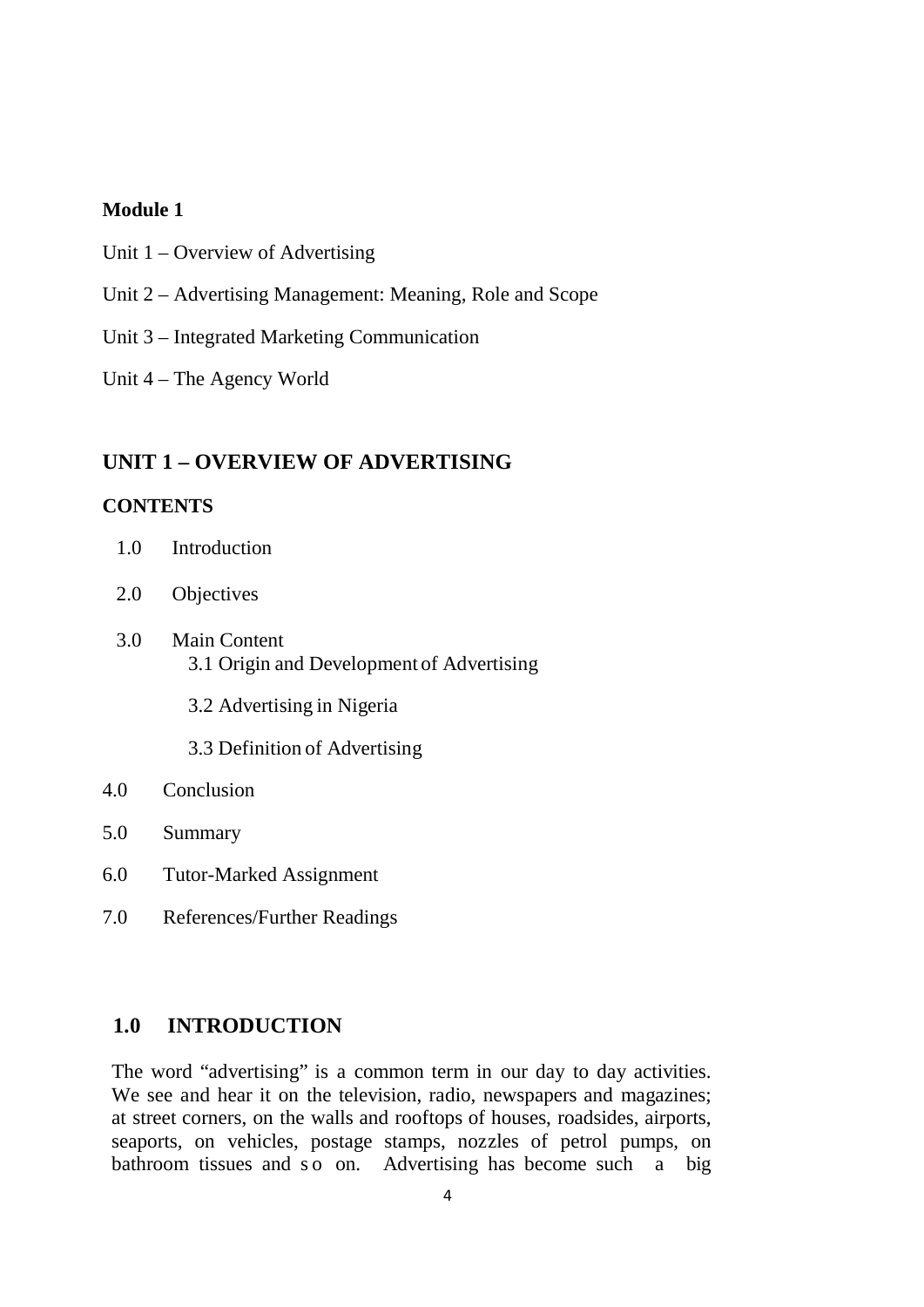**Module 1**

Unit 1 – Overview of Advertising

Unit 2 – Advertising Management: Meaning, Role and Scope

Unit 3 – Integrated Marketing Communication

Unit 4 – The Agency World

## UNIT 1 – OVERVIEW OF ADVERTISING

**CONTENTS**

1.0 Introduction

2.0 Objectives

3.0 Main Content
- 3.1 Origin and Development of Advertising
- 3.2 Advertising in Nigeria
- 3.3 Definition of Advertising

4.0 Conclusion

5.0 Summary

6.0 Tutor-Marked Assignment

7.0 References/Further Readings

## 1.0 INTRODUCTION

The word "advertising" is a common term in our day to day activities. We see and hear it on the television, radio, newspapers and magazines; at street corners, on the walls and rooftops of houses, roadsides, airports, seaports, on vehicles, postage stamps, nozzles of petrol pumps, on bathroom tissues and so on. Advertising has become such a big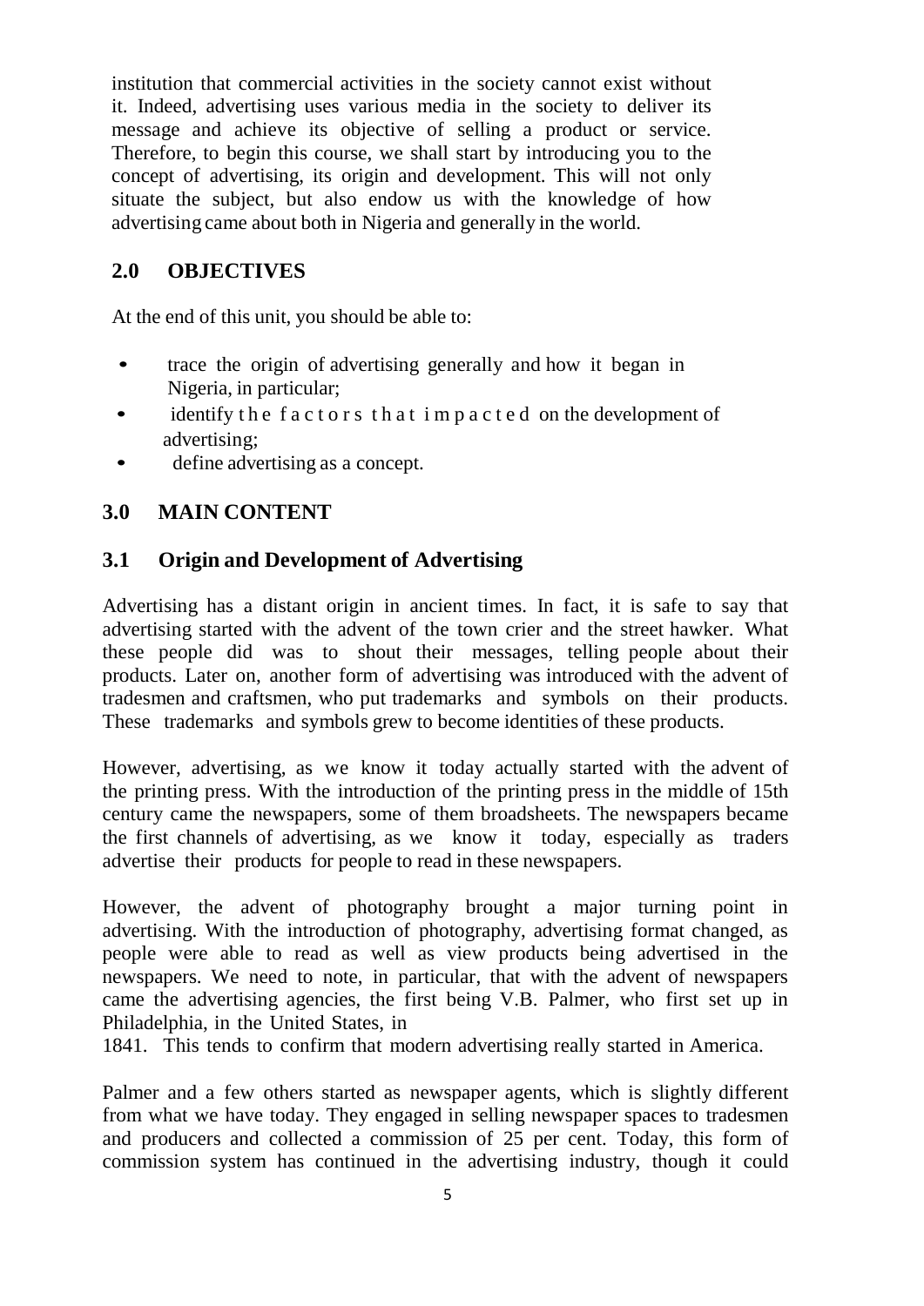institution that commercial activities in the society cannot exist without it. Indeed, advertising uses various media in the society to deliver its message and achieve its objective of selling a product or service. Therefore, to begin this course, we shall start by introducing you to the concept of advertising, its origin and development. This will not only situate the subject, but also endow us with the knowledge of how advertising came about both in Nigeria and generally in the world.

## 2.0 OBJECTIVES

At the end of this unit, you should be able to:

- trace the origin of advertising generally and how it began in Nigeria, in particular;
- identify the factors that impacted on the development of advertising;
- define advertising as a concept.

## 3.0 MAIN CONTENT

### 3.1 Origin and Development of Advertising

Advertising has a distant origin in ancient times. In fact, it is safe to say that advertising started with the advent of the town crier and the street hawker. What these people did was to shout their messages, telling people about their products. Later on, another form of advertising was introduced with the advent of tradesmen and craftsmen, who put trademarks and symbols on their products. These trademarks and symbols grew to become identities of these products.

However, advertising, as we know it today actually started with the advent of the printing press. With the introduction of the printing press in the middle of 15th century came the newspapers, some of them broadsheets. The newspapers became the first channels of advertising, as we know it today, especially as traders advertise their products for people to read in these newspapers.

However, the advent of photography brought a major turning point in advertising. With the introduction of photography, advertising format changed, as people were able to read as well as view products being advertised in the newspapers. We need to note, in particular, that with the advent of newspapers came the advertising agencies, the first being V.B. Palmer, who first set up in Philadelphia, in the United States, in 1841. This tends to confirm that modern advertising really started in America.

Palmer and a few others started as newspaper agents, which is slightly different from what we have today. They engaged in selling newspaper spaces to tradesmen and producers and collected a commission of 25 per cent. Today, this form of commission system has continued in the advertising industry, though it could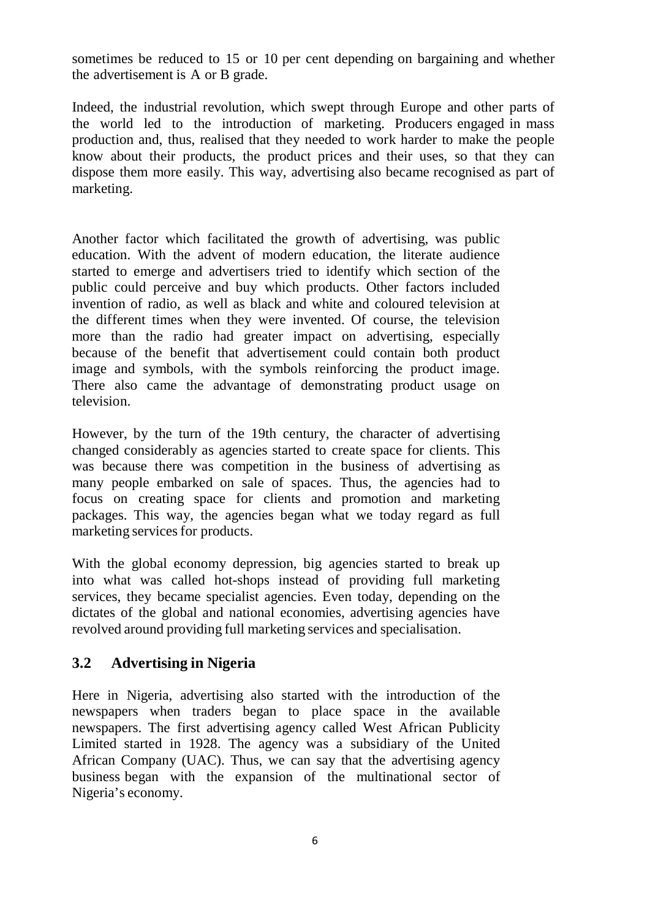sometimes be reduced to 15 or 10 per cent depending on bargaining and whether the advertisement is A or B grade.

Indeed, the industrial revolution, which swept through Europe and other parts of the world led to the introduction of marketing. Producers engaged in mass production and, thus, realised that they needed to work harder to make the people know about their products, the product prices and their uses, so that they can dispose them more easily. This way, advertising also became recognised as part of marketing.

Another factor which facilitated the growth of advertising, was public education. With the advent of modern education, the literate audience started to emerge and advertisers tried to identify which section of the public could perceive and buy which products. Other factors included invention of radio, as well as black and white and coloured television at the different times when they were invented. Of course, the television more than the radio had greater impact on advertising, especially because of the benefit that advertisement could contain both product image and symbols, with the symbols reinforcing the product image. There also came the advantage of demonstrating product usage on television.

However, by the turn of the 19th century, the character of advertising changed considerably as agencies started to create space for clients. This was because there was competition in the business of advertising as many people embarked on sale of spaces. Thus, the agencies had to focus on creating space for clients and promotion and marketing packages. This way, the agencies began what we today regard as full marketing services for products.

With the global economy depression, big agencies started to break up into what was called hot-shops instead of providing full marketing services, they became specialist agencies. Even today, depending on the dictates of the global and national economies, advertising agencies have revolved around providing full marketing services and specialisation.

## 3.2 Advertising in Nigeria

Here in Nigeria, advertising also started with the introduction of the newspapers when traders began to place space in the available newspapers. The first advertising agency called West African Publicity Limited started in 1928. The agency was a subsidiary of the United African Company (UAC). Thus, we can say that the advertising agency business began with the expansion of the multinational sector of Nigeria's economy.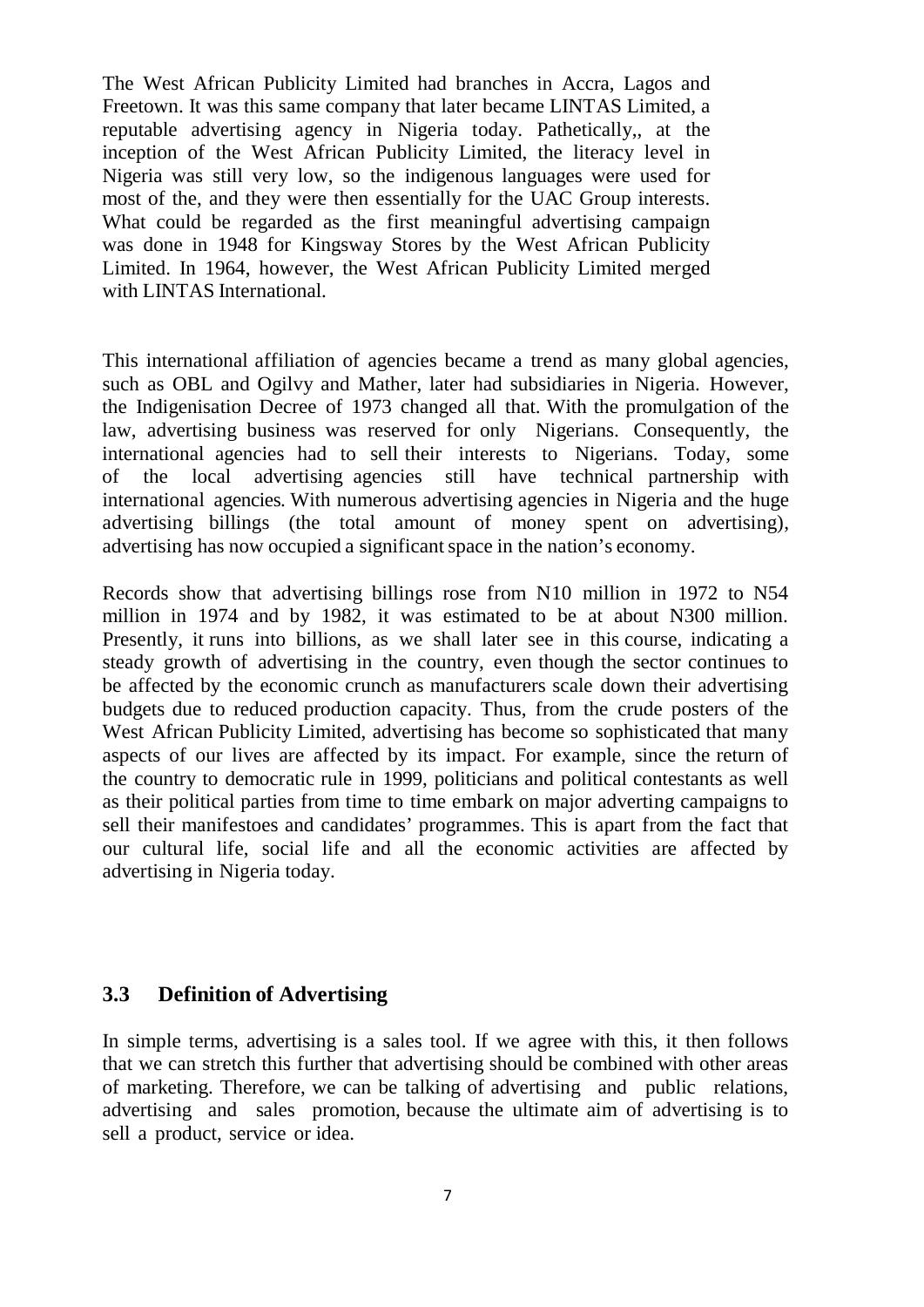The West African Publicity Limited had branches in Accra, Lagos and Freetown. It was this same company that later became LINTAS Limited, a reputable advertising agency in Nigeria today. Pathetically,, at the inception of the West African Publicity Limited, the literacy level in Nigeria was still very low, so the indigenous languages were used for most of the, and they were then essentially for the UAC Group interests. What could be regarded as the first meaningful advertising campaign was done in 1948 for Kingsway Stores by the West African Publicity Limited. In 1964, however, the West African Publicity Limited merged with LINTAS International.

This international affiliation of agencies became a trend as many global agencies, such as OBL and Ogilvy and Mather, later had subsidiaries in Nigeria. However, the Indigenisation Decree of 1973 changed all that. With the promulgation of the law, advertising business was reserved for only Nigerians. Consequently, the international agencies had to sell their interests to Nigerians. Today, some of the local advertising agencies still have technical partnership with international agencies. With numerous advertising agencies in Nigeria and the huge advertising billings (the total amount of money spent on advertising), advertising has now occupied a significant space in the nation's economy.

Records show that advertising billings rose from N10 million in 1972 to N54 million in 1974 and by 1982, it was estimated to be at about N300 million. Presently, it runs into billions, as we shall later see in this course, indicating a steady growth of advertising in the country, even though the sector continues to be affected by the economic crunch as manufacturers scale down their advertising budgets due to reduced production capacity. Thus, from the crude posters of the West African Publicity Limited, advertising has become so sophisticated that many aspects of our lives are affected by its impact. For example, since the return of the country to democratic rule in 1999, politicians and political contestants as well as their political parties from time to time embark on major adverting campaigns to sell their manifestoes and candidates' programmes. This is apart from the fact that our cultural life, social life and all the economic activities are affected by advertising in Nigeria today.

## 3.3 Definition of Advertising

In simple terms, advertising is a sales tool. If we agree with this, it then follows that we can stretch this further that advertising should be combined with other areas of marketing. Therefore, we can be talking of advertising and public relations, advertising and sales promotion, because the ultimate aim of advertising is to sell a product, service or idea.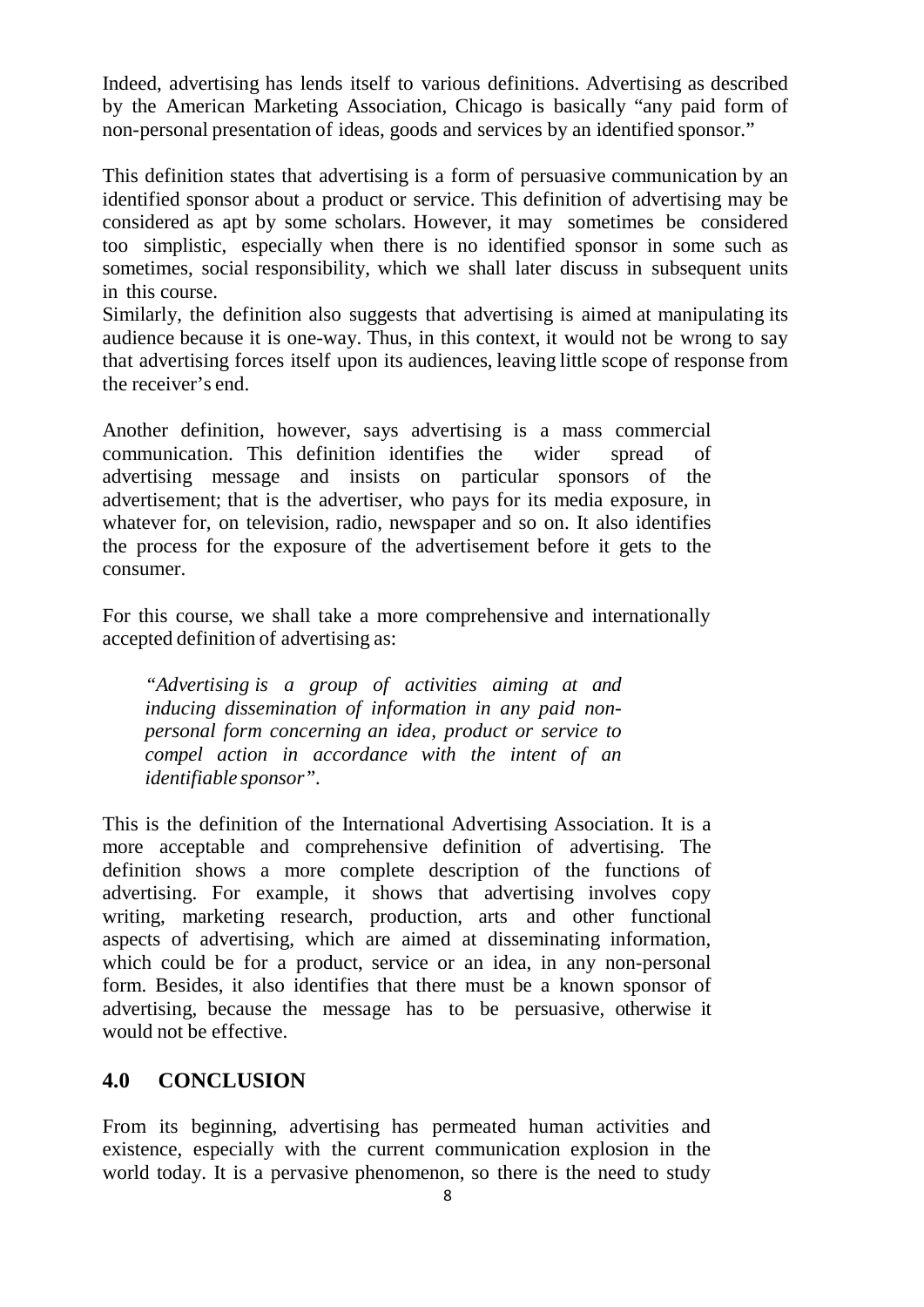Indeed, advertising has lends itself to various definitions. Advertising as described by the American Marketing Association, Chicago is basically "any paid form of non-personal presentation of ideas, goods and services by an identified sponsor."

This definition states that advertising is a form of persuasive communication by an identified sponsor about a product or service. This definition of advertising may be considered as apt by some scholars. However, it may sometimes be considered too simplistic, especially when there is no identified sponsor in some such as sometimes, social responsibility, which we shall later discuss in subsequent units in this course.
Similarly, the definition also suggests that advertising is aimed at manipulating its audience because it is one-way. Thus, in this context, it would not be wrong to say that advertising forces itself upon its audiences, leaving little scope of response from the receiver's end.

Another definition, however, says advertising is a mass commercial communication. This definition identifies the wider spread of advertising message and insists on particular sponsors of the advertisement; that is the advertiser, who pays for its media exposure, in whatever for, on television, radio, newspaper and so on. It also identifies the process for the exposure of the advertisement before it gets to the consumer.

For this course, we shall take a more comprehensive and internationally accepted definition of advertising as:

> *"Advertising is a group of activities aiming at and inducing dissemination of information in any paid non-personal form concerning an idea, product or service to compel action in accordance with the intent of an identifiable sponsor"*.

This is the definition of the International Advertising Association. It is a more acceptable and comprehensive definition of advertising. The definition shows a more complete description of the functions of advertising. For example, it shows that advertising involves copy writing, marketing research, production, arts and other functional aspects of advertising, which are aimed at disseminating information, which could be for a product, service or an idea, in any non-personal form. Besides, it also identifies that there must be a known sponsor of advertising, because the message has to be persuasive, otherwise it would not be effective.

## 4.0 CONCLUSION

From its beginning, advertising has permeated human activities and existence, especially with the current communication explosion in the world today. It is a pervasive phenomenon, so there is the need to study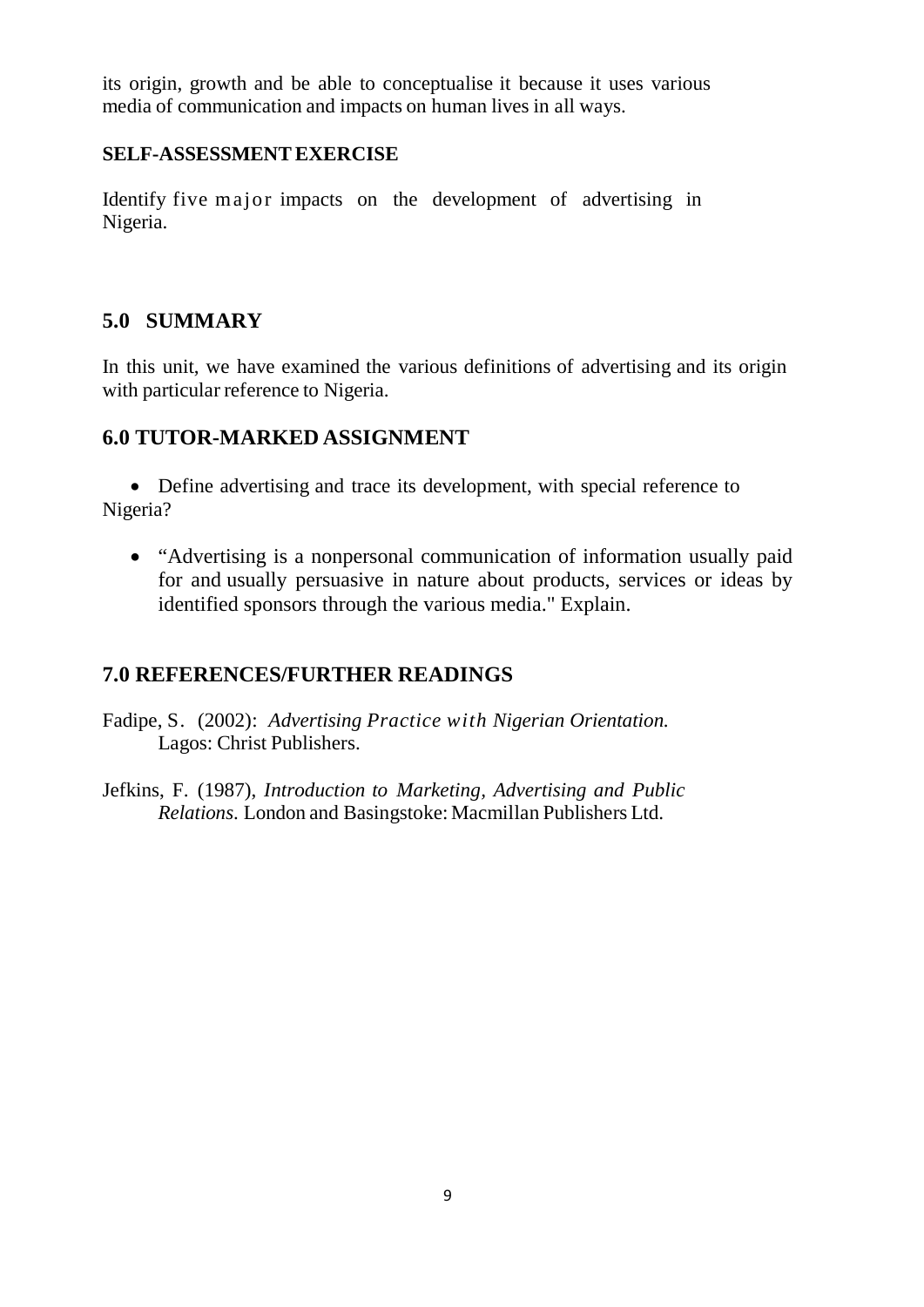its origin, growth and be able to conceptualise it because it uses various media of communication and impacts on human lives in all ways.

**SELF-ASSESSMENT EXERCISE**

Identify five major impacts on the development of advertising in Nigeria.

## 5.0 SUMMARY

In this unit, we have examined the various definitions of advertising and its origin with particular reference to Nigeria.

## 6.0 TUTOR-MARKED ASSIGNMENT

- Define advertising and trace its development, with special reference to Nigeria?
- "Advertising is a nonpersonal communication of information usually paid for and usually persuasive in nature about products, services or ideas by identified sponsors through the various media." Explain.

## 7.0 REFERENCES/FURTHER READINGS

Fadipe, S. (2002): *Advertising Practice with Nigerian Orientation.* Lagos: Christ Publishers.

Jefkins, F. (1987), *Introduction to Marketing, Advertising and Public Relations.* London and Basingstoke: Macmillan Publishers Ltd.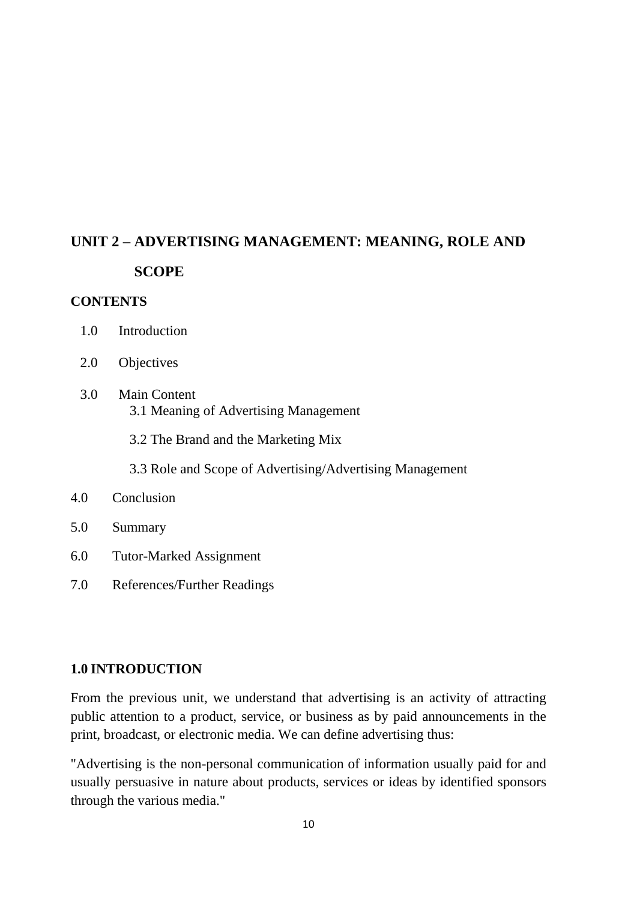# UNIT 2 – ADVERTISING MANAGEMENT: MEANING, ROLE AND SCOPE

**CONTENTS**

1.0 Introduction

2.0 Objectives

3.0 Main Content
   - 3.1 Meaning of Advertising Management
   - 3.2 The Brand and the Marketing Mix
   - 3.3 Role and Scope of Advertising/Advertising Management

4.0 Conclusion

5.0 Summary

6.0 Tutor-Marked Assignment

7.0 References/Further Readings

## 1.0 INTRODUCTION

From the previous unit, we understand that advertising is an activity of attracting public attention to a product, service, or business as by paid announcements in the print, broadcast, or electronic media. We can define advertising thus:

"Advertising is the non-personal communication of information usually paid for and usually persuasive in nature about products, services or ideas by identified sponsors through the various media."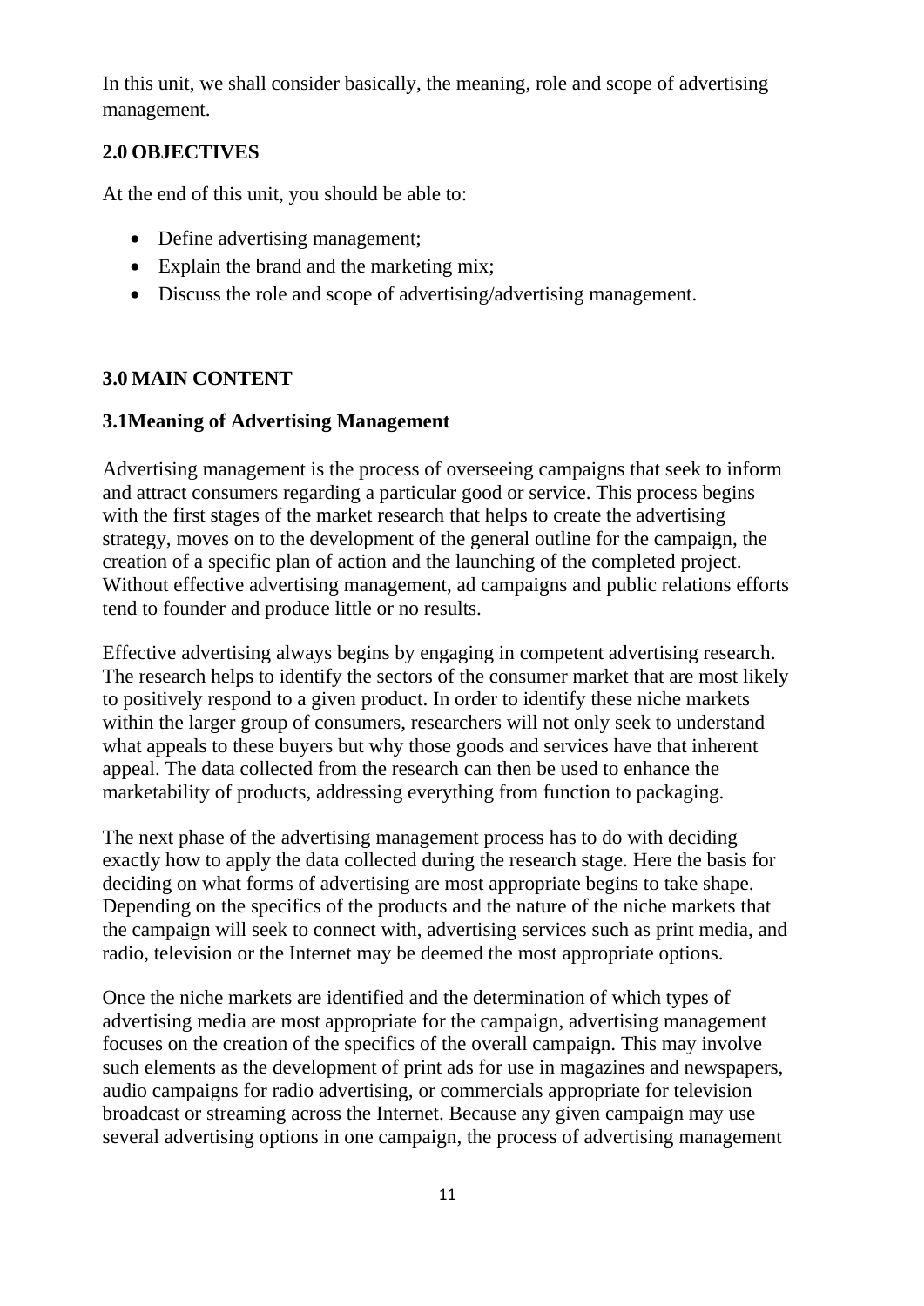In this unit, we shall consider basically, the meaning, role and scope of advertising management.

## 2.0 OBJECTIVES

At the end of this unit, you should be able to:

- Define advertising management;
- Explain the brand and the marketing mix;
- Discuss the role and scope of advertising/advertising management.

## 3.0 MAIN CONTENT

### 3.1Meaning of Advertising Management

Advertising management is the process of overseeing campaigns that seek to inform and attract consumers regarding a particular good or service. This process begins with the first stages of the market research that helps to create the advertising strategy, moves on to the development of the general outline for the campaign, the creation of a specific plan of action and the launching of the completed project. Without effective advertising management, ad campaigns and public relations efforts tend to founder and produce little or no results.

Effective advertising always begins by engaging in competent advertising research. The research helps to identify the sectors of the consumer market that are most likely to positively respond to a given product. In order to identify these niche markets within the larger group of consumers, researchers will not only seek to understand what appeals to these buyers but why those goods and services have that inherent appeal. The data collected from the research can then be used to enhance the marketability of products, addressing everything from function to packaging.

The next phase of the advertising management process has to do with deciding exactly how to apply the data collected during the research stage. Here the basis for deciding on what forms of advertising are most appropriate begins to take shape. Depending on the specifics of the products and the nature of the niche markets that the campaign will seek to connect with, advertising services such as print media, and radio, television or the Internet may be deemed the most appropriate options.

Once the niche markets are identified and the determination of which types of advertising media are most appropriate for the campaign, advertising management focuses on the creation of the specifics of the overall campaign. This may involve such elements as the development of print ads for use in magazines and newspapers, audio campaigns for radio advertising, or commercials appropriate for television broadcast or streaming across the Internet. Because any given campaign may use several advertising options in one campaign, the process of advertising management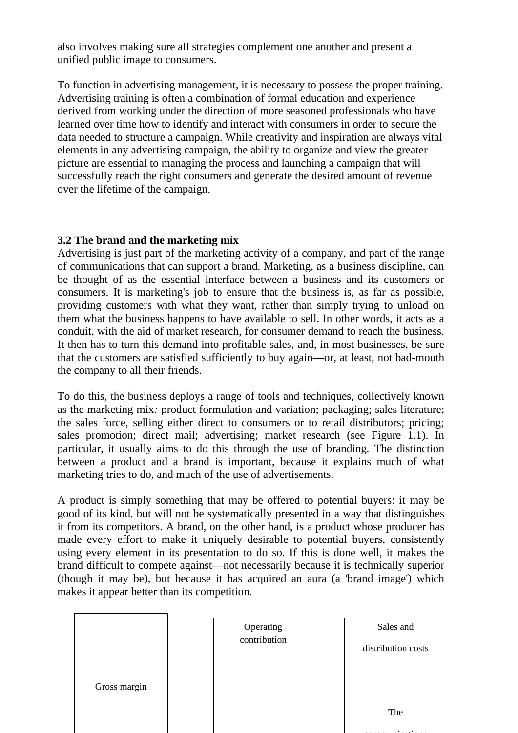also involves making sure all strategies complement one another and present a unified public image to consumers.

To function in advertising management, it is necessary to possess the proper training. Advertising training is often a combination of formal education and experience derived from working under the direction of more seasoned professionals who have learned over time how to identify and interact with consumers in order to secure the data needed to structure a campaign. While creativity and inspiration are always vital elements in any advertising campaign, the ability to organize and view the greater picture are essential to managing the process and launching a campaign that will successfully reach the right consumers and generate the desired amount of revenue over the lifetime of the campaign.

**3.2 The brand and the marketing mix**

Advertising is just part of the marketing activity of a company, and part of the range of communications that can support a brand. Marketing, as a business discipline, can be thought of as the essential interface between a business and its customers or consumers. It is marketing's job to ensure that the business is, as far as possible, providing customers with what they want, rather than simply trying to unload on them what the business happens to have available to sell. In other words, it acts as a conduit, with the aid of market research, for consumer demand to reach the business. It then has to turn this demand into profitable sales, and, in most businesses, be sure that the customers are satisfied sufficiently to buy again—or, at least, not bad-mouth the company to all their friends.

To do this, the business deploys a range of tools and techniques, collectively known as the marketing mix*:* product formulation and variation; packaging; sales literature; the sales force, selling either direct to consumers or to retail distributors; pricing; sales promotion; direct mail; advertising; market research (see Figure 1.1). In particular, it usually aims to do this through the use of branding. The distinction between a product and a brand is important, because it explains much of what marketing tries to do, and much of the use of advertisements.

A product is simply something that may be offered to potential buyers: it may be good of its kind, but will not be systematically presented in a way that distinguishes it from its competitors. A brand, on the other hand, is a product whose producer has made every effort to make it uniquely desirable to potential buyers, consistently using every element in its presentation to do so. If this is done well, it makes the brand difficult to compete against—not necessarily because it is technically superior (though it may be), but because it has acquired an aura (a 'brand image') which makes it appear better than its competition.

Gross margin

Operating contribution

Sales and distribution costs

The communications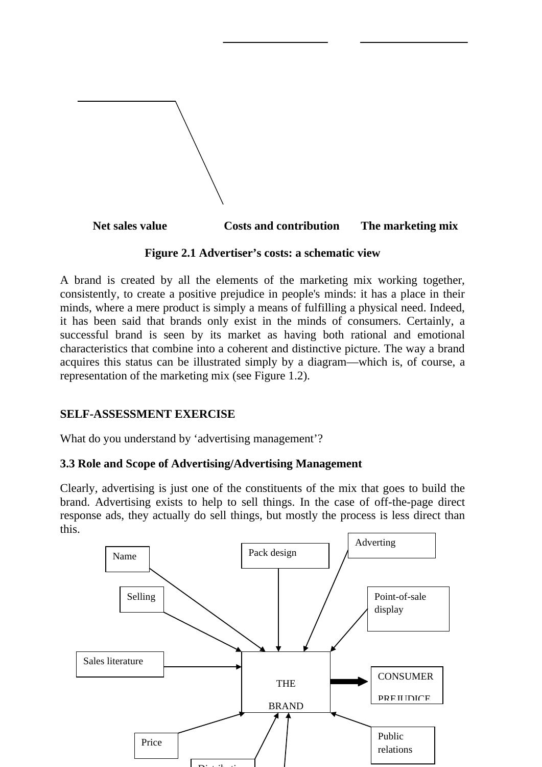Net sales value | Costs and contribution | The marketing mix

**Figure 2.1 Advertiser's costs: a schematic view**

A brand is created by all the elements of the marketing mix working together, consistently, to create a positive prejudice in people's minds: it has a place in their minds, where a mere product is simply a means of fulfilling a physical need. Indeed, it has been said that brands only exist in the minds of consumers. Certainly, a successful brand is seen by its market as having both rational and emotional characteristics that combine into a coherent and distinctive picture. The way a brand acquires this status can be illustrated simply by a diagram—which is, of course, a representation of the marketing mix (see Figure 1.2).

**SELF-ASSESSMENT EXERCISE**

What do you understand by 'advertising management'?

### 3.3 Role and Scope of Advertising/Advertising Management

Clearly, advertising is just one of the constituents of the mix that goes to build the brand. Advertising exists to help to sell things. In the case of off-the-page direct response ads, they actually do sell things, but mostly the process is less direct than this.

Name | Pack design | Adverting | Selling | Point-of-sale display | Sales literature | THE BRAND | CONSUMER PREJUDICE | Price | Public relations | Distribution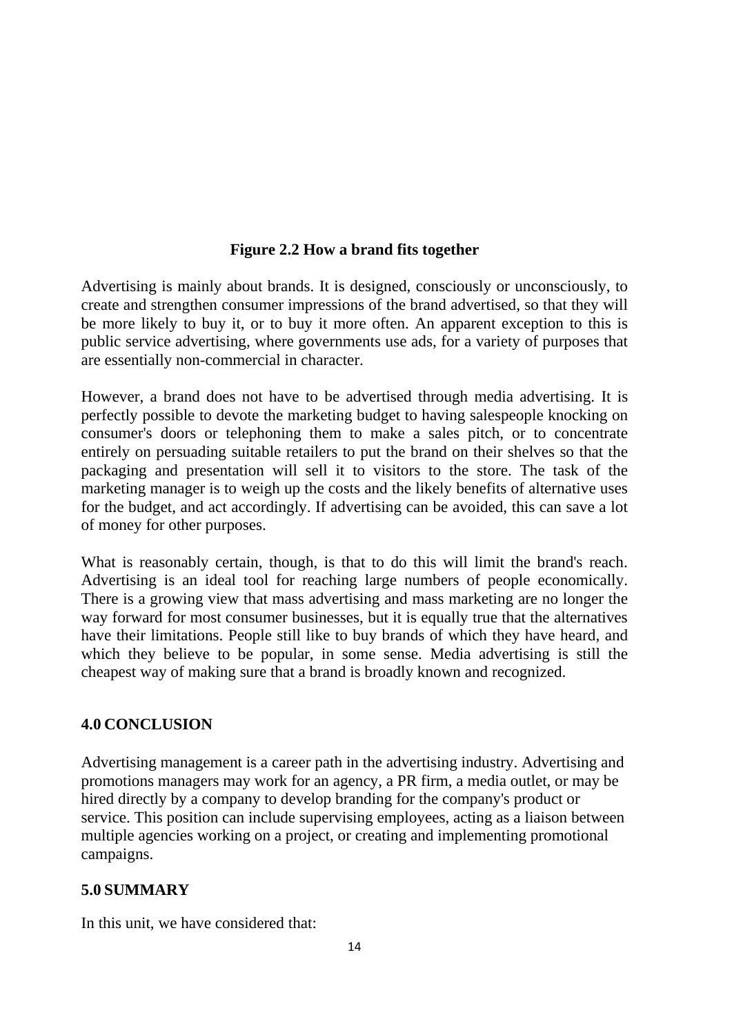**Figure 2.2 How a brand fits together**

Advertising is mainly about brands. It is designed, consciously or unconsciously, to create and strengthen consumer impressions of the brand advertised, so that they will be more likely to buy it, or to buy it more often. An apparent exception to this is public service advertising, where governments use ads, for a variety of purposes that are essentially non-commercial in character.

However, a brand does not have to be advertised through media advertising. It is perfectly possible to devote the marketing budget to having salespeople knocking on consumer's doors or telephoning them to make a sales pitch, or to concentrate entirely on persuading suitable retailers to put the brand on their shelves so that the packaging and presentation will sell it to visitors to the store. The task of the marketing manager is to weigh up the costs and the likely benefits of alternative uses for the budget, and act accordingly. If advertising can be avoided, this can save a lot of money for other purposes.

What is reasonably certain, though, is that to do this will limit the brand's reach. Advertising is an ideal tool for reaching large numbers of people economically. There is a growing view that mass advertising and mass marketing are no longer the way forward for most consumer businesses, but it is equally true that the alternatives have their limitations. People still like to buy brands of which they have heard, and which they believe to be popular, in some sense. Media advertising is still the cheapest way of making sure that a brand is broadly known and recognized.

## 4.0 CONCLUSION

Advertising management is a career path in the advertising industry. Advertising and promotions managers may work for an agency, a PR firm, a media outlet, or may be hired directly by a company to develop branding for the company's product or service. This position can include supervising employees, acting as a liaison between multiple agencies working on a project, or creating and implementing promotional campaigns.

## 5.0 SUMMARY

In this unit, we have considered that: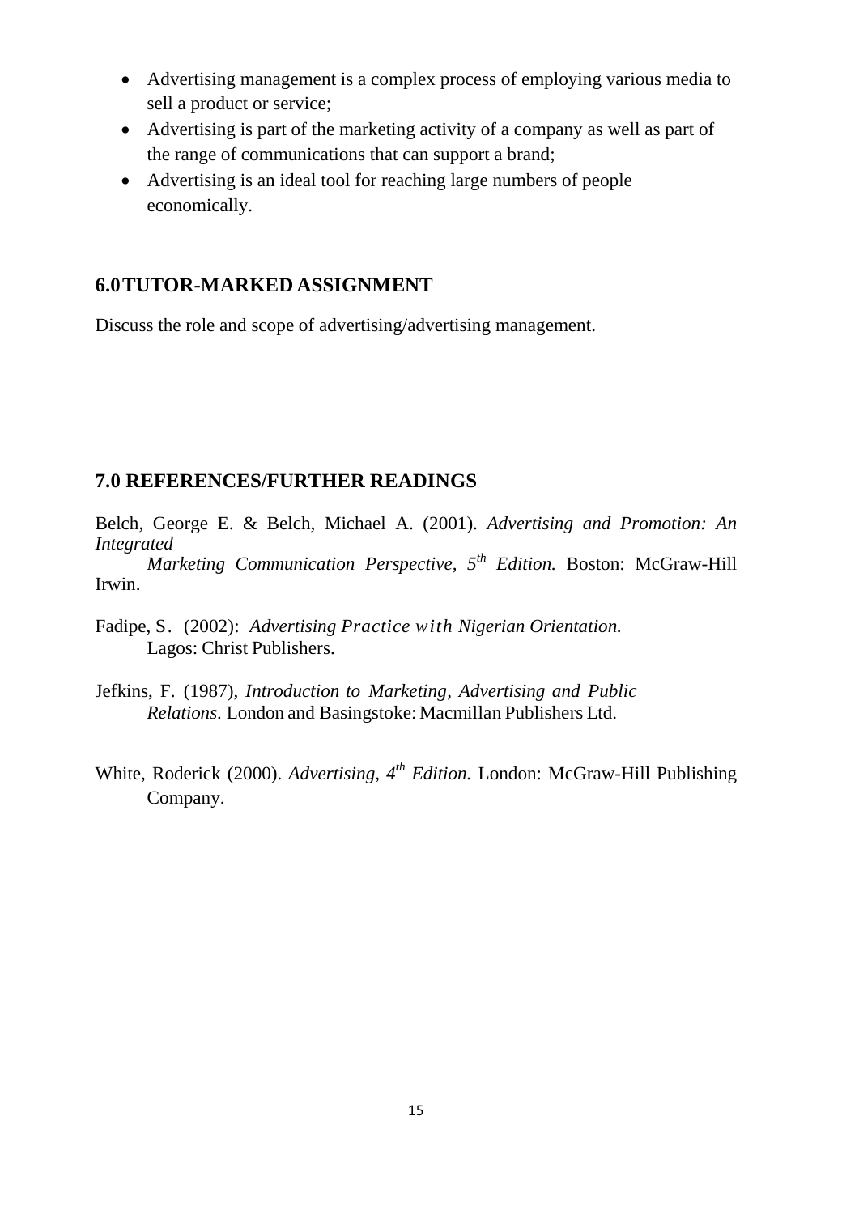- Advertising management is a complex process of employing various media to sell a product or service;
- Advertising is part of the marketing activity of a company as well as part of the range of communications that can support a brand;
- Advertising is an ideal tool for reaching large numbers of people economically.

## 6.0 TUTOR-MARKED ASSIGNMENT

Discuss the role and scope of advertising/advertising management.

## 7.0 REFERENCES/FURTHER READINGS

Belch, George E. & Belch, Michael A. (2001). *Advertising and Promotion: An Integrated Marketing Communication Perspective, 5th Edition.* Boston: McGraw-Hill Irwin.

Fadipe, S. (2002): *Advertising Practice with Nigerian Orientation.* Lagos: Christ Publishers.

Jefkins, F. (1987), *Introduction to Marketing, Advertising and Public Relations.* London and Basingstoke: Macmillan Publishers Ltd.

White, Roderick (2000). *Advertising, 4th Edition.* London: McGraw-Hill Publishing Company.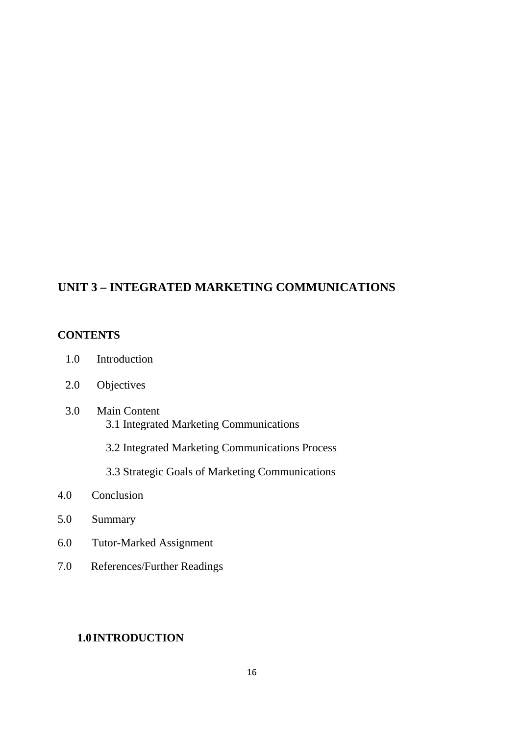# UNIT 3 – INTEGRATED MARKETING COMMUNICATIONS

**CONTENTS**

1.0 Introduction

2.0 Objectives

3.0 Main Content
   - 3.1 Integrated Marketing Communications
   - 3.2 Integrated Marketing Communications Process
   - 3.3 Strategic Goals of Marketing Communications

4.0 Conclusion

5.0 Summary

6.0 Tutor-Marked Assignment

7.0 References/Further Readings

## 1.0 INTRODUCTION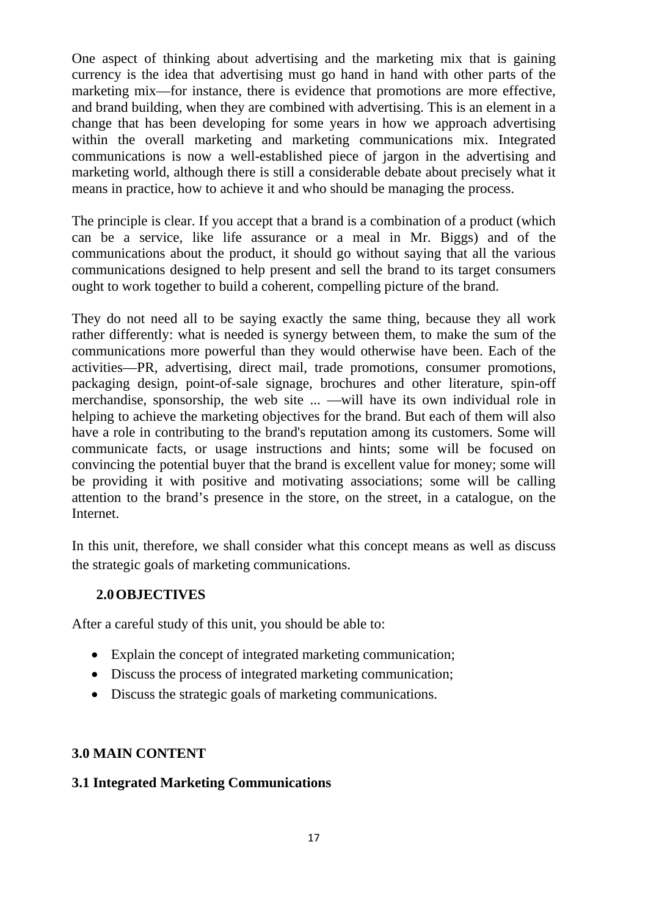One aspect of thinking about advertising and the marketing mix that is gaining currency is the idea that advertising must go hand in hand with other parts of the marketing mix—for instance, there is evidence that promotions are more effective, and brand building, when they are combined with advertising. This is an element in a change that has been developing for some years in how we approach advertising within the overall marketing and marketing communications mix. Integrated communications is now a well-established piece of jargon in the advertising and marketing world, although there is still a considerable debate about precisely what it means in practice, how to achieve it and who should be managing the process.

The principle is clear. If you accept that a brand is a combination of a product (which can be a service, like life assurance or a meal in Mr. Biggs) and of the communications about the product, it should go without saying that all the various communications designed to help present and sell the brand to its target consumers ought to work together to build a coherent, compelling picture of the brand.

They do not need all to be saying exactly the same thing, because they all work rather differently: what is needed is synergy between them, to make the sum of the communications more powerful than they would otherwise have been. Each of the activities—PR, advertising, direct mail, trade promotions, consumer promotions, packaging design, point-of-sale signage, brochures and other literature, spin-off merchandise, sponsorship, the web site ... —will have its own individual role in helping to achieve the marketing objectives for the brand. But each of them will also have a role in contributing to the brand's reputation among its customers. Some will communicate facts, or usage instructions and hints; some will be focused on convincing the potential buyer that the brand is excellent value for money; some will be providing it with positive and motivating associations; some will be calling attention to the brand's presence in the store, on the street, in a catalogue, on the Internet.

In this unit, therefore, we shall consider what this concept means as well as discuss the strategic goals of marketing communications.

## 2.0 OBJECTIVES

After a careful study of this unit, you should be able to:

- Explain the concept of integrated marketing communication;
- Discuss the process of integrated marketing communication;
- Discuss the strategic goals of marketing communications.

## 3.0 MAIN CONTENT

### 3.1 Integrated Marketing Communications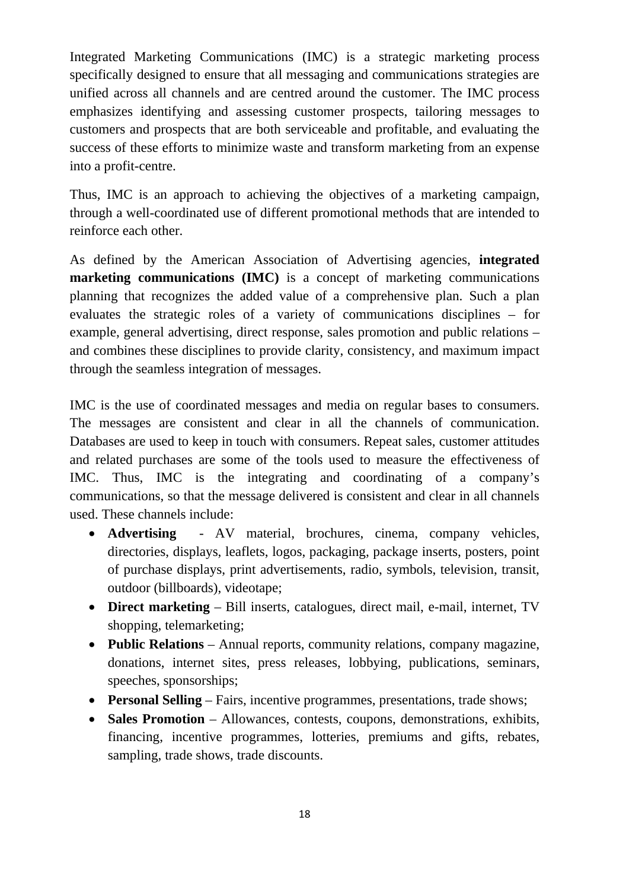Integrated Marketing Communications (IMC) is a strategic marketing process specifically designed to ensure that all messaging and communications strategies are unified across all channels and are centred around the customer. The IMC process emphasizes identifying and assessing customer prospects, tailoring messages to customers and prospects that are both serviceable and profitable, and evaluating the success of these efforts to minimize waste and transform marketing from an expense into a profit-centre.

Thus, IMC is an approach to achieving the objectives of a marketing campaign, through a well-coordinated use of different promotional methods that are intended to reinforce each other.

As defined by the American Association of Advertising agencies, **integrated marketing communications (IMC)** is a concept of marketing communications planning that recognizes the added value of a comprehensive plan. Such a plan evaluates the strategic roles of a variety of communications disciplines – for example, general advertising, direct response, sales promotion and public relations – and combines these disciplines to provide clarity, consistency, and maximum impact through the seamless integration of messages.

IMC is the use of coordinated messages and media on regular bases to consumers. The messages are consistent and clear in all the channels of communication. Databases are used to keep in touch with consumers. Repeat sales, customer attitudes and related purchases are some of the tools used to measure the effectiveness of IMC. Thus, IMC is the integrating and coordinating of a company's communications, so that the message delivered is consistent and clear in all channels used. These channels include:

- **Advertising** - AV material, brochures, cinema, company vehicles, directories, displays, leaflets, logos, packaging, package inserts, posters, point of purchase displays, print advertisements, radio, symbols, television, transit, outdoor (billboards), videotape;
- **Direct marketing** – Bill inserts, catalogues, direct mail, e-mail, internet, TV shopping, telemarketing;
- **Public Relations** – Annual reports, community relations, company magazine, donations, internet sites, press releases, lobbying, publications, seminars, speeches, sponsorships;
- **Personal Selling** – Fairs, incentive programmes, presentations, trade shows;
- **Sales Promotion** – Allowances, contests, coupons, demonstrations, exhibits, financing, incentive programmes, lotteries, premiums and gifts, rebates, sampling, trade shows, trade discounts.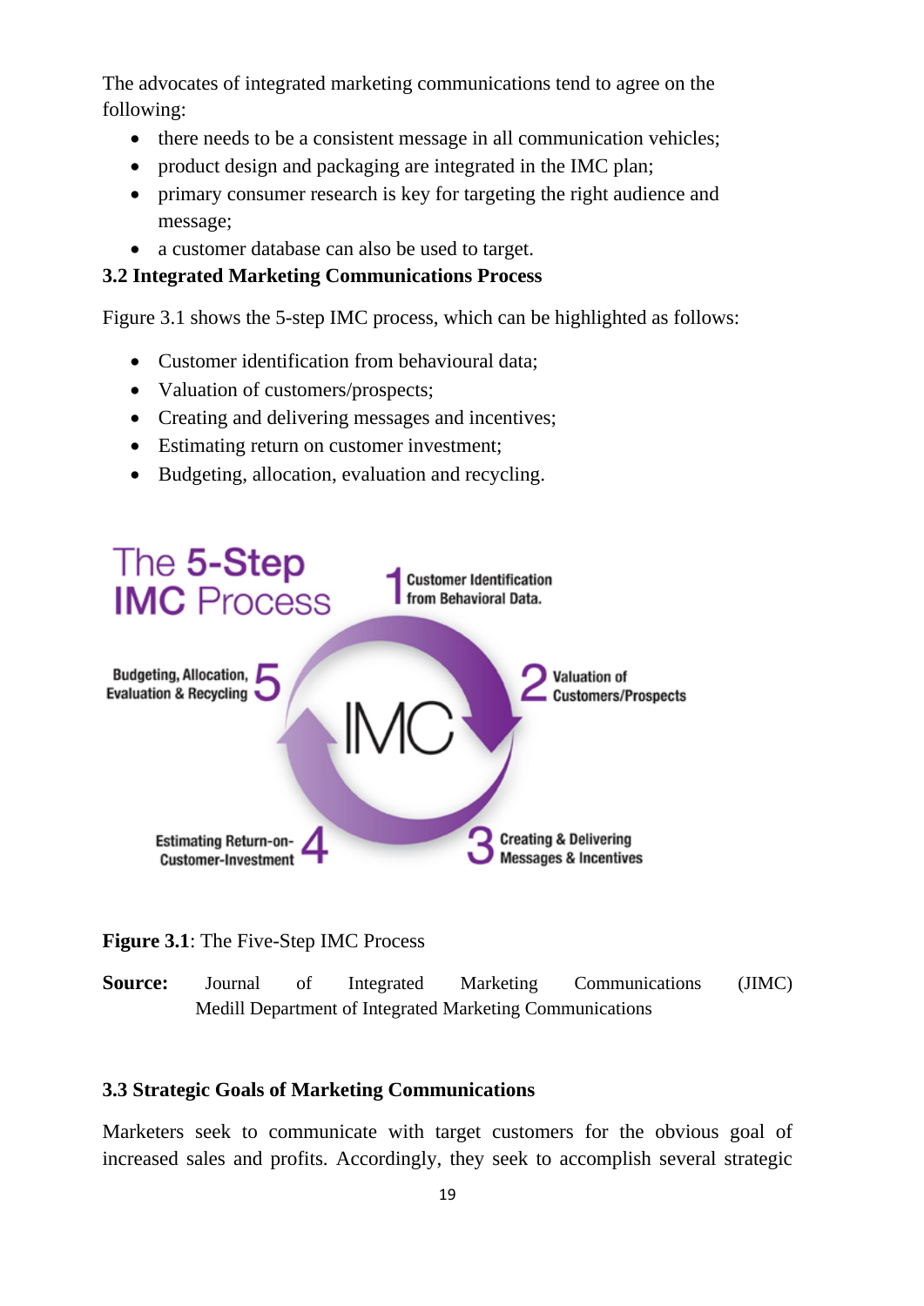The advocates of integrated marketing communications tend to agree on the following:

- there needs to be a consistent message in all communication vehicles;
- product design and packaging are integrated in the IMC plan;
- primary consumer research is key for targeting the right audience and message;
- a customer database can also be used to target.

### 3.2 Integrated Marketing Communications Process

Figure 3.1 shows the 5-step IMC process, which can be highlighted as follows:

- Customer identification from behavioural data;
- Valuation of customers/prospects;
- Creating and delivering messages and incentives;
- Estimating return on customer investment;
- Budgeting, allocation, evaluation and recycling.

**Figure 3.1**: The Five-Step IMC Process

**Source:** Journal of Integrated Marketing Communications (JIMC) Medill Department of Integrated Marketing Communications

### 3.3 Strategic Goals of Marketing Communications

Marketers seek to communicate with target customers for the obvious goal of increased sales and profits. Accordingly, they seek to accomplish several strategic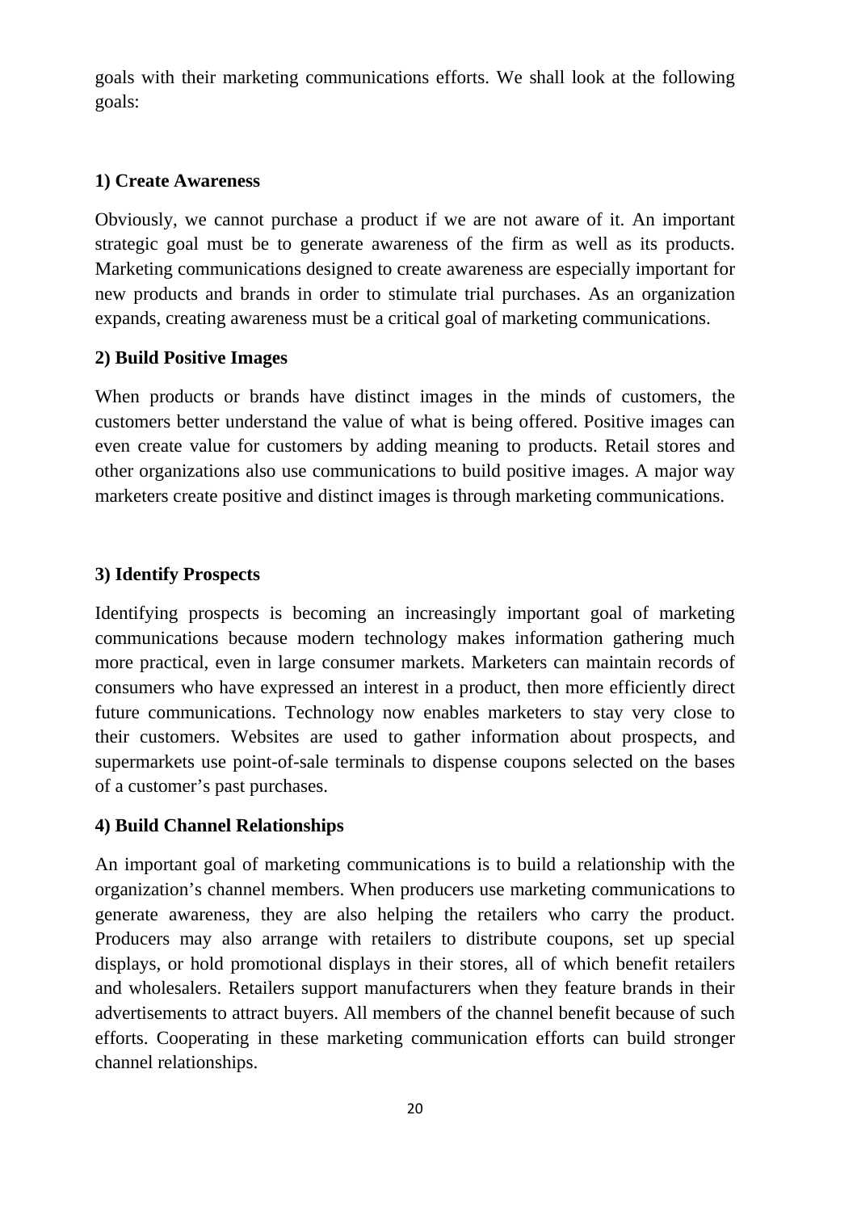goals with their marketing communications efforts. We shall look at the following goals:

**1) Create Awareness**

Obviously, we cannot purchase a product if we are not aware of it. An important strategic goal must be to generate awareness of the firm as well as its products. Marketing communications designed to create awareness are especially important for new products and brands in order to stimulate trial purchases. As an organization expands, creating awareness must be a critical goal of marketing communications.

**2) Build Positive Images**

When products or brands have distinct images in the minds of customers, the customers better understand the value of what is being offered. Positive images can even create value for customers by adding meaning to products. Retail stores and other organizations also use communications to build positive images. A major way marketers create positive and distinct images is through marketing communications.

**3) Identify Prospects**

Identifying prospects is becoming an increasingly important goal of marketing communications because modern technology makes information gathering much more practical, even in large consumer markets. Marketers can maintain records of consumers who have expressed an interest in a product, then more efficiently direct future communications. Technology now enables marketers to stay very close to their customers. Websites are used to gather information about prospects, and supermarkets use point-of-sale terminals to dispense coupons selected on the bases of a customer's past purchases.

**4) Build Channel Relationships**

An important goal of marketing communications is to build a relationship with the organization's channel members. When producers use marketing communications to generate awareness, they are also helping the retailers who carry the product. Producers may also arrange with retailers to distribute coupons, set up special displays, or hold promotional displays in their stores, all of which benefit retailers and wholesalers. Retailers support manufacturers when they feature brands in their advertisements to attract buyers. All members of the channel benefit because of such efforts. Cooperating in these marketing communication efforts can build stronger channel relationships.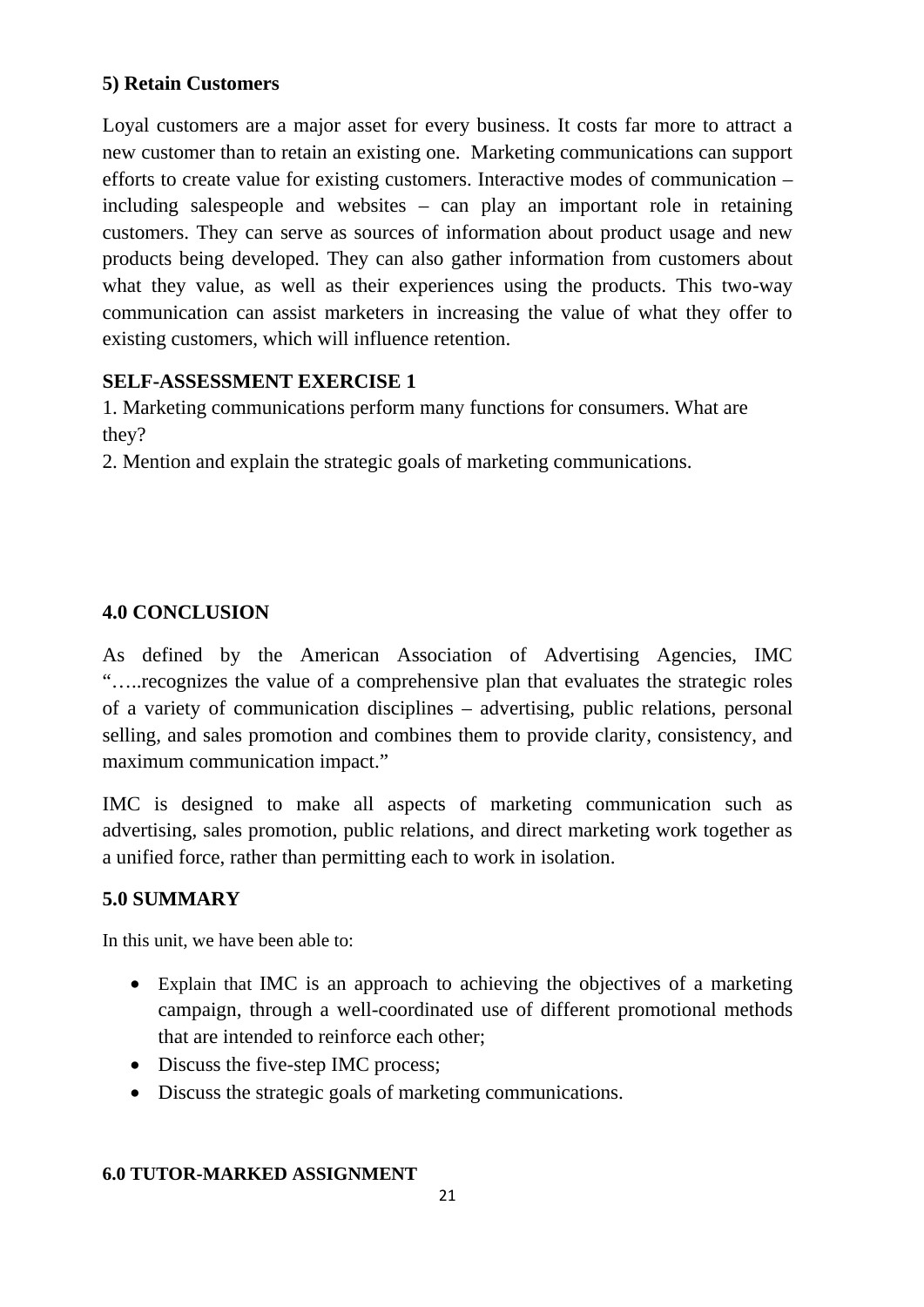### 5) Retain Customers

Loyal customers are a major asset for every business. It costs far more to attract a new customer than to retain an existing one. Marketing communications can support efforts to create value for existing customers. Interactive modes of communication – including salespeople and websites – can play an important role in retaining customers. They can serve as sources of information about product usage and new products being developed. They can also gather information from customers about what they value, as well as their experiences using the products. This two-way communication can assist marketers in increasing the value of what they offer to existing customers, which will influence retention.

**SELF-ASSESSMENT EXERCISE 1**

1. Marketing communications perform many functions for consumers. What are they?
2. Mention and explain the strategic goals of marketing communications.

## 4.0 CONCLUSION

As defined by the American Association of Advertising Agencies, IMC "…..recognizes the value of a comprehensive plan that evaluates the strategic roles of a variety of communication disciplines – advertising, public relations, personal selling, and sales promotion and combines them to provide clarity, consistency, and maximum communication impact."

IMC is designed to make all aspects of marketing communication such as advertising, sales promotion, public relations, and direct marketing work together as a unified force, rather than permitting each to work in isolation.

## 5.0 SUMMARY

In this unit, we have been able to:

- Explain that IMC is an approach to achieving the objectives of a marketing campaign, through a well-coordinated use of different promotional methods that are intended to reinforce each other;
- Discuss the five-step IMC process;
- Discuss the strategic goals of marketing communications.

## 6.0 TUTOR-MARKED ASSIGNMENT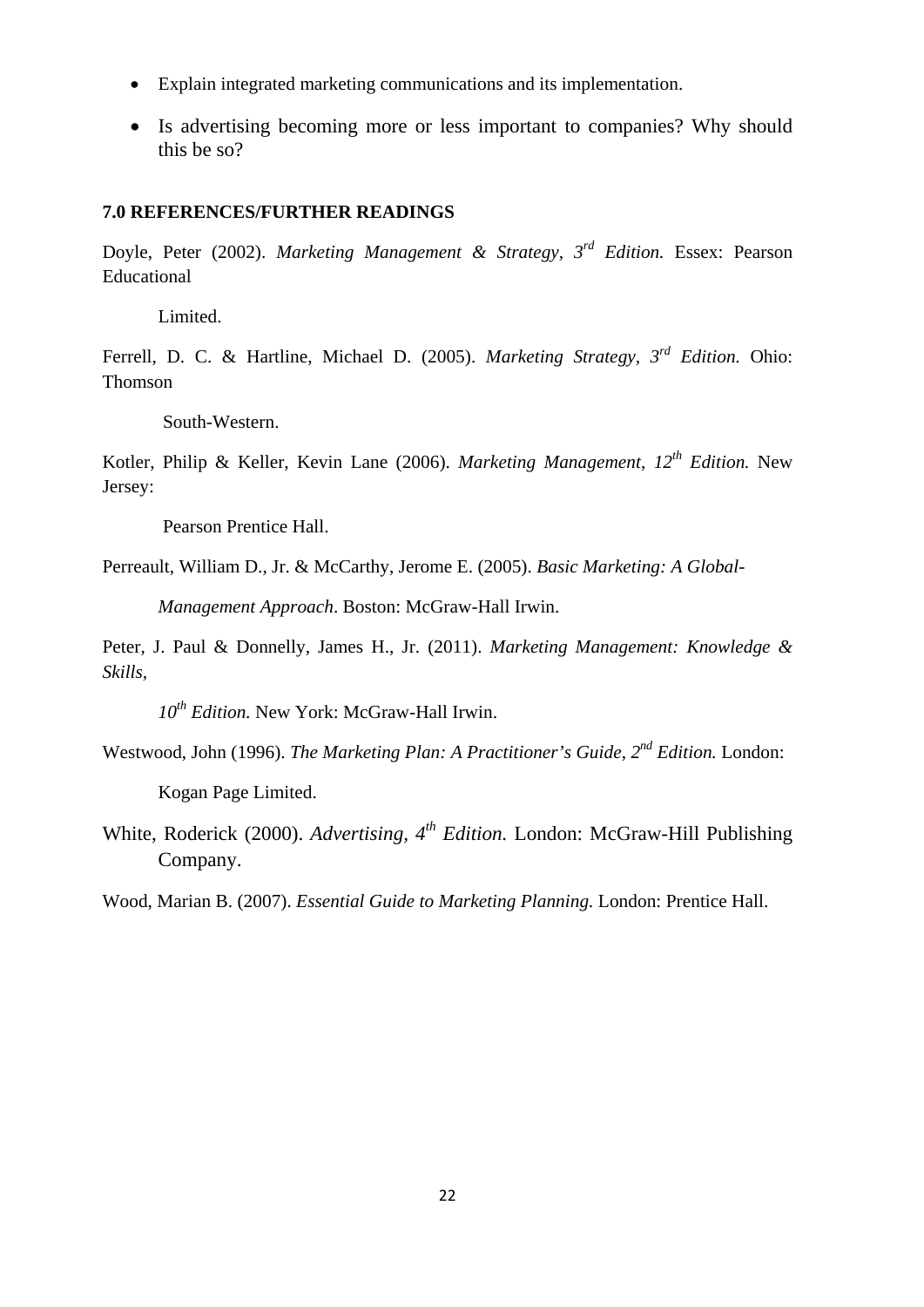- Explain integrated marketing communications and its implementation.
- Is advertising becoming more or less important to companies? Why should this be so?

## 7.0 REFERENCES/FURTHER READINGS

Doyle, Peter (2002). *Marketing Management & Strategy, 3rd Edition.* Essex: Pearson Educational Limited.

Ferrell, D. C. & Hartline, Michael D. (2005). *Marketing Strategy, 3rd Edition.* Ohio: Thomson South-Western.

Kotler, Philip & Keller, Kevin Lane (2006). *Marketing Management, 12th Edition.* New Jersey: Pearson Prentice Hall.

Perreault, William D., Jr. & McCarthy, Jerome E. (2005). *Basic Marketing: A Global-Management Approach*. Boston: McGraw-Hall Irwin.

Peter, J. Paul & Donnelly, James H., Jr. (2011). *Marketing Management: Knowledge & Skills, 10th Edition.* New York: McGraw-Hall Irwin.

Westwood, John (1996). *The Marketing Plan: A Practitioner's Guide, 2nd Edition.* London: Kogan Page Limited.

White, Roderick (2000). *Advertising, 4th Edition.* London: McGraw-Hill Publishing Company.

Wood, Marian B. (2007). *Essential Guide to Marketing Planning.* London: Prentice Hall.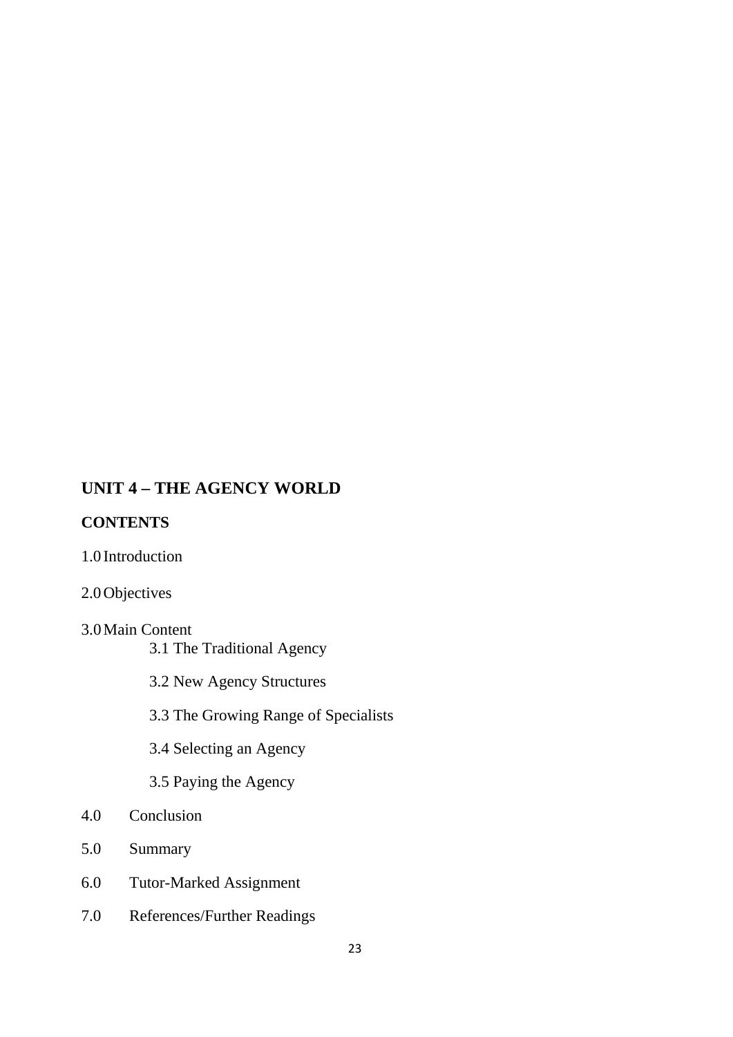## UNIT 4 – THE AGENCY WORLD

**CONTENTS**

1.0 Introduction

2.0 Objectives

3.0 Main Content

- 3.1 The Traditional Agency
- 3.2 New Agency Structures
- 3.3 The Growing Range of Specialists
- 3.4 Selecting an Agency
- 3.5 Paying the Agency

4.0 Conclusion

5.0 Summary

6.0 Tutor-Marked Assignment

7.0 References/Further Readings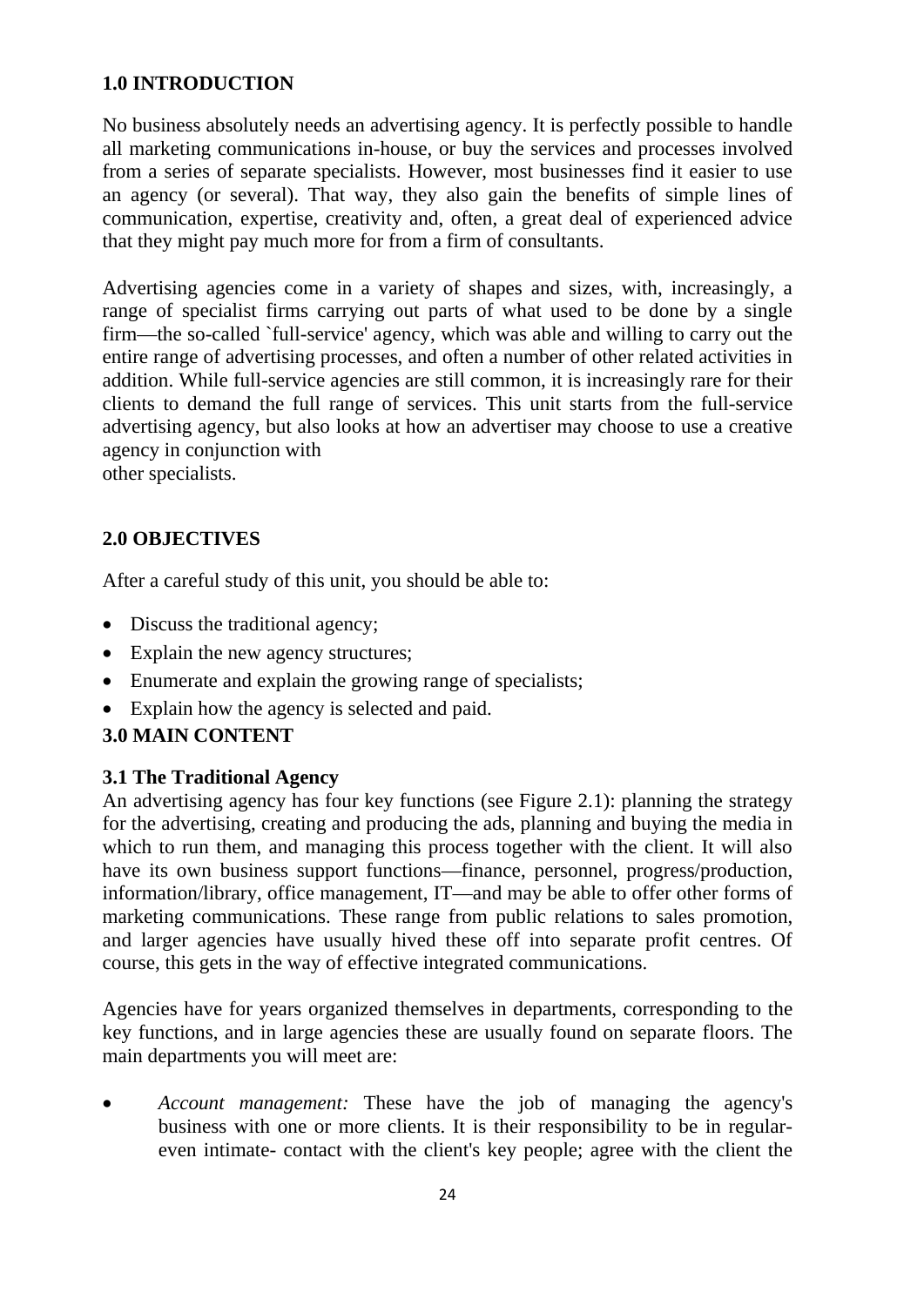## 1.0 INTRODUCTION

No business absolutely needs an advertising agency. It is perfectly possible to handle all marketing communications in-house, or buy the services and processes involved from a series of separate specialists. However, most businesses find it easier to use an agency (or several). That way, they also gain the benefits of simple lines of communication, expertise, creativity and, often, a great deal of experienced advice that they might pay much more for from a firm of consultants.

Advertising agencies come in a variety of shapes and sizes, with, increasingly, a range of specialist firms carrying out parts of what used to be done by a single firm—the so-called `full-service' agency, which was able and willing to carry out the entire range of advertising processes, and often a number of other related activities in addition. While full-service agencies are still common, it is increasingly rare for their clients to demand the full range of services. This unit starts from the full-service advertising agency, but also looks at how an advertiser may choose to use a creative agency in conjunction with
other specialists.

## 2.0 OBJECTIVES

After a careful study of this unit, you should be able to:

- Discuss the traditional agency;
- Explain the new agency structures;
- Enumerate and explain the growing range of specialists;
- Explain how the agency is selected and paid.

## 3.0 MAIN CONTENT

### 3.1 The Traditional Agency

An advertising agency has four key functions (see Figure 2.1): planning the strategy for the advertising, creating and producing the ads, planning and buying the media in which to run them, and managing this process together with the client. It will also have its own business support functions—finance, personnel, progress/production, information/library, office management, IT—and may be able to offer other forms of marketing communications. These range from public relations to sales promotion, and larger agencies have usually hived these off into separate profit centres. Of course, this gets in the way of effective integrated communications.

Agencies have for years organized themselves in departments, corresponding to the key functions, and in large agencies these are usually found on separate floors. The main departments you will meet are:

- *Account management:* These have the job of managing the agency's business with one or more clients. It is their responsibility to be in regular- even intimate- contact with the client's key people; agree with the client the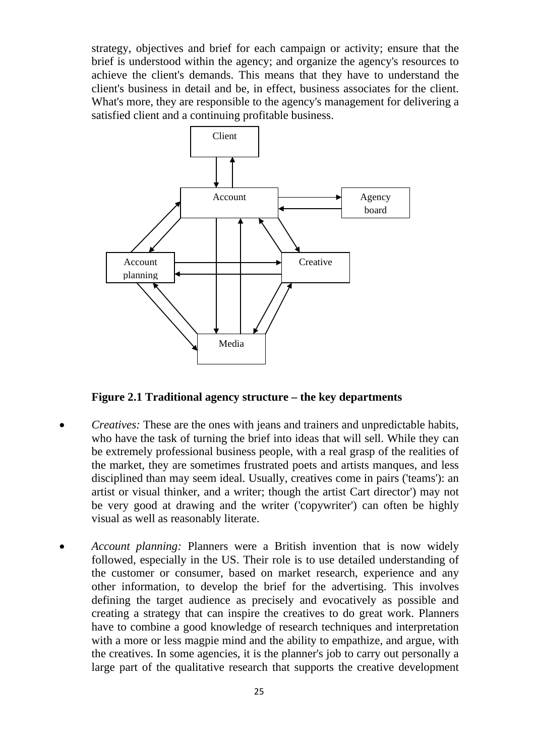strategy, objectives and brief for each campaign or activity; ensure that the brief is understood within the agency; and organize the agency's resources to achieve the client's demands. This means that they have to understand the client's business in detail and be, in effect, business associates for the client. What's more, they are responsible to the agency's management for delivering a satisfied client and a continuing profitable business.

**Figure 2.1 Traditional agency structure – the key departments**

- *Creatives:* These are the ones with jeans and trainers and unpredictable habits, who have the task of turning the brief into ideas that will sell. While they can be extremely professional business people, with a real grasp of the realities of the market, they are sometimes frustrated poets and artists manques, and less disciplined than may seem ideal. Usually, creatives come in pairs ('teams'): an artist or visual thinker, and a writer; though the artist Cart director') may not be very good at drawing and the writer ('copywriter') can often be highly visual as well as reasonably literate.

- *Account planning:* Planners were a British invention that is now widely followed, especially in the US. Their role is to use detailed understanding of the customer or consumer, based on market research, experience and any other information, to develop the brief for the advertising. This involves defining the target audience as precisely and evocatively as possible and creating a strategy that can inspire the creatives to do great work. Planners have to combine a good knowledge of research techniques and interpretation with a more or less magpie mind and the ability to empathize, and argue, with the creatives. In some agencies, it is the planner's job to carry out personally a large part of the qualitative research that supports the creative development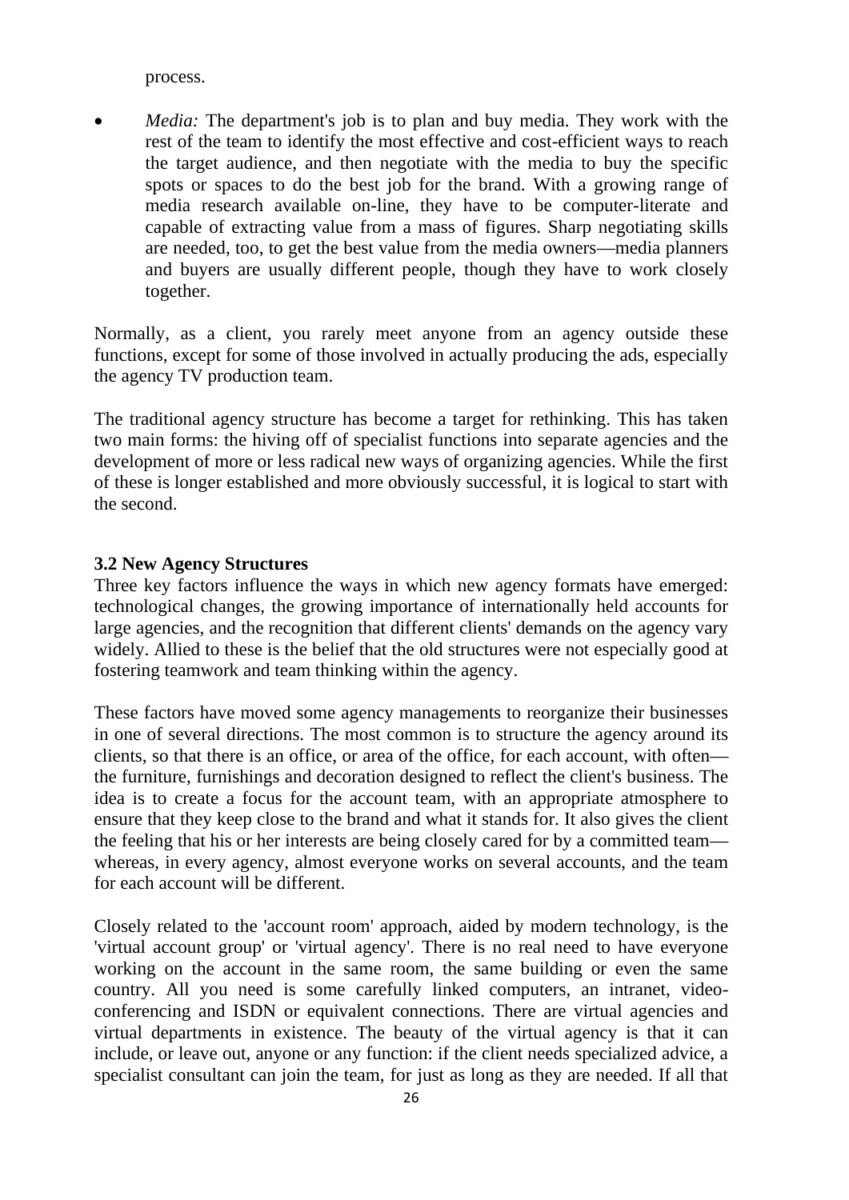process.

- *Media:* The department's job is to plan and buy media. They work with the rest of the team to identify the most effective and cost-efficient ways to reach the target audience, and then negotiate with the media to buy the specific spots or spaces to do the best job for the brand. With a growing range of media research available on-line, they have to be computer-literate and capable of extracting value from a mass of figures. Sharp negotiating skills are needed, too, to get the best value from the media owners—media planners and buyers are usually different people, though they have to work closely together.

Normally, as a client, you rarely meet anyone from an agency outside these functions, except for some of those involved in actually producing the ads, especially the agency TV production team.

The traditional agency structure has become a target for rethinking. This has taken two main forms: the hiving off of specialist functions into separate agencies and the development of more or less radical new ways of organizing agencies. While the first of these is longer established and more obviously successful, it is logical to start with the second.

### 3.2 New Agency Structures

Three key factors influence the ways in which new agency formats have emerged: technological changes, the growing importance of internationally held accounts for large agencies, and the recognition that different clients' demands on the agency vary widely. Allied to these is the belief that the old structures were not especially good at fostering teamwork and team thinking within the agency.

These factors have moved some agency managements to reorganize their businesses in one of several directions. The most common is to structure the agency around its clients, so that there is an office, or area of the office, for each account, with often—the furniture, furnishings and decoration designed to reflect the client's business. The idea is to create a focus for the account team, with an appropriate atmosphere to ensure that they keep close to the brand and what it stands for. It also gives the client the feeling that his or her interests are being closely cared for by a committed team—whereas, in every agency, almost everyone works on several accounts, and the team for each account will be different.

Closely related to the 'account room' approach, aided by modern technology, is the 'virtual account group' or 'virtual agency'. There is no real need to have everyone working on the account in the same room, the same building or even the same country. All you need is some carefully linked computers, an intranet, video-conferencing and ISDN or equivalent connections. There are virtual agencies and virtual departments in existence. The beauty of the virtual agency is that it can include, or leave out, anyone or any function: if the client needs specialized advice, a specialist consultant can join the team, for just as long as they are needed. If all that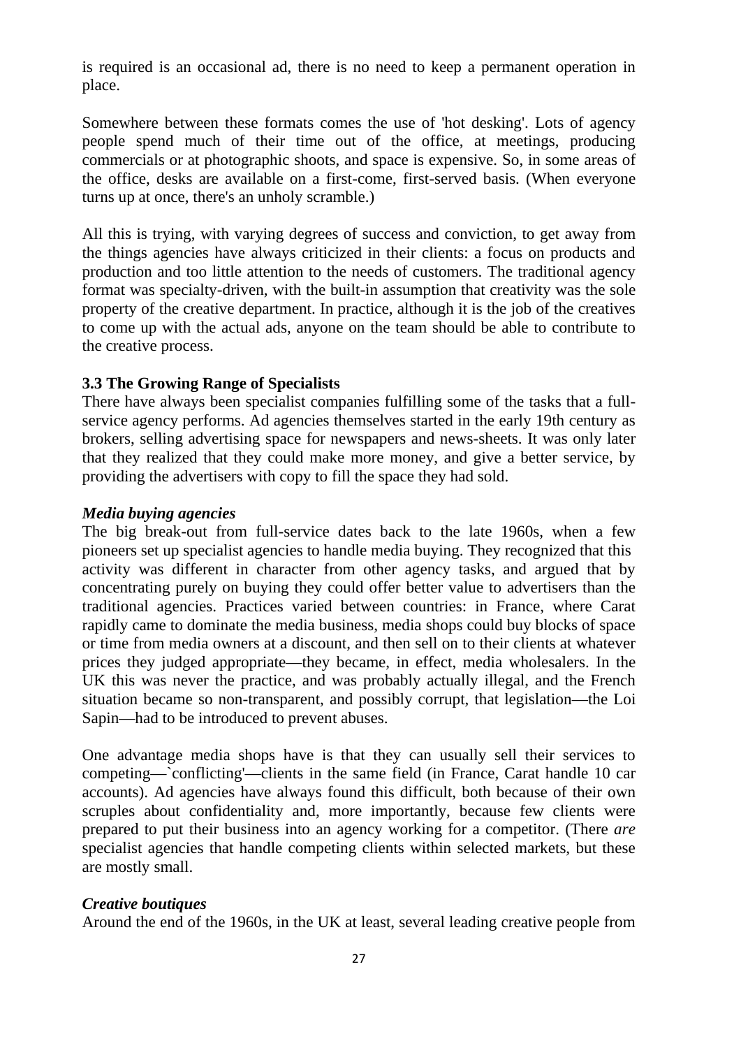is required is an occasional ad, there is no need to keep a permanent operation in place.

Somewhere between these formats comes the use of 'hot desking'. Lots of agency people spend much of their time out of the office, at meetings, producing commercials or at photographic shoots, and space is expensive. So, in some areas of the office, desks are available on a first-come, first-served basis. (When everyone turns up at once, there's an unholy scramble.)

All this is trying, with varying degrees of success and conviction, to get away from the things agencies have always criticized in their clients: a focus on products and production and too little attention to the needs of customers. The traditional agency format was specialty-driven, with the built-in assumption that creativity was the sole property of the creative department. In practice, although it is the job of the creatives to come up with the actual ads, anyone on the team should be able to contribute to the creative process.

### 3.3 The Growing Range of Specialists

There have always been specialist companies fulfilling some of the tasks that a full-service agency performs. Ad agencies themselves started in the early 19th century as brokers, selling advertising space for newspapers and news-sheets. It was only later that they realized that they could make more money, and give a better service, by providing the advertisers with copy to fill the space they had sold.

#### *Media buying agencies*

The big break-out from full-service dates back to the late 1960s, when a few pioneers set up specialist agencies to handle media buying. They recognized that this activity was different in character from other agency tasks, and argued that by concentrating purely on buying they could offer better value to advertisers than the traditional agencies. Practices varied between countries: in France, where Carat rapidly came to dominate the media business, media shops could buy blocks of space or time from media owners at a discount, and then sell on to their clients at whatever prices they judged appropriate—they became, in effect, media wholesalers. In the UK this was never the practice, and was probably actually illegal, and the French situation became so non-transparent, and possibly corrupt, that legislation—the Loi Sapin—had to be introduced to prevent abuses.

One advantage media shops have is that they can usually sell their services to competing—`conflicting'—clients in the same field (in France, Carat handle 10 car accounts). Ad agencies have always found this difficult, both because of their own scruples about confidentiality and, more importantly, because few clients were prepared to put their business into an agency working for a competitor. (There *are* specialist agencies that handle competing clients within selected markets, but these are mostly small.

#### *Creative boutiques*

Around the end of the 1960s, in the UK at least, several leading creative people from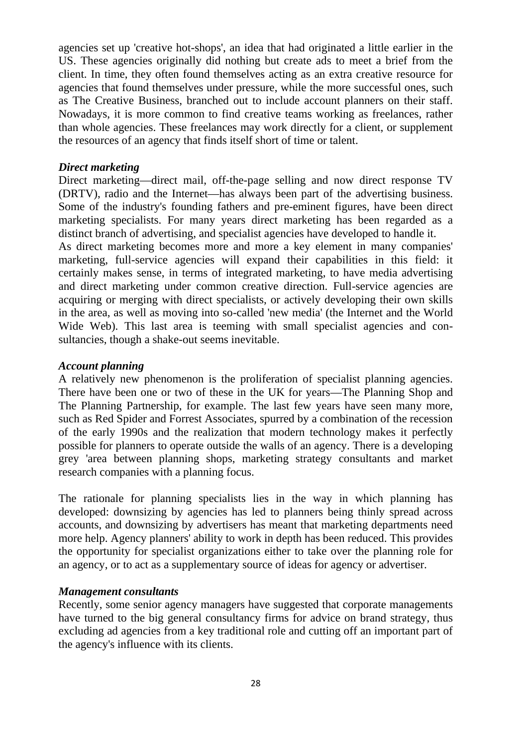agencies set up 'creative hot-shops', an idea that had originated a little earlier in the US. These agencies originally did nothing but create ads to meet a brief from the client. In time, they often found themselves acting as an extra creative resource for agencies that found themselves under pressure, while the more successful ones, such as The Creative Business, branched out to include account planners on their staff. Nowadays, it is more common to find creative teams working as freelances, rather than whole agencies. These freelances may work directly for a client, or supplement the resources of an agency that finds itself short of time or talent.

***Direct marketing***

Direct marketing—direct mail, off-the-page selling and now direct response TV (DRTV), radio and the Internet—has always been part of the advertising business. Some of the industry's founding fathers and pre-eminent figures, have been direct marketing specialists. For many years direct marketing has been regarded as a distinct branch of advertising, and specialist agencies have developed to handle it.

As direct marketing becomes more and more a key element in many companies' marketing, full-service agencies will expand their capabilities in this field: it certainly makes sense, in terms of integrated marketing, to have media advertising and direct marketing under common creative direction. Full-service agencies are acquiring or merging with direct specialists, or actively developing their own skills in the area, as well as moving into so-called 'new media' (the Internet and the World Wide Web). This last area is teeming with small specialist agencies and consultancies, though a shake-out seems inevitable.

***Account planning***

A relatively new phenomenon is the proliferation of specialist planning agencies. There have been one or two of these in the UK for years—The Planning Shop and The Planning Partnership, for example. The last few years have seen many more, such as Red Spider and Forrest Associates, spurred by a combination of the recession of the early 1990s and the realization that modern technology makes it perfectly possible for planners to operate outside the walls of an agency. There is a developing grey 'area between planning shops, marketing strategy consultants and market research companies with a planning focus.

The rationale for planning specialists lies in the way in which planning has developed: downsizing by agencies has led to planners being thinly spread across accounts, and downsizing by advertisers has meant that marketing departments need more help. Agency planners' ability to work in depth has been reduced. This provides the opportunity for specialist organizations either to take over the planning role for an agency, or to act as a supplementary source of ideas for agency or advertiser.

***Management consultants***

Recently, some senior agency managers have suggested that corporate managements have turned to the big general consultancy firms for advice on brand strategy, thus excluding ad agencies from a key traditional role and cutting off an important part of the agency's influence with its clients.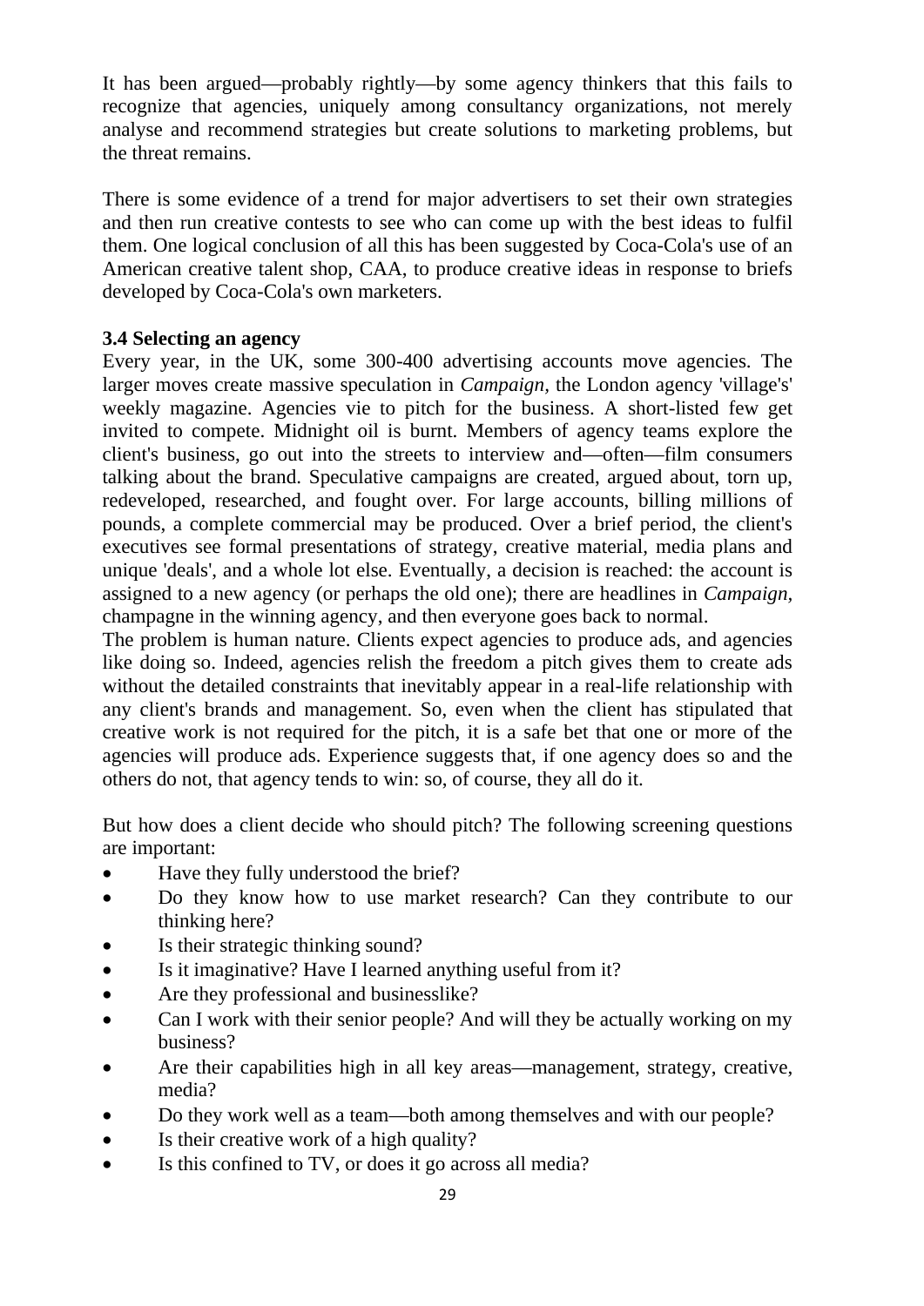It has been argued—probably rightly—by some agency thinkers that this fails to recognize that agencies, uniquely among consultancy organizations, not merely analyse and recommend strategies but create solutions to marketing problems, but the threat remains.

There is some evidence of a trend for major advertisers to set their own strategies and then run creative contests to see who can come up with the best ideas to fulfil them. One logical conclusion of all this has been suggested by Coca-Cola's use of an American creative talent shop, CAA, to produce creative ideas in response to briefs developed by Coca-Cola's own marketers.

### 3.4 Selecting an agency

Every year, in the UK, some 300-400 advertising accounts move agencies. The larger moves create massive speculation in *Campaign*, the London agency 'village's' weekly magazine. Agencies vie to pitch for the business. A short-listed few get invited to compete. Midnight oil is burnt. Members of agency teams explore the client's business, go out into the streets to interview and—often—film consumers talking about the brand. Speculative campaigns are created, argued about, torn up, redeveloped, researched, and fought over. For large accounts, billing millions of pounds, a complete commercial may be produced. Over a brief period, the client's executives see formal presentations of strategy, creative material, media plans and unique 'deals', and a whole lot else. Eventually, a decision is reached: the account is assigned to a new agency (or perhaps the old one); there are headlines in *Campaign*, champagne in the winning agency, and then everyone goes back to normal.

The problem is human nature. Clients expect agencies to produce ads, and agencies like doing so. Indeed, agencies relish the freedom a pitch gives them to create ads without the detailed constraints that inevitably appear in a real-life relationship with any client's brands and management. So, even when the client has stipulated that creative work is not required for the pitch, it is a safe bet that one or more of the agencies will produce ads. Experience suggests that, if one agency does so and the others do not, that agency tends to win: so, of course, they all do it.

But how does a client decide who should pitch? The following screening questions are important:

- Have they fully understood the brief?
- Do they know how to use market research? Can they contribute to our thinking here?
- Is their strategic thinking sound?
- Is it imaginative? Have I learned anything useful from it?
- Are they professional and businesslike?
- Can I work with their senior people? And will they be actually working on my business?
- Are their capabilities high in all key areas—management, strategy, creative, media?
- Do they work well as a team—both among themselves and with our people?
- Is their creative work of a high quality?
- Is this confined to TV, or does it go across all media?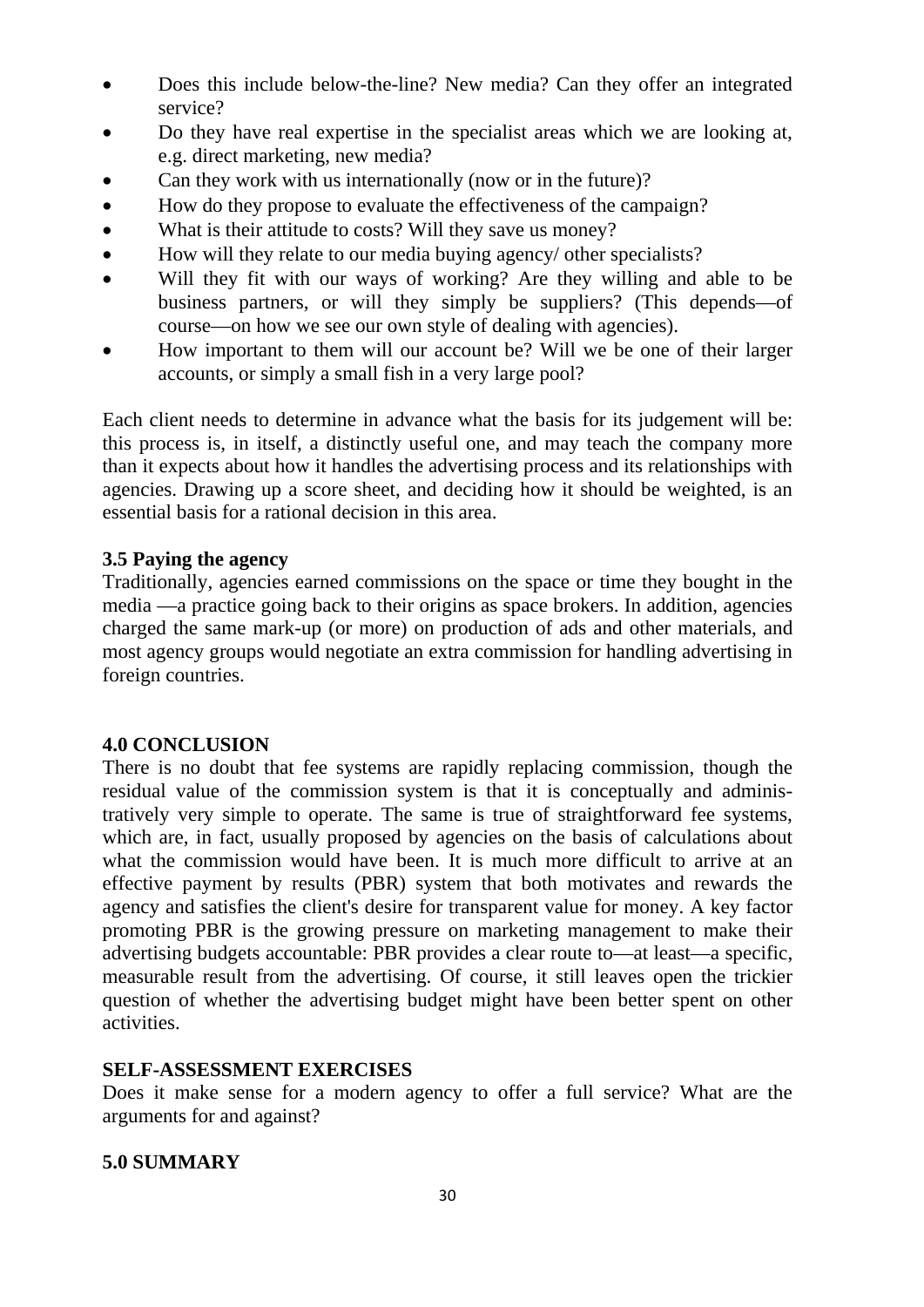- Does this include below-the-line? New media? Can they offer an integrated service?
- Do they have real expertise in the specialist areas which we are looking at, e.g. direct marketing, new media?
- Can they work with us internationally (now or in the future)?
- How do they propose to evaluate the effectiveness of the campaign?
- What is their attitude to costs? Will they save us money?
- How will they relate to our media buying agency/ other specialists?
- Will they fit with our ways of working? Are they willing and able to be business partners, or will they simply be suppliers? (This depends—of course—on how we see our own style of dealing with agencies).
- How important to them will our account be? Will we be one of their larger accounts, or simply a small fish in a very large pool?

Each client needs to determine in advance what the basis for its judgement will be: this process is, in itself, a distinctly useful one, and may teach the company more than it expects about how it handles the advertising process and its relationships with agencies. Drawing up a score sheet, and deciding how it should be weighted, is an essential basis for a rational decision in this area.

### 3.5 Paying the agency

Traditionally, agencies earned commissions on the space or time they bought in the media —a practice going back to their origins as space brokers. In addition, agencies charged the same mark-up (or more) on production of ads and other materials, and most agency groups would negotiate an extra commission for handling advertising in foreign countries.

## 4.0 CONCLUSION

There is no doubt that fee systems are rapidly replacing commission, though the residual value of the commission system is that it is conceptually and administratively very simple to operate. The same is true of straightforward fee systems, which are, in fact, usually proposed by agencies on the basis of calculations about what the commission would have been. It is much more difficult to arrive at an effective payment by results (PBR) system that both motivates and rewards the agency and satisfies the client's desire for transparent value for money. A key factor promoting PBR is the growing pressure on marketing management to make their advertising budgets accountable: PBR provides a clear route to—at least—a specific, measurable result from the advertising. Of course, it still leaves open the trickier question of whether the advertising budget might have been better spent on other activities.

### SELF-ASSESSMENT EXERCISES

Does it make sense for a modern agency to offer a full service? What are the arguments for and against?

## 5.0 SUMMARY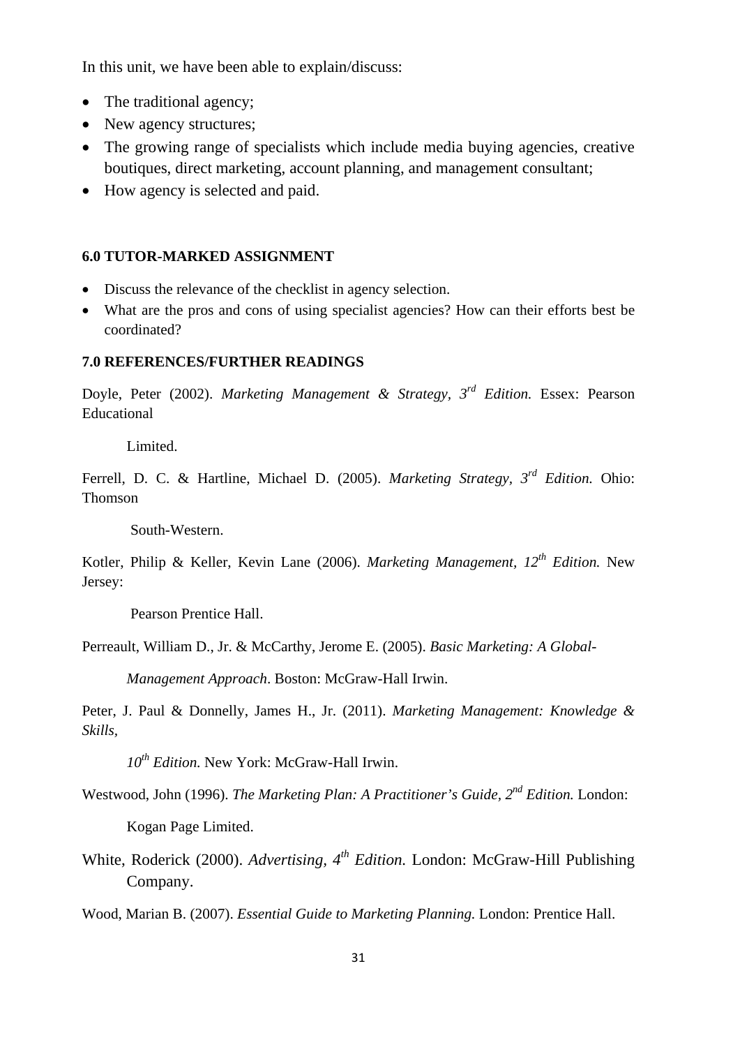In this unit, we have been able to explain/discuss:

- The traditional agency;
- New agency structures;
- The growing range of specialists which include media buying agencies, creative boutiques, direct marketing, account planning, and management consultant;
- How agency is selected and paid.

### 6.0 TUTOR-MARKED ASSIGNMENT

- Discuss the relevance of the checklist in agency selection.
- What are the pros and cons of using specialist agencies? How can their efforts best be coordinated?

### 7.0 REFERENCES/FURTHER READINGS

Doyle, Peter (2002). *Marketing Management & Strategy, 3rd Edition.* Essex: Pearson Educational Limited.

Ferrell, D. C. & Hartline, Michael D. (2005). *Marketing Strategy, 3rd Edition.* Ohio: Thomson South-Western.

Kotler, Philip & Keller, Kevin Lane (2006). *Marketing Management, 12th Edition.* New Jersey: Pearson Prentice Hall.

Perreault, William D., Jr. & McCarthy, Jerome E. (2005). *Basic Marketing: A Global-Management Approach*. Boston: McGraw-Hall Irwin.

Peter, J. Paul & Donnelly, James H., Jr. (2011). *Marketing Management: Knowledge & Skills, 10th Edition.* New York: McGraw-Hall Irwin.

Westwood, John (1996). *The Marketing Plan: A Practitioner's Guide, 2nd Edition.* London: Kogan Page Limited.

White, Roderick (2000). *Advertising, 4th Edition.* London: McGraw-Hill Publishing Company.

Wood, Marian B. (2007). *Essential Guide to Marketing Planning.* London: Prentice Hall.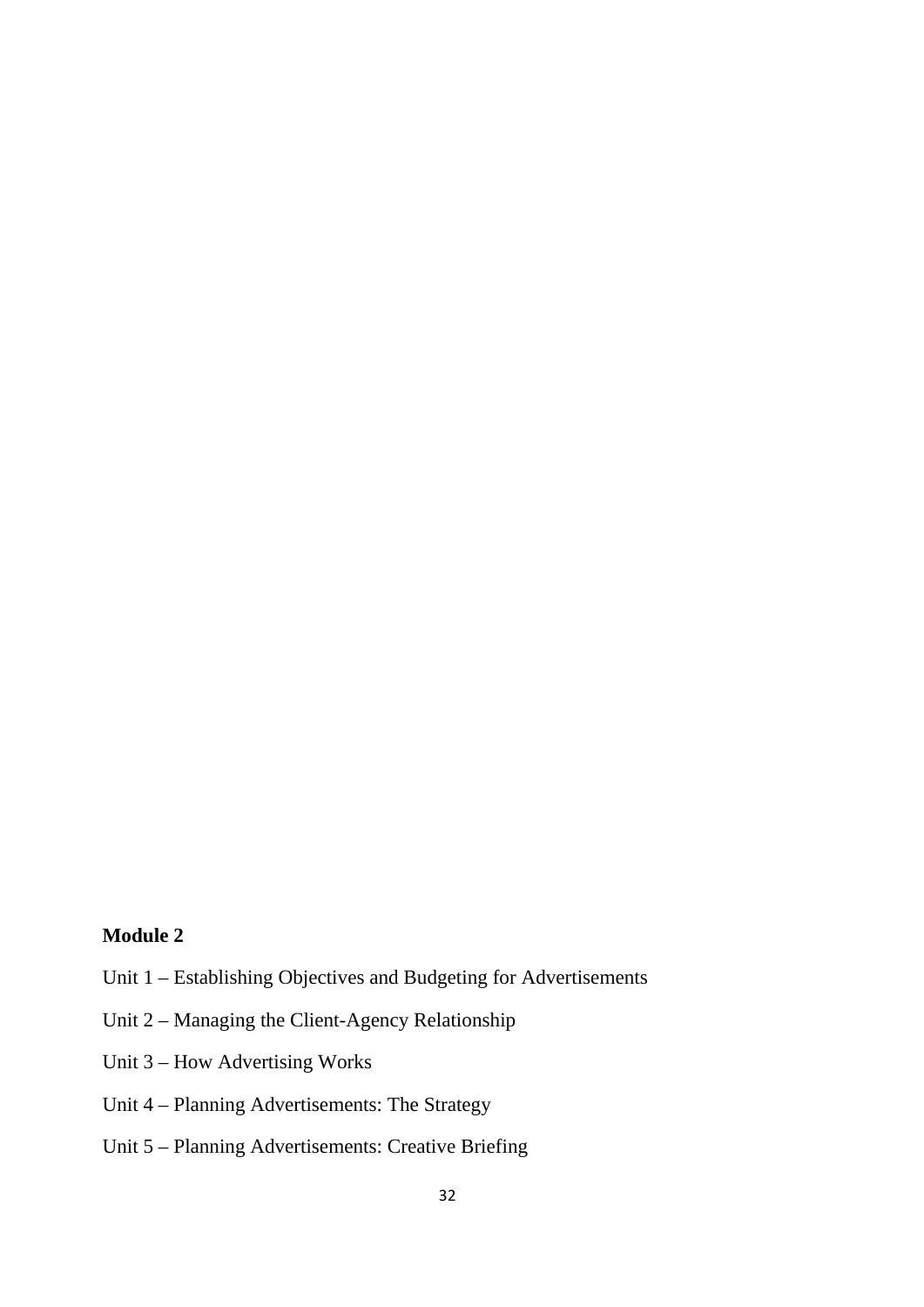**Module 2**

Unit 1 – Establishing Objectives and Budgeting for Advertisements

Unit 2 – Managing the Client-Agency Relationship

Unit 3 – How Advertising Works

Unit 4 – Planning Advertisements: The Strategy

Unit 5 – Planning Advertisements: Creative Briefing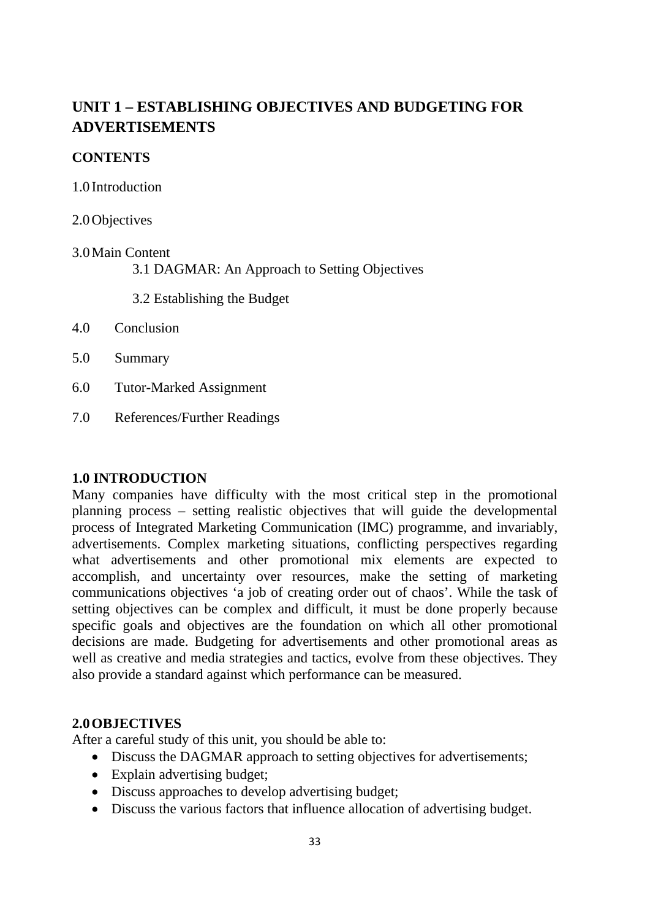# UNIT 1 – ESTABLISHING OBJECTIVES AND BUDGETING FOR ADVERTISEMENTS

**CONTENTS**

1.0 Introduction

2.0 Objectives

3.0 Main Content
- 3.1 DAGMAR: An Approach to Setting Objectives
- 3.2 Establishing the Budget

4.0 Conclusion

5.0 Summary

6.0 Tutor-Marked Assignment

7.0 References/Further Readings

## 1.0 INTRODUCTION

Many companies have difficulty with the most critical step in the promotional planning process – setting realistic objectives that will guide the developmental process of Integrated Marketing Communication (IMC) programme, and invariably, advertisements. Complex marketing situations, conflicting perspectives regarding what advertisements and other promotional mix elements are expected to accomplish, and uncertainty over resources, make the setting of marketing communications objectives 'a job of creating order out of chaos'. While the task of setting objectives can be complex and difficult, it must be done properly because specific goals and objectives are the foundation on which all other promotional decisions are made. Budgeting for advertisements and other promotional areas as well as creative and media strategies and tactics, evolve from these objectives. They also provide a standard against which performance can be measured.

## 2.0 OBJECTIVES

After a careful study of this unit, you should be able to:

- Discuss the DAGMAR approach to setting objectives for advertisements;
- Explain advertising budget;
- Discuss approaches to develop advertising budget;
- Discuss the various factors that influence allocation of advertising budget.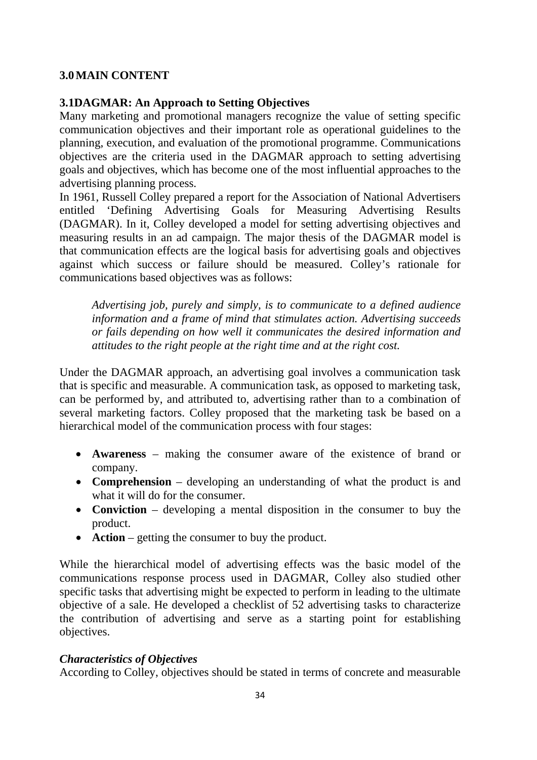## 3.0 MAIN CONTENT

### 3.1 DAGMAR: An Approach to Setting Objectives

Many marketing and promotional managers recognize the value of setting specific communication objectives and their important role as operational guidelines to the planning, execution, and evaluation of the promotional programme. Communications objectives are the criteria used in the DAGMAR approach to setting advertising goals and objectives, which has become one of the most influential approaches to the advertising planning process.

In 1961, Russell Colley prepared a report for the Association of National Advertisers entitled 'Defining Advertising Goals for Measuring Advertising Results (DAGMAR). In it, Colley developed a model for setting advertising objectives and measuring results in an ad campaign. The major thesis of the DAGMAR model is that communication effects are the logical basis for advertising goals and objectives against which success or failure should be measured. Colley's rationale for communications based objectives was as follows:

> *Advertising job, purely and simply, is to communicate to a defined audience information and a frame of mind that stimulates action. Advertising succeeds or fails depending on how well it communicates the desired information and attitudes to the right people at the right time and at the right cost.*

Under the DAGMAR approach, an advertising goal involves a communication task that is specific and measurable. A communication task, as opposed to marketing task, can be performed by, and attributed to, advertising rather than to a combination of several marketing factors. Colley proposed that the marketing task be based on a hierarchical model of the communication process with four stages:

- **Awareness** – making the consumer aware of the existence of brand or company.
- **Comprehension** – developing an understanding of what the product is and what it will do for the consumer.
- **Conviction** – developing a mental disposition in the consumer to buy the product.
- **Action** – getting the consumer to buy the product.

While the hierarchical model of advertising effects was the basic model of the communications response process used in DAGMAR, Colley also studied other specific tasks that advertising might be expected to perform in leading to the ultimate objective of a sale. He developed a checklist of 52 advertising tasks to characterize the contribution of advertising and serve as a starting point for establishing objectives.

#### *Characteristics of Objectives*

According to Colley, objectives should be stated in terms of concrete and measurable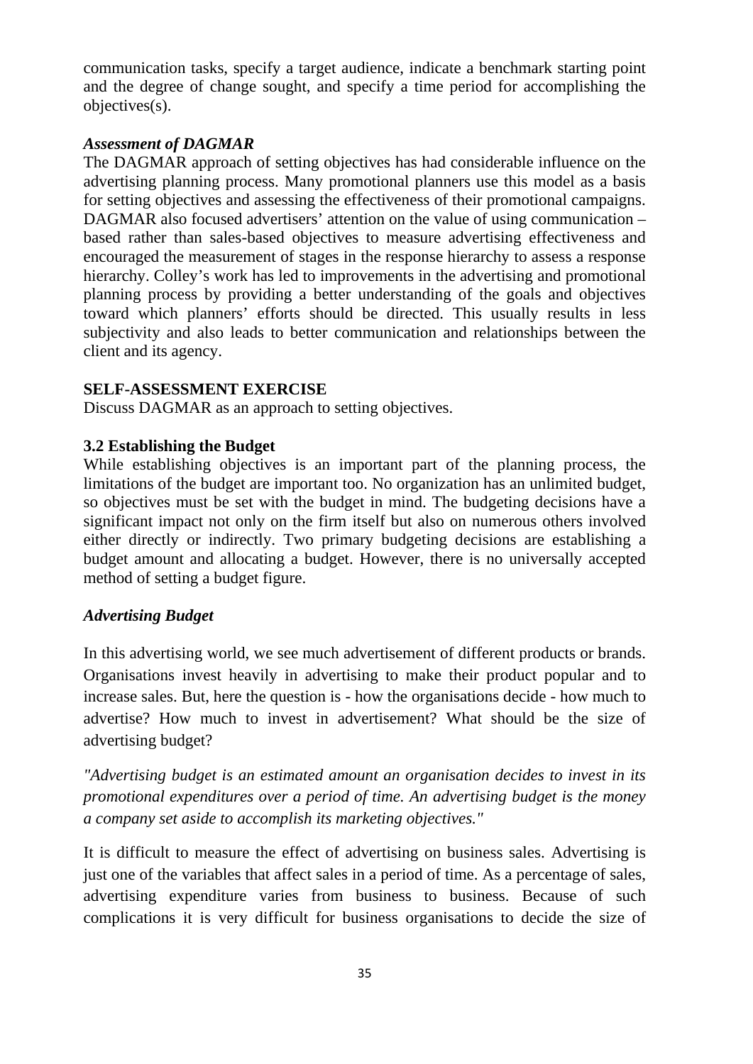communication tasks, specify a target audience, indicate a benchmark starting point and the degree of change sought, and specify a time period for accomplishing the objectives(s).

***Assessment of DAGMAR***

The DAGMAR approach of setting objectives has had considerable influence on the advertising planning process. Many promotional planners use this model as a basis for setting objectives and assessing the effectiveness of their promotional campaigns. DAGMAR also focused advertisers' attention on the value of using communication – based rather than sales-based objectives to measure advertising effectiveness and encouraged the measurement of stages in the response hierarchy to assess a response hierarchy. Colley's work has led to improvements in the advertising and promotional planning process by providing a better understanding of the goals and objectives toward which planners' efforts should be directed. This usually results in less subjectivity and also leads to better communication and relationships between the client and its agency.

**SELF-ASSESSMENT EXERCISE**

Discuss DAGMAR as an approach to setting objectives.

### 3.2 Establishing the Budget

While establishing objectives is an important part of the planning process, the limitations of the budget are important too. No organization has an unlimited budget, so objectives must be set with the budget in mind. The budgeting decisions have a significant impact not only on the firm itself but also on numerous others involved either directly or indirectly. Two primary budgeting decisions are establishing a budget amount and allocating a budget. However, there is no universally accepted method of setting a budget figure.

***Advertising Budget***

In this advertising world, we see much advertisement of different products or brands. Organisations invest heavily in advertising to make their product popular and to increase sales. But, here the question is - how the organisations decide - how much to advertise? How much to invest in advertisement? What should be the size of advertising budget?

*"Advertising budget is an estimated amount an organisation decides to invest in its promotional expenditures over a period of time. An advertising budget is the money a company set aside to accomplish its marketing objectives."*

It is difficult to measure the effect of advertising on business sales. Advertising is just one of the variables that affect sales in a period of time. As a percentage of sales, advertising expenditure varies from business to business. Because of such complications it is very difficult for business organisations to decide the size of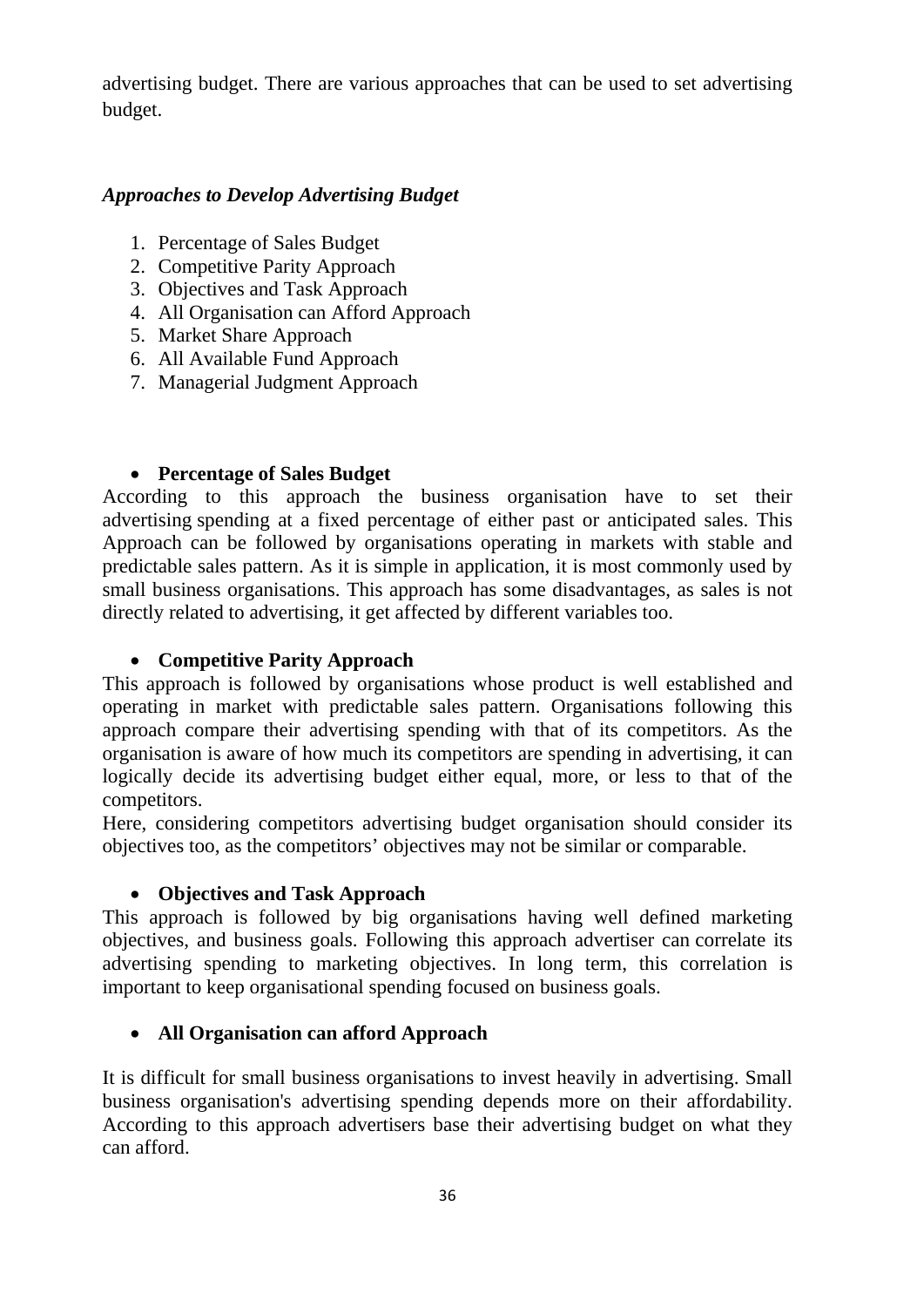advertising budget. There are various approaches that can be used to set advertising budget.

### *Approaches to Develop Advertising Budget*

1. Percentage of Sales Budget
2. Competitive Parity Approach
3. Objectives and Task Approach
4. All Organisation can Afford Approach
5. Market Share Approach
6. All Available Fund Approach
7. Managerial Judgment Approach

- **Percentage of Sales Budget**

According to this approach the business organisation have to set their advertising spending at a fixed percentage of either past or anticipated sales. This Approach can be followed by organisations operating in markets with stable and predictable sales pattern. As it is simple in application, it is most commonly used by small business organisations. This approach has some disadvantages, as sales is not directly related to advertising, it get affected by different variables too.

- **Competitive Parity Approach**

This approach is followed by organisations whose product is well established and operating in market with predictable sales pattern. Organisations following this approach compare their advertising spending with that of its competitors. As the organisation is aware of how much its competitors are spending in advertising, it can logically decide its advertising budget either equal, more, or less to that of the competitors.

Here, considering competitors advertising budget organisation should consider its objectives too, as the competitors' objectives may not be similar or comparable.

- **Objectives and Task Approach**

This approach is followed by big organisations having well defined marketing objectives, and business goals. Following this approach advertiser can correlate its advertising spending to marketing objectives. In long term, this correlation is important to keep organisational spending focused on business goals.

- **All Organisation can afford Approach**

It is difficult for small business organisations to invest heavily in advertising. Small business organisation's advertising spending depends more on their affordability. According to this approach advertisers base their advertising budget on what they can afford.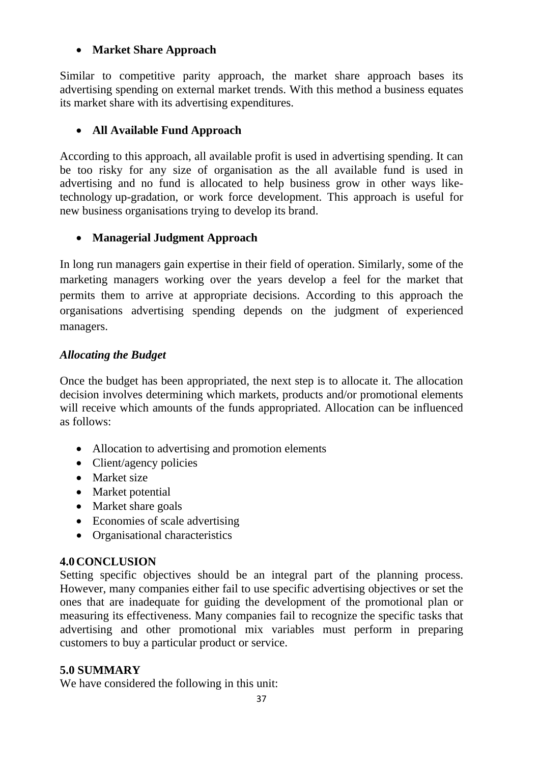- **Market Share Approach**

Similar to competitive parity approach, the market share approach bases its advertising spending on external market trends. With this method a business equates its market share with its advertising expenditures.

- **All Available Fund Approach**

According to this approach, all available profit is used in advertising spending. It can be too risky for any size of organisation as the all available fund is used in advertising and no fund is allocated to help business grow in other ways like-technology up-gradation, or work force development. This approach is useful for new business organisations trying to develop its brand.

- **Managerial Judgment Approach**

In long run managers gain expertise in their field of operation. Similarly, some of the marketing managers working over the years develop a feel for the market that permits them to arrive at appropriate decisions. According to this approach the organisations advertising spending depends on the judgment of experienced managers.

***Allocating the Budget***

Once the budget has been appropriated, the next step is to allocate it. The allocation decision involves determining which markets, products and/or promotional elements will receive which amounts of the funds appropriated. Allocation can be influenced as follows:

- Allocation to advertising and promotion elements
- Client/agency policies
- Market size
- Market potential
- Market share goals
- Economies of scale advertising
- Organisational characteristics

## 4.0 CONCLUSION

Setting specific objectives should be an integral part of the planning process. However, many companies either fail to use specific advertising objectives or set the ones that are inadequate for guiding the development of the promotional plan or measuring its effectiveness. Many companies fail to recognize the specific tasks that advertising and other promotional mix variables must perform in preparing customers to buy a particular product or service.

## 5.0 SUMMARY

We have considered the following in this unit: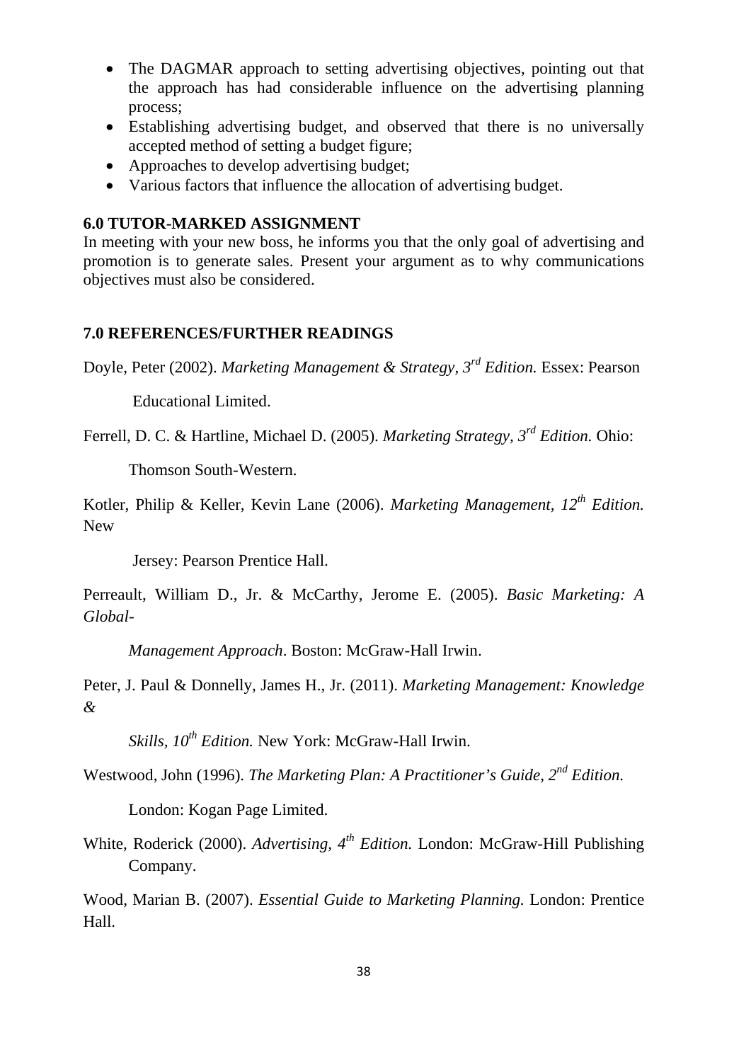- The DAGMAR approach to setting advertising objectives, pointing out that the approach has had considerable influence on the advertising planning process;
- Establishing advertising budget, and observed that there is no universally accepted method of setting a budget figure;
- Approaches to develop advertising budget;
- Various factors that influence the allocation of advertising budget.

## 6.0 TUTOR-MARKED ASSIGNMENT

In meeting with your new boss, he informs you that the only goal of advertising and promotion is to generate sales. Present your argument as to why communications objectives must also be considered.

## 7.0 REFERENCES/FURTHER READINGS

Doyle, Peter (2002). *Marketing Management & Strategy, 3rd Edition.* Essex: Pearson Educational Limited.

Ferrell, D. C. & Hartline, Michael D. (2005). *Marketing Strategy, 3rd Edition.* Ohio: Thomson South-Western.

Kotler, Philip & Keller, Kevin Lane (2006). *Marketing Management, 12th Edition.* New Jersey: Pearson Prentice Hall.

Perreault, William D., Jr. & McCarthy, Jerome E. (2005). *Basic Marketing: A Global-Management Approach*. Boston: McGraw-Hall Irwin.

Peter, J. Paul & Donnelly, James H., Jr. (2011). *Marketing Management: Knowledge & Skills, 10th Edition.* New York: McGraw-Hall Irwin.

Westwood, John (1996). *The Marketing Plan: A Practitioner's Guide, 2nd Edition.* London: Kogan Page Limited.

White, Roderick (2000). *Advertising, 4th Edition.* London: McGraw-Hill Publishing Company.

Wood, Marian B. (2007). *Essential Guide to Marketing Planning.* London: Prentice Hall.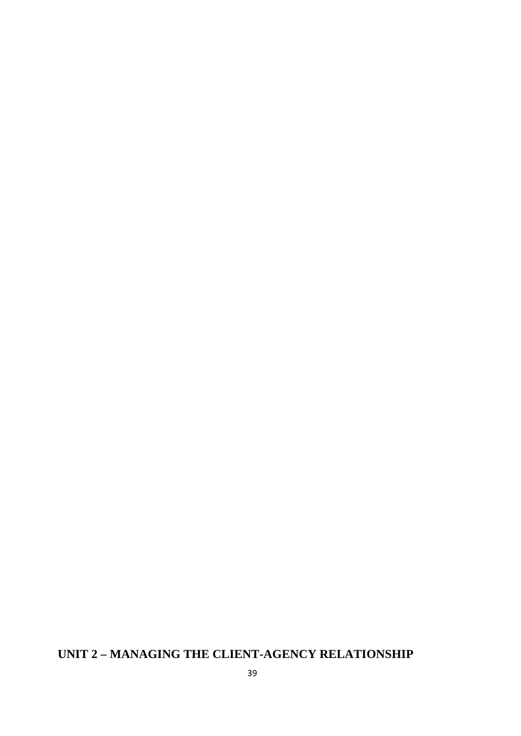# UNIT 2 – MANAGING THE CLIENT-AGENCY RELATIONSHIP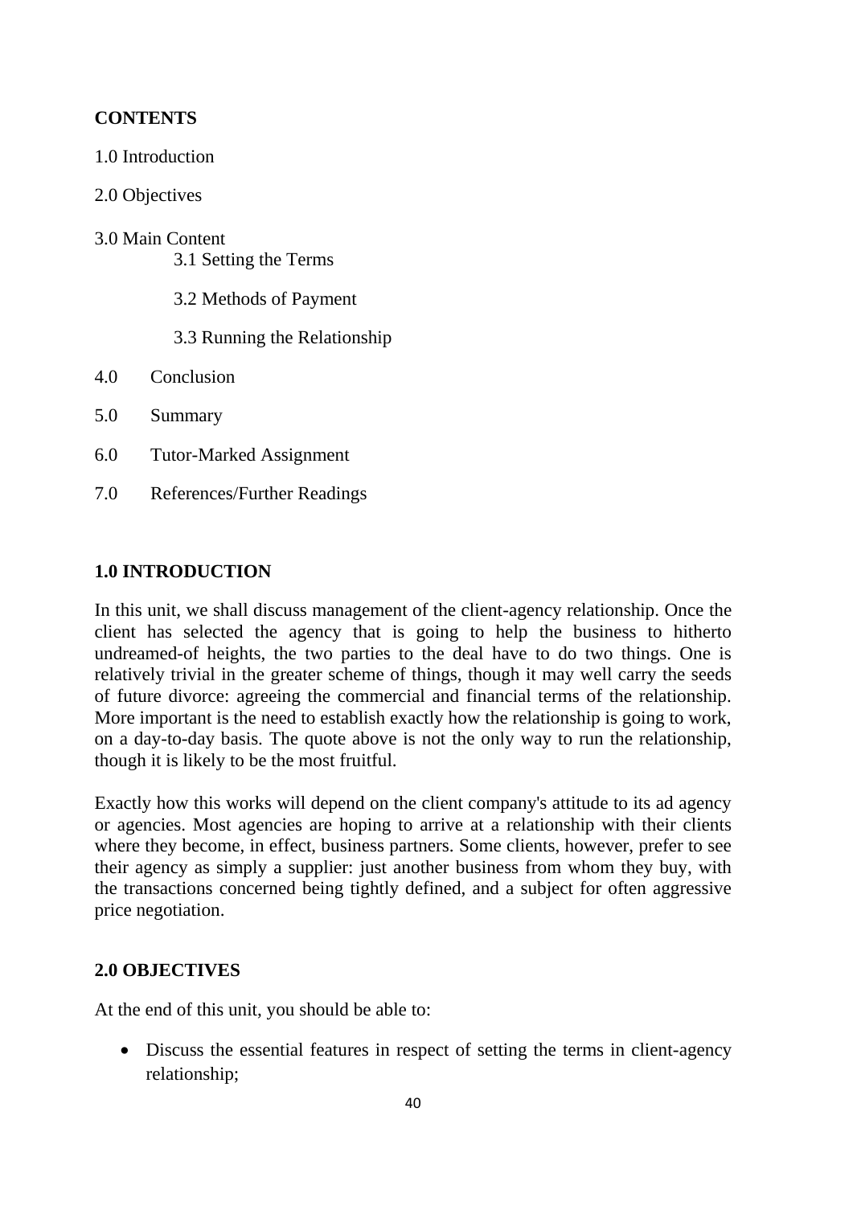**CONTENTS**

1.0 Introduction

2.0 Objectives

3.0 Main Content

- 3.1 Setting the Terms
- 3.2 Methods of Payment
- 3.3 Running the Relationship

4.0 Conclusion

5.0 Summary

6.0 Tutor-Marked Assignment

7.0 References/Further Readings

## 1.0 INTRODUCTION

In this unit, we shall discuss management of the client-agency relationship. Once the client has selected the agency that is going to help the business to hitherto undreamed-of heights, the two parties to the deal have to do two things. One is relatively trivial in the greater scheme of things, though it may well carry the seeds of future divorce: agreeing the commercial and financial terms of the relationship. More important is the need to establish exactly how the relationship is going to work, on a day-to-day basis. The quote above is not the only way to run the relationship, though it is likely to be the most fruitful.

Exactly how this works will depend on the client company's attitude to its ad agency or agencies. Most agencies are hoping to arrive at a relationship with their clients where they become, in effect, business partners. Some clients, however, prefer to see their agency as simply a supplier: just another business from whom they buy, with the transactions concerned being tightly defined, and a subject for often aggressive price negotiation.

## 2.0 OBJECTIVES

At the end of this unit, you should be able to:

- Discuss the essential features in respect of setting the terms in client-agency relationship;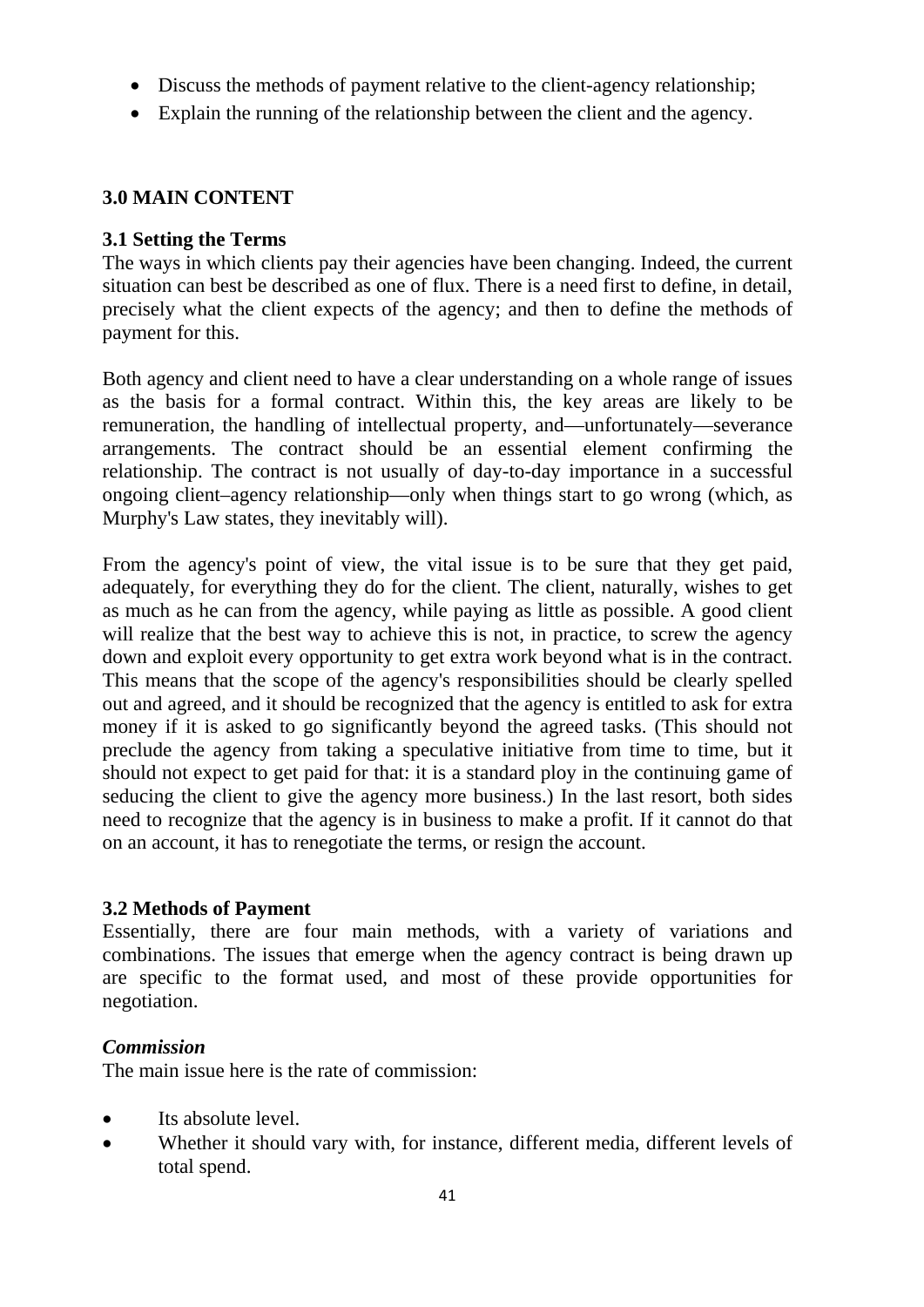- Discuss the methods of payment relative to the client-agency relationship;
- Explain the running of the relationship between the client and the agency.

## 3.0 MAIN CONTENT

### 3.1 Setting the Terms

The ways in which clients pay their agencies have been changing. Indeed, the current situation can best be described as one of flux. There is a need first to define, in detail, precisely what the client expects of the agency; and then to define the methods of payment for this.

Both agency and client need to have a clear understanding on a whole range of issues as the basis for a formal contract. Within this, the key areas are likely to be remuneration, the handling of intellectual property, and—unfortunately—severance arrangements. The contract should be an essential element confirming the relationship. The contract is not usually of day-to-day importance in a successful ongoing client–agency relationship—only when things start to go wrong (which, as Murphy's Law states, they inevitably will).

From the agency's point of view, the vital issue is to be sure that they get paid, adequately, for everything they do for the client. The client, naturally, wishes to get as much as he can from the agency, while paying as little as possible. A good client will realize that the best way to achieve this is not, in practice, to screw the agency down and exploit every opportunity to get extra work beyond what is in the contract. This means that the scope of the agency's responsibilities should be clearly spelled out and agreed, and it should be recognized that the agency is entitled to ask for extra money if it is asked to go significantly beyond the agreed tasks. (This should not preclude the agency from taking a speculative initiative from time to time, but it should not expect to get paid for that: it is a standard ploy in the continuing game of seducing the client to give the agency more business.) In the last resort, both sides need to recognize that the agency is in business to make a profit. If it cannot do that on an account, it has to renegotiate the terms, or resign the account.

### 3.2 Methods of Payment

Essentially, there are four main methods, with a variety of variations and combinations. The issues that emerge when the agency contract is being drawn up are specific to the format used, and most of these provide opportunities for negotiation.

***Commission***

The main issue here is the rate of commission:

- Its absolute level.
- Whether it should vary with, for instance, different media, different levels of total spend.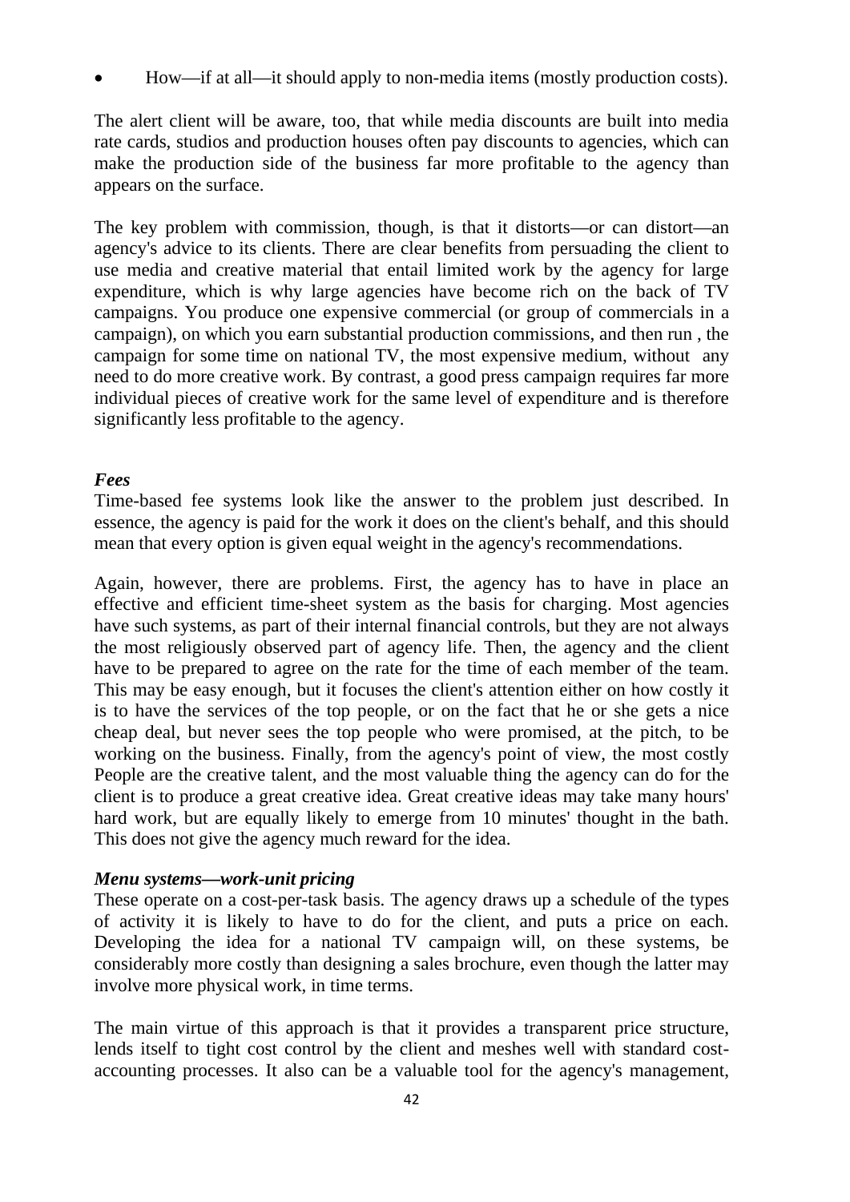- How—if at all—it should apply to non-media items (mostly production costs).

The alert client will be aware, too, that while media discounts are built into media rate cards, studios and production houses often pay discounts to agencies, which can make the production side of the business far more profitable to the agency than appears on the surface.

The key problem with commission, though, is that it distorts—or can distort—an agency's advice to its clients. There are clear benefits from persuading the client to use media and creative material that entail limited work by the agency for large expenditure, which is why large agencies have become rich on the back of TV campaigns. You produce one expensive commercial (or group of commercials in a campaign), on which you earn substantial production commissions, and then run , the campaign for some time on national TV, the most expensive medium, without any need to do more creative work. By contrast, a good press campaign requires far more individual pieces of creative work for the same level of expenditure and is therefore significantly less profitable to the agency.

***Fees***

Time-based fee systems look like the answer to the problem just described. In essence, the agency is paid for the work it does on the client's behalf, and this should mean that every option is given equal weight in the agency's recommendations.

Again, however, there are problems. First, the agency has to have in place an effective and efficient time-sheet system as the basis for charging. Most agencies have such systems, as part of their internal financial controls, but they are not always the most religiously observed part of agency life. Then, the agency and the client have to be prepared to agree on the rate for the time of each member of the team. This may be easy enough, but it focuses the client's attention either on how costly it is to have the services of the top people, or on the fact that he or she gets a nice cheap deal, but never sees the top people who were promised, at the pitch, to be working on the business. Finally, from the agency's point of view, the most costly People are the creative talent, and the most valuable thing the agency can do for the client is to produce a great creative idea. Great creative ideas may take many hours' hard work, but are equally likely to emerge from 10 minutes' thought in the bath. This does not give the agency much reward for the idea.

***Menu systems—work-unit pricing***

These operate on a cost-per-task basis. The agency draws up a schedule of the types of activity it is likely to have to do for the client, and puts a price on each. Developing the idea for a national TV campaign will, on these systems, be considerably more costly than designing a sales brochure, even though the latter may involve more physical work, in time terms.

The main virtue of this approach is that it provides a transparent price structure, lends itself to tight cost control by the client and meshes well with standard cost-accounting processes. It also can be a valuable tool for the agency's management,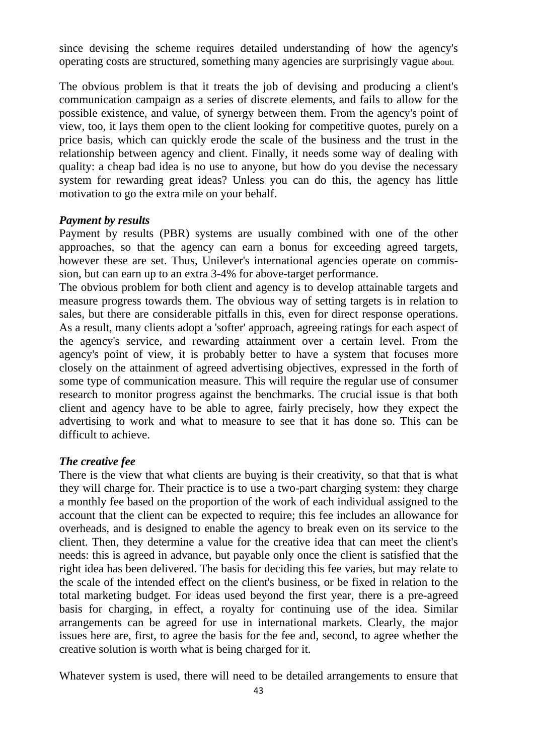since devising the scheme requires detailed understanding of how the agency's operating costs are structured, something many agencies are surprisingly vague about.

The obvious problem is that it treats the job of devising and producing a client's communication campaign as a series of discrete elements, and fails to allow for the possible existence, and value, of synergy between them. From the agency's point of view, too, it lays them open to the client looking for competitive quotes, purely on a price basis, which can quickly erode the scale of the business and the trust in the relationship between agency and client. Finally, it needs some way of dealing with quality: a cheap bad idea is no use to anyone, but how do you devise the necessary system for rewarding great ideas? Unless you can do this, the agency has little motivation to go the extra mile on your behalf.

***Payment by results***

Payment by results (PBR) systems are usually combined with one of the other approaches, so that the agency can earn a bonus for exceeding agreed targets, however these are set. Thus, Unilever's international agencies operate on commission, but can earn up to an extra 3-4% for above-target performance.

The obvious problem for both client and agency is to develop attainable targets and measure progress towards them. The obvious way of setting targets is in relation to sales, but there are considerable pitfalls in this, even for direct response operations. As a result, many clients adopt a 'softer' approach, agreeing ratings for each aspect of the agency's service, and rewarding attainment over a certain level. From the agency's point of view, it is probably better to have a system that focuses more closely on the attainment of agreed advertising objectives, expressed in the forth of some type of communication measure. This will require the regular use of consumer research to monitor progress against the benchmarks. The crucial issue is that both client and agency have to be able to agree, fairly precisely, how they expect the advertising to work and what to measure to see that it has done so. This can be difficult to achieve.

***The creative fee***

There is the view that what clients are buying is their creativity, so that that is what they will charge for. Their practice is to use a two-part charging system: they charge a monthly fee based on the proportion of the work of each individual assigned to the account that the client can be expected to require; this fee includes an allowance for overheads, and is designed to enable the agency to break even on its service to the client. Then, they determine a value for the creative idea that can meet the client's needs: this is agreed in advance, but payable only once the client is satisfied that the right idea has been delivered. The basis for deciding this fee varies, but may relate to the scale of the intended effect on the client's business, or be fixed in relation to the total marketing budget. For ideas used beyond the first year, there is a pre-agreed basis for charging, in effect, a royalty for continuing use of the idea. Similar arrangements can be agreed for use in international markets. Clearly, the major issues here are, first, to agree the basis for the fee and, second, to agree whether the creative solution is worth what is being charged for it.

Whatever system is used, there will need to be detailed arrangements to ensure that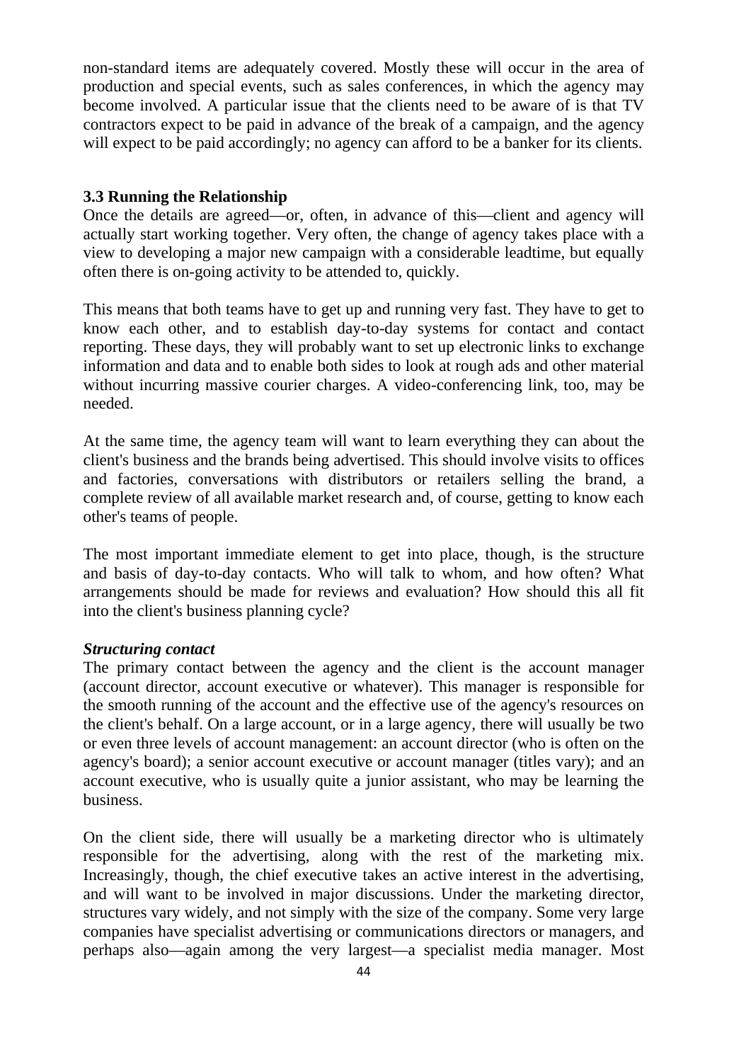non-standard items are adequately covered. Mostly these will occur in the area of production and special events, such as sales conferences, in which the agency may become involved. A particular issue that the clients need to be aware of is that TV contractors expect to be paid in advance of the break of a campaign, and the agency will expect to be paid accordingly; no agency can afford to be a banker for its clients.

### 3.3 Running the Relationship

Once the details are agreed—or, often, in advance of this—client and agency will actually start working together. Very often, the change of agency takes place with a view to developing a major new campaign with a considerable leadtime, but equally often there is on-going activity to be attended to, quickly.

This means that both teams have to get up and running very fast. They have to get to know each other, and to establish day-to-day systems for contact and contact reporting. These days, they will probably want to set up electronic links to exchange information and data and to enable both sides to look at rough ads and other material without incurring massive courier charges. A video-conferencing link, too, may be needed.

At the same time, the agency team will want to learn everything they can about the client's business and the brands being advertised. This should involve visits to offices and factories, conversations with distributors or retailers selling the brand, a complete review of all available market research and, of course, getting to know each other's teams of people.

The most important immediate element to get into place, though, is the structure and basis of day-to-day contacts. Who will talk to whom, and how often? What arrangements should be made for reviews and evaluation? How should this all fit into the client's business planning cycle?

***Structuring contact***

The primary contact between the agency and the client is the account manager (account director, account executive or whatever). This manager is responsible for the smooth running of the account and the effective use of the agency's resources on the client's behalf. On a large account, or in a large agency, there will usually be two or even three levels of account management: an account director (who is often on the agency's board); a senior account executive or account manager (titles vary); and an account executive, who is usually quite a junior assistant, who may be learning the business.

On the client side, there will usually be a marketing director who is ultimately responsible for the advertising, along with the rest of the marketing mix. Increasingly, though, the chief executive takes an active interest in the advertising, and will want to be involved in major discussions. Under the marketing director, structures vary widely, and not simply with the size of the company. Some very large companies have specialist advertising or communications directors or managers, and perhaps also—again among the very largest—a specialist media manager. Most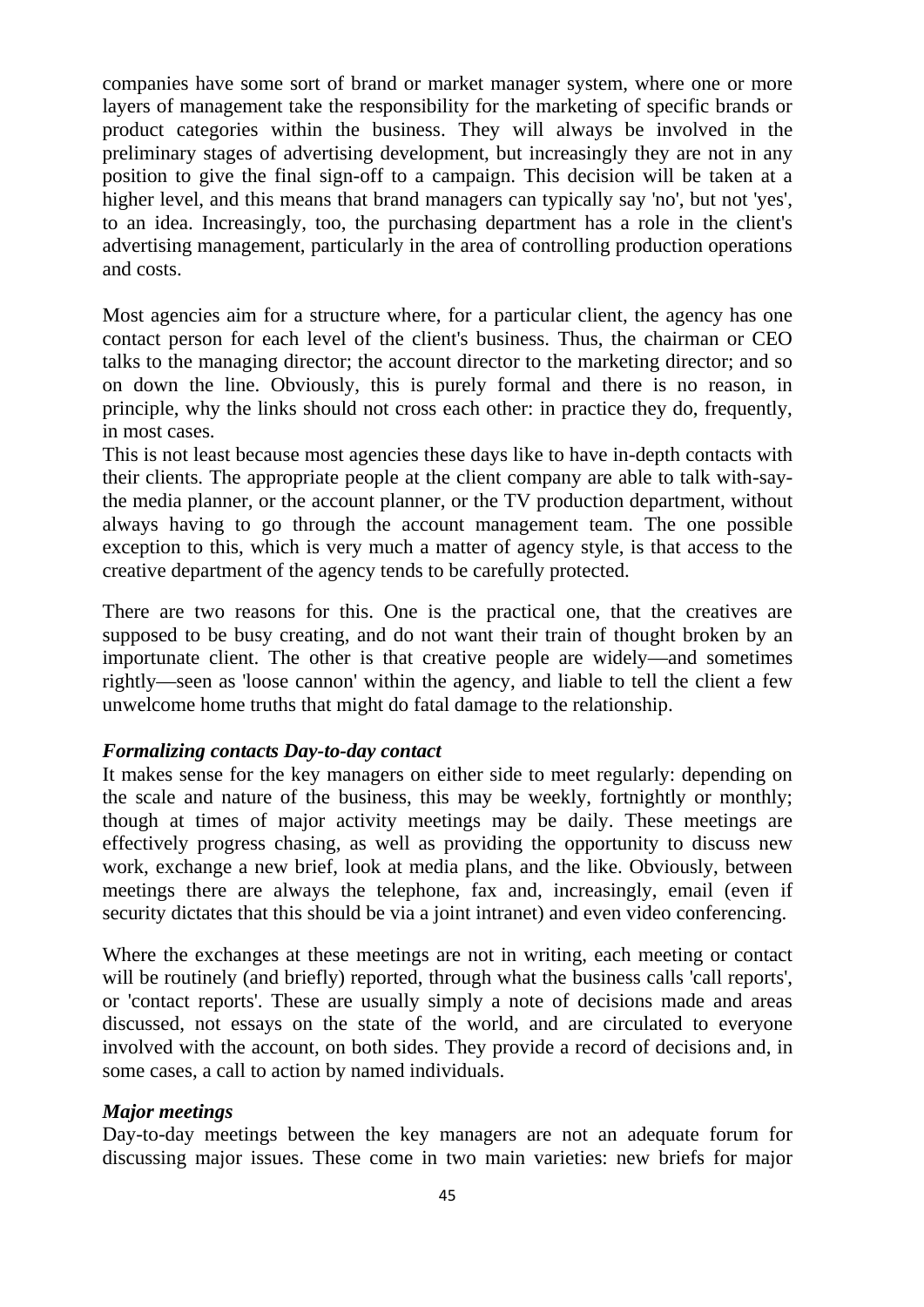companies have some sort of brand or market manager system, where one or more layers of management take the responsibility for the marketing of specific brands or product categories within the business. They will always be involved in the preliminary stages of advertising development, but increasingly they are not in any position to give the final sign-off to a campaign. This decision will be taken at a higher level, and this means that brand managers can typically say 'no', but not 'yes', to an idea. Increasingly, too, the purchasing department has a role in the client's advertising management, particularly in the area of controlling production operations and costs.

Most agencies aim for a structure where, for a particular client, the agency has one contact person for each level of the client's business. Thus, the chairman or CEO talks to the managing director; the account director to the marketing director; and so on down the line. Obviously, this is purely formal and there is no reason, in principle, why the links should not cross each other: in practice they do, frequently, in most cases.

This is not least because most agencies these days like to have in-depth contacts with their clients. The appropriate people at the client company are able to talk with-say-the media planner, or the account planner, or the TV production department, without always having to go through the account management team. The one possible exception to this, which is very much a matter of agency style, is that access to the creative department of the agency tends to be carefully protected.

There are two reasons for this. One is the practical one, that the creatives are supposed to be busy creating, and do not want their train of thought broken by an importunate client. The other is that creative people are widely—and sometimes rightly—seen as 'loose cannon' within the agency, and liable to tell the client a few unwelcome home truths that might do fatal damage to the relationship.

***Formalizing contacts Day-to-day contact***

It makes sense for the key managers on either side to meet regularly: depending on the scale and nature of the business, this may be weekly, fortnightly or monthly; though at times of major activity meetings may be daily. These meetings are effectively progress chasing, as well as providing the opportunity to discuss new work, exchange a new brief, look at media plans, and the like. Obviously, between meetings there are always the telephone, fax and, increasingly, email (even if security dictates that this should be via a joint intranet) and even video conferencing.

Where the exchanges at these meetings are not in writing, each meeting or contact will be routinely (and briefly) reported, through what the business calls 'call reports', or 'contact reports'. These are usually simply a note of decisions made and areas discussed, not essays on the state of the world, and are circulated to everyone involved with the account, on both sides. They provide a record of decisions and, in some cases, a call to action by named individuals.

***Major meetings***

Day-to-day meetings between the key managers are not an adequate forum for discussing major issues. These come in two main varieties: new briefs for major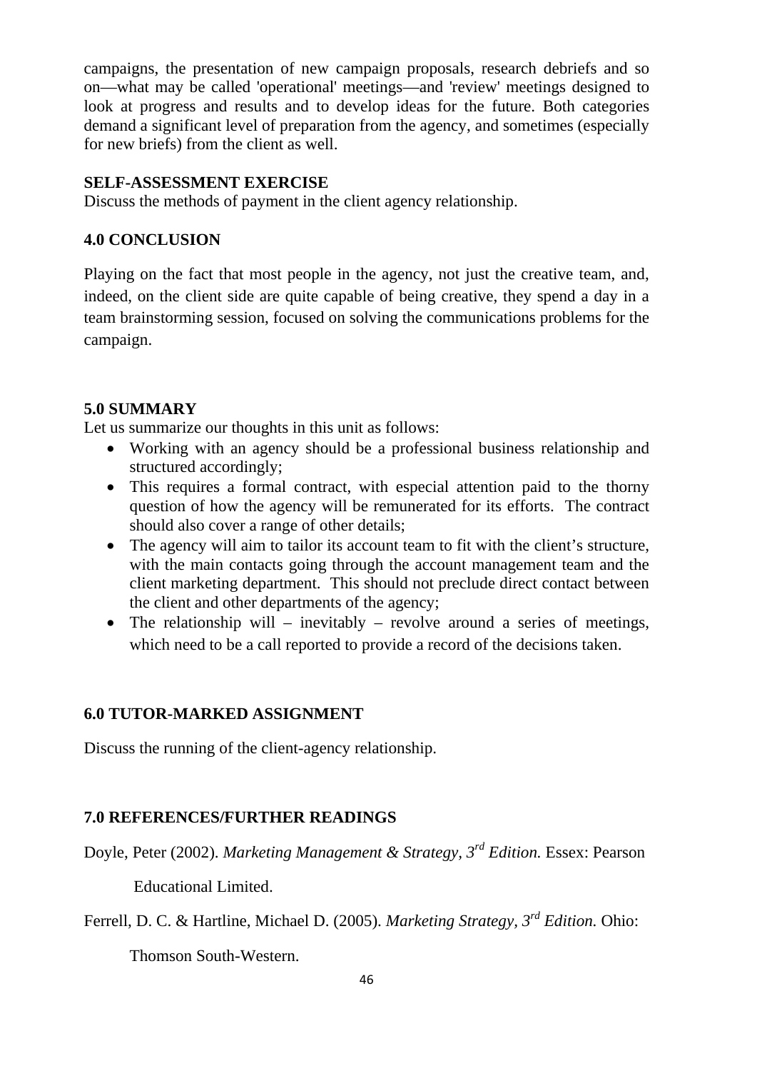campaigns, the presentation of new campaign proposals, research debriefs and so on—what may be called 'operational' meetings—and 'review' meetings designed to look at progress and results and to develop ideas for the future. Both categories demand a significant level of preparation from the agency, and sometimes (especially for new briefs) from the client as well.

**SELF-ASSESSMENT EXERCISE**

Discuss the methods of payment in the client agency relationship.

## 4.0 CONCLUSION

Playing on the fact that most people in the agency, not just the creative team, and, indeed, on the client side are quite capable of being creative, they spend a day in a team brainstorming session, focused on solving the communications problems for the campaign.

## 5.0 SUMMARY

Let us summarize our thoughts in this unit as follows:

- Working with an agency should be a professional business relationship and structured accordingly;
- This requires a formal contract, with especial attention paid to the thorny question of how the agency will be remunerated for its efforts. The contract should also cover a range of other details;
- The agency will aim to tailor its account team to fit with the client's structure, with the main contacts going through the account management team and the client marketing department. This should not preclude direct contact between the client and other departments of the agency;
- The relationship will – inevitably – revolve around a series of meetings, which need to be a call reported to provide a record of the decisions taken.

## 6.0 TUTOR-MARKED ASSIGNMENT

Discuss the running of the client-agency relationship.

## 7.0 REFERENCES/FURTHER READINGS

Doyle, Peter (2002). *Marketing Management & Strategy, 3rd Edition.* Essex: Pearson Educational Limited.

Ferrell, D. C. & Hartline, Michael D. (2005). *Marketing Strategy, 3rd Edition.* Ohio: Thomson South-Western.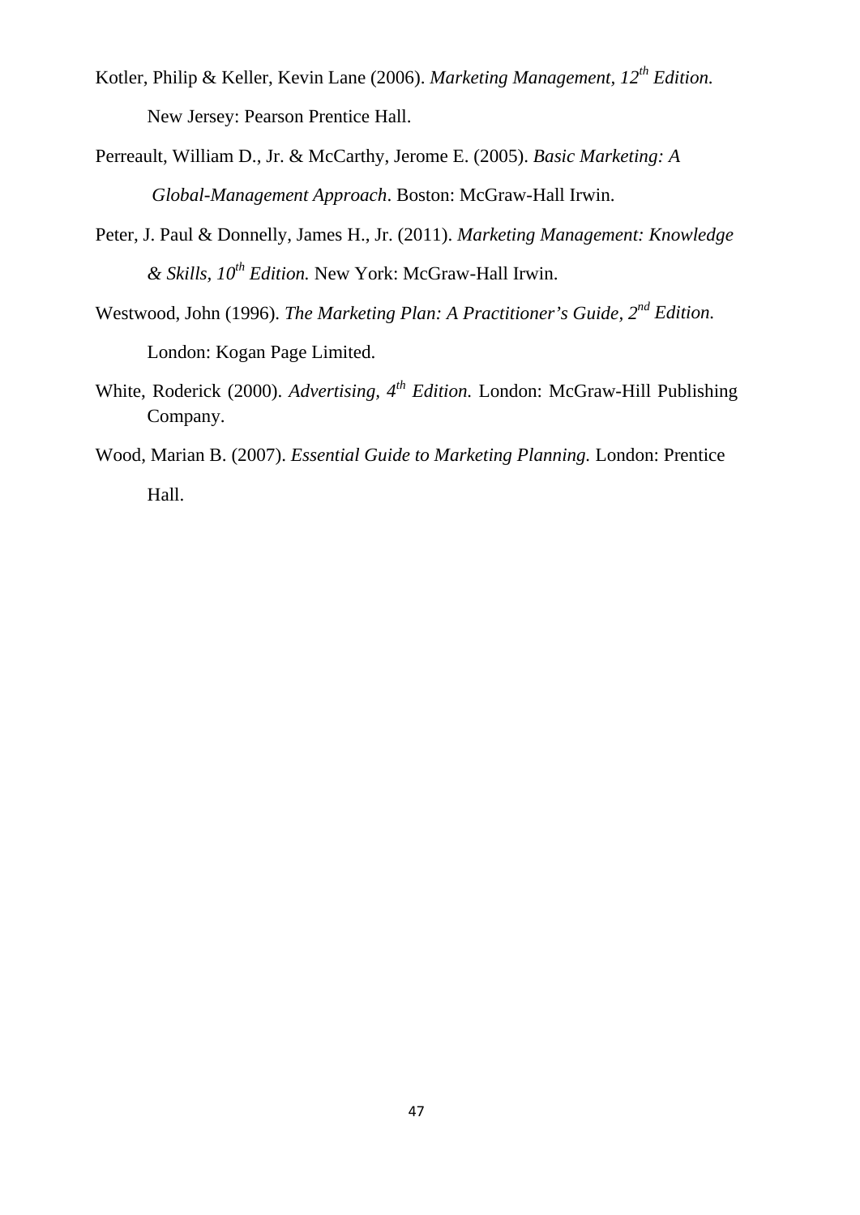Kotler, Philip & Keller, Kevin Lane (2006). *Marketing Management, 12th Edition.* New Jersey: Pearson Prentice Hall.

Perreault, William D., Jr. & McCarthy, Jerome E. (2005). *Basic Marketing: A Global-Management Approach*. Boston: McGraw-Hall Irwin.

Peter, J. Paul & Donnelly, James H., Jr. (2011). *Marketing Management: Knowledge & Skills, 10th Edition.* New York: McGraw-Hall Irwin.

Westwood, John (1996). *The Marketing Plan: A Practitioner's Guide, 2nd Edition.* London: Kogan Page Limited.

White, Roderick (2000). *Advertising, 4th Edition.* London: McGraw-Hill Publishing Company.

Wood, Marian B. (2007). *Essential Guide to Marketing Planning.* London: Prentice Hall.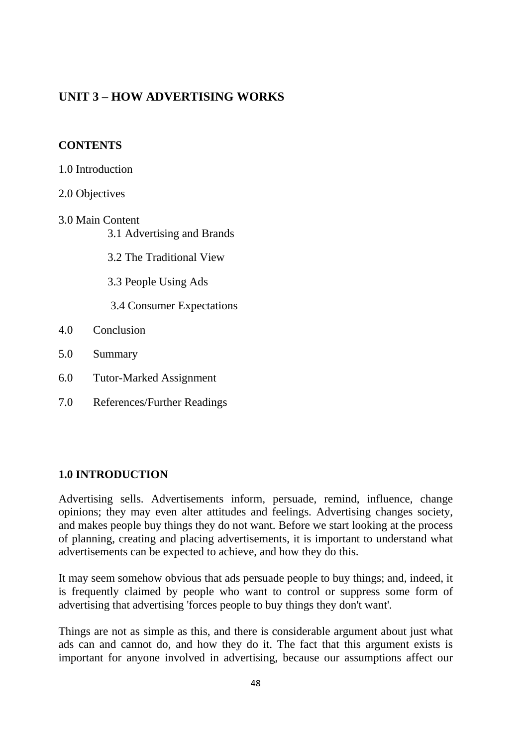# UNIT 3 – HOW ADVERTISING WORKS

## CONTENTS

1.0 Introduction

2.0 Objectives

3.0 Main Content

- 3.1 Advertising and Brands
- 3.2 The Traditional View
- 3.3 People Using Ads
- 3.4 Consumer Expectations

4.0 Conclusion

5.0 Summary

6.0 Tutor-Marked Assignment

7.0 References/Further Readings

## 1.0 INTRODUCTION

Advertising sells. Advertisements inform, persuade, remind, influence, change opinions; they may even alter attitudes and feelings. Advertising changes society, and makes people buy things they do not want. Before we start looking at the process of planning, creating and placing advertisements, it is important to understand what advertisements can be expected to achieve, and how they do this.

It may seem somehow obvious that ads persuade people to buy things; and, indeed, it is frequently claimed by people who want to control or suppress some form of advertising that advertising 'forces people to buy things they don't want'.

Things are not as simple as this, and there is considerable argument about just what ads can and cannot do, and how they do it. The fact that this argument exists is important for anyone involved in advertising, because our assumptions affect our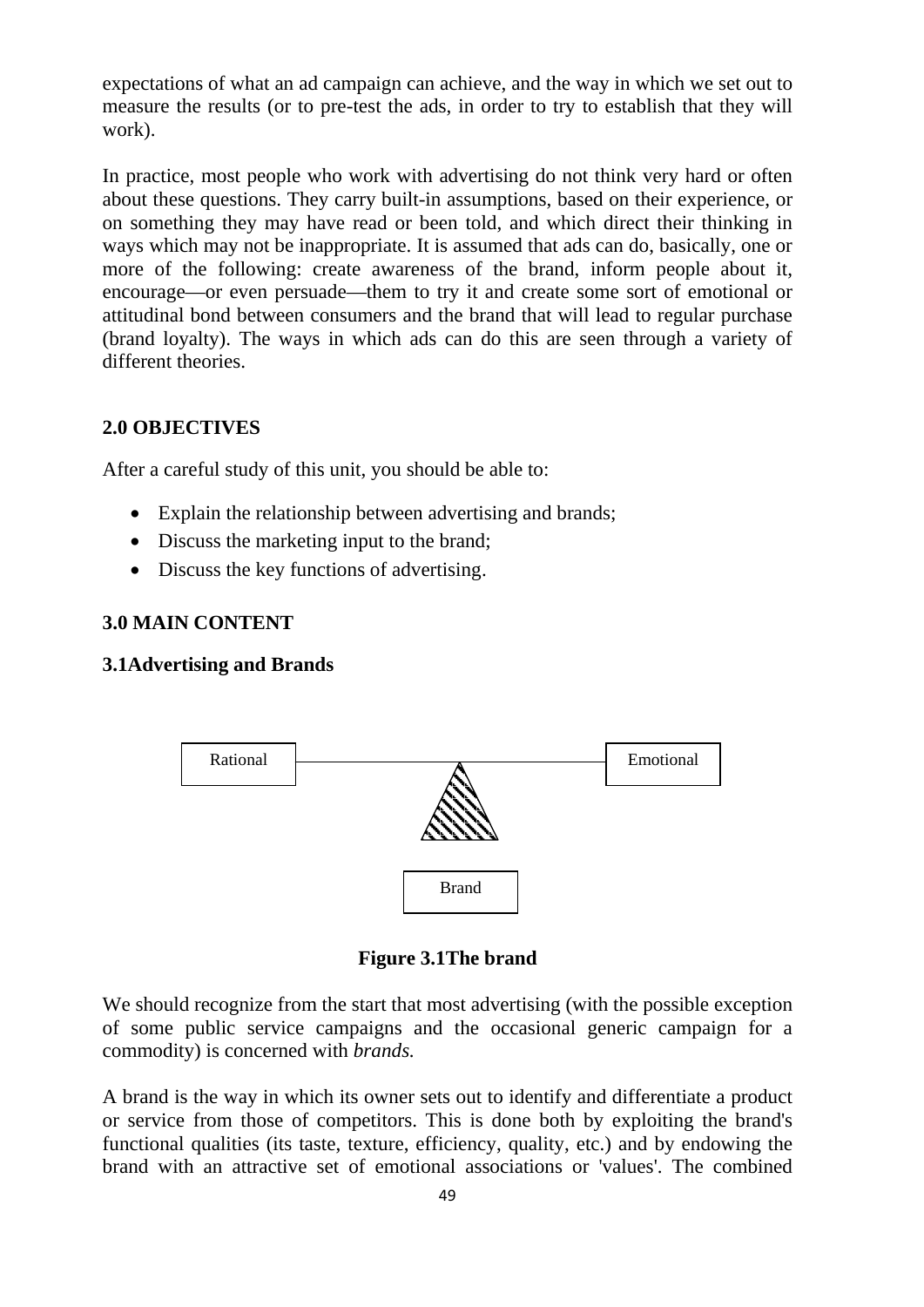expectations of what an ad campaign can achieve, and the way in which we set out to measure the results (or to pre-test the ads, in order to try to establish that they will work).

In practice, most people who work with advertising do not think very hard or often about these questions. They carry built-in assumptions, based on their experience, or on something they may have read or been told, and which direct their thinking in ways which may not be inappropriate. It is assumed that ads can do, basically, one or more of the following: create awareness of the brand, inform people about it, encourage—or even persuade—them to try it and create some sort of emotional or attitudinal bond between consumers and the brand that will lead to regular purchase (brand loyalty). The ways in which ads can do this are seen through a variety of different theories.

## 2.0 OBJECTIVES

After a careful study of this unit, you should be able to:

- Explain the relationship between advertising and brands;
- Discuss the marketing input to the brand;
- Discuss the key functions of advertising.

## 3.0 MAIN CONTENT

### 3.1Advertising and Brands

Rational — Emotional

Brand

**Figure 3.1The brand**

We should recognize from the start that most advertising (with the possible exception of some public service campaigns and the occasional generic campaign for a commodity) is concerned with *brands.*

A brand is the way in which its owner sets out to identify and differentiate a product or service from those of competitors. This is done both by exploiting the brand's functional qualities (its taste, texture, efficiency, quality, etc.) and by endowing the brand with an attractive set of emotional associations or 'values'. The combined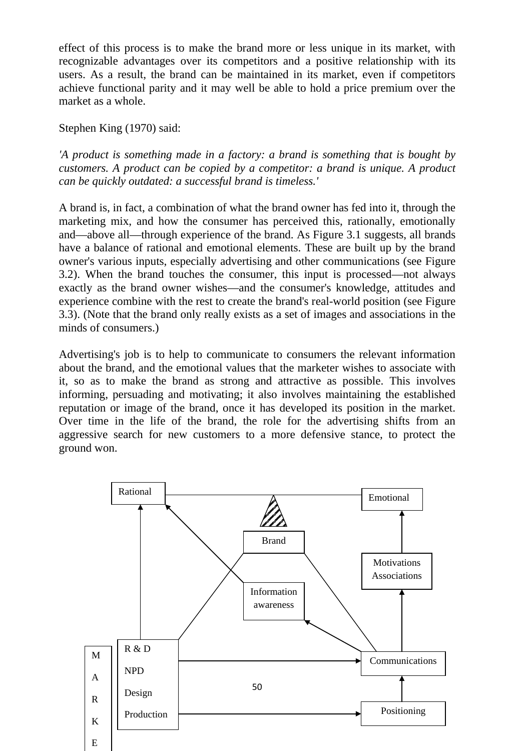effect of this process is to make the brand more or less unique in its market, with recognizable advantages over its competitors and a positive relationship with its users. As a result, the brand can be maintained in its market, even if competitors achieve functional parity and it may well be able to hold a price premium over the market as a whole.

Stephen King (1970) said:

*'A product is something made in a factory: a brand is something that is bought by customers. A product can be copied by a competitor: a brand is unique. A product can be quickly outdated: a successful brand is timeless.'*

A brand is, in fact, a combination of what the brand owner has fed into it, through the marketing mix, and how the consumer has perceived this, rationally, emotionally and—above all—through experience of the brand. As Figure 3.1 suggests, all brands have a balance of rational and emotional elements. These are built up by the brand owner's various inputs, especially advertising and other communications (see Figure 3.2). When the brand touches the consumer, this input is processed—not always exactly as the brand owner wishes—and the consumer's knowledge, attitudes and experience combine with the rest to create the brand's real-world position (see Figure 3.3). (Note that the brand only really exists as a set of images and associations in the minds of consumers.)

Advertising's job is to help to communicate to consumers the relevant information about the brand, and the emotional values that the marketer wishes to associate with it, so as to make the brand as strong and attractive as possible. This involves informing, persuading and motivating; it also involves maintaining the established reputation or image of the brand, once it has developed its position in the market. Over time in the life of the brand, the role for the advertising shifts from an aggressive search for new customers to a more defensive stance, to protect the ground won.

Rational | Emotional

Brand

Motivations Associations

Information awareness

M A R K E

R & D
NPD
Design
Production

Communications

Positioning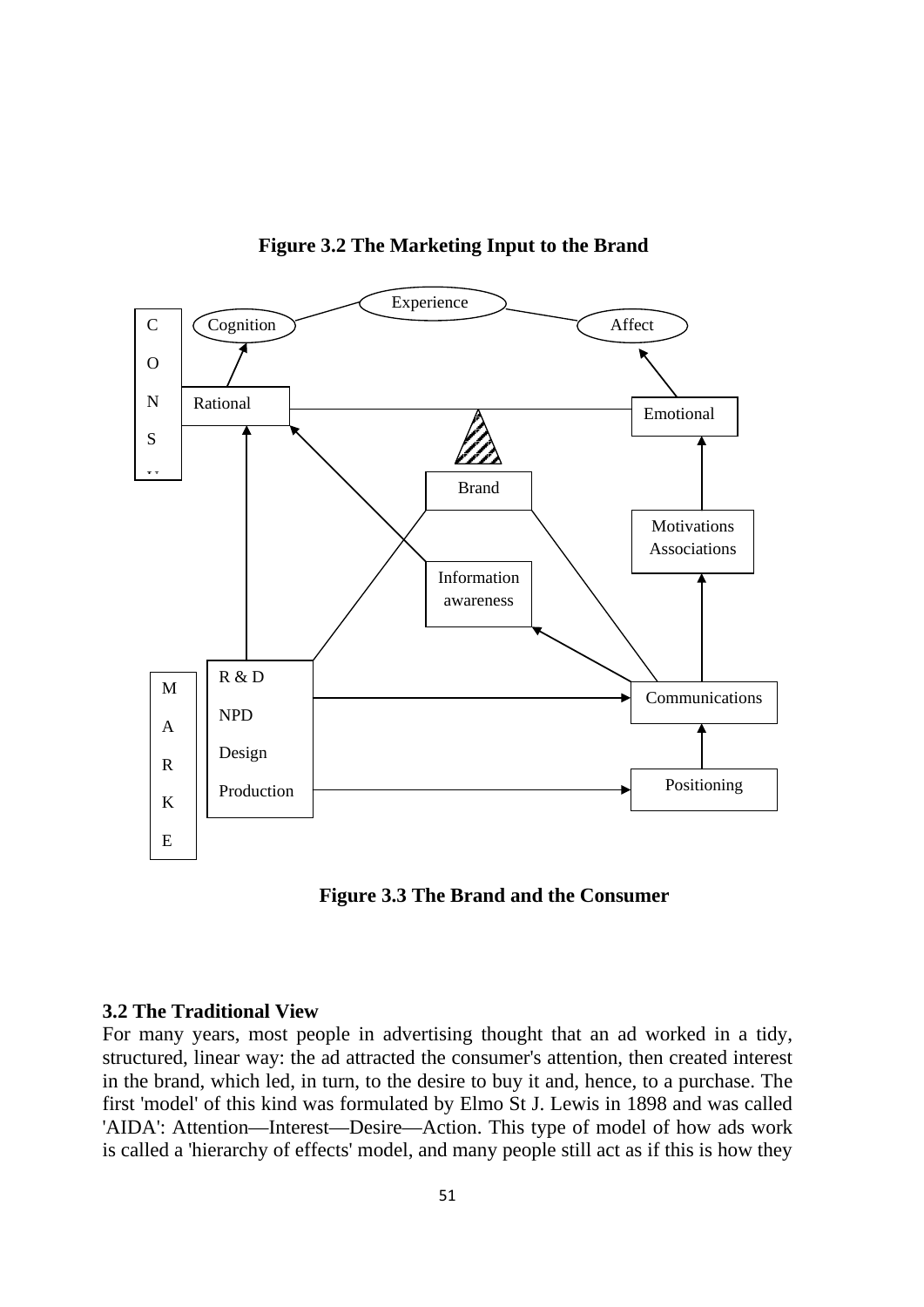**Figure 3.2 The Marketing Input to the Brand**

C O N S U

Cognition — Experience — Affect

Rational — Emotional

Brand

Motivations Associations

Information awareness

M A R K E

R & D

NPD

Design

Production

Communications

Positioning

**Figure 3.3 The Brand and the Consumer**

### 3.2 The Traditional View

For many years, most people in advertising thought that an ad worked in a tidy, structured, linear way: the ad attracted the consumer's attention, then created interest in the brand, which led, in turn, to the desire to buy it and, hence, to a purchase. The first 'model' of this kind was formulated by Elmo St J. Lewis in 1898 and was called 'AIDA': Attention—Interest—Desire—Action. This type of model of how ads work is called a 'hierarchy of effects' model, and many people still act as if this is how they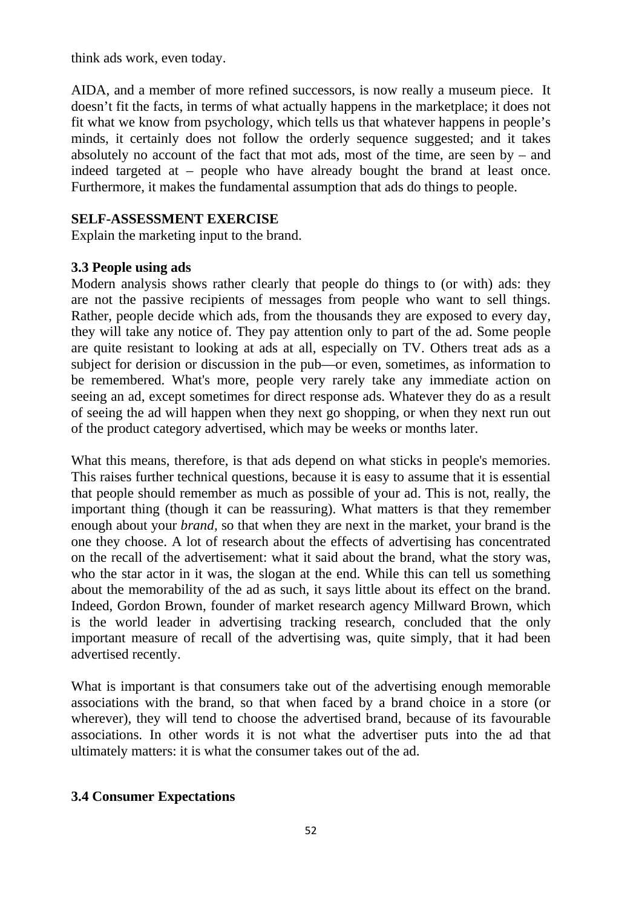think ads work, even today.

AIDA, and a member of more refined successors, is now really a museum piece. It doesn't fit the facts, in terms of what actually happens in the marketplace; it does not fit what we know from psychology, which tells us that whatever happens in people's minds, it certainly does not follow the orderly sequence suggested; and it takes absolutely no account of the fact that mot ads, most of the time, are seen by – and indeed targeted at – people who have already bought the brand at least once. Furthermore, it makes the fundamental assumption that ads do things to people.

**SELF-ASSESSMENT EXERCISE**

Explain the marketing input to the brand.

### 3.3 People using ads

Modern analysis shows rather clearly that people do things to (or with) ads: they are not the passive recipients of messages from people who want to sell things. Rather, people decide which ads, from the thousands they are exposed to every day, they will take any notice of. They pay attention only to part of the ad. Some people are quite resistant to looking at ads at all, especially on TV. Others treat ads as a subject for derision or discussion in the pub—or even, sometimes, as information to be remembered. What's more, people very rarely take any immediate action on seeing an ad, except sometimes for direct response ads. Whatever they do as a result of seeing the ad will happen when they next go shopping, or when they next run out of the product category advertised, which may be weeks or months later.

What this means, therefore, is that ads depend on what sticks in people's memories. This raises further technical questions, because it is easy to assume that it is essential that people should remember as much as possible of your ad. This is not, really, the important thing (though it can be reassuring). What matters is that they remember enough about your *brand*, so that when they are next in the market, your brand is the one they choose. A lot of research about the effects of advertising has concentrated on the recall of the advertisement: what it said about the brand, what the story was, who the star actor in it was, the slogan at the end. While this can tell us something about the memorability of the ad as such, it says little about its effect on the brand. Indeed, Gordon Brown, founder of market research agency Millward Brown, which is the world leader in advertising tracking research, concluded that the only important measure of recall of the advertising was, quite simply, that it had been advertised recently.

What is important is that consumers take out of the advertising enough memorable associations with the brand, so that when faced by a brand choice in a store (or wherever), they will tend to choose the advertised brand, because of its favourable associations. In other words it is not what the advertiser puts into the ad that ultimately matters: it is what the consumer takes out of the ad.

### 3.4 Consumer Expectations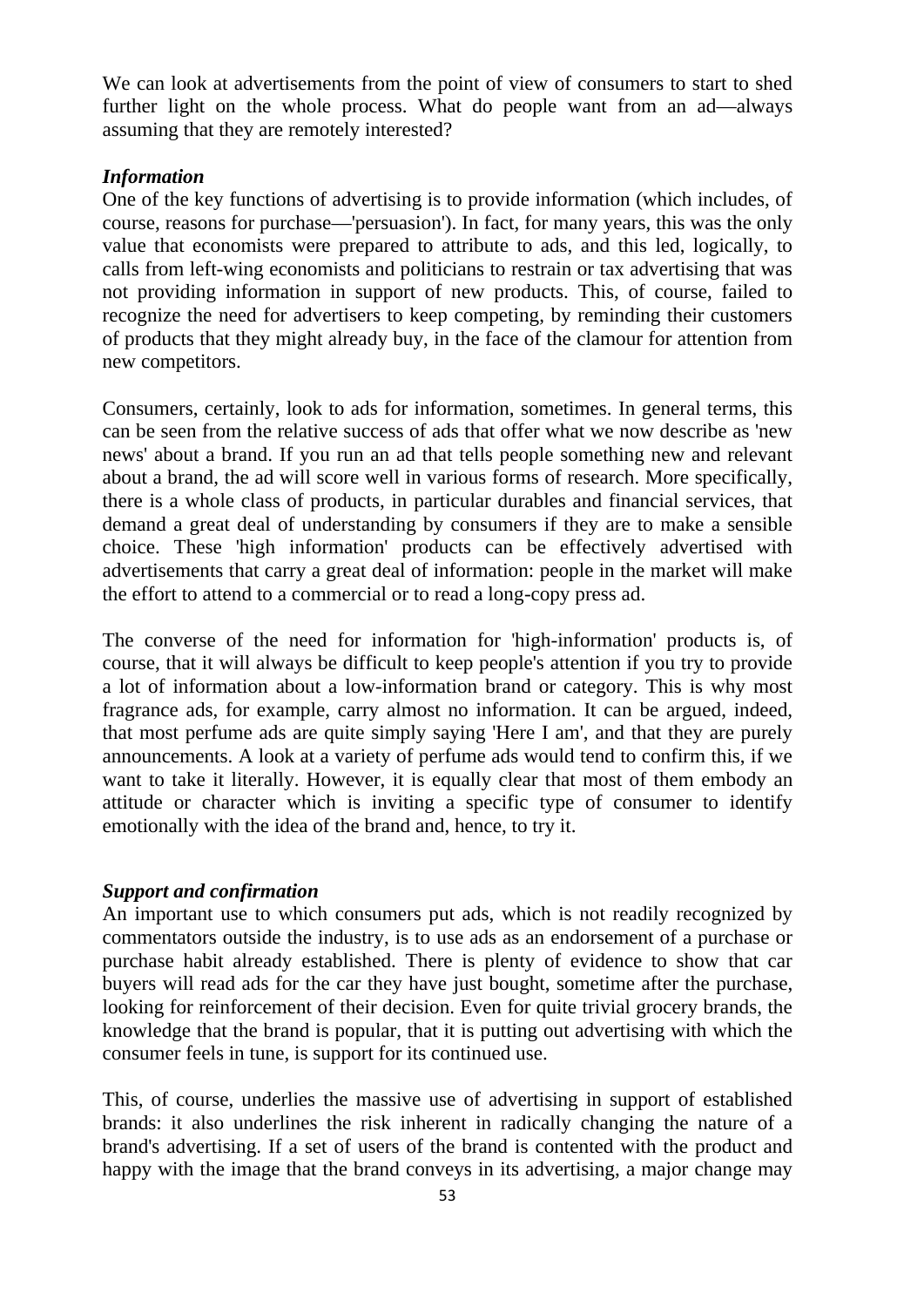We can look at advertisements from the point of view of consumers to start to shed further light on the whole process. What do people want from an ad—always assuming that they are remotely interested?

***Information***

One of the key functions of advertising is to provide information (which includes, of course, reasons for purchase—'persuasion'). In fact, for many years, this was the only value that economists were prepared to attribute to ads, and this led, logically, to calls from left-wing economists and politicians to restrain or tax advertising that was not providing information in support of new products. This, of course, failed to recognize the need for advertisers to keep competing, by reminding their customers of products that they might already buy, in the face of the clamour for attention from new competitors.

Consumers, certainly, look to ads for information, sometimes. In general terms, this can be seen from the relative success of ads that offer what we now describe as 'new news' about a brand. If you run an ad that tells people something new and relevant about a brand, the ad will score well in various forms of research. More specifically, there is a whole class of products, in particular durables and financial services, that demand a great deal of understanding by consumers if they are to make a sensible choice. These 'high information' products can be effectively advertised with advertisements that carry a great deal of information: people in the market will make the effort to attend to a commercial or to read a long-copy press ad.

The converse of the need for information for 'high-information' products is, of course, that it will always be difficult to keep people's attention if you try to provide a lot of information about a low-information brand or category. This is why most fragrance ads, for example, carry almost no information. It can be argued, indeed, that most perfume ads are quite simply saying 'Here I am', and that they are purely announcements. A look at a variety of perfume ads would tend to confirm this, if we want to take it literally. However, it is equally clear that most of them embody an attitude or character which is inviting a specific type of consumer to identify emotionally with the idea of the brand and, hence, to try it.

***Support and confirmation***

An important use to which consumers put ads, which is not readily recognized by commentators outside the industry, is to use ads as an endorsement of a purchase or purchase habit already established. There is plenty of evidence to show that car buyers will read ads for the car they have just bought, sometime after the purchase, looking for reinforcement of their decision. Even for quite trivial grocery brands, the knowledge that the brand is popular, that it is putting out advertising with which the consumer feels in tune, is support for its continued use.

This, of course, underlies the massive use of advertising in support of established brands: it also underlines the risk inherent in radically changing the nature of a brand's advertising. If a set of users of the brand is contented with the product and happy with the image that the brand conveys in its advertising, a major change may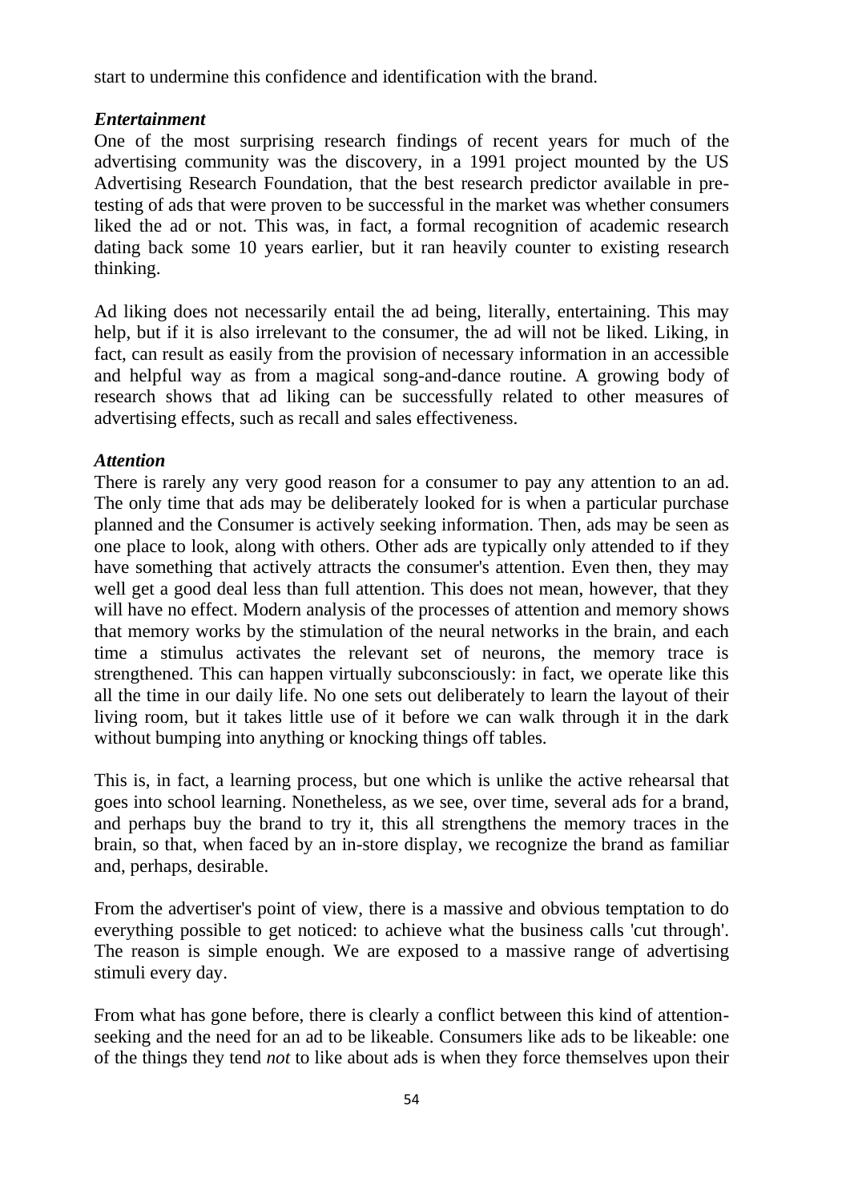start to undermine this confidence and identification with the brand.

***Entertainment***

One of the most surprising research findings of recent years for much of the advertising community was the discovery, in a 1991 project mounted by the US Advertising Research Foundation, that the best research predictor available in pre-testing of ads that were proven to be successful in the market was whether consumers liked the ad or not. This was, in fact, a formal recognition of academic research dating back some 10 years earlier, but it ran heavily counter to existing research thinking.

Ad liking does not necessarily entail the ad being, literally, entertaining. This may help, but if it is also irrelevant to the consumer, the ad will not be liked. Liking, in fact, can result as easily from the provision of necessary information in an accessible and helpful way as from a magical song-and-dance routine. A growing body of research shows that ad liking can be successfully related to other measures of advertising effects, such as recall and sales effectiveness.

***Attention***

There is rarely any very good reason for a consumer to pay any attention to an ad. The only time that ads may be deliberately looked for is when a particular purchase planned and the Consumer is actively seeking information. Then, ads may be seen as one place to look, along with others. Other ads are typically only attended to if they have something that actively attracts the consumer's attention. Even then, they may well get a good deal less than full attention. This does not mean, however, that they will have no effect. Modern analysis of the processes of attention and memory shows that memory works by the stimulation of the neural networks in the brain, and each time a stimulus activates the relevant set of neurons, the memory trace is strengthened. This can happen virtually subconsciously: in fact, we operate like this all the time in our daily life. No one sets out deliberately to learn the layout of their living room, but it takes little use of it before we can walk through it in the dark without bumping into anything or knocking things off tables.

This is, in fact, a learning process, but one which is unlike the active rehearsal that goes into school learning. Nonetheless, as we see, over time, several ads for a brand, and perhaps buy the brand to try it, this all strengthens the memory traces in the brain, so that, when faced by an in-store display, we recognize the brand as familiar and, perhaps, desirable.

From the advertiser's point of view, there is a massive and obvious temptation to do everything possible to get noticed: to achieve what the business calls 'cut through'. The reason is simple enough. We are exposed to a massive range of advertising stimuli every day.

From what has gone before, there is clearly a conflict between this kind of attention-seeking and the need for an ad to be likeable. Consumers like ads to be likeable: one of the things they tend *not* to like about ads is when they force themselves upon their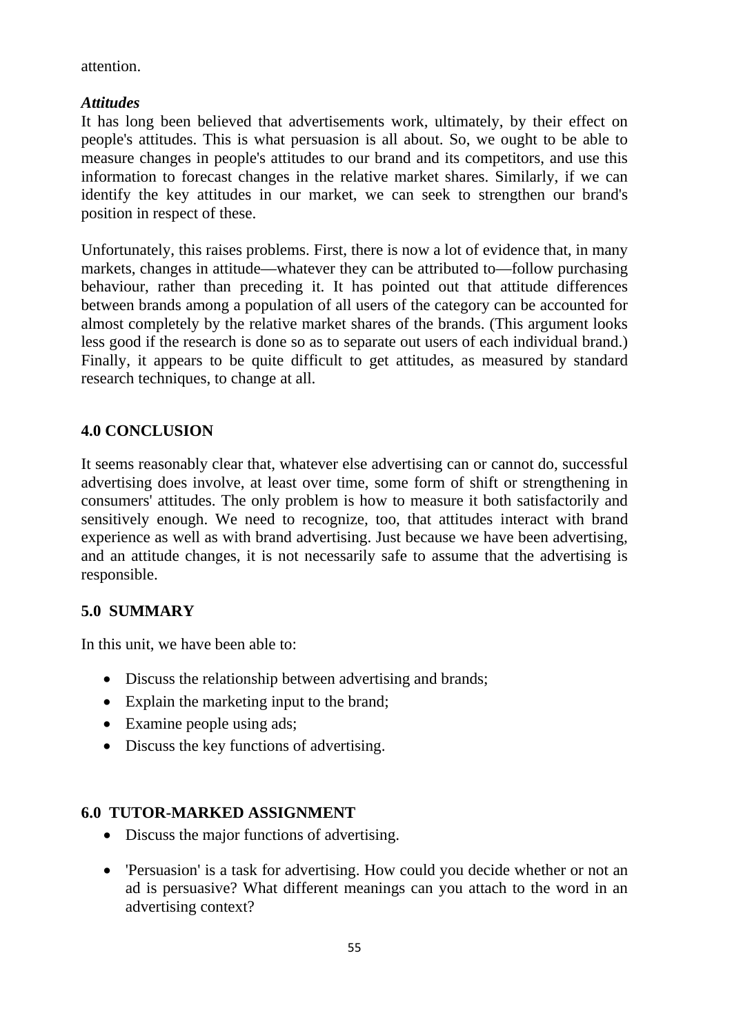attention.

***Attitudes***

It has long been believed that advertisements work, ultimately, by their effect on people's attitudes. This is what persuasion is all about. So, we ought to be able to measure changes in people's attitudes to our brand and its competitors, and use this information to forecast changes in the relative market shares. Similarly, if we can identify the key attitudes in our market, we can seek to strengthen our brand's position in respect of these.

Unfortunately, this raises problems. First, there is now a lot of evidence that, in many markets, changes in attitude—whatever they can be attributed to—follow purchasing behaviour, rather than preceding it. It has pointed out that attitude differences between brands among a population of all users of the category can be accounted for almost completely by the relative market shares of the brands. (This argument looks less good if the research is done so as to separate out users of each individual brand.) Finally, it appears to be quite difficult to get attitudes, as measured by standard research techniques, to change at all.

## 4.0 CONCLUSION

It seems reasonably clear that, whatever else advertising can or cannot do, successful advertising does involve, at least over time, some form of shift or strengthening in consumers' attitudes. The only problem is how to measure it both satisfactorily and sensitively enough. We need to recognize, too, that attitudes interact with brand experience as well as with brand advertising. Just because we have been advertising, and an attitude changes, it is not necessarily safe to assume that the advertising is responsible.

## 5.0 SUMMARY

In this unit, we have been able to:

- Discuss the relationship between advertising and brands;
- Explain the marketing input to the brand;
- Examine people using ads;
- Discuss the key functions of advertising.

## 6.0 TUTOR-MARKED ASSIGNMENT

- Discuss the major functions of advertising.
- 'Persuasion' is a task for advertising. How could you decide whether or not an ad is persuasive? What different meanings can you attach to the word in an advertising context?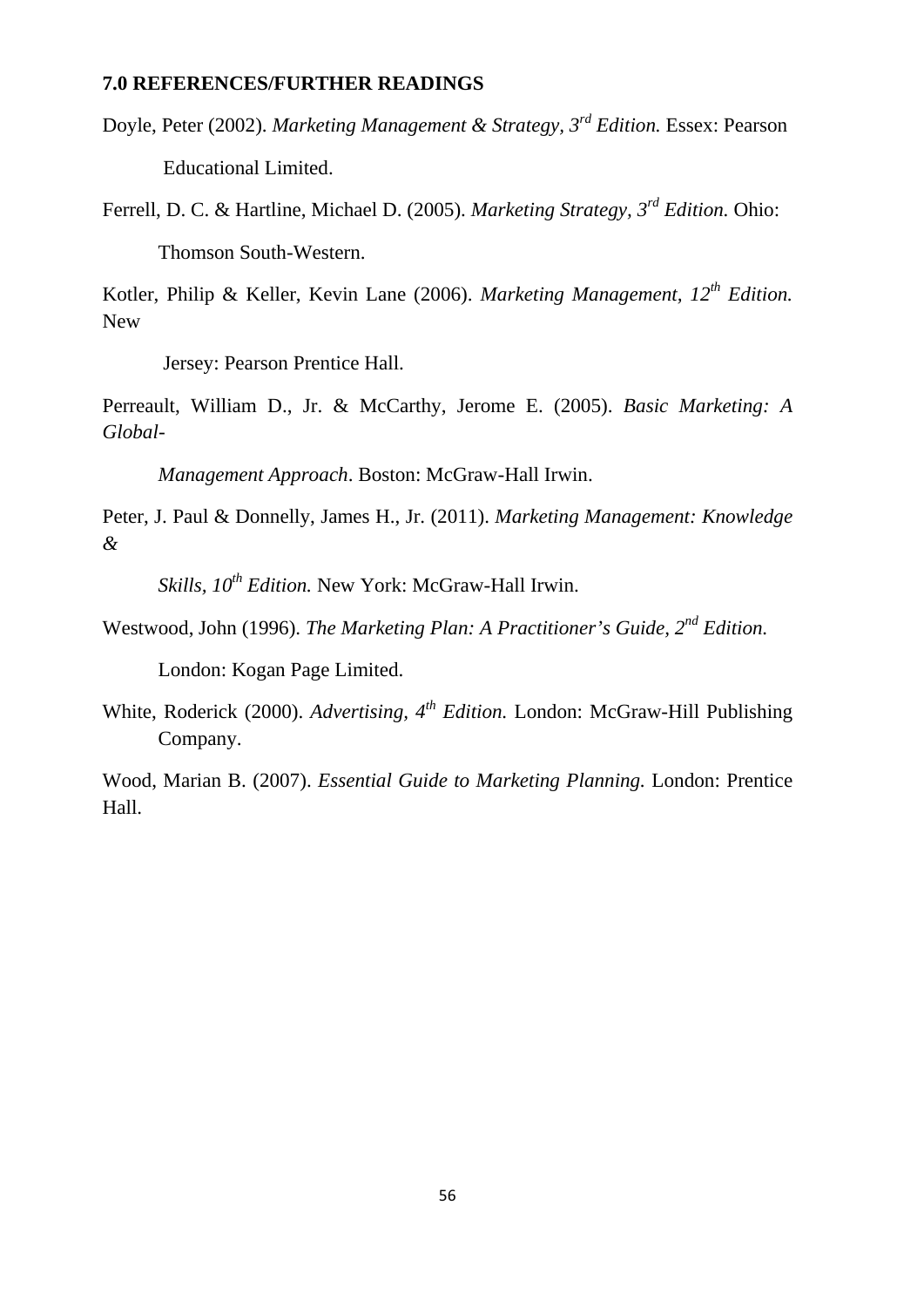### 7.0 REFERENCES/FURTHER READINGS

Doyle, Peter (2002). *Marketing Management & Strategy, 3rd Edition.* Essex: Pearson Educational Limited.

Ferrell, D. C. & Hartline, Michael D. (2005). *Marketing Strategy, 3rd Edition.* Ohio: Thomson South-Western.

Kotler, Philip & Keller, Kevin Lane (2006). *Marketing Management, 12th Edition.* New Jersey: Pearson Prentice Hall.

Perreault, William D., Jr. & McCarthy, Jerome E. (2005). *Basic Marketing: A Global-Management Approach*. Boston: McGraw-Hall Irwin.

Peter, J. Paul & Donnelly, James H., Jr. (2011). *Marketing Management: Knowledge & Skills, 10th Edition.* New York: McGraw-Hall Irwin.

Westwood, John (1996). *The Marketing Plan: A Practitioner's Guide, 2nd Edition.* London: Kogan Page Limited.

White, Roderick (2000). *Advertising, 4th Edition.* London: McGraw-Hill Publishing Company.

Wood, Marian B. (2007). *Essential Guide to Marketing Planning.* London: Prentice Hall.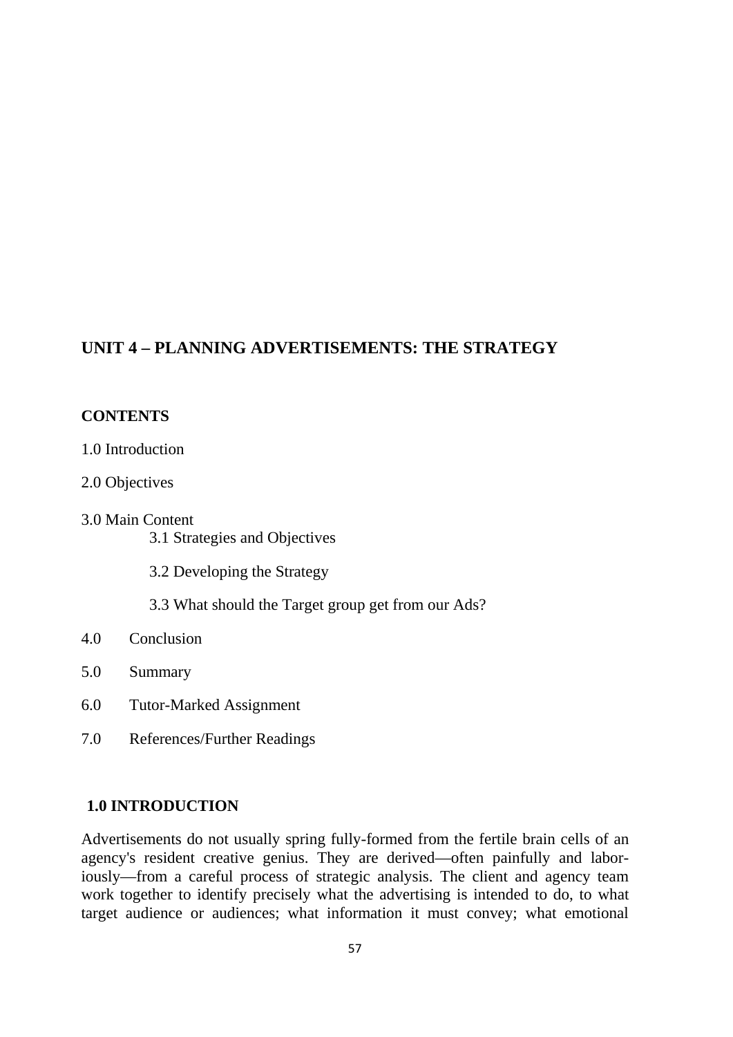## UNIT 4 – PLANNING ADVERTISEMENTS: THE STRATEGY

### CONTENTS

1.0 Introduction

2.0 Objectives

3.0 Main Content

- 3.1 Strategies and Objectives
- 3.2 Developing the Strategy
- 3.3 What should the Target group get from our Ads?

4.0 Conclusion

5.0 Summary

6.0 Tutor-Marked Assignment

7.0 References/Further Readings

### 1.0 INTRODUCTION

Advertisements do not usually spring fully-formed from the fertile brain cells of an agency's resident creative genius. They are derived—often painfully and laboriously—from a careful process of strategic analysis. The client and agency team work together to identify precisely what the advertising is intended to do, to what target audience or audiences; what information it must convey; what emotional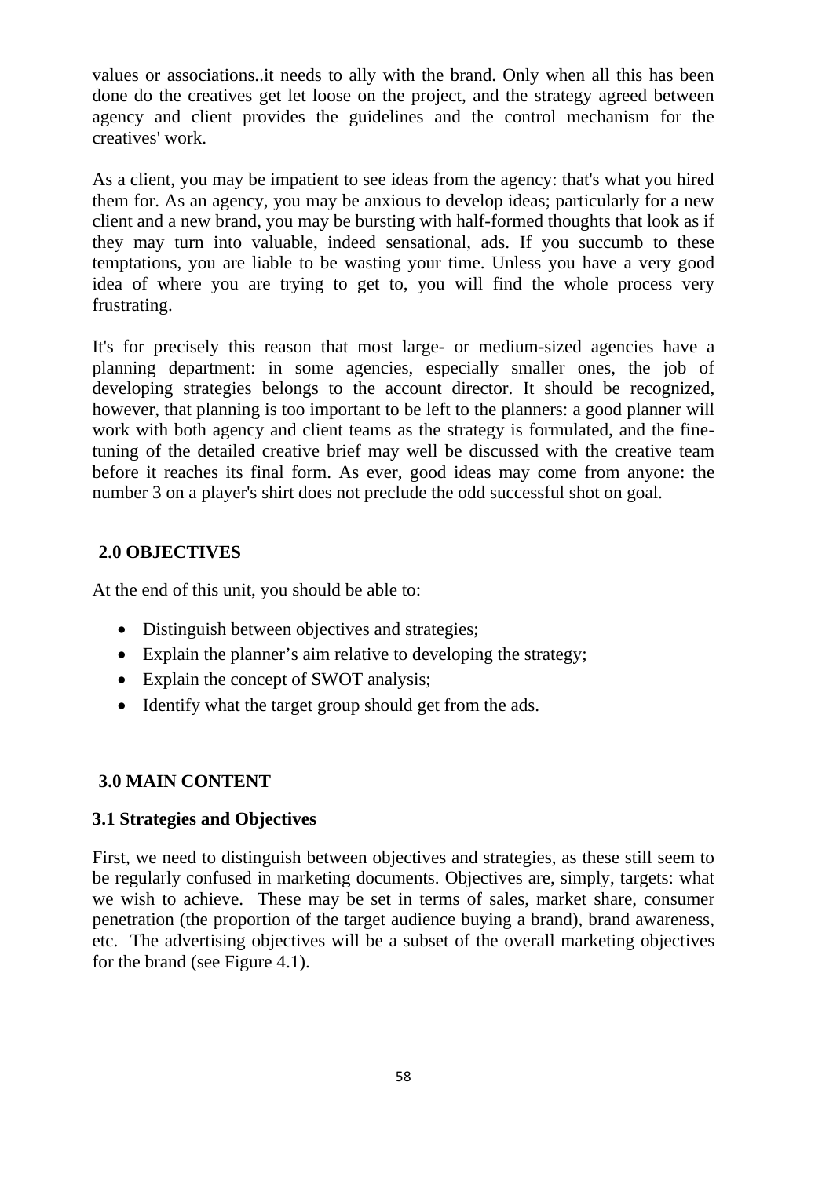values or associations..it needs to ally with the brand. Only when all this has been done do the creatives get let loose on the project, and the strategy agreed between agency and client provides the guidelines and the control mechanism for the creatives' work.

As a client, you may be impatient to see ideas from the agency: that's what you hired them for. As an agency, you may be anxious to develop ideas; particularly for a new client and a new brand, you may be bursting with half-formed thoughts that look as if they may turn into valuable, indeed sensational, ads. If you succumb to these temptations, you are liable to be wasting your time. Unless you have a very good idea of where you are trying to get to, you will find the whole process very frustrating.

It's for precisely this reason that most large- or medium-sized agencies have a planning department: in some agencies, especially smaller ones, the job of developing strategies belongs to the account director. It should be recognized, however, that planning is too important to be left to the planners: a good planner will work with both agency and client teams as the strategy is formulated, and the fine-tuning of the detailed creative brief may well be discussed with the creative team before it reaches its final form. As ever, good ideas may come from anyone: the number 3 on a player's shirt does not preclude the odd successful shot on goal.

## 2.0 OBJECTIVES

At the end of this unit, you should be able to:

- Distinguish between objectives and strategies;
- Explain the planner's aim relative to developing the strategy;
- Explain the concept of SWOT analysis;
- Identify what the target group should get from the ads.

## 3.0 MAIN CONTENT

### 3.1 Strategies and Objectives

First, we need to distinguish between objectives and strategies, as these still seem to be regularly confused in marketing documents. Objectives are, simply, targets: what we wish to achieve. These may be set in terms of sales, market share, consumer penetration (the proportion of the target audience buying a brand), brand awareness, etc. The advertising objectives will be a subset of the overall marketing objectives for the brand (see Figure 4.1).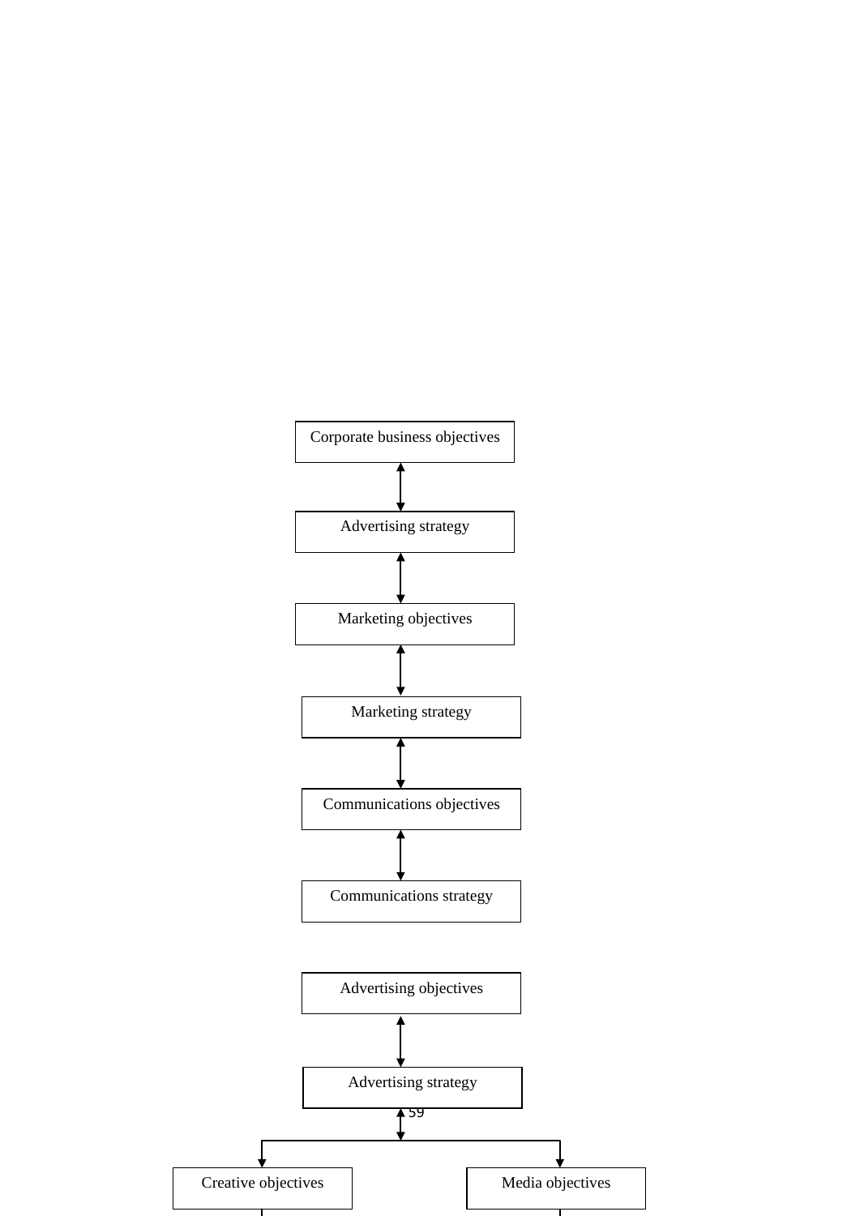Corporate business objectives

↕

Advertising strategy

↕

Marketing objectives

↕

Marketing strategy

↕

Communications objectives

↕

Communications strategy

Advertising objectives

↕

Advertising strategy

↕

Creative objectives | Media objectives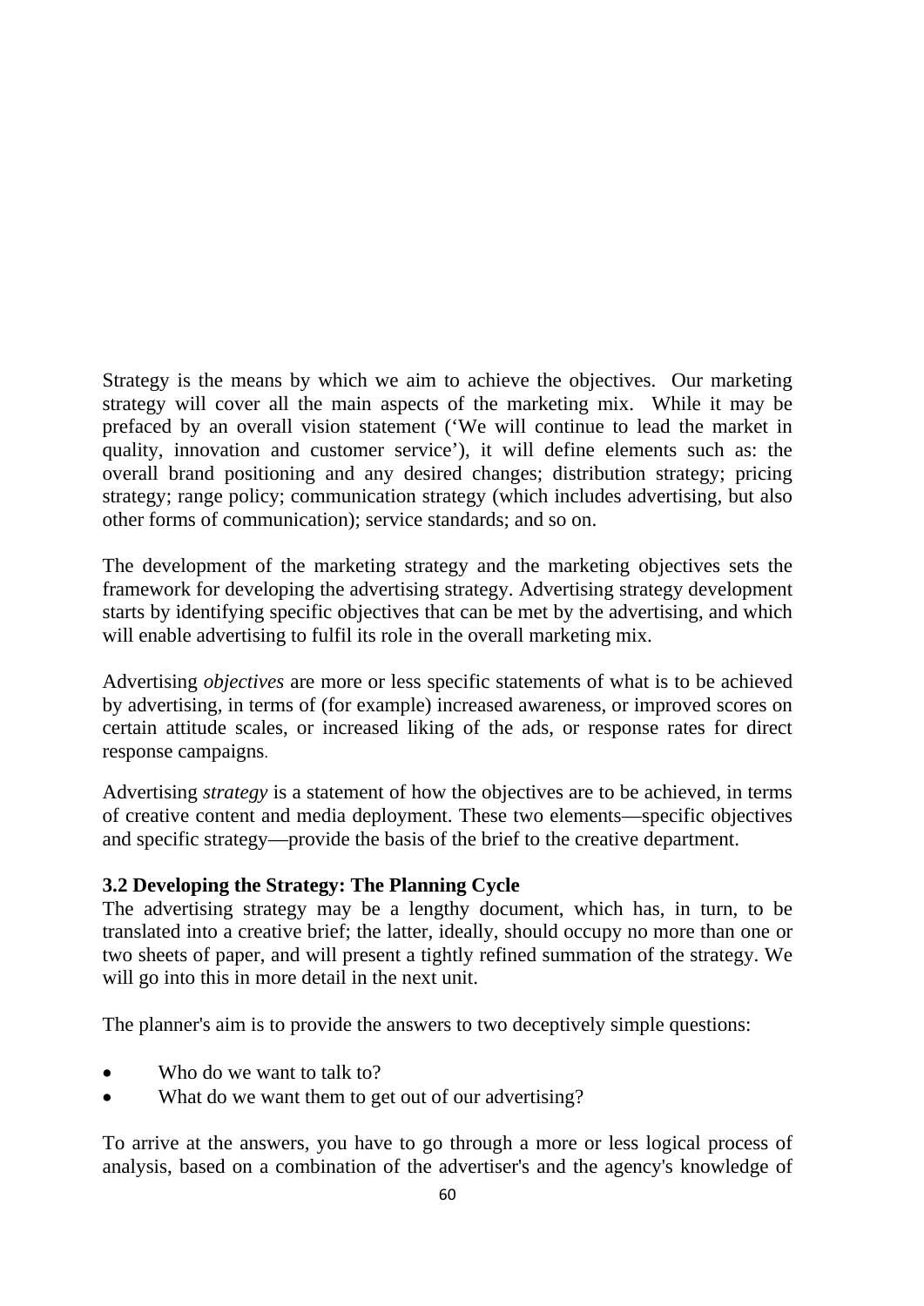Strategy is the means by which we aim to achieve the objectives. Our marketing strategy will cover all the main aspects of the marketing mix. While it may be prefaced by an overall vision statement ('We will continue to lead the market in quality, innovation and customer service'), it will define elements such as: the overall brand positioning and any desired changes; distribution strategy; pricing strategy; range policy; communication strategy (which includes advertising, but also other forms of communication); service standards; and so on.

The development of the marketing strategy and the marketing objectives sets the framework for developing the advertising strategy. Advertising strategy development starts by identifying specific objectives that can be met by the advertising, and which will enable advertising to fulfil its role in the overall marketing mix.

Advertising *objectives* are more or less specific statements of what is to be achieved by advertising, in terms of (for example) increased awareness, or improved scores on certain attitude scales, or increased liking of the ads, or response rates for direct response campaigns.

Advertising *strategy* is a statement of how the objectives are to be achieved, in terms of creative content and media deployment. These two elements—specific objectives and specific strategy—provide the basis of the brief to the creative department.

### 3.2 Developing the Strategy: The Planning Cycle

The advertising strategy may be a lengthy document, which has, in turn, to be translated into a creative brief; the latter, ideally, should occupy no more than one or two sheets of paper, and will present a tightly refined summation of the strategy. We will go into this in more detail in the next unit.

The planner's aim is to provide the answers to two deceptively simple questions:

- Who do we want to talk to?
- What do we want them to get out of our advertising?

To arrive at the answers, you have to go through a more or less logical process of analysis, based on a combination of the advertiser's and the agency's knowledge of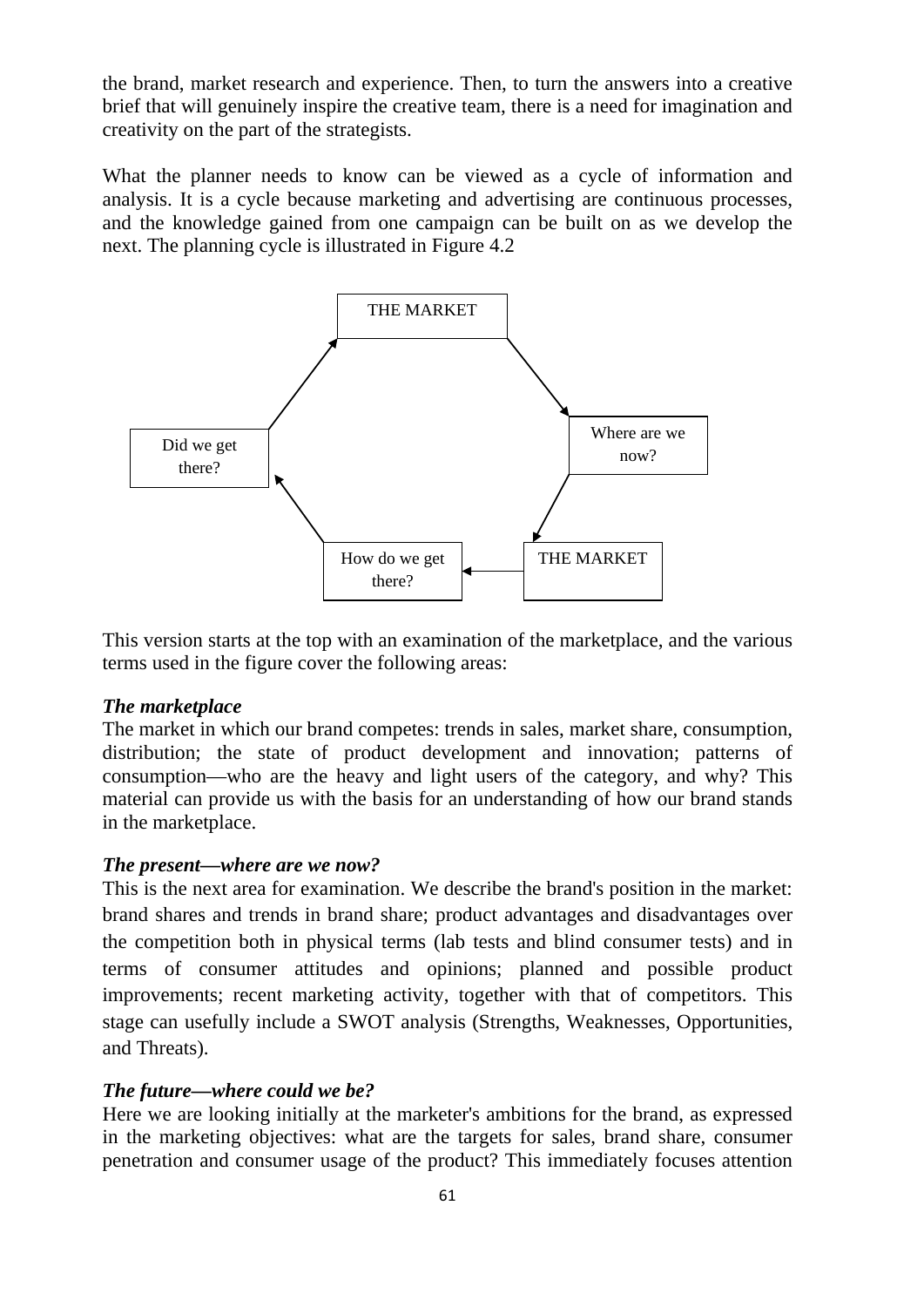the brand, market research and experience. Then, to turn the answers into a creative brief that will genuinely inspire the creative team, there is a need for imagination and creativity on the part of the strategists.

What the planner needs to know can be viewed as a cycle of information and analysis. It is a cycle because marketing and advertising are continuous processes, and the knowledge gained from one campaign can be built on as we develop the next. The planning cycle is illustrated in Figure 4.2

THE MARKET → Where are we now? → THE MARKET → How do we get there? → Did we get there? → THE MARKET

This version starts at the top with an examination of the marketplace, and the various terms used in the figure cover the following areas:

***The marketplace***

The market in which our brand competes: trends in sales, market share, consumption, distribution; the state of product development and innovation; patterns of consumption—who are the heavy and light users of the category, and why? This material can provide us with the basis for an understanding of how our brand stands in the marketplace.

***The present—where are we now?***

This is the next area for examination. We describe the brand's position in the market: brand shares and trends in brand share; product advantages and disadvantages over the competition both in physical terms (lab tests and blind consumer tests) and in terms of consumer attitudes and opinions; planned and possible product improvements; recent marketing activity, together with that of competitors. This stage can usefully include a SWOT analysis (Strengths, Weaknesses, Opportunities, and Threats).

***The future—where could we be?***

Here we are looking initially at the marketer's ambitions for the brand, as expressed in the marketing objectives: what are the targets for sales, brand share, consumer penetration and consumer usage of the product? This immediately focuses attention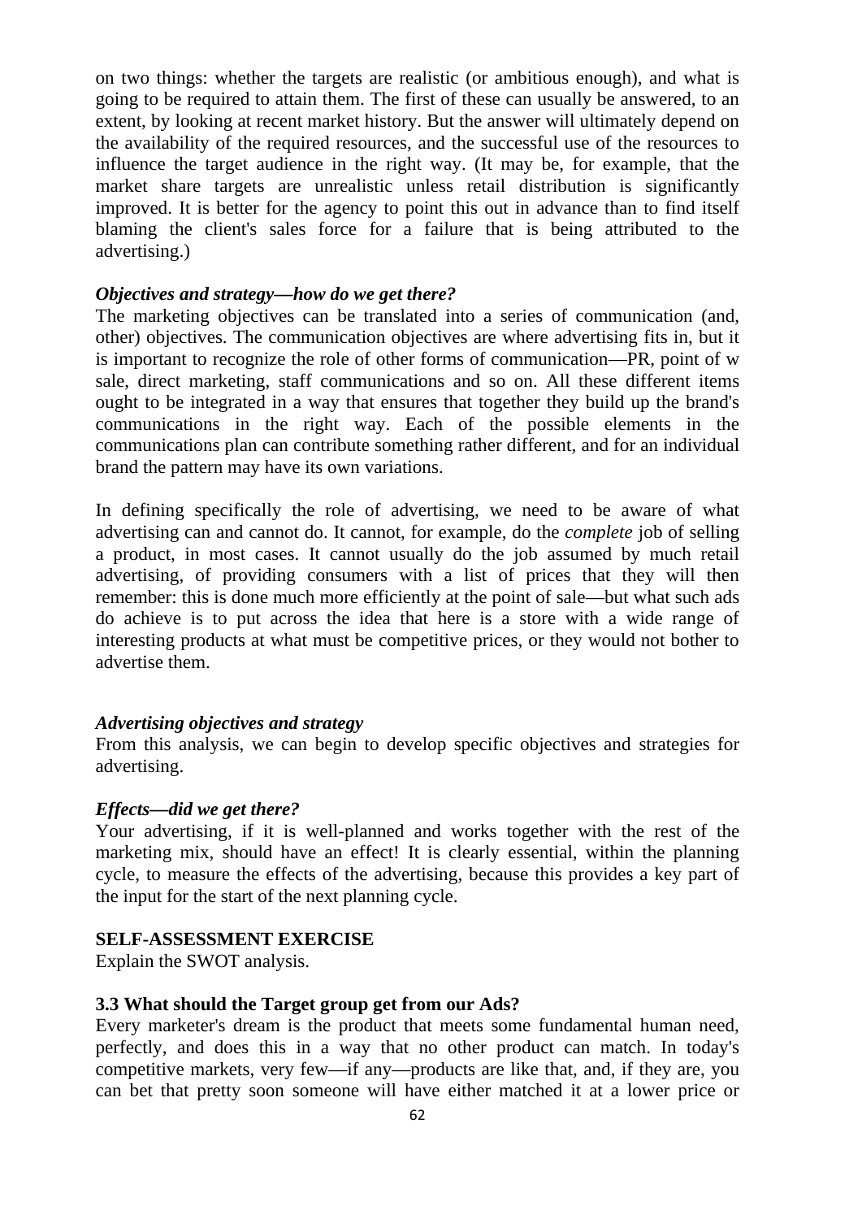on two things: whether the targets are realistic (or ambitious enough), and what is going to be required to attain them. The first of these can usually be answered, to an extent, by looking at recent market history. But the answer will ultimately depend on the availability of the required resources, and the successful use of the resources to influence the target audience in the right way. (It may be, for example, that the market share targets are unrealistic unless retail distribution is significantly improved. It is better for the agency to point this out in advance than to find itself blaming the client's sales force for a failure that is being attributed to the advertising.)

***Objectives and strategy—how do we get there?***

The marketing objectives can be translated into a series of communication (and, other) objectives. The communication objectives are where advertising fits in, but it is important to recognize the role of other forms of communication—PR, point of w sale, direct marketing, staff communications and so on. All these different items ought to be integrated in a way that ensures that together they build up the brand's communications in the right way. Each of the possible elements in the communications plan can contribute something rather different, and for an individual brand the pattern may have its own variations.

In defining specifically the role of advertising, we need to be aware of what advertising can and cannot do. It cannot, for example, do the *complete* job of selling a product, in most cases. It cannot usually do the job assumed by much retail advertising, of providing consumers with a list of prices that they will then remember: this is done much more efficiently at the point of sale—but what such ads do achieve is to put across the idea that here is a store with a wide range of interesting products at what must be competitive prices, or they would not bother to advertise them.

***Advertising objectives and strategy***

From this analysis, we can begin to develop specific objectives and strategies for advertising.

***Effects—did we get there?***

Your advertising, if it is well-planned and works together with the rest of the marketing mix, should have an effect! It is clearly essential, within the planning cycle, to measure the effects of the advertising, because this provides a key part of the input for the start of the next planning cycle.

**SELF-ASSESSMENT EXERCISE**

Explain the SWOT analysis.

### 3.3 What should the Target group get from our Ads?

Every marketer's dream is the product that meets some fundamental human need, perfectly, and does this in a way that no other product can match. In today's competitive markets, very few—if any—products are like that, and, if they are, you can bet that pretty soon someone will have either matched it at a lower price or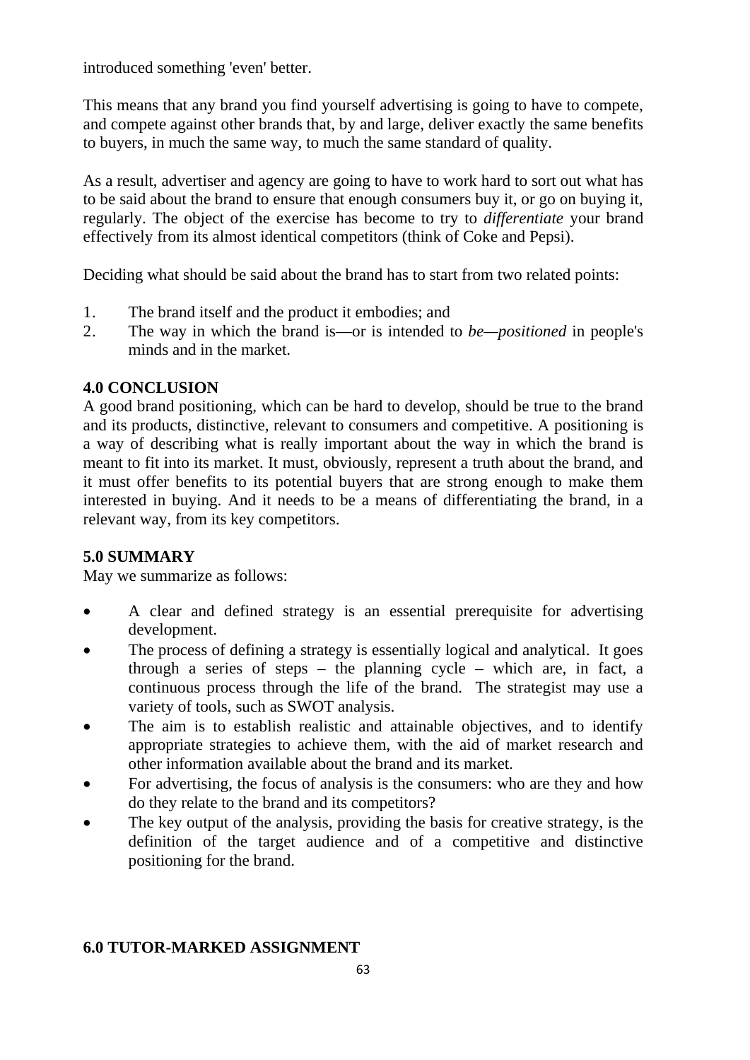introduced something 'even' better.

This means that any brand you find yourself advertising is going to have to compete, and compete against other brands that, by and large, deliver exactly the same benefits to buyers, in much the same way, to much the same standard of quality.

As a result, advertiser and agency are going to have to work hard to sort out what has to be said about the brand to ensure that enough consumers buy it, or go on buying it, regularly. The object of the exercise has become to try to *differentiate* your brand effectively from its almost identical competitors (think of Coke and Pepsi).

Deciding what should be said about the brand has to start from two related points:

1. The brand itself and the product it embodies; and
2. The way in which the brand is—or is intended to *be—positioned* in people's minds and in the market.

## 4.0 CONCLUSION

A good brand positioning, which can be hard to develop, should be true to the brand and its products, distinctive, relevant to consumers and competitive. A positioning is a way of describing what is really important about the way in which the brand is meant to fit into its market. It must, obviously, represent a truth about the brand, and it must offer benefits to its potential buyers that are strong enough to make them interested in buying. And it needs to be a means of differentiating the brand, in a relevant way, from its key competitors.

## 5.0 SUMMARY

May we summarize as follows:

- A clear and defined strategy is an essential prerequisite for advertising development.
- The process of defining a strategy is essentially logical and analytical. It goes through a series of steps – the planning cycle – which are, in fact, a continuous process through the life of the brand. The strategist may use a variety of tools, such as SWOT analysis.
- The aim is to establish realistic and attainable objectives, and to identify appropriate strategies to achieve them, with the aid of market research and other information available about the brand and its market.
- For advertising, the focus of analysis is the consumers: who are they and how do they relate to the brand and its competitors?
- The key output of the analysis, providing the basis for creative strategy, is the definition of the target audience and of a competitive and distinctive positioning for the brand.

## 6.0 TUTOR-MARKED ASSIGNMENT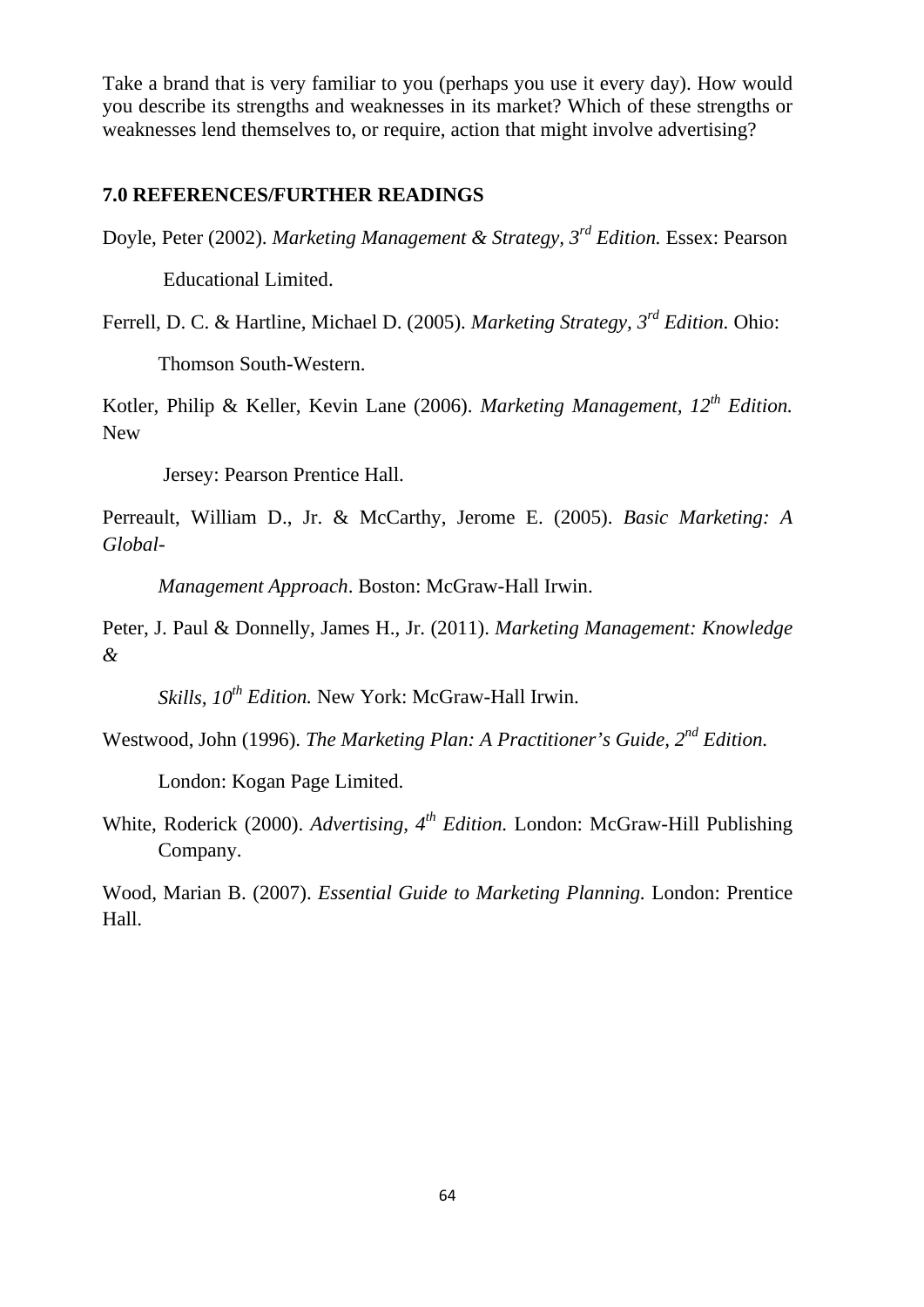Take a brand that is very familiar to you (perhaps you use it every day). How would you describe its strengths and weaknesses in its market? Which of these strengths or weaknesses lend themselves to, or require, action that might involve advertising?

## 7.0 REFERENCES/FURTHER READINGS

Doyle, Peter (2002). *Marketing Management & Strategy, 3rd Edition.* Essex: Pearson Educational Limited.

Ferrell, D. C. & Hartline, Michael D. (2005). *Marketing Strategy, 3rd Edition.* Ohio: Thomson South-Western.

Kotler, Philip & Keller, Kevin Lane (2006). *Marketing Management, 12th Edition.* New Jersey: Pearson Prentice Hall.

Perreault, William D., Jr. & McCarthy, Jerome E. (2005). *Basic Marketing: A Global-Management Approach*. Boston: McGraw-Hall Irwin.

Peter, J. Paul & Donnelly, James H., Jr. (2011). *Marketing Management: Knowledge & Skills, 10th Edition.* New York: McGraw-Hall Irwin.

Westwood, John (1996). *The Marketing Plan: A Practitioner's Guide, 2nd Edition.* London: Kogan Page Limited.

White, Roderick (2000). *Advertising, 4th Edition.* London: McGraw-Hill Publishing Company.

Wood, Marian B. (2007). *Essential Guide to Marketing Planning.* London: Prentice Hall.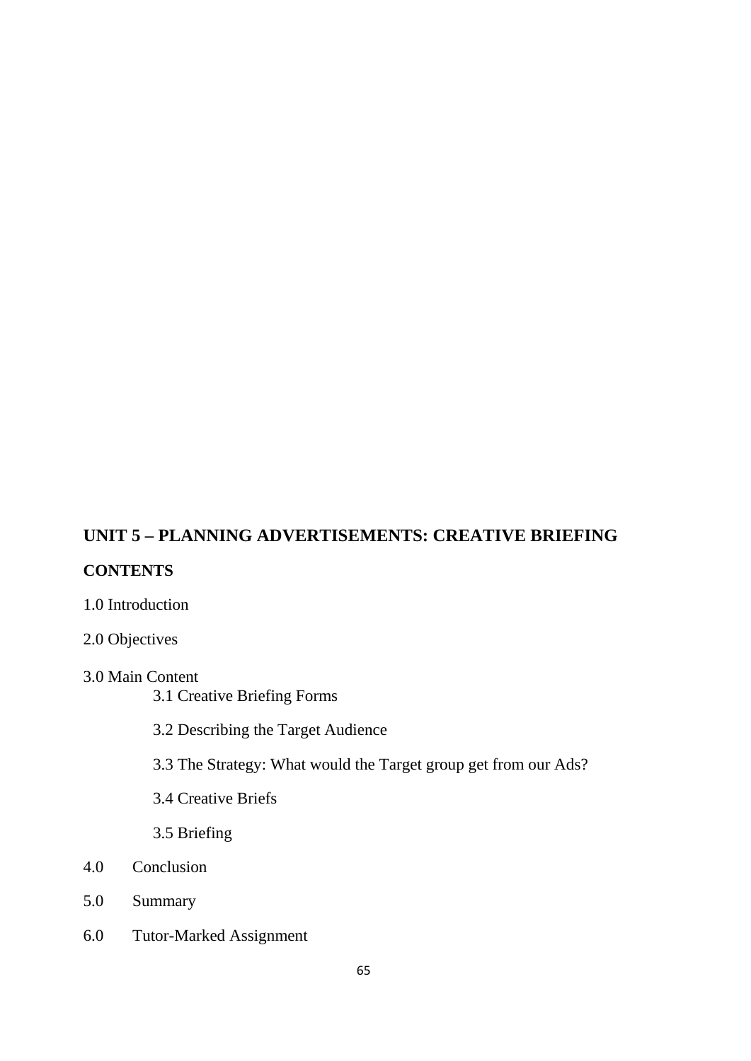# UNIT 5 – PLANNING ADVERTISEMENTS: CREATIVE BRIEFING

## CONTENTS

1.0 Introduction

2.0 Objectives

3.0 Main Content

- 3.1 Creative Briefing Forms
- 3.2 Describing the Target Audience
- 3.3 The Strategy: What would the Target group get from our Ads?
- 3.4 Creative Briefs
- 3.5 Briefing

4.0 Conclusion

5.0 Summary

6.0 Tutor-Marked Assignment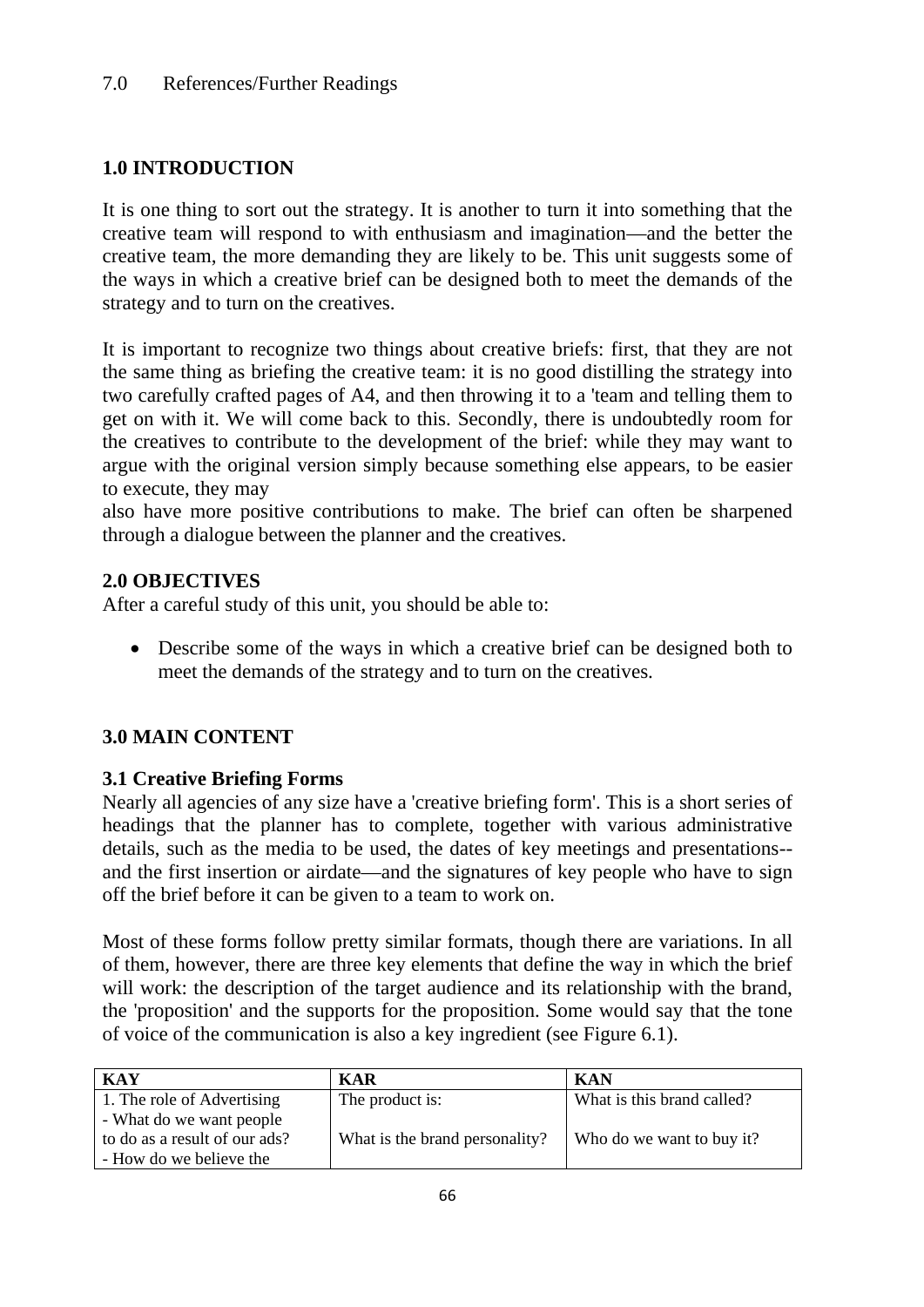7.0 References/Further Readings

## 1.0 INTRODUCTION

It is one thing to sort out the strategy. It is another to turn it into something that the creative team will respond to with enthusiasm and imagination—and the better the creative team, the more demanding they are likely to be. This unit suggests some of the ways in which a creative brief can be designed both to meet the demands of the strategy and to turn on the creatives.

It is important to recognize two things about creative briefs: first, that they are not the same thing as briefing the creative team: it is no good distilling the strategy into two carefully crafted pages of A4, and then throwing it to a 'team and telling them to get on with it. We will come back to this. Secondly, there is undoubtedly room for the creatives to contribute to the development of the brief: while they may want to argue with the original version simply because something else appears, to be easier to execute, they may
also have more positive contributions to make. The brief can often be sharpened through a dialogue between the planner and the creatives.

## 2.0 OBJECTIVES

After a careful study of this unit, you should be able to:

- Describe some of the ways in which a creative brief can be designed both to meet the demands of the strategy and to turn on the creatives.

## 3.0 MAIN CONTENT

### 3.1 Creative Briefing Forms

Nearly all agencies of any size have a 'creative briefing form'. This is a short series of headings that the planner has to complete, together with various administrative details, such as the media to be used, the dates of key meetings and presentations--and the first insertion or airdate—and the signatures of key people who have to sign off the brief before it can be given to a team to work on.

Most of these forms follow pretty similar formats, though there are variations. In all of them, however, there are three key elements that define the way in which the brief will work: the description of the target audience and its relationship with the brand, the 'proposition' and the supports for the proposition. Some would say that the tone of voice of the communication is also a key ingredient (see Figure 6.1).

| KAY | KAR | KAN |
|---|---|---|
| 1. The role of Advertising<br>- What do we want people to do as a result of our ads?<br>- How do we believe the | The product is:<br><br>What is the brand personality? | What is this brand called?<br><br>Who do we want to buy it? |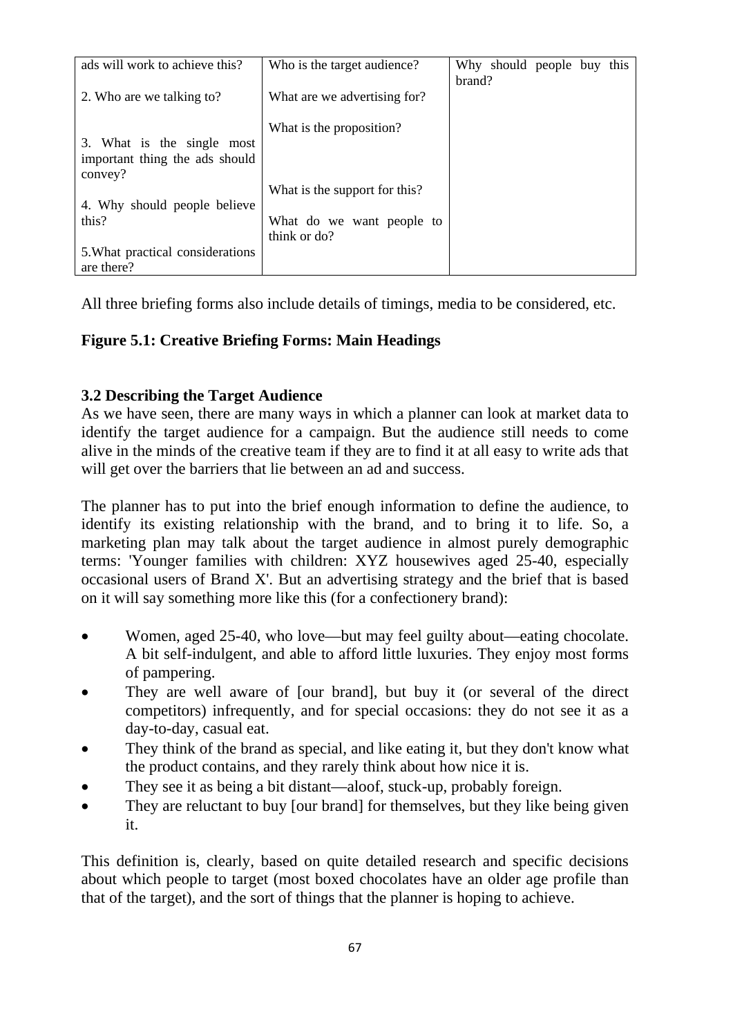| ads will work to achieve this?<br><br>2. Who are we talking to?<br><br>3. What is the single most important thing the ads should convey?<br><br>4. Why should people believe this?<br><br>5.What practical considerations are there? | Who is the target audience?<br><br>What are we advertising for?<br><br>What is the proposition?<br><br>What is the support for this?<br><br>What do we want people to think or do? | Why should people buy this brand? |
|---|---|---|

All three briefing forms also include details of timings, media to be considered, etc.

**Figure 5.1: Creative Briefing Forms: Main Headings**

### 3.2 Describing the Target Audience

As we have seen, there are many ways in which a planner can look at market data to identify the target audience for a campaign. But the audience still needs to come alive in the minds of the creative team if they are to find it at all easy to write ads that will get over the barriers that lie between an ad and success.

The planner has to put into the brief enough information to define the audience, to identify its existing relationship with the brand, and to bring it to life. So, a marketing plan may talk about the target audience in almost purely demographic terms: 'Younger families with children: XYZ housewives aged 25-40, especially occasional users of Brand X'. But an advertising strategy and the brief that is based on it will say something more like this (for a confectionery brand):

- Women, aged 25-40, who love—but may feel guilty about—eating chocolate. A bit self-indulgent, and able to afford little luxuries. They enjoy most forms of pampering.
- They are well aware of [our brand], but buy it (or several of the direct competitors) infrequently, and for special occasions: they do not see it as a day-to-day, casual eat.
- They think of the brand as special, and like eating it, but they don't know what the product contains, and they rarely think about how nice it is.
- They see it as being a bit distant—aloof, stuck-up, probably foreign.
- They are reluctant to buy [our brand] for themselves, but they like being given it.

This definition is, clearly, based on quite detailed research and specific decisions about which people to target (most boxed chocolates have an older age profile than that of the target), and the sort of things that the planner is hoping to achieve.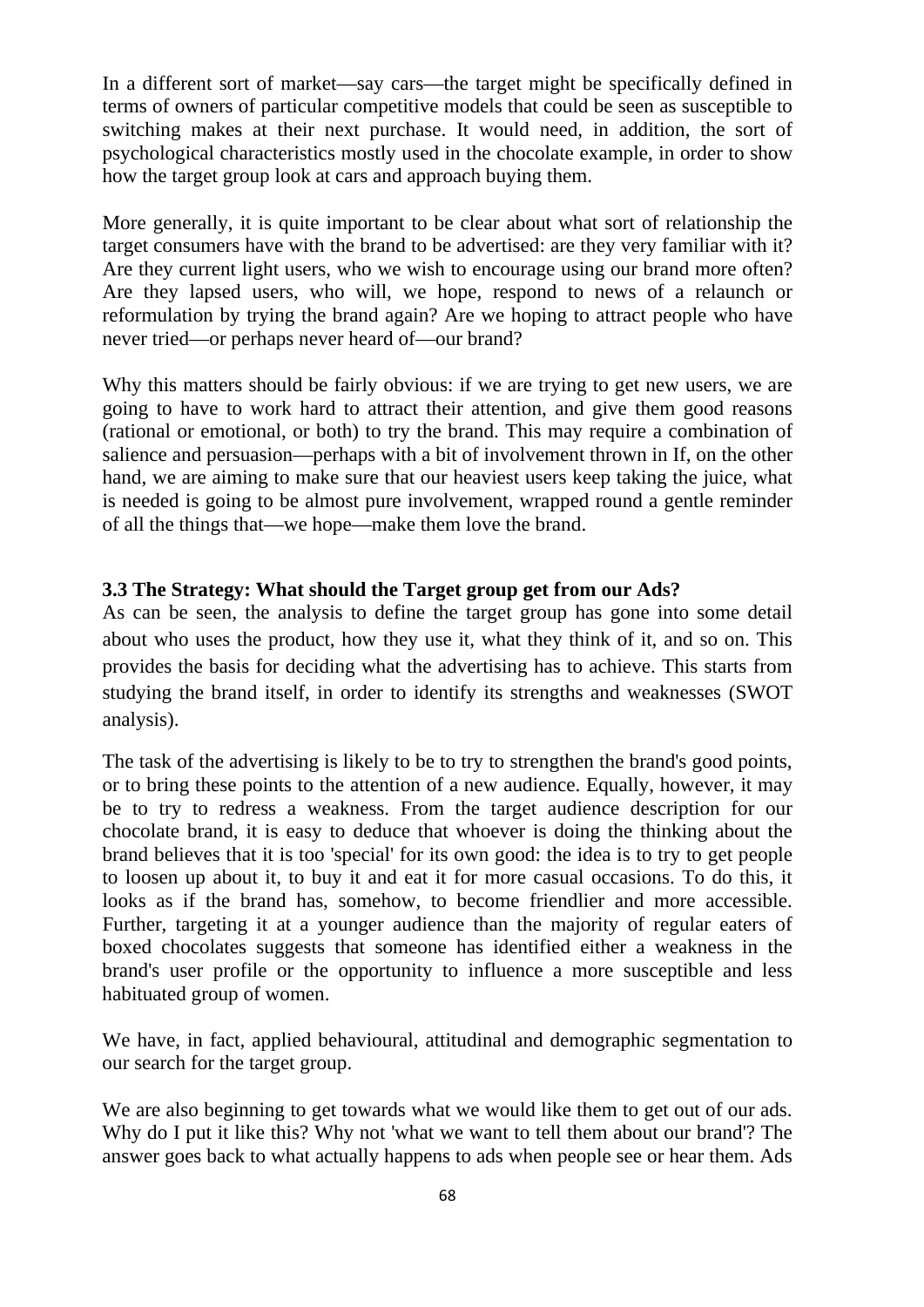In a different sort of market—say cars—the target might be specifically defined in terms of owners of particular competitive models that could be seen as susceptible to switching makes at their next purchase. It would need, in addition, the sort of psychological characteristics mostly used in the chocolate example, in order to show how the target group look at cars and approach buying them.

More generally, it is quite important to be clear about what sort of relationship the target consumers have with the brand to be advertised: are they very familiar with it? Are they current light users, who we wish to encourage using our brand more often? Are they lapsed users, who will, we hope, respond to news of a relaunch or reformulation by trying the brand again? Are we hoping to attract people who have never tried—or perhaps never heard of—our brand?

Why this matters should be fairly obvious: if we are trying to get new users, we are going to have to work hard to attract their attention, and give them good reasons (rational or emotional, or both) to try the brand. This may require a combination of salience and persuasion—perhaps with a bit of involvement thrown in If, on the other hand, we are aiming to make sure that our heaviest users keep taking the juice, what is needed is going to be almost pure involvement, wrapped round a gentle reminder of all the things that—we hope—make them love the brand.

### 3.3 The Strategy: What should the Target group get from our Ads?

As can be seen, the analysis to define the target group has gone into some detail about who uses the product, how they use it, what they think of it, and so on. This provides the basis for deciding what the advertising has to achieve. This starts from studying the brand itself, in order to identify its strengths and weaknesses (SWOT analysis).

The task of the advertising is likely to be to try to strengthen the brand's good points, or to bring these points to the attention of a new audience. Equally, however, it may be to try to redress a weakness. From the target audience description for our chocolate brand, it is easy to deduce that whoever is doing the thinking about the brand believes that it is too 'special' for its own good: the idea is to try to get people to loosen up about it, to buy it and eat it for more casual occasions. To do this, it looks as if the brand has, somehow, to become friendlier and more accessible. Further, targeting it at a younger audience than the majority of regular eaters of boxed chocolates suggests that someone has identified either a weakness in the brand's user profile or the opportunity to influence a more susceptible and less habituated group of women.

We have, in fact, applied behavioural, attitudinal and demographic segmentation to our search for the target group.

We are also beginning to get towards what we would like them to get out of our ads. Why do I put it like this? Why not 'what we want to tell them about our brand'? The answer goes back to what actually happens to ads when people see or hear them. Ads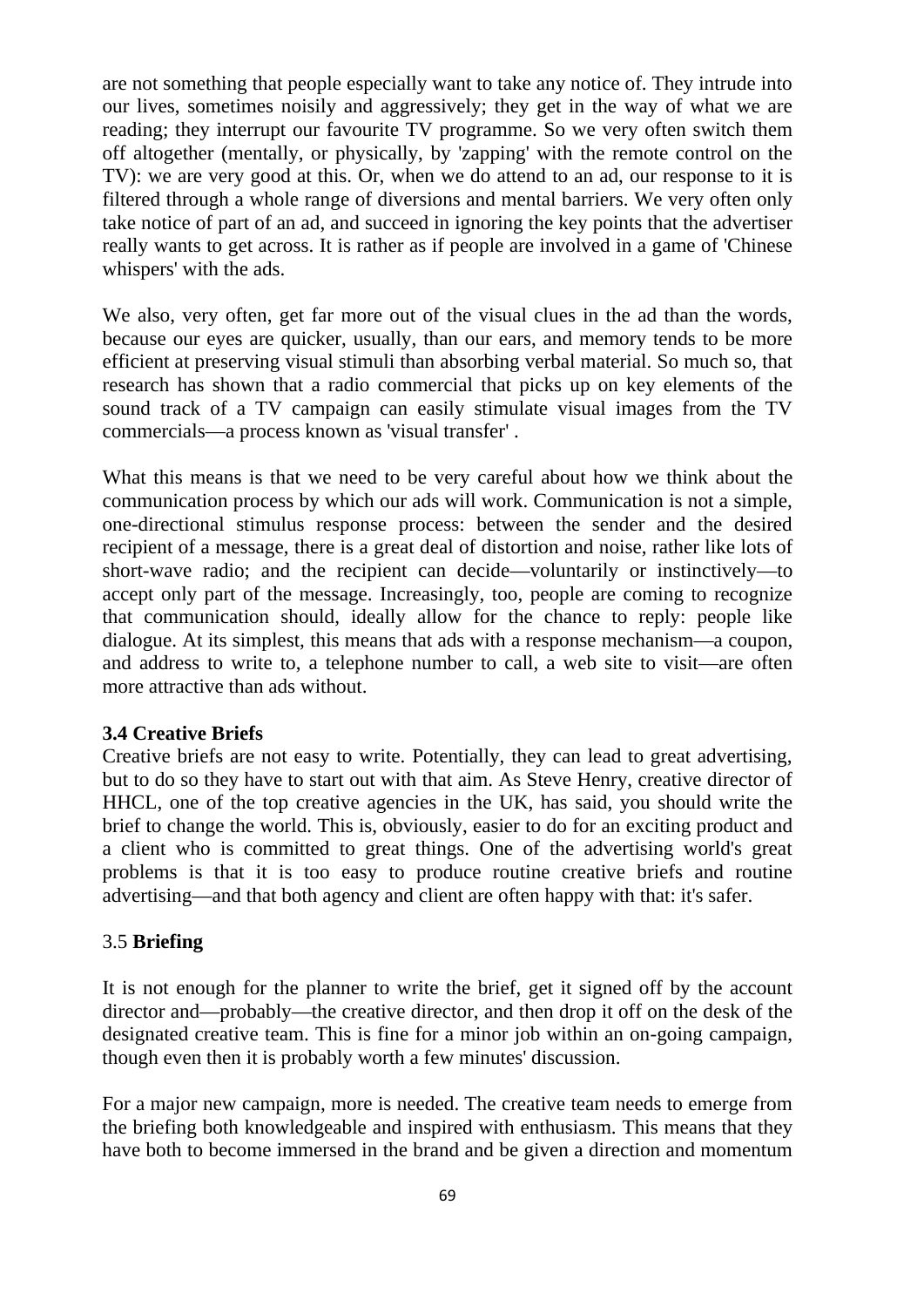are not something that people especially want to take any notice of. They intrude into our lives, sometimes noisily and aggressively; they get in the way of what we are reading; they interrupt our favourite TV programme. So we very often switch them off altogether (mentally, or physically, by 'zapping' with the remote control on the TV): we are very good at this. Or, when we do attend to an ad, our response to it is filtered through a whole range of diversions and mental barriers. We very often only take notice of part of an ad, and succeed in ignoring the key points that the advertiser really wants to get across. It is rather as if people are involved in a game of 'Chinese whispers' with the ads.

We also, very often, get far more out of the visual clues in the ad than the words, because our eyes are quicker, usually, than our ears, and memory tends to be more efficient at preserving visual stimuli than absorbing verbal material. So much so, that research has shown that a radio commercial that picks up on key elements of the sound track of a TV campaign can easily stimulate visual images from the TV commercials—a process known as 'visual transfer' .

What this means is that we need to be very careful about how we think about the communication process by which our ads will work. Communication is not a simple, one-directional stimulus response process: between the sender and the desired recipient of a message, there is a great deal of distortion and noise, rather like lots of short-wave radio; and the recipient can decide—voluntarily or instinctively—to accept only part of the message. Increasingly, too, people are coming to recognize that communication should, ideally allow for the chance to reply: people like dialogue. At its simplest, this means that ads with a response mechanism—a coupon, and address to write to, a telephone number to call, a web site to visit—are often more attractive than ads without.

### 3.4 Creative Briefs

Creative briefs are not easy to write. Potentially, they can lead to great advertising, but to do so they have to start out with that aim. As Steve Henry, creative director of HHCL, one of the top creative agencies in the UK, has said, you should write the brief to change the world. This is, obviously, easier to do for an exciting product and a client who is committed to great things. One of the advertising world's great problems is that it is too easy to produce routine creative briefs and routine advertising—and that both agency and client are often happy with that: it's safer.

### 3.5 **Briefing**

It is not enough for the planner to write the brief, get it signed off by the account director and—probably—the creative director, and then drop it off on the desk of the designated creative team. This is fine for a minor job within an on-going campaign, though even then it is probably worth a few minutes' discussion.

For a major new campaign, more is needed. The creative team needs to emerge from the briefing both knowledgeable and inspired with enthusiasm. This means that they have both to become immersed in the brand and be given a direction and momentum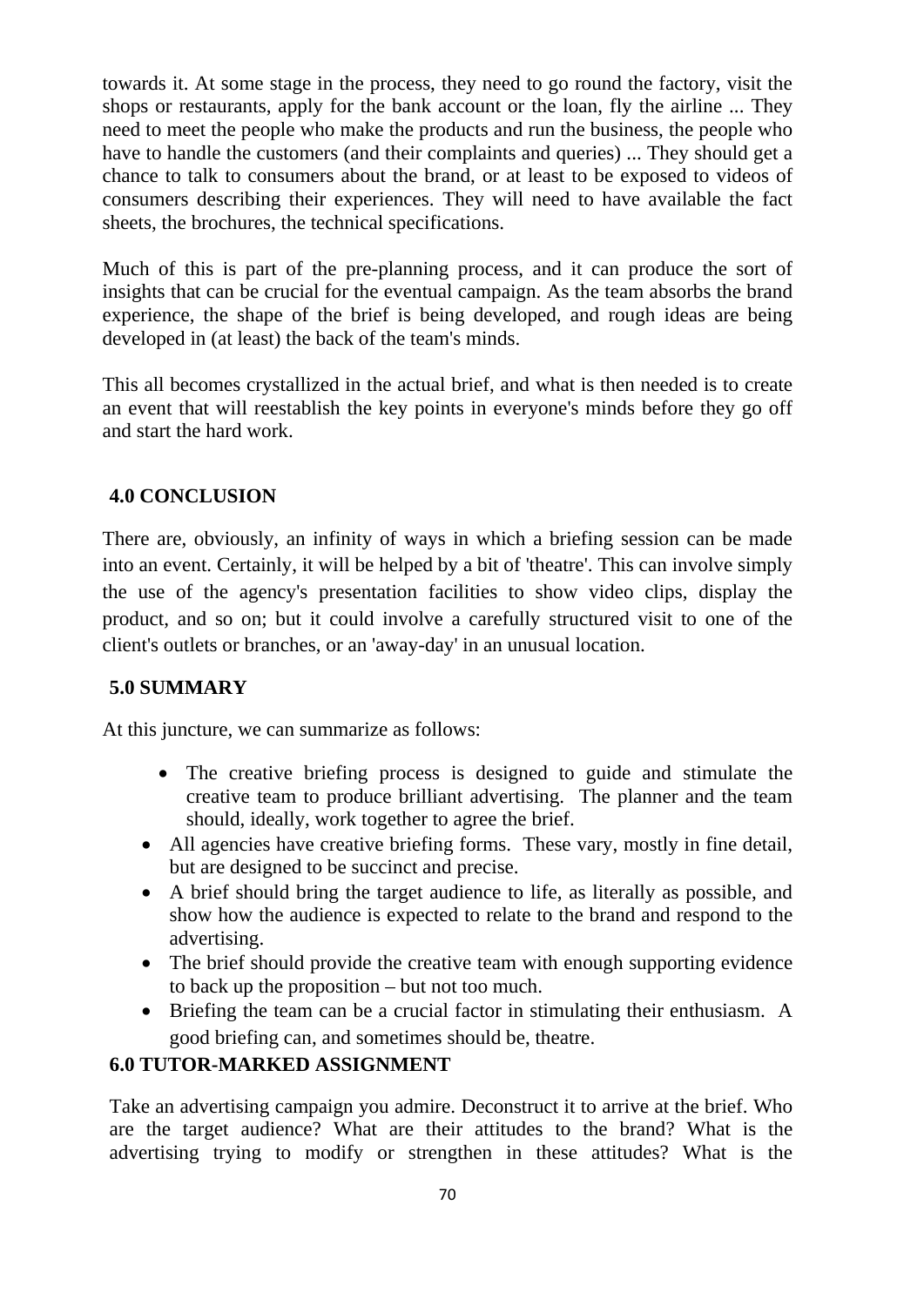towards it. At some stage in the process, they need to go round the factory, visit the shops or restaurants, apply for the bank account or the loan, fly the airline ... They need to meet the people who make the products and run the business, the people who have to handle the customers (and their complaints and queries) ... They should get a chance to talk to consumers about the brand, or at least to be exposed to videos of consumers describing their experiences. They will need to have available the fact sheets, the brochures, the technical specifications.

Much of this is part of the pre-planning process, and it can produce the sort of insights that can be crucial for the eventual campaign. As the team absorbs the brand experience, the shape of the brief is being developed, and rough ideas are being developed in (at least) the back of the team's minds.

This all becomes crystallized in the actual brief, and what is then needed is to create an event that will reestablish the key points in everyone's minds before they go off and start the hard work.

## 4.0 CONCLUSION

There are, obviously, an infinity of ways in which a briefing session can be made into an event. Certainly, it will be helped by a bit of 'theatre'. This can involve simply the use of the agency's presentation facilities to show video clips, display the product, and so on; but it could involve a carefully structured visit to one of the client's outlets or branches, or an 'away-day' in an unusual location.

## 5.0 SUMMARY

At this juncture, we can summarize as follows:

- The creative briefing process is designed to guide and stimulate the creative team to produce brilliant advertising. The planner and the team should, ideally, work together to agree the brief.
- All agencies have creative briefing forms. These vary, mostly in fine detail, but are designed to be succinct and precise.
- A brief should bring the target audience to life, as literally as possible, and show how the audience is expected to relate to the brand and respond to the advertising.
- The brief should provide the creative team with enough supporting evidence to back up the proposition – but not too much.
- Briefing the team can be a crucial factor in stimulating their enthusiasm. A good briefing can, and sometimes should be, theatre.

## 6.0 TUTOR-MARKED ASSIGNMENT

Take an advertising campaign you admire. Deconstruct it to arrive at the brief. Who are the target audience? What are their attitudes to the brand? What is the advertising trying to modify or strengthen in these attitudes? What is the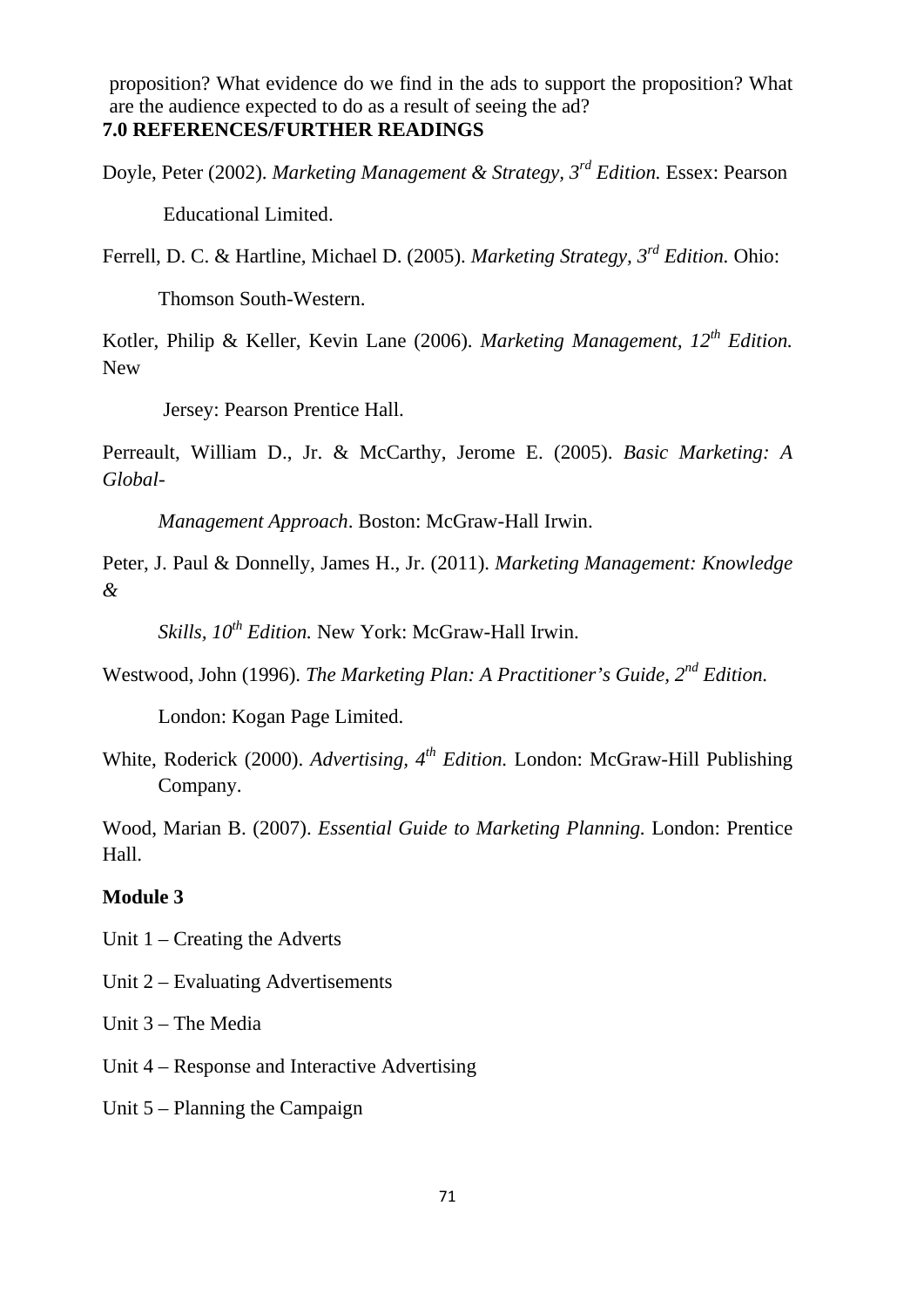proposition? What evidence do we find in the ads to support the proposition? What are the audience expected to do as a result of seeing the ad?

## 7.0 REFERENCES/FURTHER READINGS

Doyle, Peter (2002). *Marketing Management & Strategy, 3rd Edition.* Essex: Pearson Educational Limited.

Ferrell, D. C. & Hartline, Michael D. (2005). *Marketing Strategy, 3rd Edition.* Ohio: Thomson South-Western.

Kotler, Philip & Keller, Kevin Lane (2006). *Marketing Management, 12th Edition.* New Jersey: Pearson Prentice Hall.

Perreault, William D., Jr. & McCarthy, Jerome E. (2005). *Basic Marketing: A Global-Management Approach*. Boston: McGraw-Hall Irwin.

Peter, J. Paul & Donnelly, James H., Jr. (2011). *Marketing Management: Knowledge & Skills, 10th Edition.* New York: McGraw-Hall Irwin.

Westwood, John (1996). *The Marketing Plan: A Practitioner's Guide, 2nd Edition.* London: Kogan Page Limited.

White, Roderick (2000). *Advertising, 4th Edition.* London: McGraw-Hill Publishing Company.

Wood, Marian B. (2007). *Essential Guide to Marketing Planning.* London: Prentice Hall.

## Module 3

Unit 1 – Creating the Adverts

Unit 2 – Evaluating Advertisements

Unit 3 – The Media

Unit 4 – Response and Interactive Advertising

Unit 5 – Planning the Campaign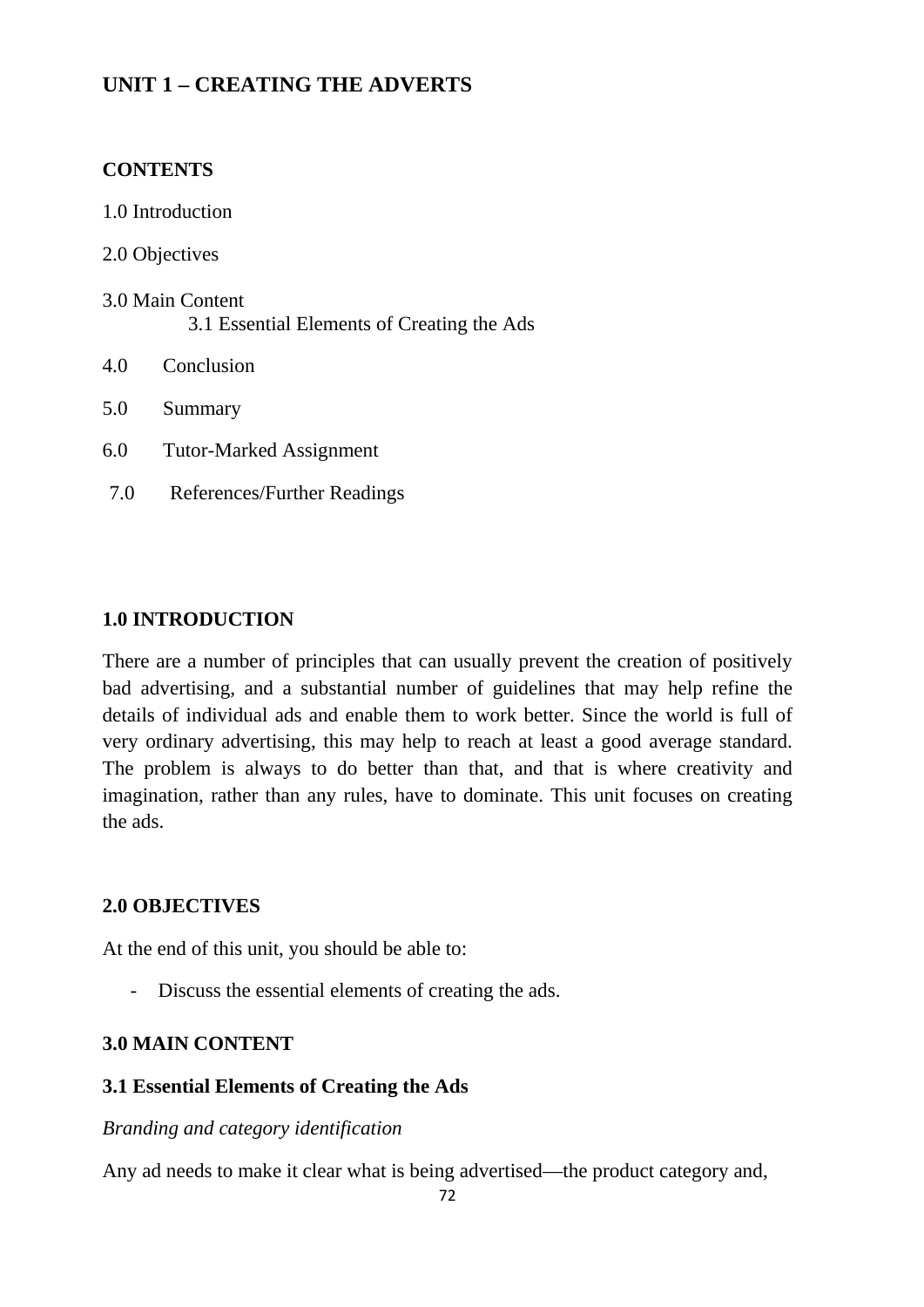## UNIT 1 – CREATING THE ADVERTS

**CONTENTS**

1.0 Introduction

2.0 Objectives

3.0 Main Content
 3.1 Essential Elements of Creating the Ads

4.0 Conclusion

5.0 Summary

6.0 Tutor-Marked Assignment

7.0 References/Further Readings

### 1.0 INTRODUCTION

There are a number of principles that can usually prevent the creation of positively bad advertising, and a substantial number of guidelines that may help refine the details of individual ads and enable them to work better. Since the world is full of very ordinary advertising, this may help to reach at least a good average standard. The problem is always to do better than that, and that is where creativity and imagination, rather than any rules, have to dominate. This unit focuses on creating the ads.

### 2.0 OBJECTIVES

At the end of this unit, you should be able to:

- Discuss the essential elements of creating the ads.

### 3.0 MAIN CONTENT

#### 3.1 Essential Elements of Creating the Ads

*Branding and category identification*

Any ad needs to make it clear what is being advertised—the product category and,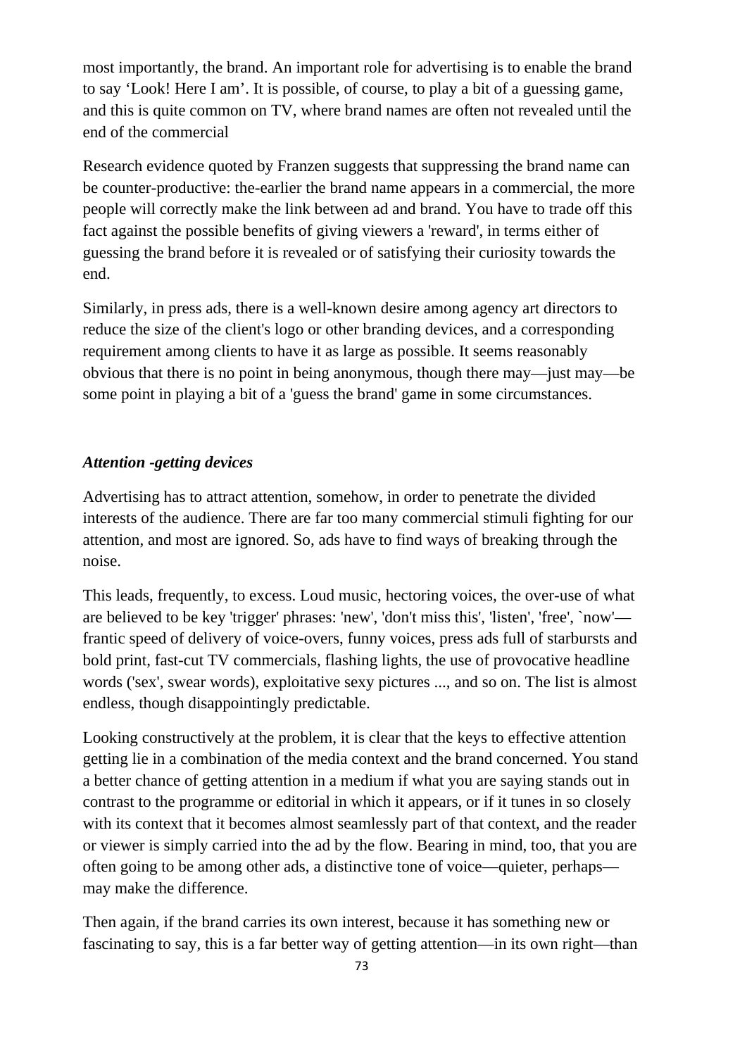most importantly, the brand. An important role for advertising is to enable the brand to say 'Look! Here I am'. It is possible, of course, to play a bit of a guessing game, and this is quite common on TV, where brand names are often not revealed until the end of the commercial

Research evidence quoted by Franzen suggests that suppressing the brand name can be counter-productive: the-earlier the brand name appears in a commercial, the more people will correctly make the link between ad and brand. You have to trade off this fact against the possible benefits of giving viewers a 'reward', in terms either of guessing the brand before it is revealed or of satisfying their curiosity towards the end.

Similarly, in press ads, there is a well-known desire among agency art directors to reduce the size of the client's logo or other branding devices, and a corresponding requirement among clients to have it as large as possible. It seems reasonably obvious that there is no point in being anonymous, though there may—just may—be some point in playing a bit of a 'guess the brand' game in some circumstances.

***Attention -getting devices***

Advertising has to attract attention, somehow, in order to penetrate the divided interests of the audience. There are far too many commercial stimuli fighting for our attention, and most are ignored. So, ads have to find ways of breaking through the noise.

This leads, frequently, to excess. Loud music, hectoring voices, the over-use of what are believed to be key 'trigger' phrases: 'new', 'don't miss this', 'listen', 'free', `now'—frantic speed of delivery of voice-overs, funny voices, press ads full of starbursts and bold print, fast-cut TV commercials, flashing lights, the use of provocative headline words ('sex', swear words), exploitative sexy pictures ..., and so on. The list is almost endless, though disappointingly predictable.

Looking constructively at the problem, it is clear that the keys to effective attention getting lie in a combination of the media context and the brand concerned. You stand a better chance of getting attention in a medium if what you are saying stands out in contrast to the programme or editorial in which it appears, or if it tunes in so closely with its context that it becomes almost seamlessly part of that context, and the reader or viewer is simply carried into the ad by the flow. Bearing in mind, too, that you are often going to be among other ads, a distinctive tone of voice—quieter, perhaps—may make the difference.

Then again, if the brand carries its own interest, because it has something new or fascinating to say, this is a far better way of getting attention—in its own right—than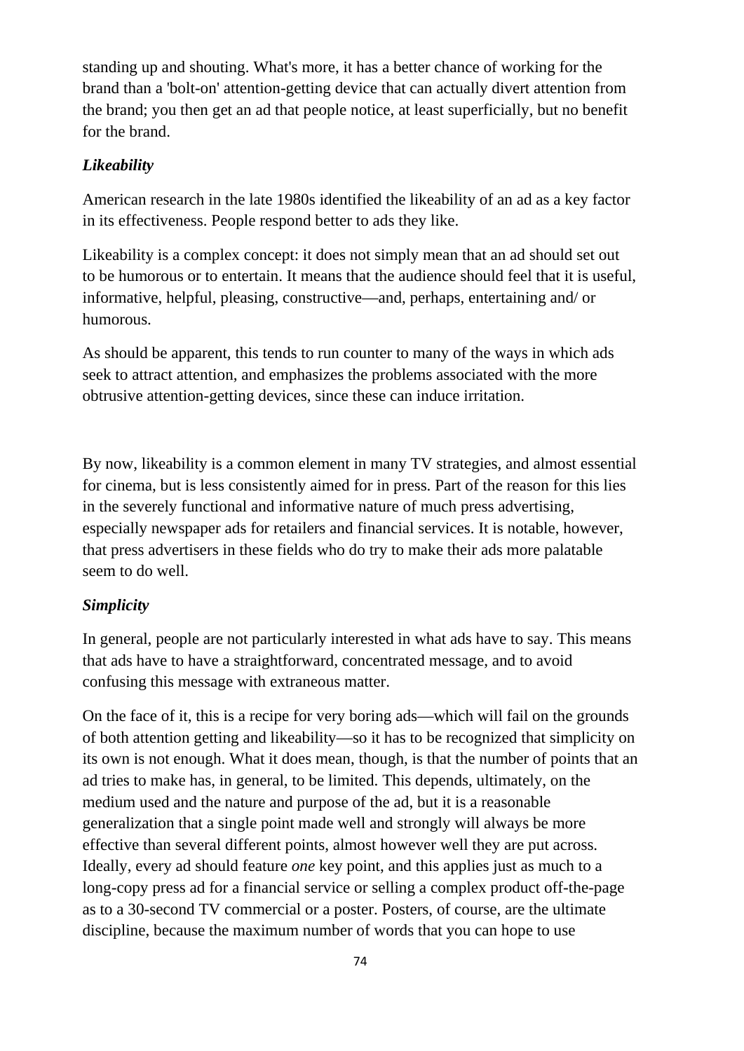standing up and shouting. What's more, it has a better chance of working for the brand than a 'bolt-on' attention-getting device that can actually divert attention from the brand; you then get an ad that people notice, at least superficially, but no benefit for the brand.

### *Likeability*

American research in the late 1980s identified the likeability of an ad as a key factor in its effectiveness. People respond better to ads they like.

Likeability is a complex concept: it does not simply mean that an ad should set out to be humorous or to entertain. It means that the audience should feel that it is useful, informative, helpful, pleasing, constructive—and, perhaps, entertaining and/ or humorous.

As should be apparent, this tends to run counter to many of the ways in which ads seek to attract attention, and emphasizes the problems associated with the more obtrusive attention-getting devices, since these can induce irritation.

By now, likeability is a common element in many TV strategies, and almost essential for cinema, but is less consistently aimed for in press. Part of the reason for this lies in the severely functional and informative nature of much press advertising, especially newspaper ads for retailers and financial services. It is notable, however, that press advertisers in these fields who do try to make their ads more palatable seem to do well.

### *Simplicity*

In general, people are not particularly interested in what ads have to say. This means that ads have to have a straightforward, concentrated message, and to avoid confusing this message with extraneous matter.

On the face of it, this is a recipe for very boring ads—which will fail on the grounds of both attention getting and likeability—so it has to be recognized that simplicity on its own is not enough. What it does mean, though, is that the number of points that an ad tries to make has, in general, to be limited. This depends, ultimately, on the medium used and the nature and purpose of the ad, but it is a reasonable generalization that a single point made well and strongly will always be more effective than several different points, almost however well they are put across. Ideally, every ad should feature *one* key point, and this applies just as much to a long-copy press ad for a financial service or selling a complex product off-the-page as to a 30-second TV commercial or a poster. Posters, of course, are the ultimate discipline, because the maximum number of words that you can hope to use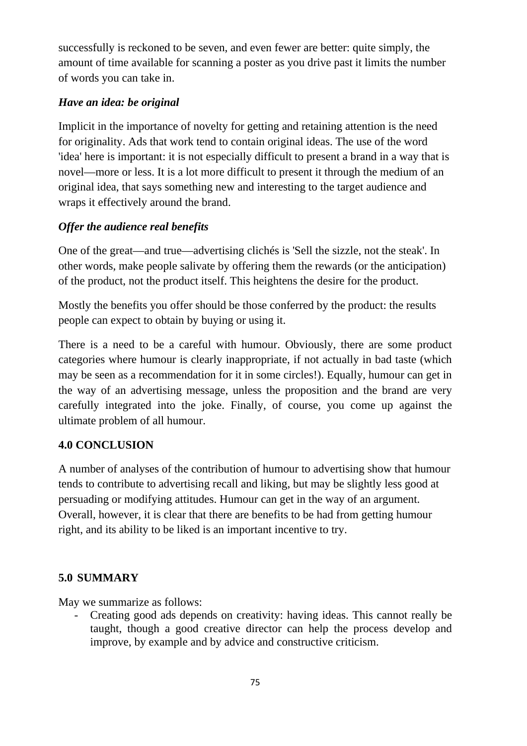successfully is reckoned to be seven, and even fewer are better: quite simply, the amount of time available for scanning a poster as you drive past it limits the number of words you can take in.

***Have an idea: be original***

Implicit in the importance of novelty for getting and retaining attention is the need for originality. Ads that work tend to contain original ideas. The use of the word 'idea' here is important: it is not especially difficult to present a brand in a way that is novel—more or less. It is a lot more difficult to present it through the medium of an original idea, that says something new and interesting to the target audience and wraps it effectively around the brand.

***Offer the audience real benefits***

One of the great—and true—advertising clichés is 'Sell the sizzle, not the steak'. In other words, make people salivate by offering them the rewards (or the anticipation) of the product, not the product itself. This heightens the desire for the product.

Mostly the benefits you offer should be those conferred by the product: the results people can expect to obtain by buying or using it.

There is a need to be a careful with humour. Obviously, there are some product categories where humour is clearly inappropriate, if not actually in bad taste (which may be seen as a recommendation for it in some circles!). Equally, humour can get in the way of an advertising message, unless the proposition and the brand are very carefully integrated into the joke. Finally, of course, you come up against the ultimate problem of all humour.

## 4.0 CONCLUSION

A number of analyses of the contribution of humour to advertising show that humour tends to contribute to advertising recall and liking, but may be slightly less good at persuading or modifying attitudes. Humour can get in the way of an argument. Overall, however, it is clear that there are benefits to be had from getting humour right, and its ability to be liked is an important incentive to try.

## 5.0 SUMMARY

May we summarize as follows:

- Creating good ads depends on creativity: having ideas. This cannot really be taught, though a good creative director can help the process develop and improve, by example and by advice and constructive criticism.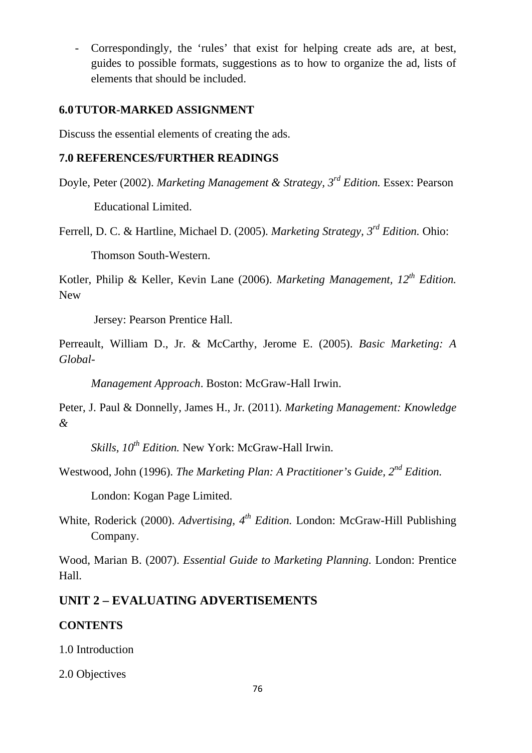- Correspondingly, the 'rules' that exist for helping create ads are, at best, guides to possible formats, suggestions as to how to organize the ad, lists of elements that should be included.

## 6.0 TUTOR-MARKED ASSIGNMENT

Discuss the essential elements of creating the ads.

## 7.0 REFERENCES/FURTHER READINGS

Doyle, Peter (2002). *Marketing Management & Strategy, 3rd Edition.* Essex: Pearson Educational Limited.

Ferrell, D. C. & Hartline, Michael D. (2005). *Marketing Strategy, 3rd Edition.* Ohio: Thomson South-Western.

Kotler, Philip & Keller, Kevin Lane (2006). *Marketing Management, 12th Edition.* New Jersey: Pearson Prentice Hall.

Perreault, William D., Jr. & McCarthy, Jerome E. (2005). *Basic Marketing: A Global-Management Approach*. Boston: McGraw-Hall Irwin.

Peter, J. Paul & Donnelly, James H., Jr. (2011). *Marketing Management: Knowledge & Skills, 10th Edition.* New York: McGraw-Hall Irwin.

Westwood, John (1996). *The Marketing Plan: A Practitioner's Guide, 2nd Edition.* London: Kogan Page Limited.

White, Roderick (2000). *Advertising, 4th Edition.* London: McGraw-Hill Publishing Company.

Wood, Marian B. (2007). *Essential Guide to Marketing Planning.* London: Prentice Hall.

# UNIT 2 – EVALUATING ADVERTISEMENTS

## CONTENTS

1.0 Introduction

2.0 Objectives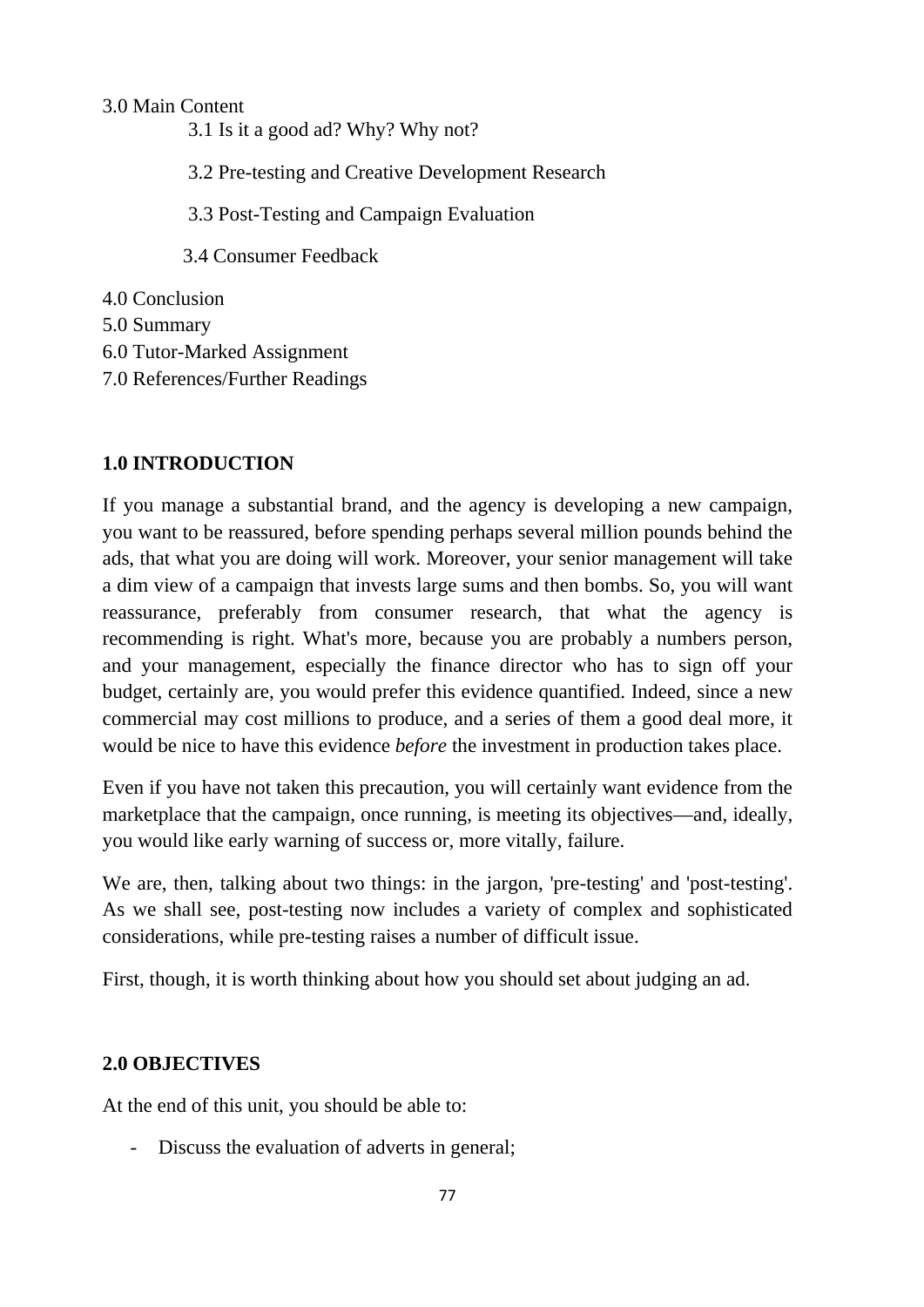3.0 Main Content

- 3.1 Is it a good ad? Why? Why not?
- 3.2 Pre-testing and Creative Development Research
- 3.3 Post-Testing and Campaign Evaluation
- 3.4 Consumer Feedback

4.0 Conclusion
5.0 Summary
6.0 Tutor-Marked Assignment
7.0 References/Further Readings

## 1.0 INTRODUCTION

If you manage a substantial brand, and the agency is developing a new campaign, you want to be reassured, before spending perhaps several million pounds behind the ads, that what you are doing will work. Moreover, your senior management will take a dim view of a campaign that invests large sums and then bombs. So, you will want reassurance, preferably from consumer research, that what the agency is recommending is right. What's more, because you are probably a numbers person, and your management, especially the finance director who has to sign off your budget, certainly are, you would prefer this evidence quantified. Indeed, since a new commercial may cost millions to produce, and a series of them a good deal more, it would be nice to have this evidence *before* the investment in production takes place.

Even if you have not taken this precaution, you will certainly want evidence from the marketplace that the campaign, once running, is meeting its objectives—and, ideally, you would like early warning of success or, more vitally, failure.

We are, then, talking about two things: in the jargon, 'pre-testing' and 'post-testing'. As we shall see, post-testing now includes a variety of complex and sophisticated considerations, while pre-testing raises a number of difficult issue.

First, though, it is worth thinking about how you should set about judging an ad.

## 2.0 OBJECTIVES

At the end of this unit, you should be able to:

- Discuss the evaluation of adverts in general;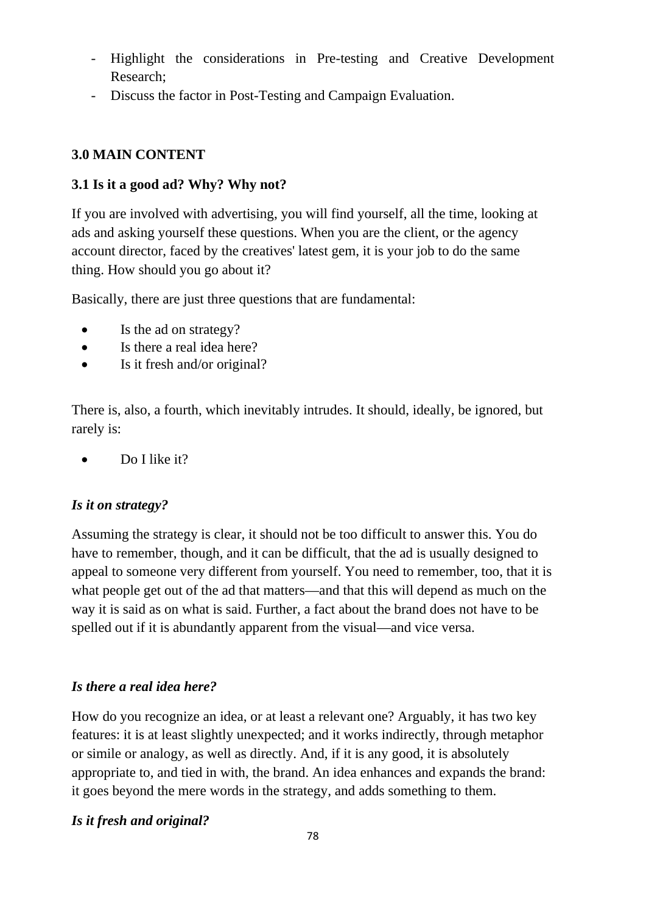- Highlight the considerations in Pre-testing and Creative Development Research;
- Discuss the factor in Post-Testing and Campaign Evaluation.

## 3.0 MAIN CONTENT

### 3.1 Is it a good ad? Why? Why not?

If you are involved with advertising, you will find yourself, all the time, looking at ads and asking yourself these questions. When you are the client, or the agency account director, faced by the creatives' latest gem, it is your job to do the same thing. How should you go about it?

Basically, there are just three questions that are fundamental:

- Is the ad on strategy?
- Is there a real idea here?
- Is it fresh and/or original?

There is, also, a fourth, which inevitably intrudes. It should, ideally, be ignored, but rarely is:

- Do I like it?

***Is it on strategy?***

Assuming the strategy is clear, it should not be too difficult to answer this. You do have to remember, though, and it can be difficult, that the ad is usually designed to appeal to someone very different from yourself. You need to remember, too, that it is what people get out of the ad that matters—and that this will depend as much on the way it is said as on what is said. Further, a fact about the brand does not have to be spelled out if it is abundantly apparent from the visual—and vice versa.

***Is there a real idea here?***

How do you recognize an idea, or at least a relevant one? Arguably, it has two key features: it is at least slightly unexpected; and it works indirectly, through metaphor or simile or analogy, as well as directly. And, if it is any good, it is absolutely appropriate to, and tied in with, the brand. An idea enhances and expands the brand: it goes beyond the mere words in the strategy, and adds something to them.

***Is it fresh and original?***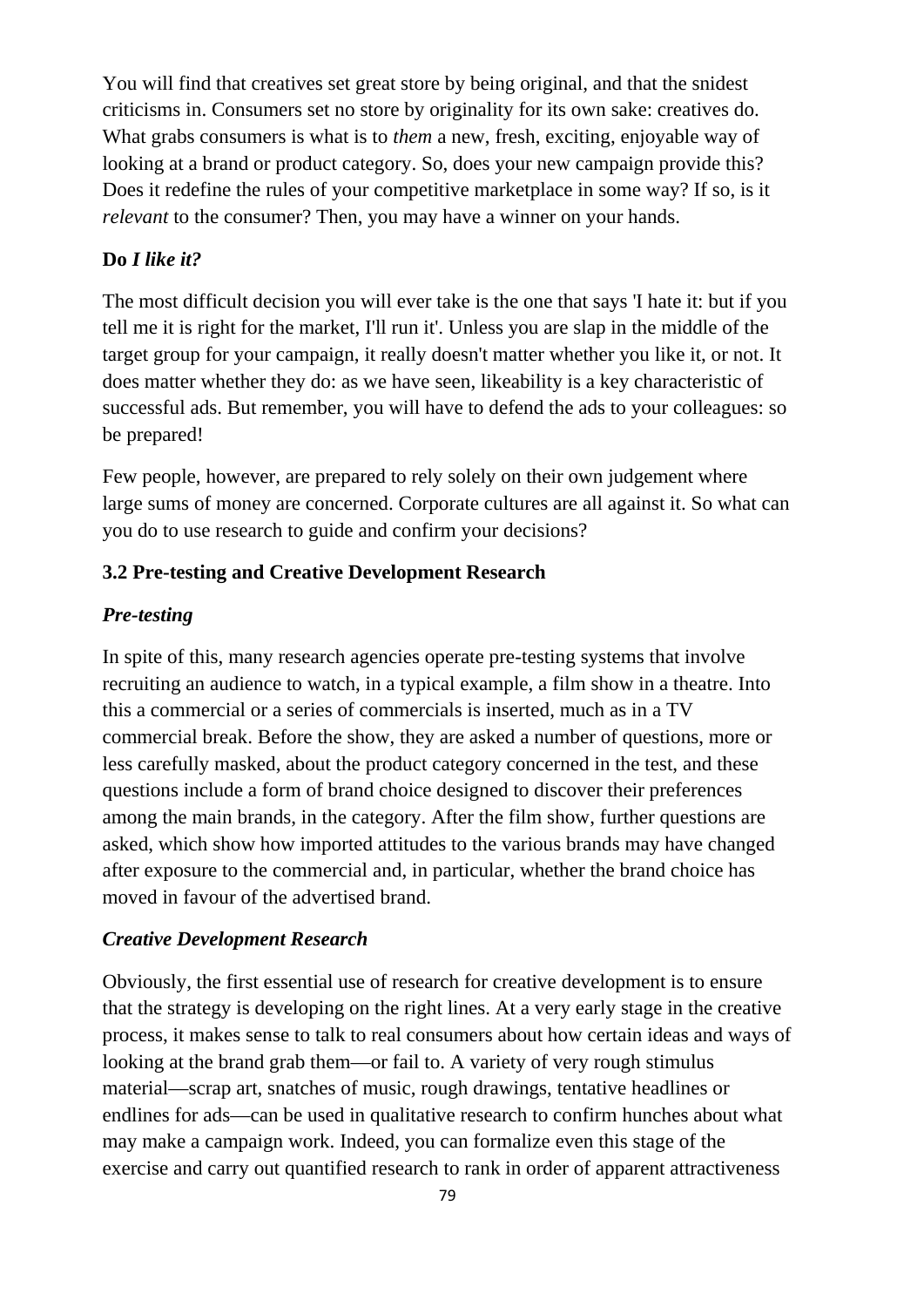You will find that creatives set great store by being original, and that the snidest criticisms in. Consumers set no store by originality for its own sake: creatives do. What grabs consumers is what is to *them* a new, fresh, exciting, enjoyable way of looking at a brand or product category. So, does your new campaign provide this? Does it redefine the rules of your competitive marketplace in some way? If so, is it *relevant* to the consumer? Then, you may have a winner on your hands.

**Do *I like it?***

The most difficult decision you will ever take is the one that says 'I hate it: but if you tell me it is right for the market, I'll run it'. Unless you are slap in the middle of the target group for your campaign, it really doesn't matter whether you like it, or not. It does matter whether they do: as we have seen, likeability is a key characteristic of successful ads. But remember, you will have to defend the ads to your colleagues: so be prepared!

Few people, however, are prepared to rely solely on their own judgement where large sums of money are concerned. Corporate cultures are all against it. So what can you do to use research to guide and confirm your decisions?

### 3.2 Pre-testing and Creative Development Research

***Pre-testing***

In spite of this, many research agencies operate pre-testing systems that involve recruiting an audience to watch, in a typical example, a film show in a theatre. Into this a commercial or a series of commercials is inserted, much as in a TV commercial break. Before the show, they are asked a number of questions, more or less carefully masked, about the product category concerned in the test, and these questions include a form of brand choice designed to discover their preferences among the main brands, in the category. After the film show, further questions are asked, which show how imported attitudes to the various brands may have changed after exposure to the commercial and, in particular, whether the brand choice has moved in favour of the advertised brand.

***Creative Development Research***

Obviously, the first essential use of research for creative development is to ensure that the strategy is developing on the right lines. At a very early stage in the creative process, it makes sense to talk to real consumers about how certain ideas and ways of looking at the brand grab them—or fail to. A variety of very rough stimulus material—scrap art, snatches of music, rough drawings, tentative headlines or endlines for ads—can be used in qualitative research to confirm hunches about what may make a campaign work. Indeed, you can formalize even this stage of the exercise and carry out quantified research to rank in order of apparent attractiveness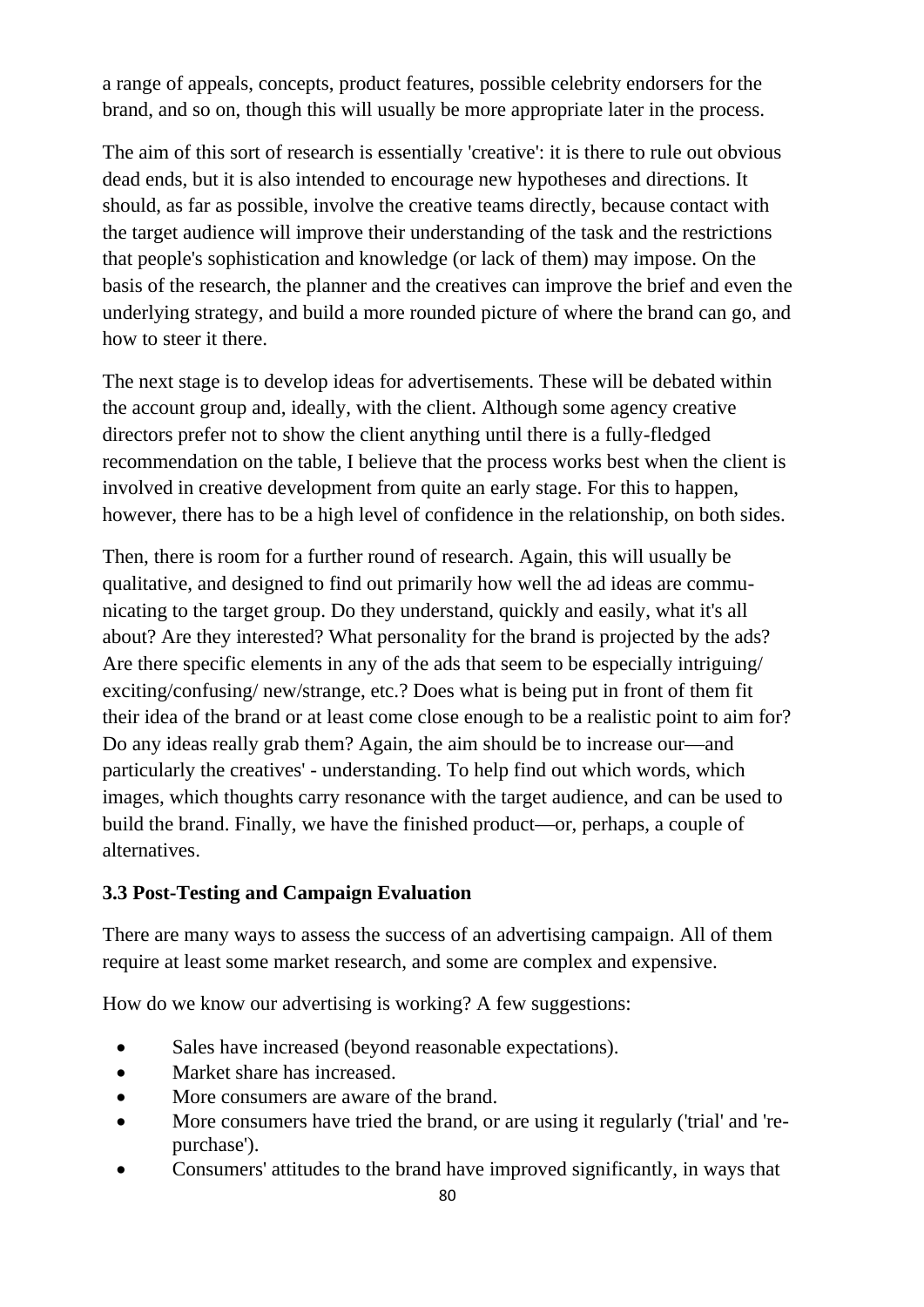a range of appeals, concepts, product features, possible celebrity endorsers for the brand, and so on, though this will usually be more appropriate later in the process.

The aim of this sort of research is essentially 'creative': it is there to rule out obvious dead ends, but it is also intended to encourage new hypotheses and directions. It should, as far as possible, involve the creative teams directly, because contact with the target audience will improve their understanding of the task and the restrictions that people's sophistication and knowledge (or lack of them) may impose. On the basis of the research, the planner and the creatives can improve the brief and even the underlying strategy, and build a more rounded picture of where the brand can go, and how to steer it there.

The next stage is to develop ideas for advertisements. These will be debated within the account group and, ideally, with the client. Although some agency creative directors prefer not to show the client anything until there is a fully-fledged recommendation on the table, I believe that the process works best when the client is involved in creative development from quite an early stage. For this to happen, however, there has to be a high level of confidence in the relationship, on both sides.

Then, there is room for a further round of research. Again, this will usually be qualitative, and designed to find out primarily how well the ad ideas are communicating to the target group. Do they understand, quickly and easily, what it's all about? Are they interested? What personality for the brand is projected by the ads? Are there specific elements in any of the ads that seem to be especially intriguing/ exciting/confusing/ new/strange, etc.? Does what is being put in front of them fit their idea of the brand or at least come close enough to be a realistic point to aim for? Do any ideas really grab them? Again, the aim should be to increase our—and particularly the creatives' - understanding. To help find out which words, which images, which thoughts carry resonance with the target audience, and can be used to build the brand. Finally, we have the finished product—or, perhaps, a couple of alternatives.

### 3.3 Post-Testing and Campaign Evaluation

There are many ways to assess the success of an advertising campaign. All of them require at least some market research, and some are complex and expensive.

How do we know our advertising is working? A few suggestions:

- Sales have increased (beyond reasonable expectations).
- Market share has increased.
- More consumers are aware of the brand.
- More consumers have tried the brand, or are using it regularly ('trial' and 're-purchase').
- Consumers' attitudes to the brand have improved significantly, in ways that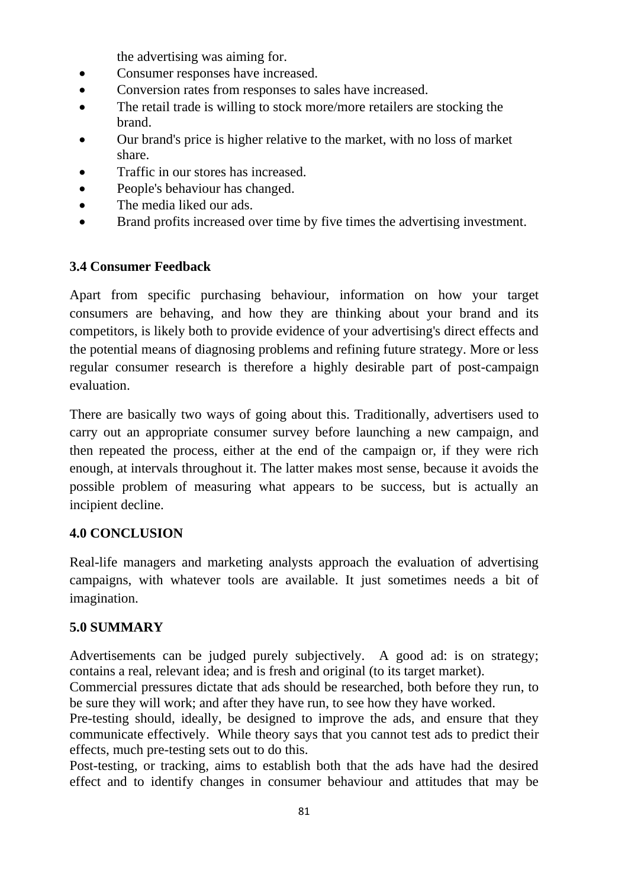the advertising was aiming for.

- Consumer responses have increased.
- Conversion rates from responses to sales have increased.
- The retail trade is willing to stock more/more retailers are stocking the brand.
- Our brand's price is higher relative to the market, with no loss of market share.
- Traffic in our stores has increased.
- People's behaviour has changed.
- The media liked our ads.
- Brand profits increased over time by five times the advertising investment.

### 3.4 Consumer Feedback

Apart from specific purchasing behaviour, information on how your target consumers are behaving, and how they are thinking about your brand and its competitors, is likely both to provide evidence of your advertising's direct effects and the potential means of diagnosing problems and refining future strategy. More or less regular consumer research is therefore a highly desirable part of post-campaign evaluation.

There are basically two ways of going about this. Traditionally, advertisers used to carry out an appropriate consumer survey before launching a new campaign, and then repeated the process, either at the end of the campaign or, if they were rich enough, at intervals throughout it. The latter makes most sense, because it avoids the possible problem of measuring what appears to be success, but is actually an incipient decline.

## 4.0 CONCLUSION

Real-life managers and marketing analysts approach the evaluation of advertising campaigns, with whatever tools are available. It just sometimes needs a bit of imagination.

## 5.0 SUMMARY

Advertisements can be judged purely subjectively. A good ad: is on strategy; contains a real, relevant idea; and is fresh and original (to its target market).

Commercial pressures dictate that ads should be researched, both before they run, to be sure they will work; and after they have run, to see how they have worked.

Pre-testing should, ideally, be designed to improve the ads, and ensure that they communicate effectively. While theory says that you cannot test ads to predict their effects, much pre-testing sets out to do this.

Post-testing, or tracking, aims to establish both that the ads have had the desired effect and to identify changes in consumer behaviour and attitudes that may be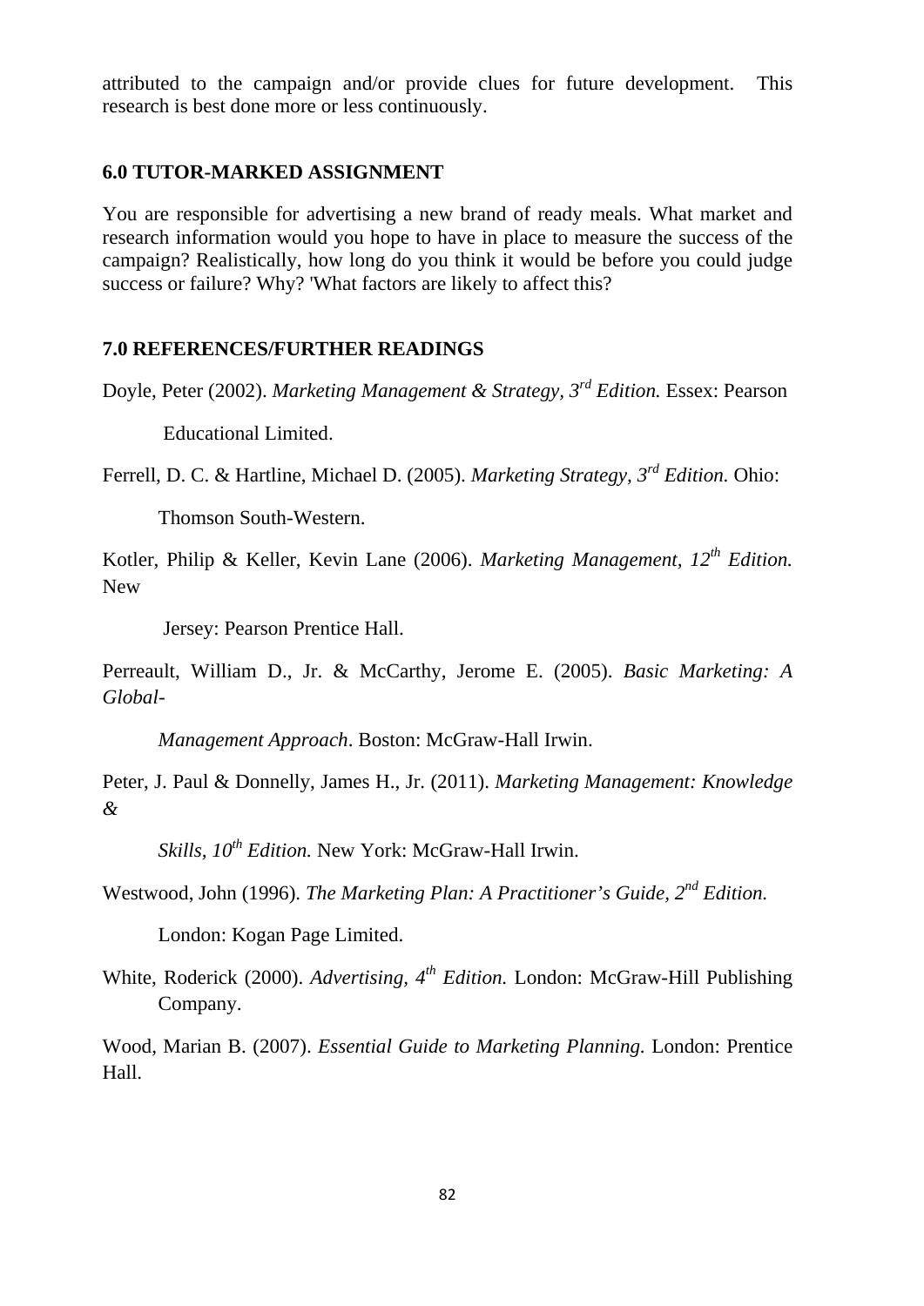attributed to the campaign and/or provide clues for future development. This research is best done more or less continuously.

## 6.0 TUTOR-MARKED ASSIGNMENT

You are responsible for advertising a new brand of ready meals. What market and research information would you hope to have in place to measure the success of the campaign? Realistically, how long do you think it would be before you could judge success or failure? Why? 'What factors are likely to affect this?

## 7.0 REFERENCES/FURTHER READINGS

Doyle, Peter (2002). *Marketing Management & Strategy, 3rd Edition.* Essex: Pearson Educational Limited.

Ferrell, D. C. & Hartline, Michael D. (2005). *Marketing Strategy, 3rd Edition.* Ohio: Thomson South-Western.

Kotler, Philip & Keller, Kevin Lane (2006). *Marketing Management, 12th Edition.* New Jersey: Pearson Prentice Hall.

Perreault, William D., Jr. & McCarthy, Jerome E. (2005). *Basic Marketing: A Global-Management Approach*. Boston: McGraw-Hall Irwin.

Peter, J. Paul & Donnelly, James H., Jr. (2011). *Marketing Management: Knowledge & Skills, 10th Edition.* New York: McGraw-Hall Irwin.

Westwood, John (1996). *The Marketing Plan: A Practitioner's Guide, 2nd Edition.* London: Kogan Page Limited.

White, Roderick (2000). *Advertising, 4th Edition.* London: McGraw-Hill Publishing Company.

Wood, Marian B. (2007). *Essential Guide to Marketing Planning.* London: Prentice Hall.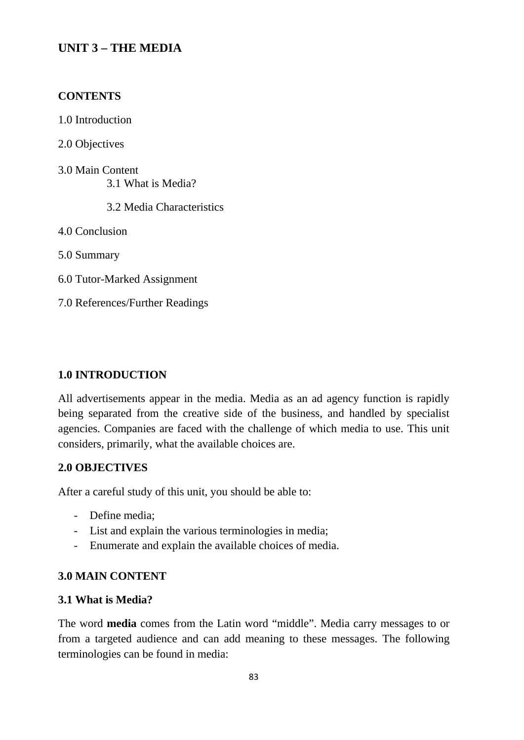## UNIT 3 – THE MEDIA

**CONTENTS**

1.0 Introduction

2.0 Objectives

3.0 Main Content

3.1 What is Media?

3.2 Media Characteristics

4.0 Conclusion

5.0 Summary

6.0 Tutor-Marked Assignment

7.0 References/Further Readings

### 1.0 INTRODUCTION

All advertisements appear in the media. Media as an ad agency function is rapidly being separated from the creative side of the business, and handled by specialist agencies. Companies are faced with the challenge of which media to use. This unit considers, primarily, what the available choices are.

### 2.0 OBJECTIVES

After a careful study of this unit, you should be able to:

- Define media;
- List and explain the various terminologies in media;
- Enumerate and explain the available choices of media.

### 3.0 MAIN CONTENT

#### 3.1 What is Media?

The word **media** comes from the Latin word "middle". Media carry messages to or from a targeted audience and can add meaning to these messages. The following terminologies can be found in media: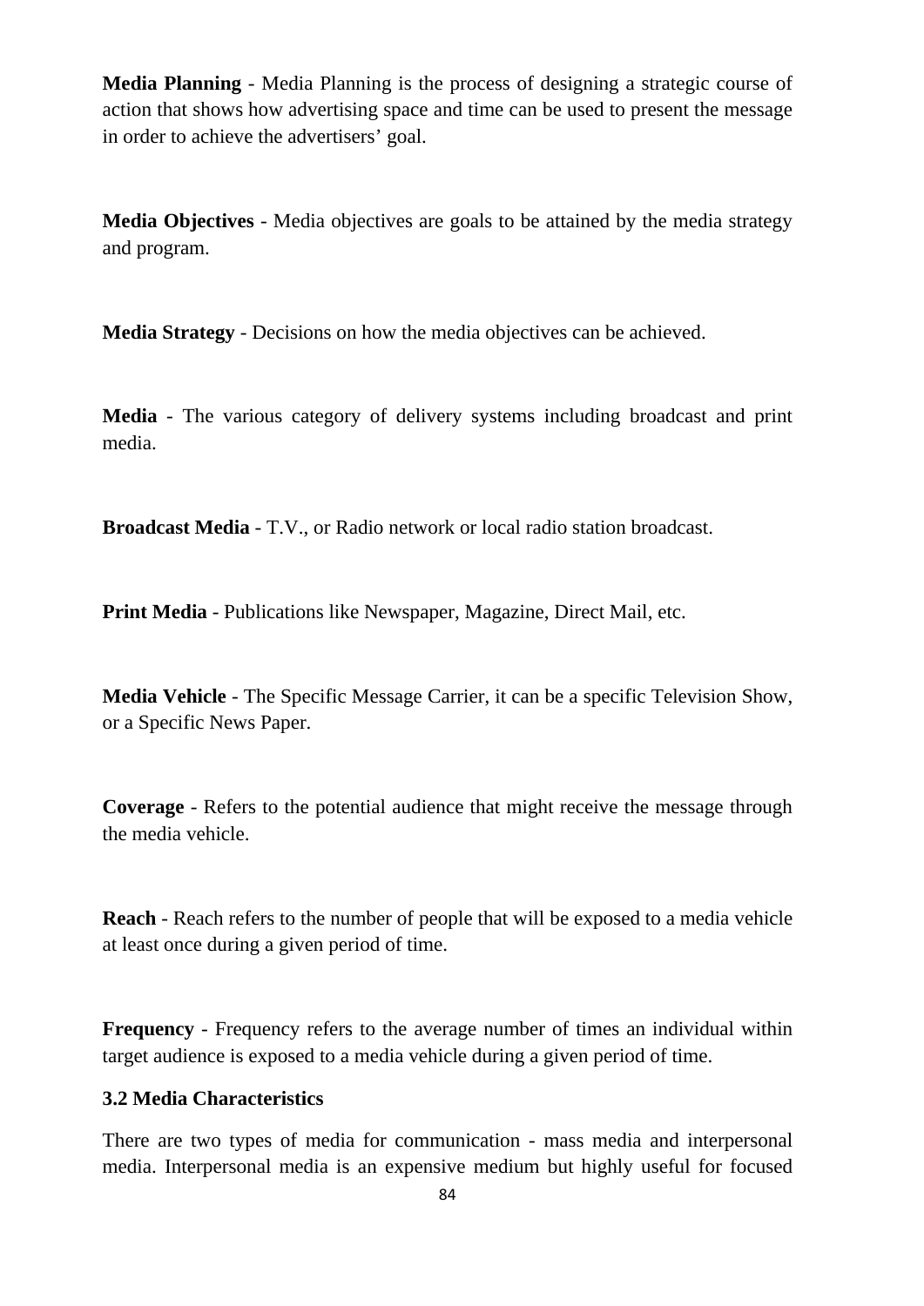**Media Planning** - Media Planning is the process of designing a strategic course of action that shows how advertising space and time can be used to present the message in order to achieve the advertisers' goal.

**Media Objectives** - Media objectives are goals to be attained by the media strategy and program.

**Media Strategy** - Decisions on how the media objectives can be achieved.

**Media** - The various category of delivery systems including broadcast and print media.

**Broadcast Media** - T.V., or Radio network or local radio station broadcast.

**Print Media** - Publications like Newspaper, Magazine, Direct Mail, etc.

**Media Vehicle** - The Specific Message Carrier, it can be a specific Television Show, or a Specific News Paper.

**Coverage** - Refers to the potential audience that might receive the message through the media vehicle.

**Reach** - Reach refers to the number of people that will be exposed to a media vehicle at least once during a given period of time.

**Frequency** - Frequency refers to the average number of times an individual within target audience is exposed to a media vehicle during a given period of time.

### 3.2 Media Characteristics

There are two types of media for communication - mass media and interpersonal media. Interpersonal media is an expensive medium but highly useful for focused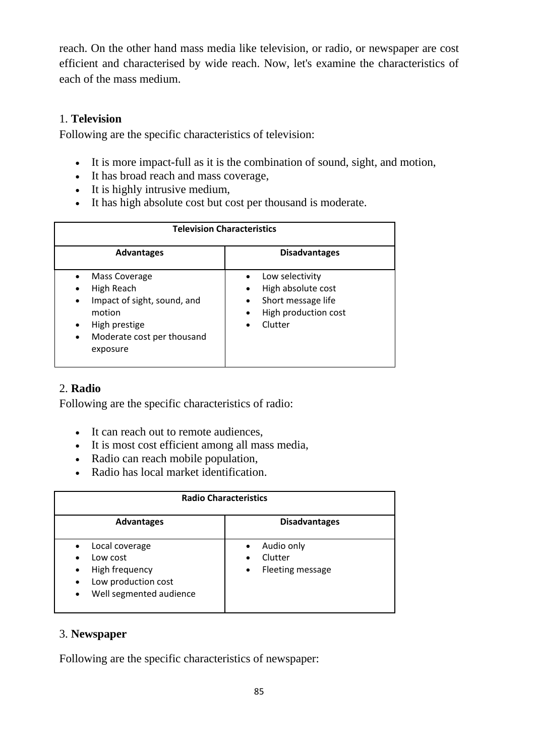reach. On the other hand mass media like television, or radio, or newspaper are cost efficient and characterised by wide reach. Now, let's examine the characteristics of each of the mass medium.

1. **Television**

Following are the specific characteristics of television:

- It is more impact-full as it is the combination of sound, sight, and motion,
- It has broad reach and mass coverage,
- It is highly intrusive medium,
- It has high absolute cost but cost per thousand is moderate.

| **Television Characteristics** | |
|---|---|
| **Advantages** | **Disadvantages** |
| • Mass Coverage<br>• High Reach<br>• Impact of sight, sound, and motion<br>• High prestige<br>• Moderate cost per thousand exposure | • Low selectivity<br>• High absolute cost<br>• Short message life<br>• High production cost<br>• Clutter |

2. **Radio**

Following are the specific characteristics of radio:

- It can reach out to remote audiences,
- It is most cost efficient among all mass media,
- Radio can reach mobile population,
- Radio has local market identification.

| **Radio Characteristics** | |
|---|---|
| **Advantages** | **Disadvantages** |
| • Local coverage<br>• Low cost<br>• High frequency<br>• Low production cost<br>• Well segmented audience | • Audio only<br>• Clutter<br>• Fleeting message |

3. **Newspaper**

Following are the specific characteristics of newspaper: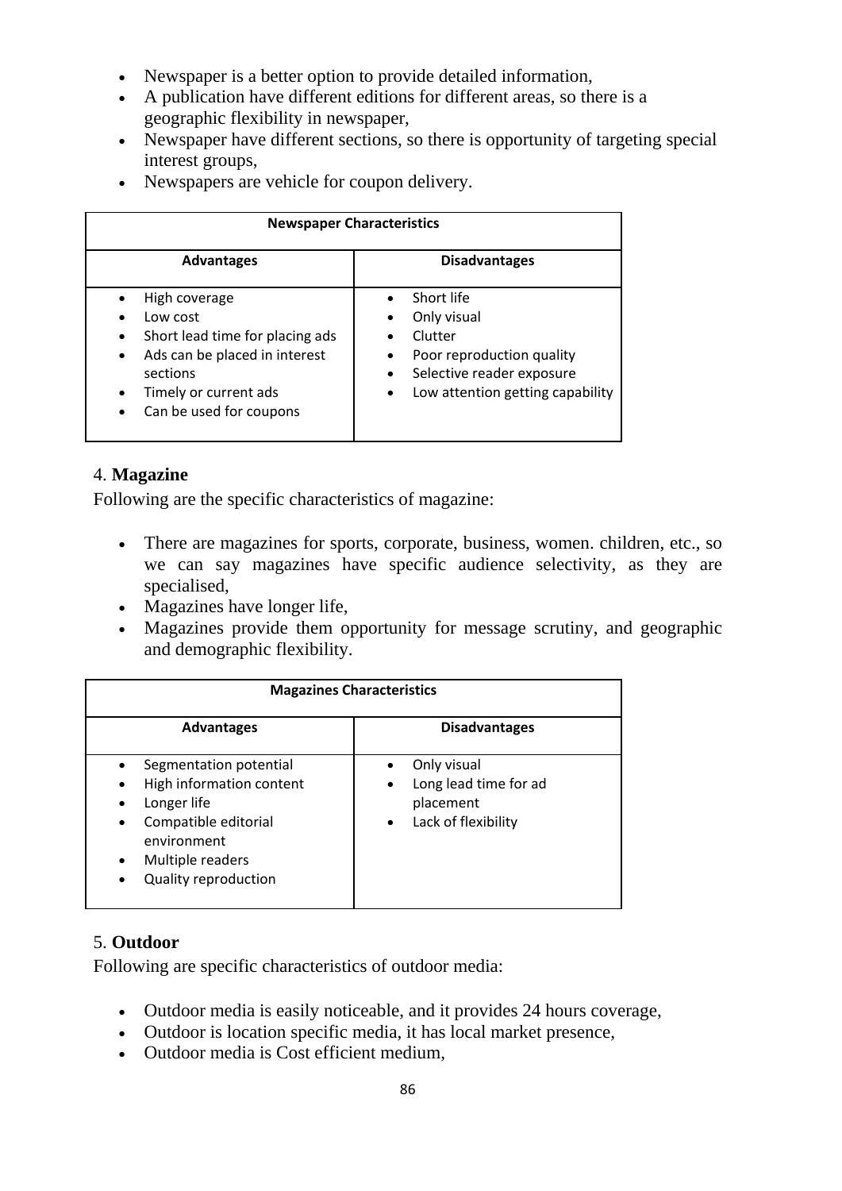- Newspaper is a better option to provide detailed information,
- A publication have different editions for different areas, so there is a geographic flexibility in newspaper,
- Newspaper have different sections, so there is opportunity of targeting special interest groups,
- Newspapers are vehicle for coupon delivery.

| **Newspaper Characteristics** | |
|---|---|
| **Advantages** | **Disadvantages** |
| • High coverage<br>• Low cost<br>• Short lead time for placing ads<br>• Ads can be placed in interest sections<br>• Timely or current ads<br>• Can be used for coupons | • Short life<br>• Only visual<br>• Clutter<br>• Poor reproduction quality<br>• Selective reader exposure<br>• Low attention getting capability |

### 4. **Magazine**

Following are the specific characteristics of magazine:

- There are magazines for sports, corporate, business, women. children, etc., so we can say magazines have specific audience selectivity, as they are specialised,
- Magazines have longer life,
- Magazines provide them opportunity for message scrutiny, and geographic and demographic flexibility.

| **Magazines Characteristics** | |
|---|---|
| **Advantages** | **Disadvantages** |
| • Segmentation potential<br>• High information content<br>• Longer life<br>• Compatible editorial environment<br>• Multiple readers<br>• Quality reproduction | • Only visual<br>• Long lead time for ad placement<br>• Lack of flexibility |

### 5. **Outdoor**

Following are specific characteristics of outdoor media:

- Outdoor media is easily noticeable, and it provides 24 hours coverage,
- Outdoor is location specific media, it has local market presence,
- Outdoor media is Cost efficient medium,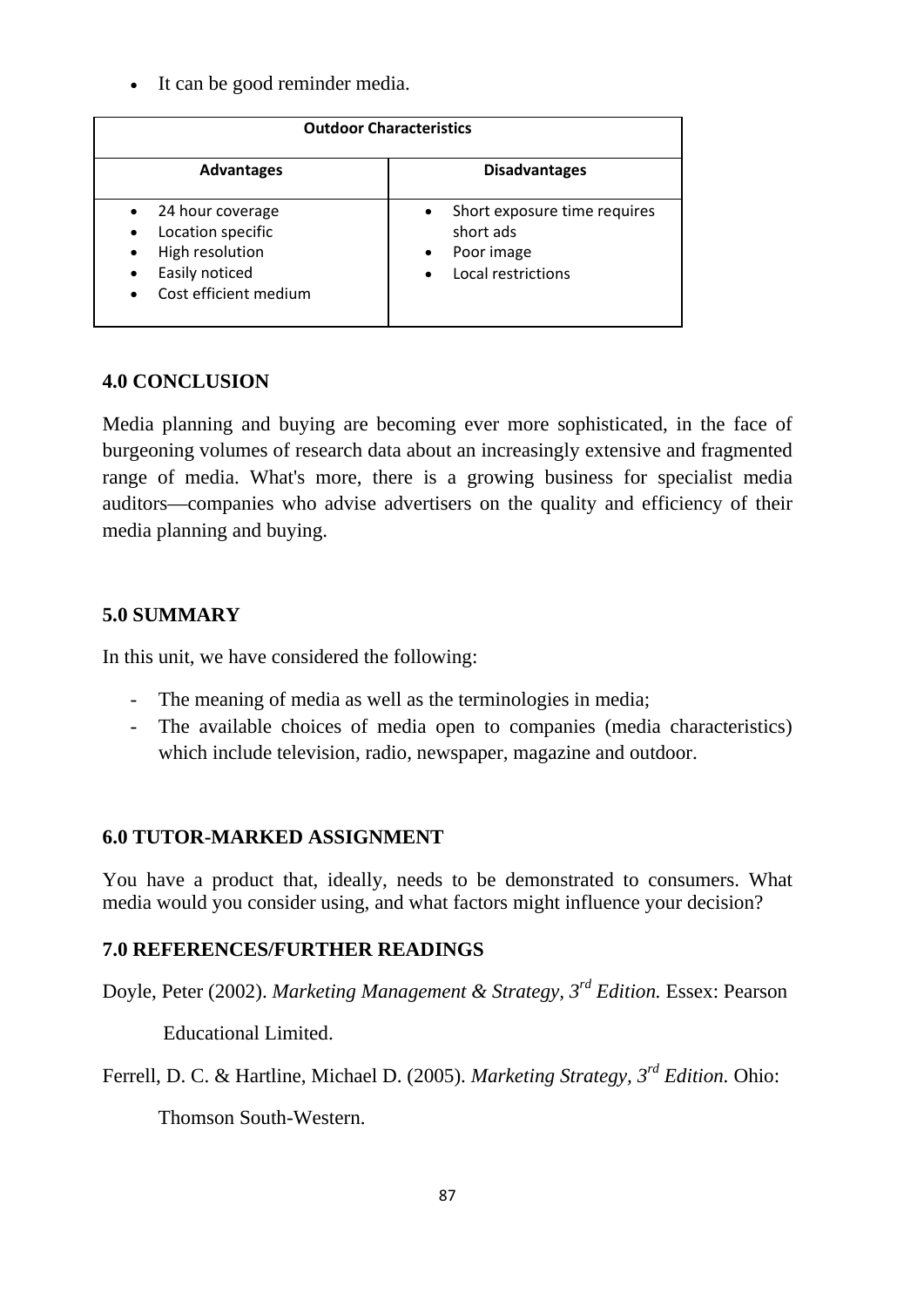- It can be good reminder media.

| Outdoor Characteristics | |
|---|---|
| **Advantages** | **Disadvantages** |
| • 24 hour coverage<br>• Location specific<br>• High resolution<br>• Easily noticed<br>• Cost efficient medium | • Short exposure time requires short ads<br>• Poor image<br>• Local restrictions |

## 4.0 CONCLUSION

Media planning and buying are becoming ever more sophisticated, in the face of burgeoning volumes of research data about an increasingly extensive and fragmented range of media. What's more, there is a growing business for specialist media auditors—companies who advise advertisers on the quality and efficiency of their media planning and buying.

## 5.0 SUMMARY

In this unit, we have considered the following:

- The meaning of media as well as the terminologies in media;
- The available choices of media open to companies (media characteristics) which include television, radio, newspaper, magazine and outdoor.

## 6.0 TUTOR-MARKED ASSIGNMENT

You have a product that, ideally, needs to be demonstrated to consumers. What media would you consider using, and what factors might influence your decision?

## 7.0 REFERENCES/FURTHER READINGS

Doyle, Peter (2002). *Marketing Management & Strategy, 3rd Edition.* Essex: Pearson Educational Limited.

Ferrell, D. C. & Hartline, Michael D. (2005). *Marketing Strategy, 3rd Edition.* Ohio: Thomson South-Western.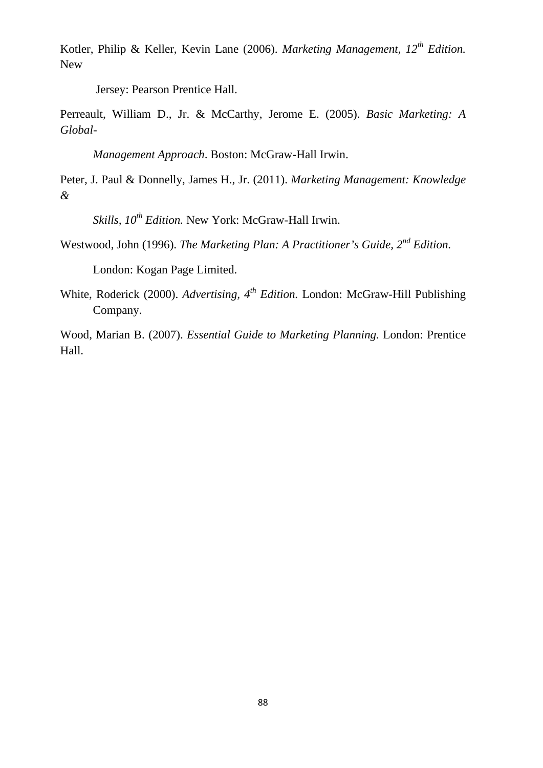Kotler, Philip & Keller, Kevin Lane (2006). *Marketing Management, 12th Edition.* New Jersey: Pearson Prentice Hall.

Perreault, William D., Jr. & McCarthy, Jerome E. (2005). *Basic Marketing: A Global-Management Approach*. Boston: McGraw-Hall Irwin.

Peter, J. Paul & Donnelly, James H., Jr. (2011). *Marketing Management: Knowledge & Skills, 10th Edition.* New York: McGraw-Hall Irwin.

Westwood, John (1996). *The Marketing Plan: A Practitioner's Guide, 2nd Edition.* London: Kogan Page Limited.

White, Roderick (2000). *Advertising, 4th Edition.* London: McGraw-Hill Publishing Company.

Wood, Marian B. (2007). *Essential Guide to Marketing Planning.* London: Prentice Hall.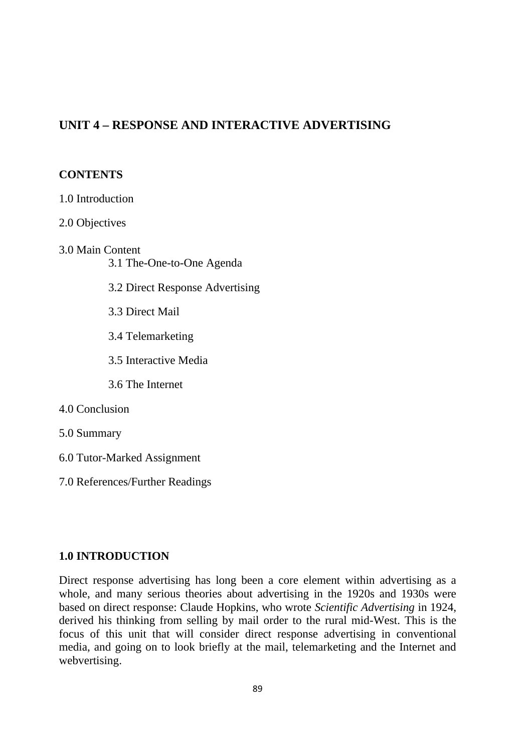# UNIT 4 – RESPONSE AND INTERACTIVE ADVERTISING

**CONTENTS**

1.0 Introduction

2.0 Objectives

3.0 Main Content

- 3.1 The-One-to-One Agenda
- 3.2 Direct Response Advertising
- 3.3 Direct Mail
- 3.4 Telemarketing
- 3.5 Interactive Media
- 3.6 The Internet

4.0 Conclusion

5.0 Summary

6.0 Tutor-Marked Assignment

7.0 References/Further Readings

## 1.0 INTRODUCTION

Direct response advertising has long been a core element within advertising as a whole, and many serious theories about advertising in the 1920s and 1930s were based on direct response: Claude Hopkins, who wrote *Scientific Advertising* in 1924, derived his thinking from selling by mail order to the rural mid-West. This is the focus of this unit that will consider direct response advertising in conventional media, and going on to look briefly at the mail, telemarketing and the Internet and webvertising.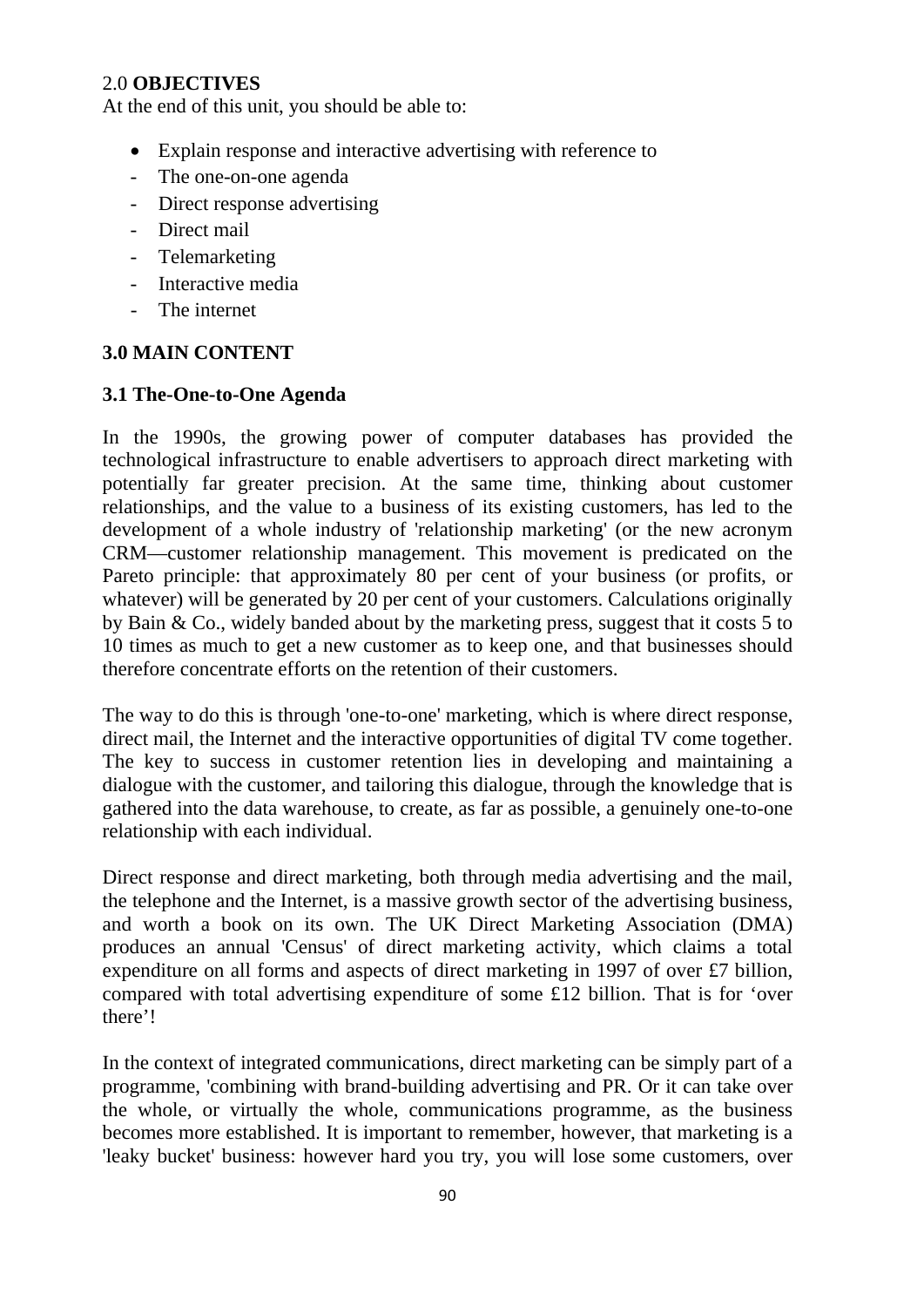## 2.0 OBJECTIVES

At the end of this unit, you should be able to:

- Explain response and interactive advertising with reference to
  - The one-on-one agenda
  - Direct response advertising
  - Direct mail
  - Telemarketing
  - Interactive media
  - The internet

## 3.0 MAIN CONTENT

### 3.1 The-One-to-One Agenda

In the 1990s, the growing power of computer databases has provided the technological infrastructure to enable advertisers to approach direct marketing with potentially far greater precision. At the same time, thinking about customer relationships, and the value to a business of its existing customers, has led to the development of a whole industry of 'relationship marketing' (or the new acronym CRM—customer relationship management. This movement is predicated on the Pareto principle: that approximately 80 per cent of your business (or profits, or whatever) will be generated by 20 per cent of your customers. Calculations originally by Bain & Co., widely banded about by the marketing press, suggest that it costs 5 to 10 times as much to get a new customer as to keep one, and that businesses should therefore concentrate efforts on the retention of their customers.

The way to do this is through 'one-to-one' marketing, which is where direct response, direct mail, the Internet and the interactive opportunities of digital TV come together. The key to success in customer retention lies in developing and maintaining a dialogue with the customer, and tailoring this dialogue, through the knowledge that is gathered into the data warehouse, to create, as far as possible, a genuinely one-to-one relationship with each individual.

Direct response and direct marketing, both through media advertising and the mail, the telephone and the Internet, is a massive growth sector of the advertising business, and worth a book on its own. The UK Direct Marketing Association (DMA) produces an annual 'Census' of direct marketing activity, which claims a total expenditure on all forms and aspects of direct marketing in 1997 of over £7 billion, compared with total advertising expenditure of some £12 billion. That is for 'over there'!

In the context of integrated communications, direct marketing can be simply part of a programme, 'combining with brand-building advertising and PR. Or it can take over the whole, or virtually the whole, communications programme, as the business becomes more established. It is important to remember, however, that marketing is a 'leaky bucket' business: however hard you try, you will lose some customers, over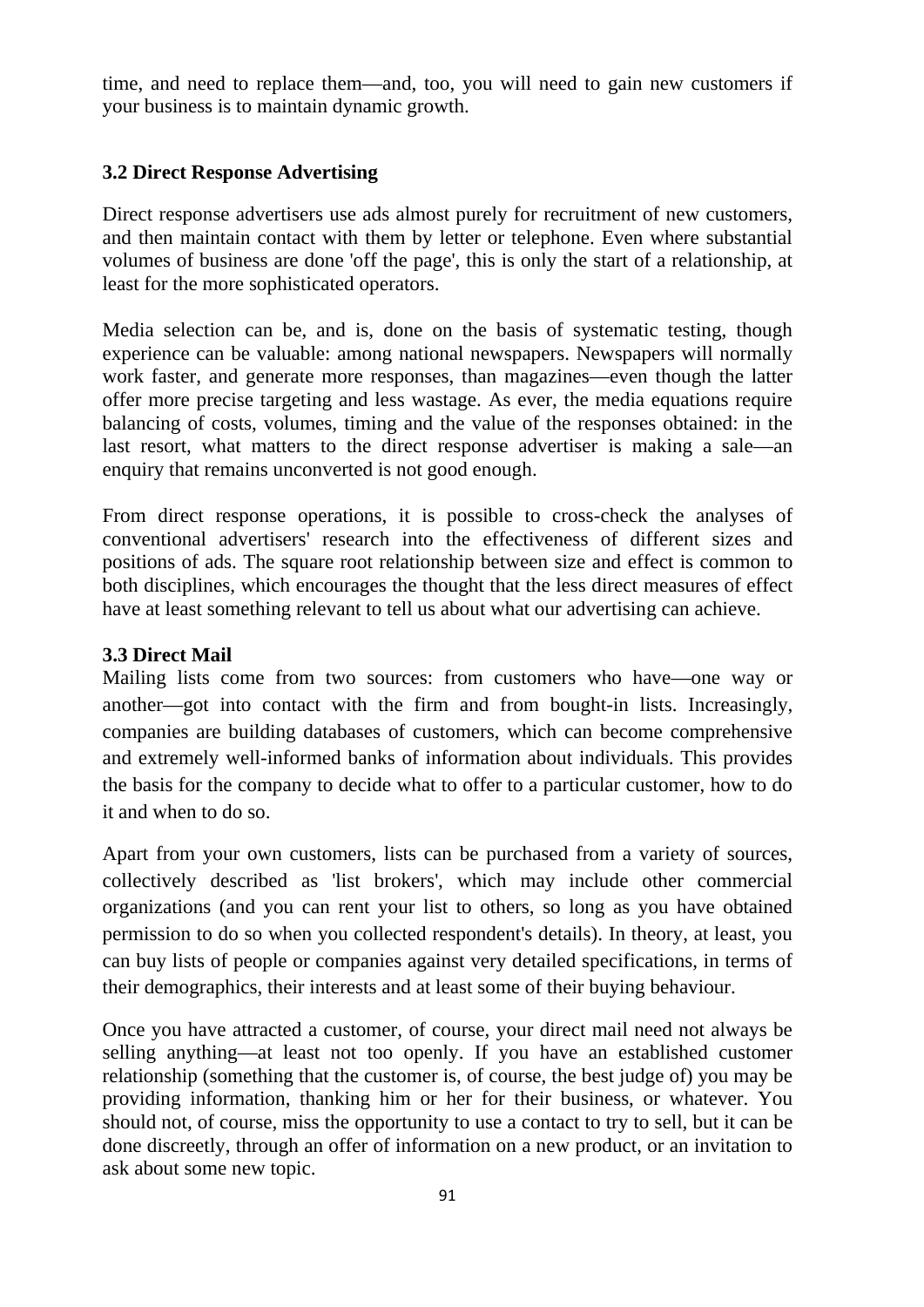time, and need to replace them—and, too, you will need to gain new customers if your business is to maintain dynamic growth.

### 3.2 Direct Response Advertising

Direct response advertisers use ads almost purely for recruitment of new customers, and then maintain contact with them by letter or telephone. Even where substantial volumes of business are done 'off the page', this is only the start of a relationship, at least for the more sophisticated operators.

Media selection can be, and is, done on the basis of systematic testing, though experience can be valuable: among national newspapers. Newspapers will normally work faster, and generate more responses, than magazines—even though the latter offer more precise targeting and less wastage. As ever, the media equations require balancing of costs, volumes, timing and the value of the responses obtained: in the last resort, what matters to the direct response advertiser is making a sale—an enquiry that remains unconverted is not good enough.

From direct response operations, it is possible to cross-check the analyses of conventional advertisers' research into the effectiveness of different sizes and positions of ads. The square root relationship between size and effect is common to both disciplines, which encourages the thought that the less direct measures of effect have at least something relevant to tell us about what our advertising can achieve.

### 3.3 Direct Mail

Mailing lists come from two sources: from customers who have—one way or another—got into contact with the firm and from bought-in lists. Increasingly, companies are building databases of customers, which can become comprehensive and extremely well-informed banks of information about individuals. This provides the basis for the company to decide what to offer to a particular customer, how to do it and when to do so.

Apart from your own customers, lists can be purchased from a variety of sources, collectively described as 'list brokers', which may include other commercial organizations (and you can rent your list to others, so long as you have obtained permission to do so when you collected respondent's details). In theory, at least, you can buy lists of people or companies against very detailed specifications, in terms of their demographics, their interests and at least some of their buying behaviour.

Once you have attracted a customer, of course, your direct mail need not always be selling anything—at least not too openly. If you have an established customer relationship (something that the customer is, of course, the best judge of) you may be providing information, thanking him or her for their business, or whatever. You should not, of course, miss the opportunity to use a contact to try to sell, but it can be done discreetly, through an offer of information on a new product, or an invitation to ask about some new topic.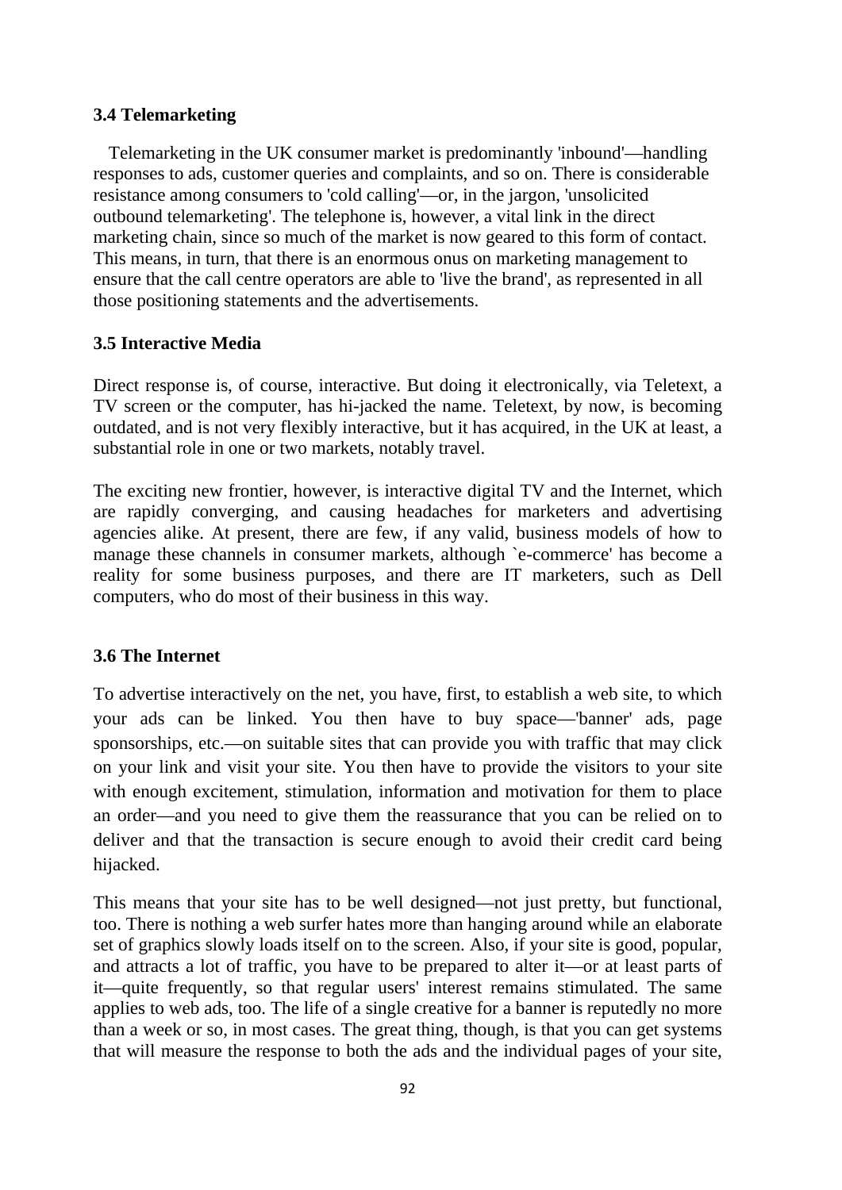### 3.4 Telemarketing

Telemarketing in the UK consumer market is predominantly 'inbound'—handling responses to ads, customer queries and complaints, and so on. There is considerable resistance among consumers to 'cold calling'—or, in the jargon, 'unsolicited outbound telemarketing'. The telephone is, however, a vital link in the direct marketing chain, since so much of the market is now geared to this form of contact. This means, in turn, that there is an enormous onus on marketing management to ensure that the call centre operators are able to 'live the brand', as represented in all those positioning statements and the advertisements.

### 3.5 Interactive Media

Direct response is, of course, interactive. But doing it electronically, via Teletext, a TV screen or the computer, has hi-jacked the name. Teletext, by now, is becoming outdated, and is not very flexibly interactive, but it has acquired, in the UK at least, a substantial role in one or two markets, notably travel.

The exciting new frontier, however, is interactive digital TV and the Internet, which are rapidly converging, and causing headaches for marketers and advertising agencies alike. At present, there are few, if any valid, business models of how to manage these channels in consumer markets, although `e-commerce' has become a reality for some business purposes, and there are IT marketers, such as Dell computers, who do most of their business in this way.

### 3.6 The Internet

To advertise interactively on the net, you have, first, to establish a web site, to which your ads can be linked. You then have to buy space—'banner' ads, page sponsorships, etc.—on suitable sites that can provide you with traffic that may click on your link and visit your site. You then have to provide the visitors to your site with enough excitement, stimulation, information and motivation for them to place an order—and you need to give them the reassurance that you can be relied on to deliver and that the transaction is secure enough to avoid their credit card being hijacked.

This means that your site has to be well designed—not just pretty, but functional, too. There is nothing a web surfer hates more than hanging around while an elaborate set of graphics slowly loads itself on to the screen. Also, if your site is good, popular, and attracts a lot of traffic, you have to be prepared to alter it—or at least parts of it—quite frequently, so that regular users' interest remains stimulated. The same applies to web ads, too. The life of a single creative for a banner is reputedly no more than a week or so, in most cases. The great thing, though, is that you can get systems that will measure the response to both the ads and the individual pages of your site,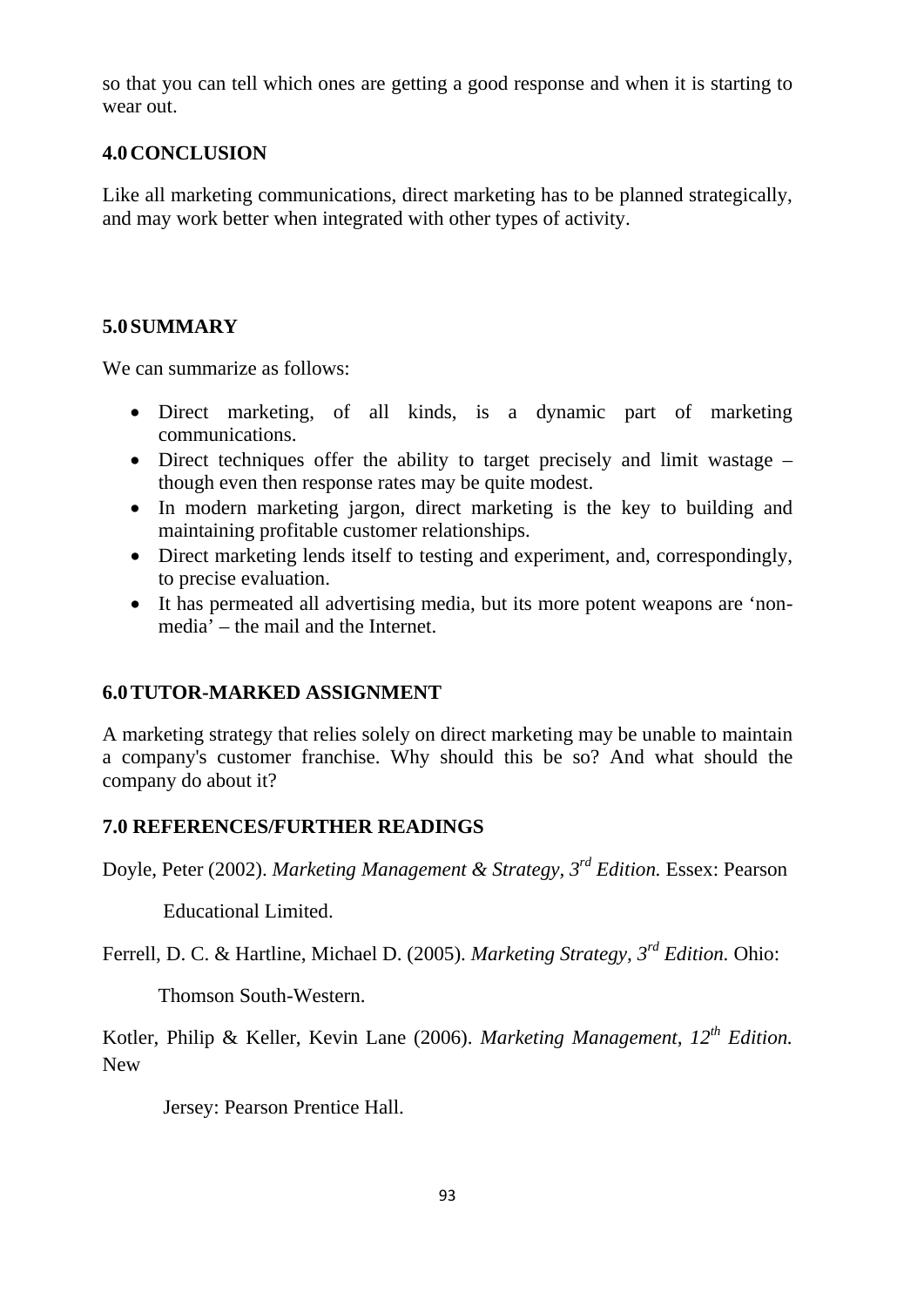so that you can tell which ones are getting a good response and when it is starting to wear out.

## 4.0 CONCLUSION

Like all marketing communications, direct marketing has to be planned strategically, and may work better when integrated with other types of activity.

## 5.0 SUMMARY

We can summarize as follows:

- Direct marketing, of all kinds, is a dynamic part of marketing communications.
- Direct techniques offer the ability to target precisely and limit wastage – though even then response rates may be quite modest.
- In modern marketing jargon, direct marketing is the key to building and maintaining profitable customer relationships.
- Direct marketing lends itself to testing and experiment, and, correspondingly, to precise evaluation.
- It has permeated all advertising media, but its more potent weapons are 'non-media' – the mail and the Internet.

## 6.0 TUTOR-MARKED ASSIGNMENT

A marketing strategy that relies solely on direct marketing may be unable to maintain a company's customer franchise. Why should this be so? And what should the company do about it?

## 7.0 REFERENCES/FURTHER READINGS

Doyle, Peter (2002). *Marketing Management & Strategy, 3rd Edition.* Essex: Pearson Educational Limited.

Ferrell, D. C. & Hartline, Michael D. (2005). *Marketing Strategy, 3rd Edition.* Ohio: Thomson South-Western.

Kotler, Philip & Keller, Kevin Lane (2006). *Marketing Management, 12th Edition.* New Jersey: Pearson Prentice Hall.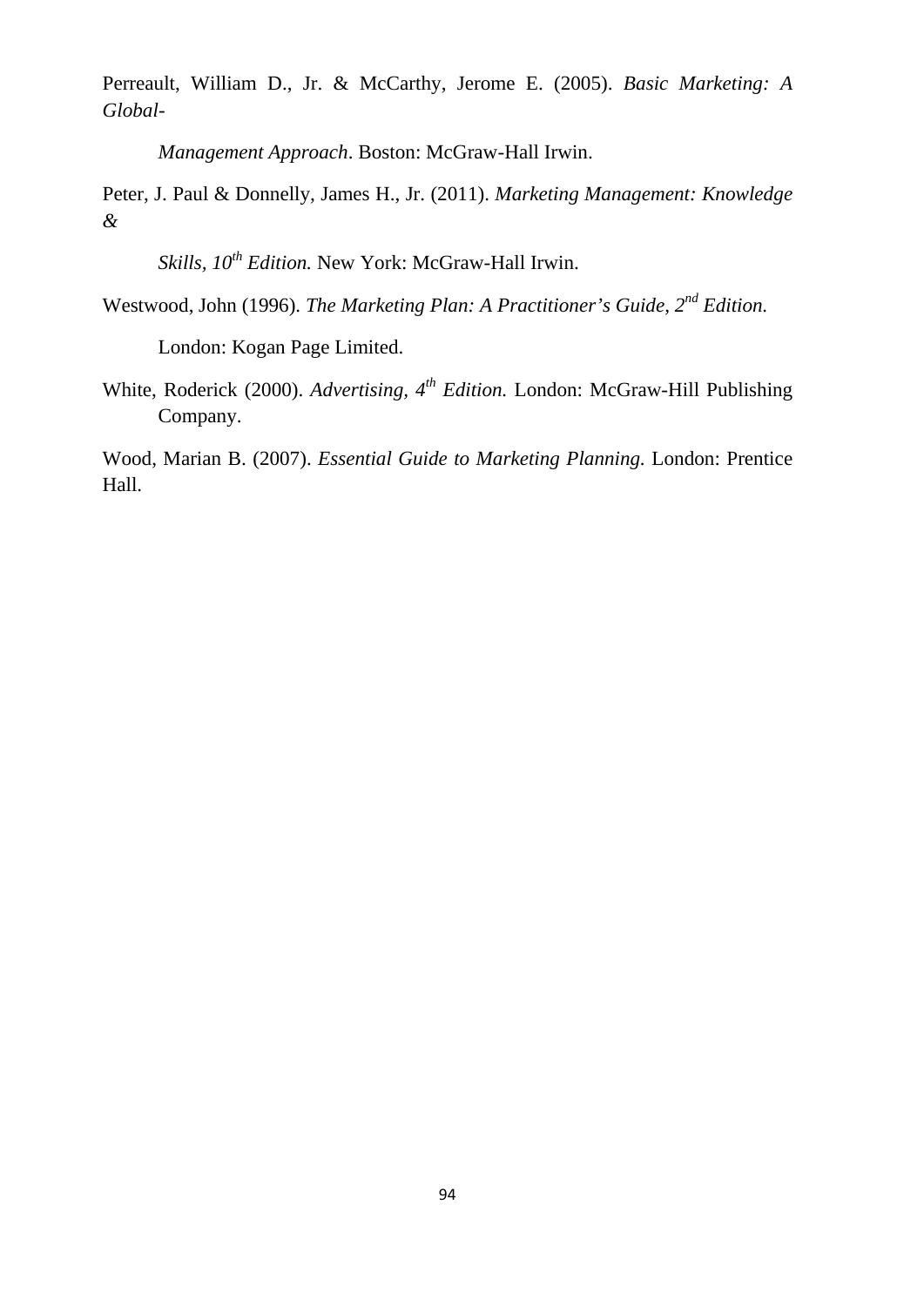Perreault, William D., Jr. & McCarthy, Jerome E. (2005). *Basic Marketing: A Global-Management Approach*. Boston: McGraw-Hall Irwin.

Peter, J. Paul & Donnelly, James H., Jr. (2011). *Marketing Management: Knowledge & Skills, 10th Edition.* New York: McGraw-Hall Irwin.

Westwood, John (1996). *The Marketing Plan: A Practitioner's Guide, 2nd Edition.* London: Kogan Page Limited.

White, Roderick (2000). *Advertising, 4th Edition.* London: McGraw-Hill Publishing Company.

Wood, Marian B. (2007). *Essential Guide to Marketing Planning.* London: Prentice Hall.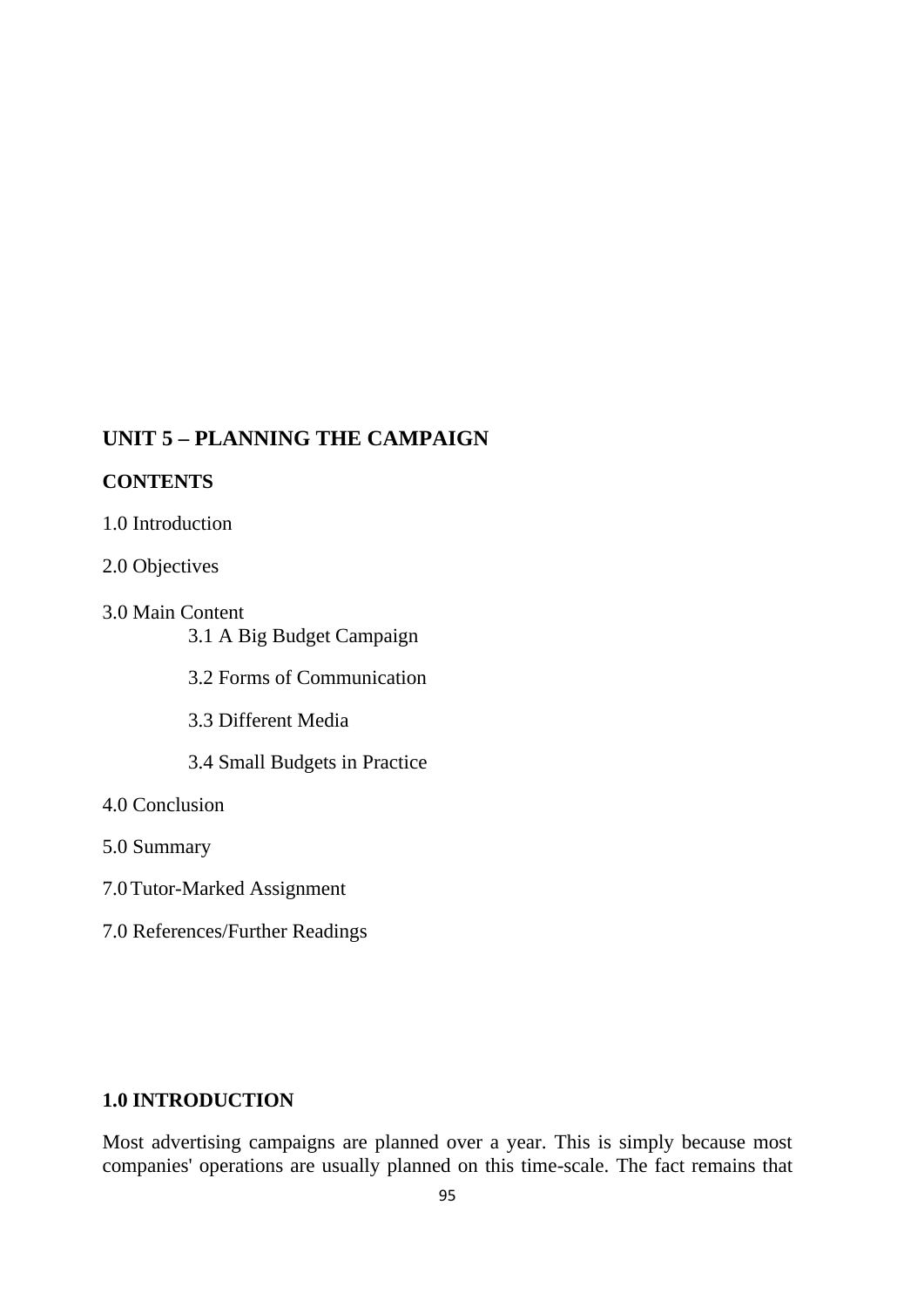## UNIT 5 – PLANNING THE CAMPAIGN

**CONTENTS**

1.0 Introduction

2.0 Objectives

3.0 Main Content

- 3.1 A Big Budget Campaign
- 3.2 Forms of Communication
- 3.3 Different Media
- 3.4 Small Budgets in Practice

4.0 Conclusion

5.0 Summary

7.0 Tutor-Marked Assignment

7.0 References/Further Readings

### 1.0 INTRODUCTION

Most advertising campaigns are planned over a year. This is simply because most companies' operations are usually planned on this time-scale. The fact remains that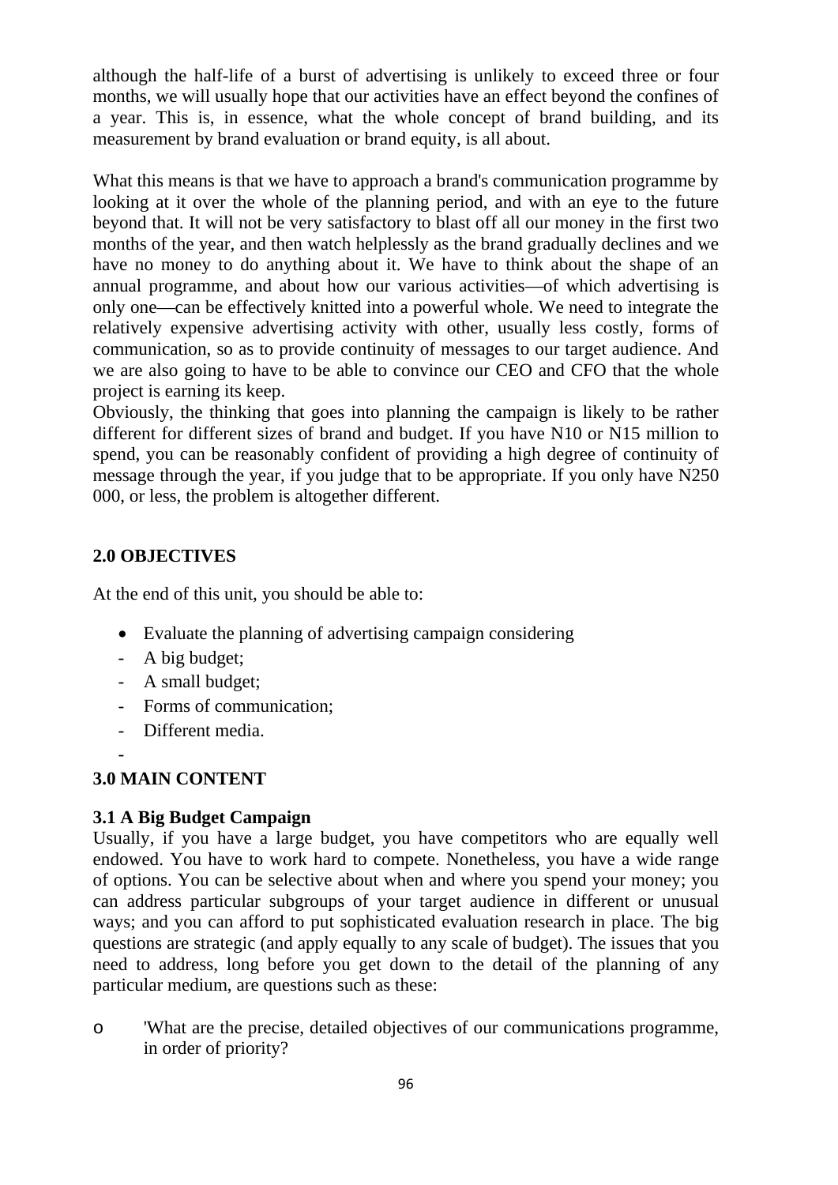although the half-life of a burst of advertising is unlikely to exceed three or four months, we will usually hope that our activities have an effect beyond the confines of a year. This is, in essence, what the whole concept of brand building, and its measurement by brand evaluation or brand equity, is all about.

What this means is that we have to approach a brand's communication programme by looking at it over the whole of the planning period, and with an eye to the future beyond that. It will not be very satisfactory to blast off all our money in the first two months of the year, and then watch helplessly as the brand gradually declines and we have no money to do anything about it. We have to think about the shape of an annual programme, and about how our various activities—of which advertising is only one—can be effectively knitted into a powerful whole. We need to integrate the relatively expensive advertising activity with other, usually less costly, forms of communication, so as to provide continuity of messages to our target audience. And we are also going to have to be able to convince our CEO and CFO that the whole project is earning its keep.

Obviously, the thinking that goes into planning the campaign is likely to be rather different for different sizes of brand and budget. If you have N10 or N15 million to spend, you can be reasonably confident of providing a high degree of continuity of message through the year, if you judge that to be appropriate. If you only have N250 000, or less, the problem is altogether different.

## 2.0 OBJECTIVES

At the end of this unit, you should be able to:

- Evaluate the planning of advertising campaign considering
  - A big budget;
  - A small budget;
  - Forms of communication;
  - Different media.

## 3.0 MAIN CONTENT

### 3.1 A Big Budget Campaign

Usually, if you have a large budget, you have competitors who are equally well endowed. You have to work hard to compete. Nonetheless, you have a wide range of options. You can be selective about when and where you spend your money; you can address particular subgroups of your target audience in different or unusual ways; and you can afford to put sophisticated evaluation research in place. The big questions are strategic (and apply equally to any scale of budget). The issues that you need to address, long before you get down to the detail of the planning of any particular medium, are questions such as these:

- 'What are the precise, detailed objectives of our communications programme, in order of priority?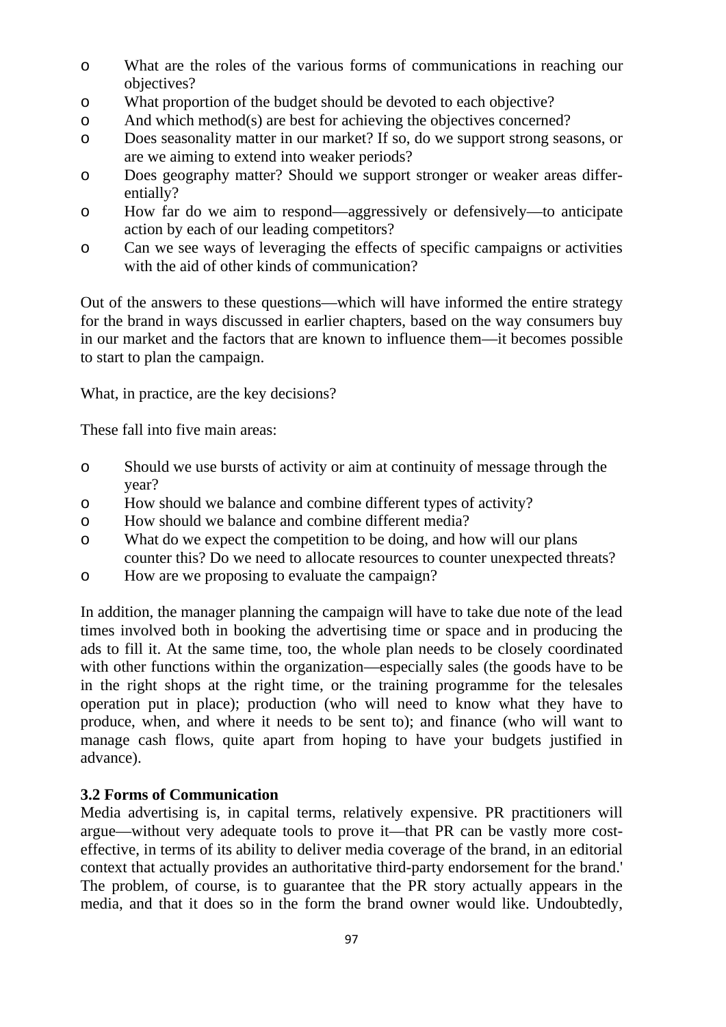- What are the roles of the various forms of communications in reaching our objectives?
- What proportion of the budget should be devoted to each objective?
- And which method(s) are best for achieving the objectives concerned?
- Does seasonality matter in our market? If so, do we support strong seasons, or are we aiming to extend into weaker periods?
- Does geography matter? Should we support stronger or weaker areas differentially?
- How far do we aim to respond—aggressively or defensively—to anticipate action by each of our leading competitors?
- Can we see ways of leveraging the effects of specific campaigns or activities with the aid of other kinds of communication?

Out of the answers to these questions—which will have informed the entire strategy for the brand in ways discussed in earlier chapters, based on the way consumers buy in our market and the factors that are known to influence them—it becomes possible to start to plan the campaign.

What, in practice, are the key decisions?

These fall into five main areas:

- Should we use bursts of activity or aim at continuity of message through the year?
- How should we balance and combine different types of activity?
- How should we balance and combine different media?
- What do we expect the competition to be doing, and how will our plans counter this? Do we need to allocate resources to counter unexpected threats?
- How are we proposing to evaluate the campaign?

In addition, the manager planning the campaign will have to take due note of the lead times involved both in booking the advertising time or space and in producing the ads to fill it. At the same time, too, the whole plan needs to be closely coordinated with other functions within the organization—especially sales (the goods have to be in the right shops at the right time, or the training programme for the telesales operation put in place); production (who will need to know what they have to produce, when, and where it needs to be sent to); and finance (who will want to manage cash flows, quite apart from hoping to have your budgets justified in advance).

### 3.2 Forms of Communication

Media advertising is, in capital terms, relatively expensive. PR practitioners will argue—without very adequate tools to prove it—that PR can be vastly more cost-effective, in terms of its ability to deliver media coverage of the brand, in an editorial context that actually provides an authoritative third-party endorsement for the brand.' The problem, of course, is to guarantee that the PR story actually appears in the media, and that it does so in the form the brand owner would like. Undoubtedly,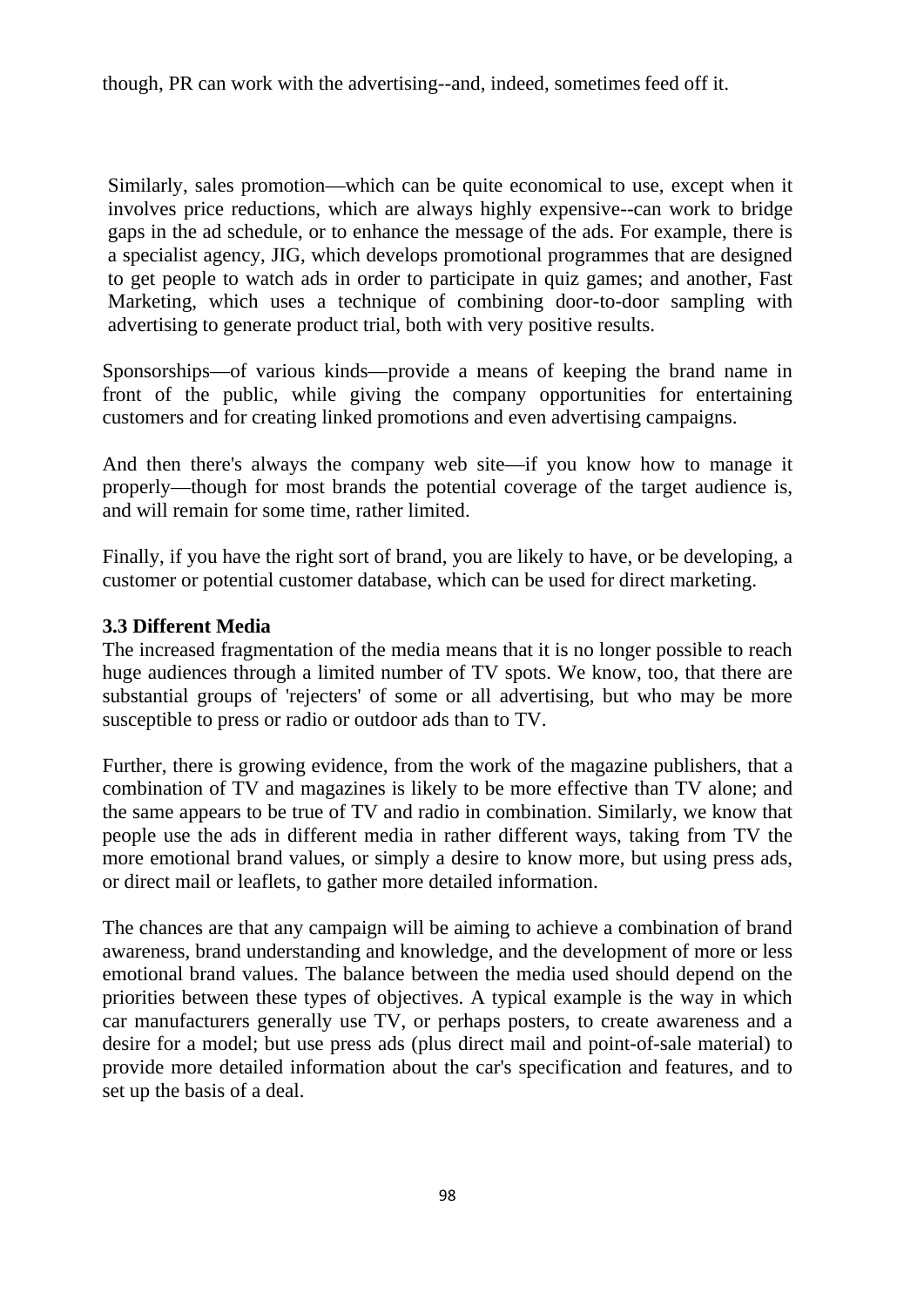though, PR can work with the advertising--and, indeed, sometimes feed off it.

Similarly, sales promotion—which can be quite economical to use, except when it involves price reductions, which are always highly expensive--can work to bridge gaps in the ad schedule, or to enhance the message of the ads. For example, there is a specialist agency, JIG, which develops promotional programmes that are designed to get people to watch ads in order to participate in quiz games; and another, Fast Marketing, which uses a technique of combining door-to-door sampling with advertising to generate product trial, both with very positive results.

Sponsorships—of various kinds—provide a means of keeping the brand name in front of the public, while giving the company opportunities for entertaining customers and for creating linked promotions and even advertising campaigns.

And then there's always the company web site—if you know how to manage it properly—though for most brands the potential coverage of the target audience is, and will remain for some time, rather limited.

Finally, if you have the right sort of brand, you are likely to have, or be developing, a customer or potential customer database, which can be used for direct marketing.

### 3.3 Different Media

The increased fragmentation of the media means that it is no longer possible to reach huge audiences through a limited number of TV spots. We know, too, that there are substantial groups of 'rejecters' of some or all advertising, but who may be more susceptible to press or radio or outdoor ads than to TV.

Further, there is growing evidence, from the work of the magazine publishers, that a combination of TV and magazines is likely to be more effective than TV alone; and the same appears to be true of TV and radio in combination. Similarly, we know that people use the ads in different media in rather different ways, taking from TV the more emotional brand values, or simply a desire to know more, but using press ads, or direct mail or leaflets, to gather more detailed information.

The chances are that any campaign will be aiming to achieve a combination of brand awareness, brand understanding and knowledge, and the development of more or less emotional brand values. The balance between the media used should depend on the priorities between these types of objectives. A typical example is the way in which car manufacturers generally use TV, or perhaps posters, to create awareness and a desire for a model; but use press ads (plus direct mail and point-of-sale material) to provide more detailed information about the car's specification and features, and to set up the basis of a deal.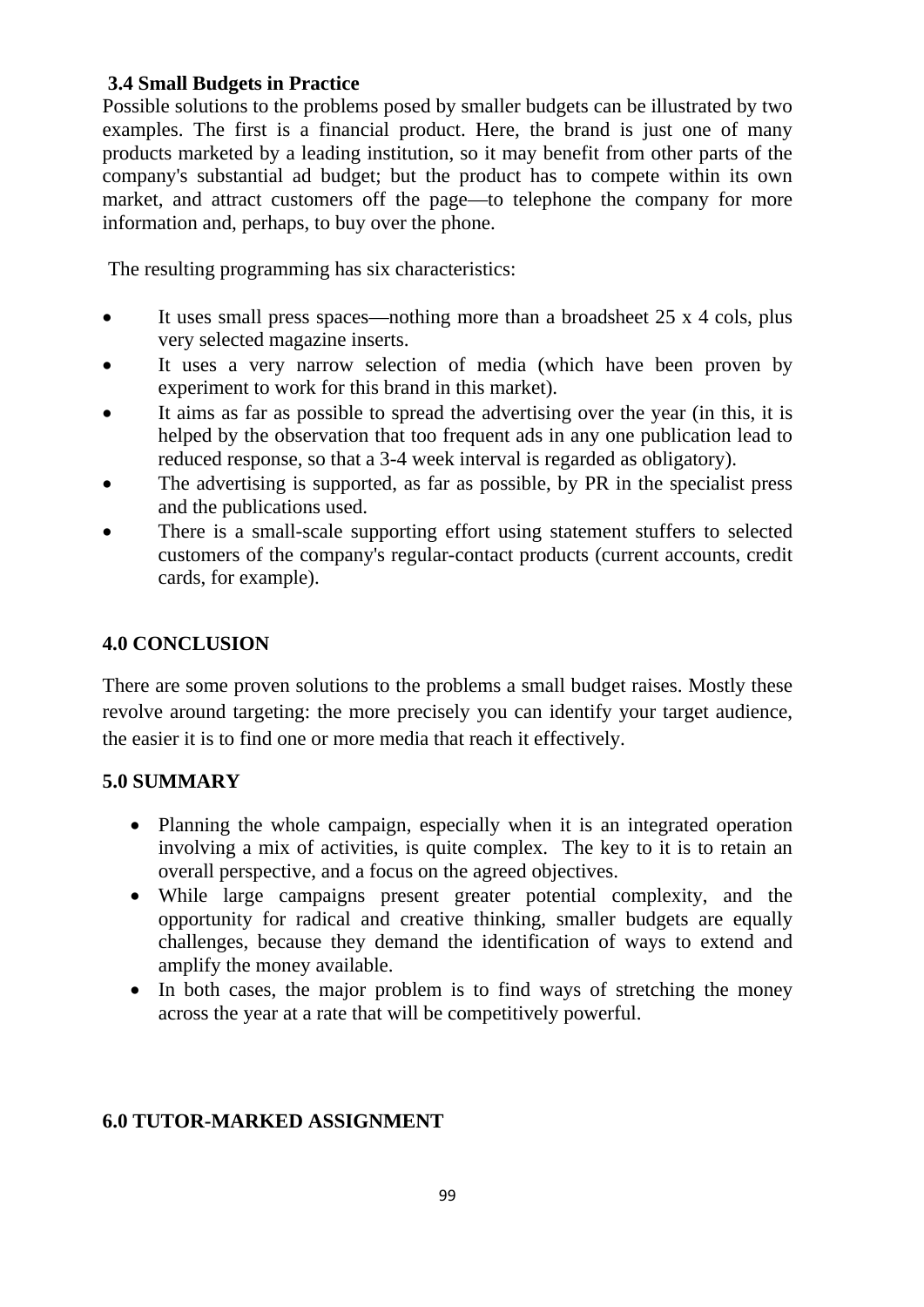### 3.4 Small Budgets in Practice

Possible solutions to the problems posed by smaller budgets can be illustrated by two examples. The first is a financial product. Here, the brand is just one of many products marketed by a leading institution, so it may benefit from other parts of the company's substantial ad budget; but the product has to compete within its own market, and attract customers off the page—to telephone the company for more information and, perhaps, to buy over the phone.

The resulting programming has six characteristics:

- It uses small press spaces—nothing more than a broadsheet 25 x 4 cols, plus very selected magazine inserts.
- It uses a very narrow selection of media (which have been proven by experiment to work for this brand in this market).
- It aims as far as possible to spread the advertising over the year (in this, it is helped by the observation that too frequent ads in any one publication lead to reduced response, so that a 3-4 week interval is regarded as obligatory).
- The advertising is supported, as far as possible, by PR in the specialist press and the publications used.
- There is a small-scale supporting effort using statement stuffers to selected customers of the company's regular-contact products (current accounts, credit cards, for example).

## 4.0 CONCLUSION

There are some proven solutions to the problems a small budget raises. Mostly these revolve around targeting: the more precisely you can identify your target audience, the easier it is to find one or more media that reach it effectively.

## 5.0 SUMMARY

- Planning the whole campaign, especially when it is an integrated operation involving a mix of activities, is quite complex. The key to it is to retain an overall perspective, and a focus on the agreed objectives.
- While large campaigns present greater potential complexity, and the opportunity for radical and creative thinking, smaller budgets are equally challenges, because they demand the identification of ways to extend and amplify the money available.
- In both cases, the major problem is to find ways of stretching the money across the year at a rate that will be competitively powerful.

## 6.0 TUTOR-MARKED ASSIGNMENT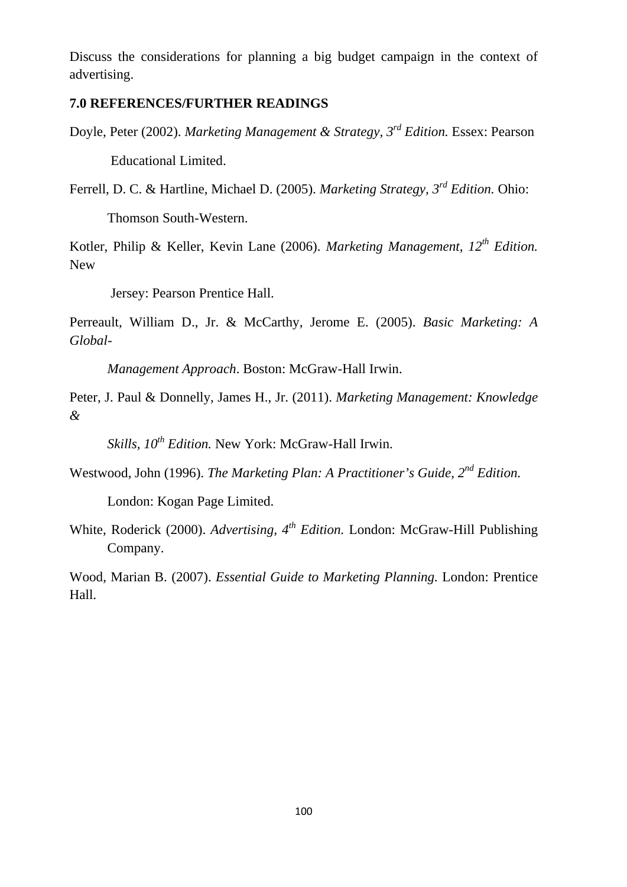Discuss the considerations for planning a big budget campaign in the context of advertising.

### 7.0 REFERENCES/FURTHER READINGS

Doyle, Peter (2002). *Marketing Management & Strategy, 3rd Edition.* Essex: Pearson Educational Limited.

Ferrell, D. C. & Hartline, Michael D. (2005). *Marketing Strategy, 3rd Edition.* Ohio: Thomson South-Western.

Kotler, Philip & Keller, Kevin Lane (2006). *Marketing Management, 12th Edition.* New Jersey: Pearson Prentice Hall.

Perreault, William D., Jr. & McCarthy, Jerome E. (2005). *Basic Marketing: A Global-Management Approach*. Boston: McGraw-Hall Irwin.

Peter, J. Paul & Donnelly, James H., Jr. (2011). *Marketing Management: Knowledge & Skills, 10th Edition.* New York: McGraw-Hall Irwin.

Westwood, John (1996). *The Marketing Plan: A Practitioner's Guide, 2nd Edition.* London: Kogan Page Limited.

White, Roderick (2000). *Advertising, 4th Edition.* London: McGraw-Hill Publishing Company.

Wood, Marian B. (2007). *Essential Guide to Marketing Planning.* London: Prentice Hall.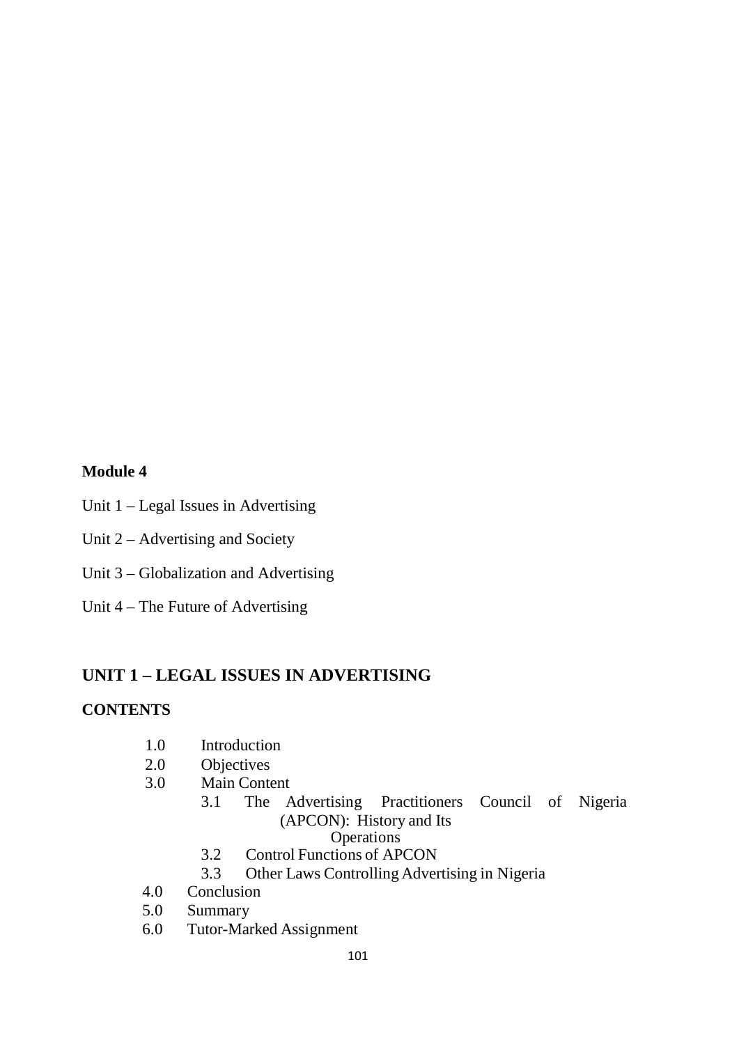**Module 4**

Unit 1 – Legal Issues in Advertising

Unit 2 – Advertising and Society

Unit 3 – Globalization and Advertising

Unit 4 – The Future of Advertising

## UNIT 1 – LEGAL ISSUES IN ADVERTISING

### CONTENTS

- 1.0 Introduction
- 2.0 Objectives
- 3.0 Main Content
  - 3.1 The Advertising Practitioners Council of Nigeria (APCON): History and Its Operations
  - 3.2 Control Functions of APCON
  - 3.3 Other Laws Controlling Advertising in Nigeria
- 4.0 Conclusion
- 5.0 Summary
- 6.0 Tutor-Marked Assignment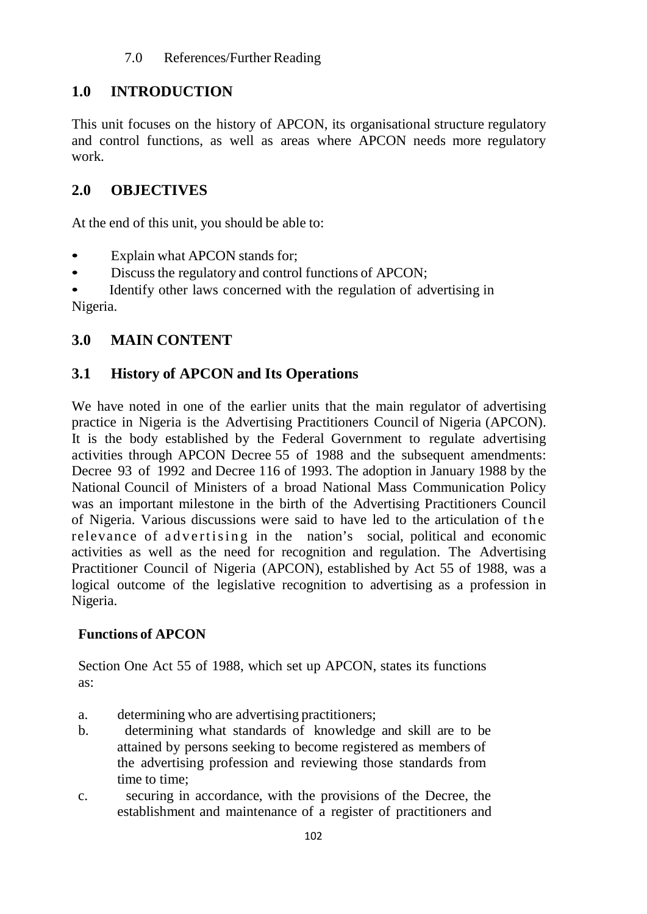7.0 References/Further Reading

## 1.0 INTRODUCTION

This unit focuses on the history of APCON, its organisational structure regulatory and control functions, as well as areas where APCON needs more regulatory work.

## 2.0 OBJECTIVES

At the end of this unit, you should be able to:

- Explain what APCON stands for;
- Discuss the regulatory and control functions of APCON;
- Identify other laws concerned with the regulation of advertising in Nigeria.

## 3.0 MAIN CONTENT

## 3.1 History of APCON and Its Operations

We have noted in one of the earlier units that the main regulator of advertising practice in Nigeria is the Advertising Practitioners Council of Nigeria (APCON). It is the body established by the Federal Government to regulate advertising activities through APCON Decree 55 of 1988 and the subsequent amendments: Decree 93 of 1992 and Decree 116 of 1993. The adoption in January 1988 by the National Council of Ministers of a broad National Mass Communication Policy was an important milestone in the birth of the Advertising Practitioners Council of Nigeria. Various discussions were said to have led to the articulation of the relevance of advertising in the nation's social, political and economic activities as well as the need for recognition and regulation. The Advertising Practitioner Council of Nigeria (APCON), established by Act 55 of 1988, was a logical outcome of the legislative recognition to advertising as a profession in Nigeria.

**Functions of APCON**

Section One Act 55 of 1988, which set up APCON, states its functions as:

a. determining who are advertising practitioners;
b. determining what standards of knowledge and skill are to be attained by persons seeking to become registered as members of the advertising profession and reviewing those standards from time to time;
c. securing in accordance, with the provisions of the Decree, the establishment and maintenance of a register of practitioners and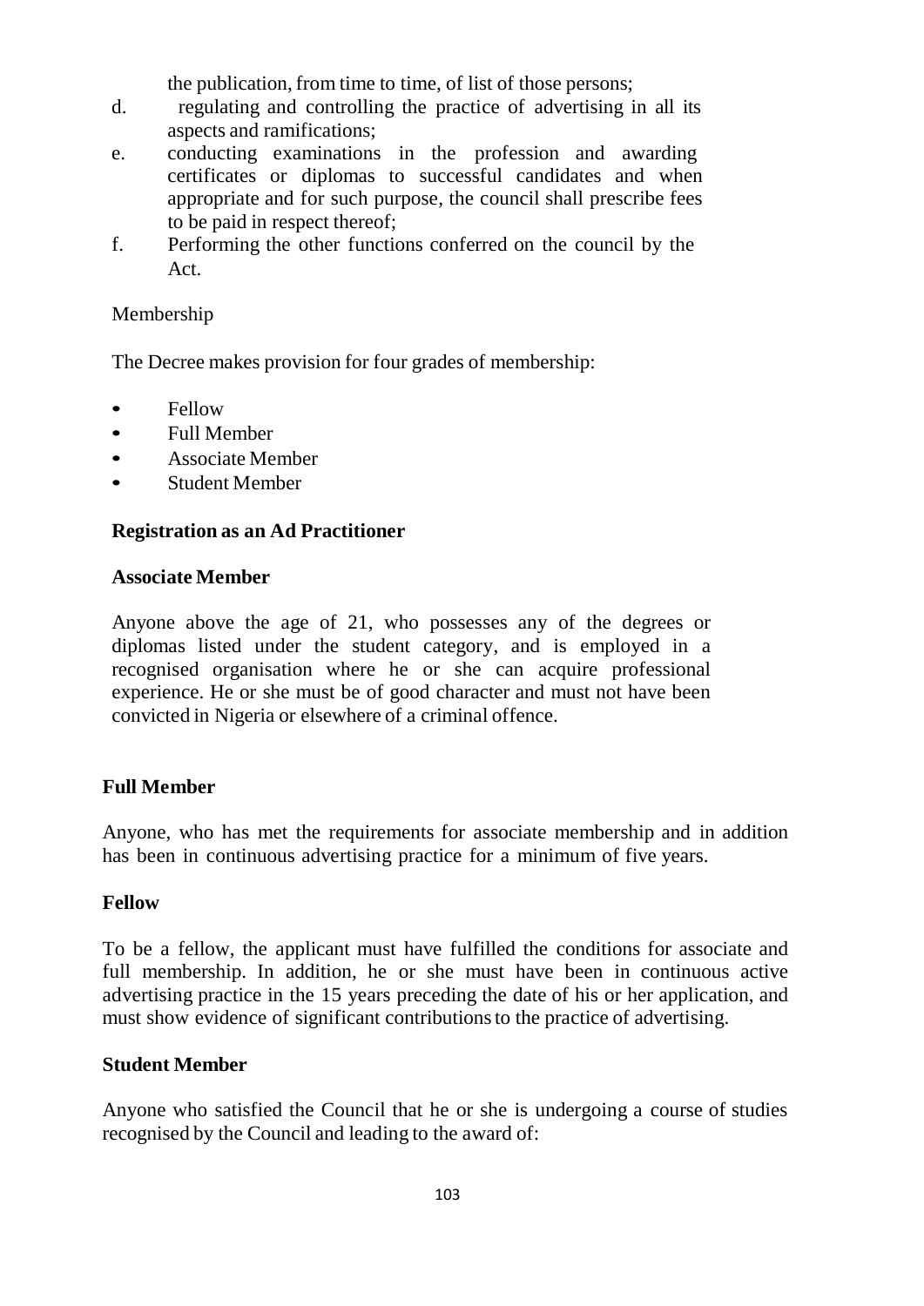the publication, from time to time, of list of those persons;

d. regulating and controlling the practice of advertising in all its aspects and ramifications;
e. conducting examinations in the profession and awarding certificates or diplomas to successful candidates and when appropriate and for such purpose, the council shall prescribe fees to be paid in respect thereof;
f. Performing the other functions conferred on the council by the Act.

Membership

The Decree makes provision for four grades of membership:

- Fellow
- Full Member
- Associate Member
- Student Member

**Registration as an Ad Practitioner**

**Associate Member**

Anyone above the age of 21, who possesses any of the degrees or diplomas listed under the student category, and is employed in a recognised organisation where he or she can acquire professional experience. He or she must be of good character and must not have been convicted in Nigeria or elsewhere of a criminal offence.

**Full Member**

Anyone, who has met the requirements for associate membership and in addition has been in continuous advertising practice for a minimum of five years.

**Fellow**

To be a fellow, the applicant must have fulfilled the conditions for associate and full membership. In addition, he or she must have been in continuous active advertising practice in the 15 years preceding the date of his or her application, and must show evidence of significant contributions to the practice of advertising.

**Student Member**

Anyone who satisfied the Council that he or she is undergoing a course of studies recognised by the Council and leading to the award of: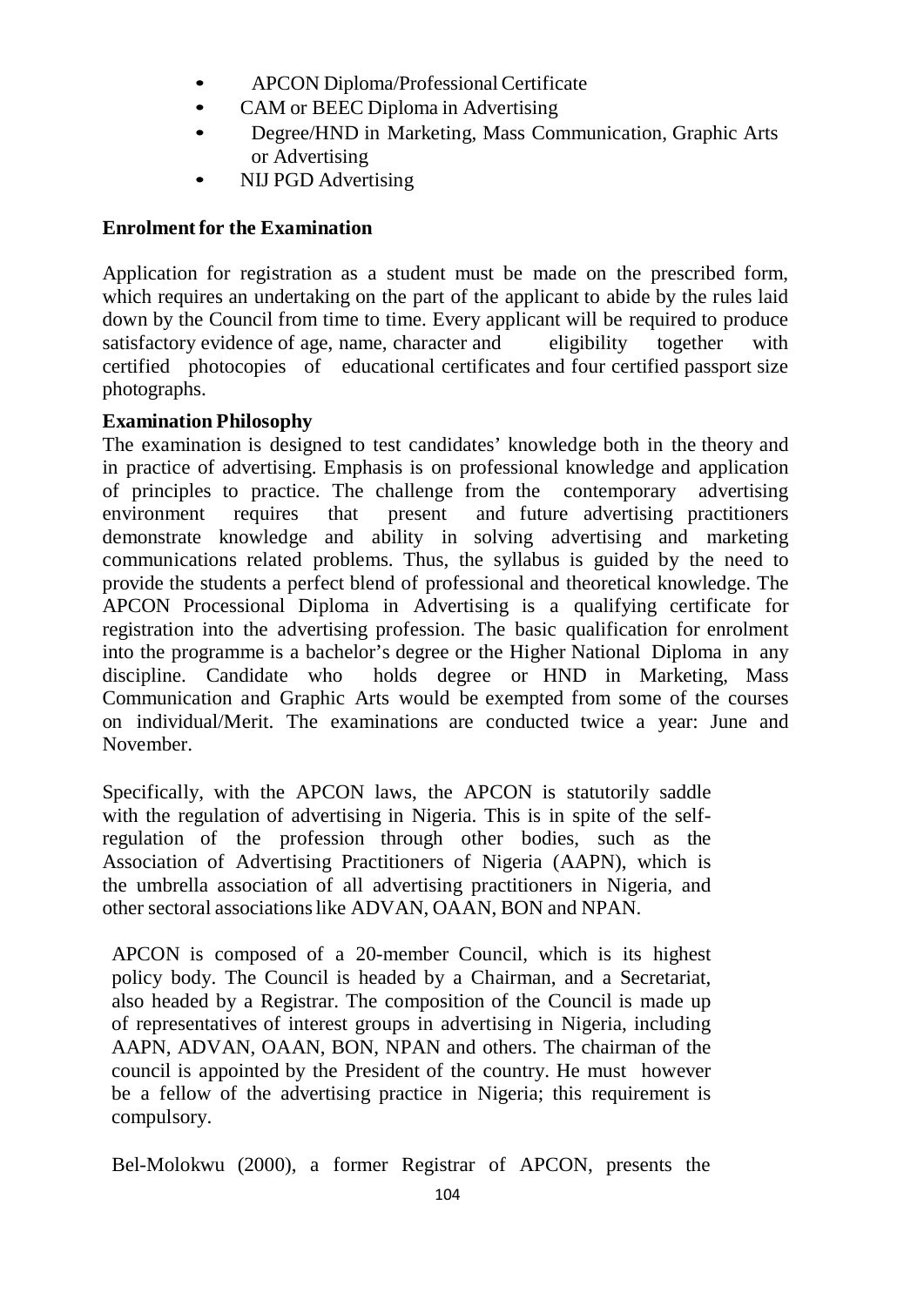- APCON Diploma/Professional Certificate
- CAM or BEEC Diploma in Advertising
- Degree/HND in Marketing, Mass Communication, Graphic Arts or Advertising
- NIJ PGD Advertising

**Enrolment for the Examination**

Application for registration as a student must be made on the prescribed form, which requires an undertaking on the part of the applicant to abide by the rules laid down by the Council from time to time. Every applicant will be required to produce satisfactory evidence of age, name, character and eligibility together with certified photocopies of educational certificates and four certified passport size photographs.

**Examination Philosophy**

The examination is designed to test candidates' knowledge both in the theory and in practice of advertising. Emphasis is on professional knowledge and application of principles to practice. The challenge from the contemporary advertising environment requires that present and future advertising practitioners demonstrate knowledge and ability in solving advertising and marketing communications related problems. Thus, the syllabus is guided by the need to provide the students a perfect blend of professional and theoretical knowledge. The APCON Processional Diploma in Advertising is a qualifying certificate for registration into the advertising profession. The basic qualification for enrolment into the programme is a bachelor's degree or the Higher National Diploma in any discipline. Candidate who holds degree or HND in Marketing, Mass Communication and Graphic Arts would be exempted from some of the courses on individual/Merit. The examinations are conducted twice a year: June and November.

Specifically, with the APCON laws, the APCON is statutorily saddle with the regulation of advertising in Nigeria. This is in spite of the self-regulation of the profession through other bodies, such as the Association of Advertising Practitioners of Nigeria (AAPN), which is the umbrella association of all advertising practitioners in Nigeria, and other sectoral associations like ADVAN, OAAN, BON and NPAN.

APCON is composed of a 20-member Council, which is its highest policy body. The Council is headed by a Chairman, and a Secretariat, also headed by a Registrar. The composition of the Council is made up of representatives of interest groups in advertising in Nigeria, including AAPN, ADVAN, OAAN, BON, NPAN and others. The chairman of the council is appointed by the President of the country. He must however be a fellow of the advertising practice in Nigeria; this requirement is compulsory.

Bel-Molokwu (2000), a former Registrar of APCON, presents the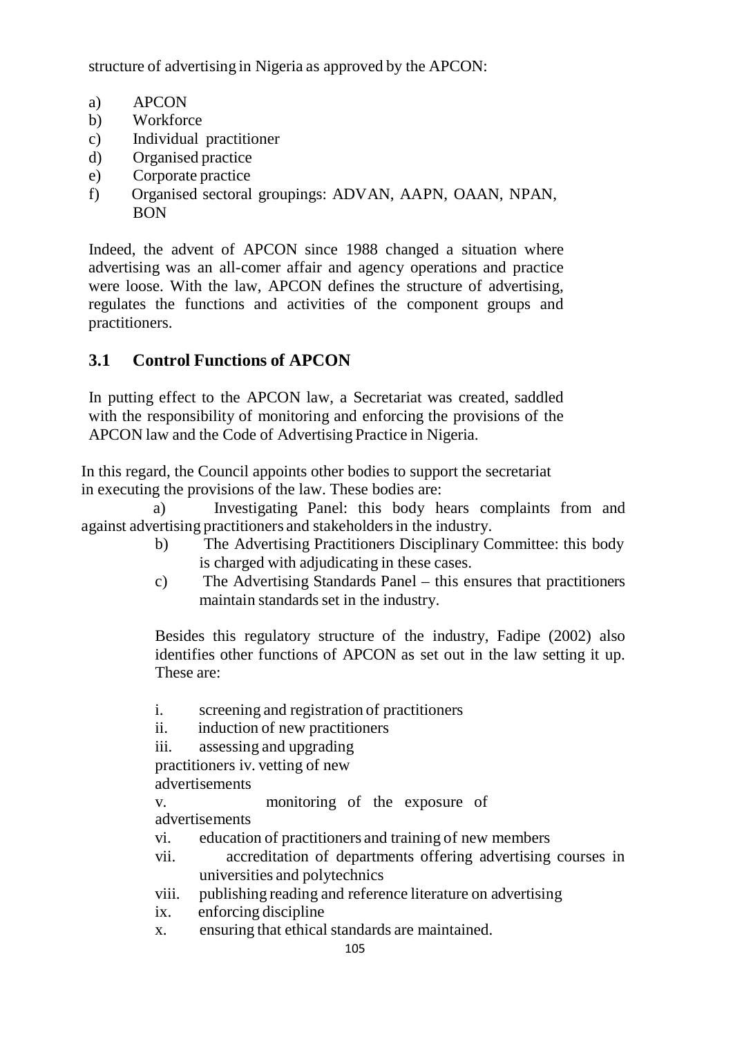structure of advertising in Nigeria as approved by the APCON:

a) APCON
b) Workforce
c) Individual practitioner
d) Organised practice
e) Corporate practice
f) Organised sectoral groupings: ADVAN, AAPN, OAAN, NPAN, BON

Indeed, the advent of APCON since 1988 changed a situation where advertising was an all-comer affair and agency operations and practice were loose. With the law, APCON defines the structure of advertising, regulates the functions and activities of the component groups and practitioners.

## 3.1 Control Functions of APCON

In putting effect to the APCON law, a Secretariat was created, saddled with the responsibility of monitoring and enforcing the provisions of the APCON law and the Code of Advertising Practice in Nigeria.

In this regard, the Council appoints other bodies to support the secretariat in executing the provisions of the law. These bodies are:

a) Investigating Panel: this body hears complaints from and against advertising practitioners and stakeholders in the industry.
b) The Advertising Practitioners Disciplinary Committee: this body is charged with adjudicating in these cases.
c) The Advertising Standards Panel – this ensures that practitioners maintain standards set in the industry.

Besides this regulatory structure of the industry, Fadipe (2002) also identifies other functions of APCON as set out in the law setting it up. These are:

i. screening and registration of practitioners
ii. induction of new practitioners
iii. assessing and upgrading practitioners
iv. vetting of new advertisements
v. monitoring of the exposure of advertisements
vi. education of practitioners and training of new members
vii. accreditation of departments offering advertising courses in universities and polytechnics
viii. publishing reading and reference literature on advertising
ix. enforcing discipline
x. ensuring that ethical standards are maintained.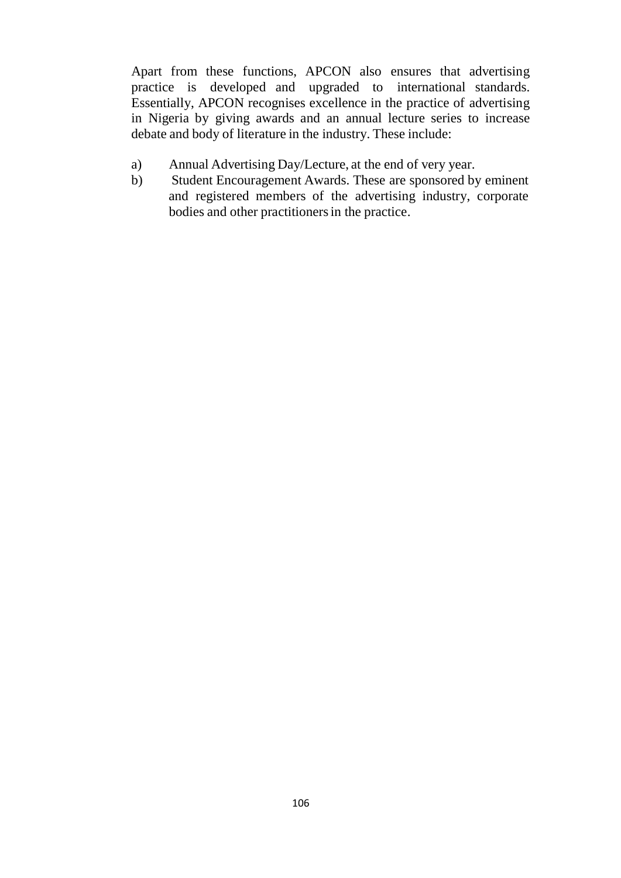Apart from these functions, APCON also ensures that advertising practice is developed and upgraded to international standards. Essentially, APCON recognises excellence in the practice of advertising in Nigeria by giving awards and an annual lecture series to increase debate and body of literature in the industry. These include:

a) Annual Advertising Day/Lecture, at the end of very year.
b) Student Encouragement Awards. These are sponsored by eminent and registered members of the advertising industry, corporate bodies and other practitioners in the practice.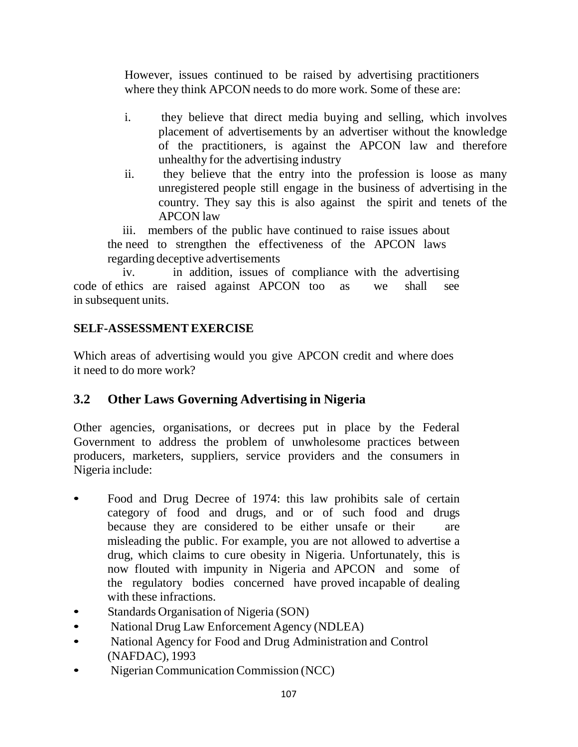However, issues continued to be raised by advertising practitioners where they think APCON needs to do more work. Some of these are:

i. they believe that direct media buying and selling, which involves placement of advertisements by an advertiser without the knowledge of the practitioners, is against the APCON law and therefore unhealthy for the advertising industry
ii. they believe that the entry into the profession is loose as many unregistered people still engage in the business of advertising in the country. They say this is also against the spirit and tenets of the APCON law
iii. members of the public have continued to raise issues about the need to strengthen the effectiveness of the APCON laws regarding deceptive advertisements
iv. in addition, issues of compliance with the advertising code of ethics are raised against APCON too as we shall see in subsequent units.

**SELF-ASSESSMENT EXERCISE**

Which areas of advertising would you give APCON credit and where does it need to do more work?

## 3.2 Other Laws Governing Advertising in Nigeria

Other agencies, organisations, or decrees put in place by the Federal Government to address the problem of unwholesome practices between producers, marketers, suppliers, service providers and the consumers in Nigeria include:

- Food and Drug Decree of 1974: this law prohibits sale of certain category of food and drugs, and or of such food and drugs because they are considered to be either unsafe or their are misleading the public. For example, you are not allowed to advertise a drug, which claims to cure obesity in Nigeria. Unfortunately, this is now flouted with impunity in Nigeria and APCON and some of the regulatory bodies concerned have proved incapable of dealing with these infractions.
- Standards Organisation of Nigeria (SON)
- National Drug Law Enforcement Agency (NDLEA)
- National Agency for Food and Drug Administration and Control (NAFDAC), 1993
- Nigerian Communication Commission (NCC)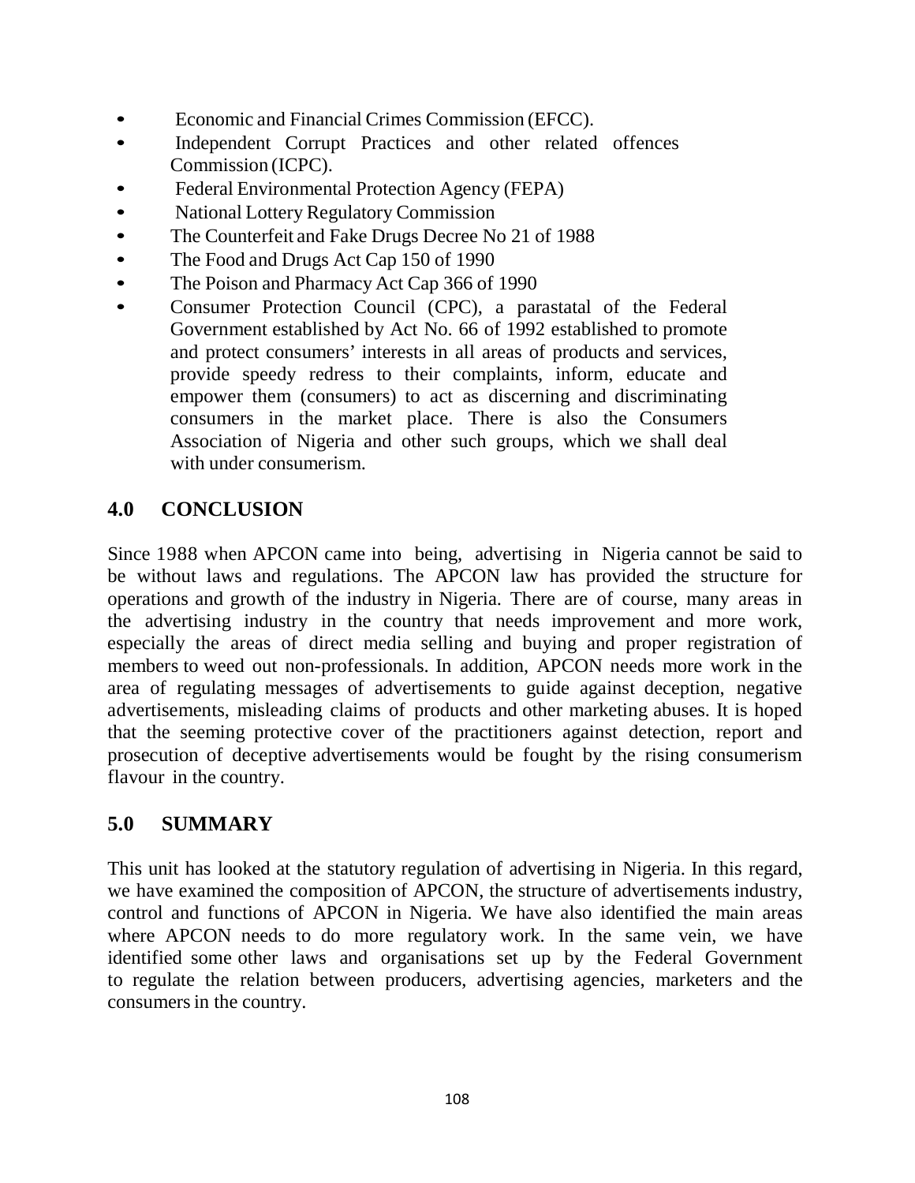- Economic and Financial Crimes Commission (EFCC).
- Independent Corrupt Practices and other related offences Commission (ICPC).
- Federal Environmental Protection Agency (FEPA)
- National Lottery Regulatory Commission
- The Counterfeit and Fake Drugs Decree No 21 of 1988
- The Food and Drugs Act Cap 150 of 1990
- The Poison and Pharmacy Act Cap 366 of 1990
- Consumer Protection Council (CPC), a parastatal of the Federal Government established by Act No. 66 of 1992 established to promote and protect consumers' interests in all areas of products and services, provide speedy redress to their complaints, inform, educate and empower them (consumers) to act as discerning and discriminating consumers in the market place. There is also the Consumers Association of Nigeria and other such groups, which we shall deal with under consumerism.

## 4.0 CONCLUSION

Since 1988 when APCON came into being, advertising in Nigeria cannot be said to be without laws and regulations. The APCON law has provided the structure for operations and growth of the industry in Nigeria. There are of course, many areas in the advertising industry in the country that needs improvement and more work, especially the areas of direct media selling and buying and proper registration of members to weed out non-professionals. In addition, APCON needs more work in the area of regulating messages of advertisements to guide against deception, negative advertisements, misleading claims of products and other marketing abuses. It is hoped that the seeming protective cover of the practitioners against detection, report and prosecution of deceptive advertisements would be fought by the rising consumerism flavour in the country.

## 5.0 SUMMARY

This unit has looked at the statutory regulation of advertising in Nigeria. In this regard, we have examined the composition of APCON, the structure of advertisements industry, control and functions of APCON in Nigeria. We have also identified the main areas where APCON needs to do more regulatory work. In the same vein, we have identified some other laws and organisations set up by the Federal Government to regulate the relation between producers, advertising agencies, marketers and the consumers in the country.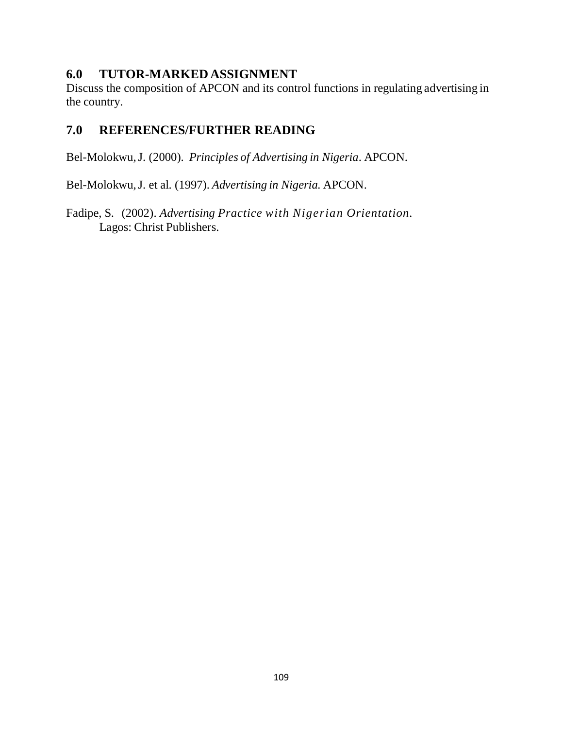## 6.0 TUTOR-MARKED ASSIGNMENT

Discuss the composition of APCON and its control functions in regulating advertising in the country.

## 7.0 REFERENCES/FURTHER READING

Bel-Molokwu, J. (2000). *Principles of Advertising in Nigeria*. APCON.

Bel-Molokwu, J. et al. (1997). *Advertising in Nigeria.* APCON.

Fadipe, S. (2002). *Advertising Practice with Nigerian Orientation.* Lagos: Christ Publishers.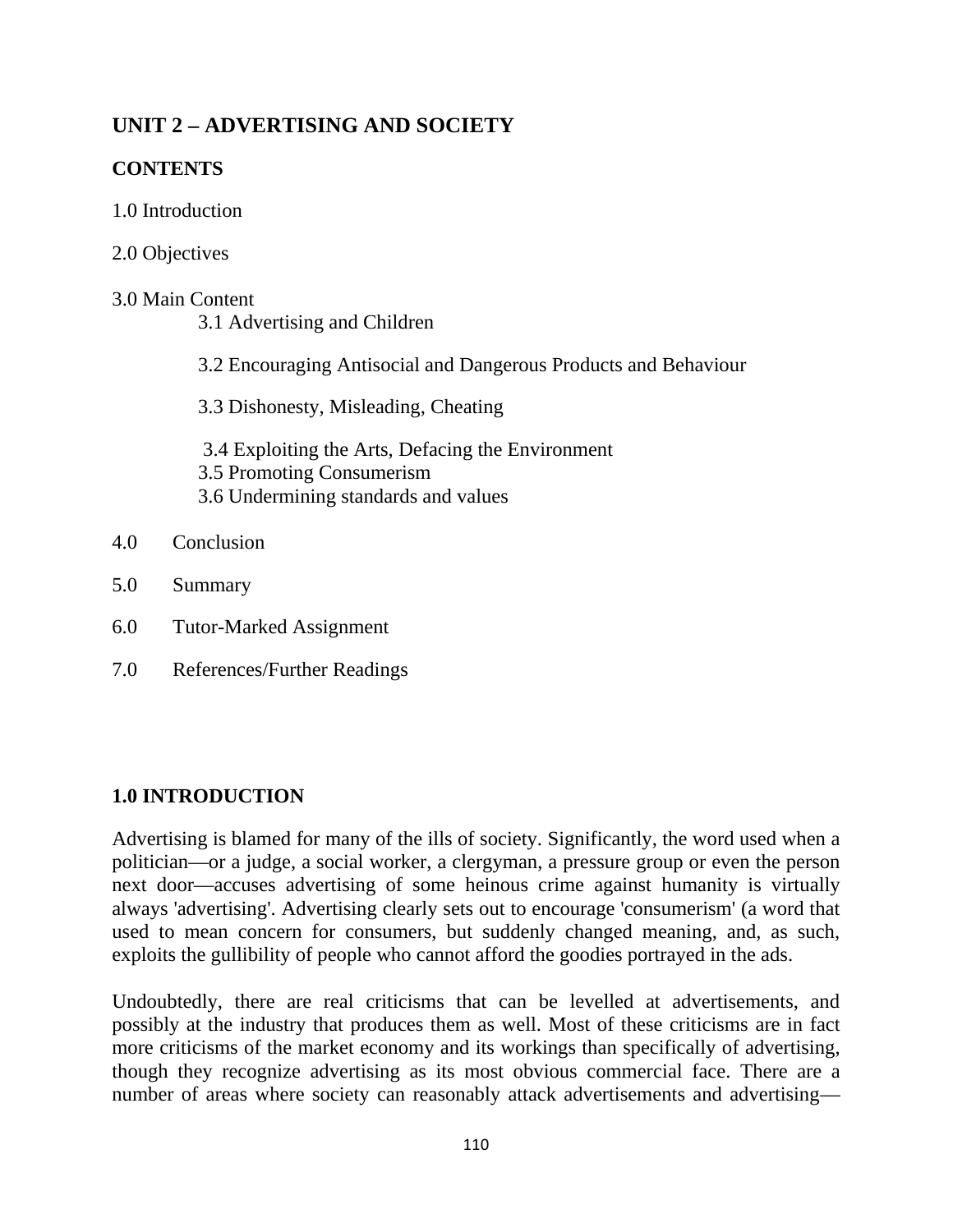## UNIT 2 – ADVERTISING AND SOCIETY

**CONTENTS**

1.0 Introduction

2.0 Objectives

3.0 Main Content

- 3.1 Advertising and Children
- 3.2 Encouraging Antisocial and Dangerous Products and Behaviour
- 3.3 Dishonesty, Misleading, Cheating
- 3.4 Exploiting the Arts, Defacing the Environment
- 3.5 Promoting Consumerism
- 3.6 Undermining standards and values

4.0 Conclusion

5.0 Summary

6.0 Tutor-Marked Assignment

7.0 References/Further Readings

### 1.0 INTRODUCTION

Advertising is blamed for many of the ills of society. Significantly, the word used when a politician—or a judge, a social worker, a clergyman, a pressure group or even the person next door—accuses advertising of some heinous crime against humanity is virtually always 'advertising'. Advertising clearly sets out to encourage 'consumerism' (a word that used to mean concern for consumers, but suddenly changed meaning, and, as such, exploits the gullibility of people who cannot afford the goodies portrayed in the ads.

Undoubtedly, there are real criticisms that can be levelled at advertisements, and possibly at the industry that produces them as well. Most of these criticisms are in fact more criticisms of the market economy and its workings than specifically of advertising, though they recognize advertising as its most obvious commercial face. There are a number of areas where society can reasonably attack advertisements and advertising—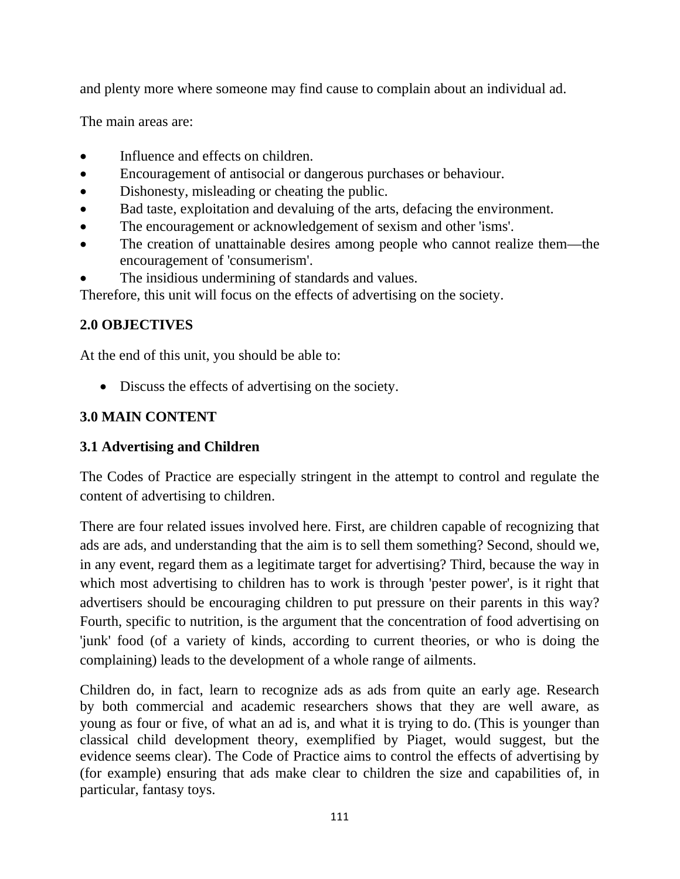and plenty more where someone may find cause to complain about an individual ad.

The main areas are:

- Influence and effects on children.
- Encouragement of antisocial or dangerous purchases or behaviour.
- Dishonesty, misleading or cheating the public.
- Bad taste, exploitation and devaluing of the arts, defacing the environment.
- The encouragement or acknowledgement of sexism and other 'isms'.
- The creation of unattainable desires among people who cannot realize them—the encouragement of 'consumerism'.
- The insidious undermining of standards and values.

Therefore, this unit will focus on the effects of advertising on the society.

## 2.0 OBJECTIVES

At the end of this unit, you should be able to:

- Discuss the effects of advertising on the society.

## 3.0 MAIN CONTENT

### 3.1 Advertising and Children

The Codes of Practice are especially stringent in the attempt to control and regulate the content of advertising to children.

There are four related issues involved here. First, are children capable of recognizing that ads are ads, and understanding that the aim is to sell them something? Second, should we, in any event, regard them as a legitimate target for advertising? Third, because the way in which most advertising to children has to work is through 'pester power', is it right that advertisers should be encouraging children to put pressure on their parents in this way? Fourth, specific to nutrition, is the argument that the concentration of food advertising on 'junk' food (of a variety of kinds, according to current theories, or who is doing the complaining) leads to the development of a whole range of ailments.

Children do, in fact, learn to recognize ads as ads from quite an early age. Research by both commercial and academic researchers shows that they are well aware, as young as four or five, of what an ad is, and what it is trying to do. (This is younger than classical child development theory, exemplified by Piaget, would suggest, but the evidence seems clear). The Code of Practice aims to control the effects of advertising by (for example) ensuring that ads make clear to children the size and capabilities of, in particular, fantasy toys.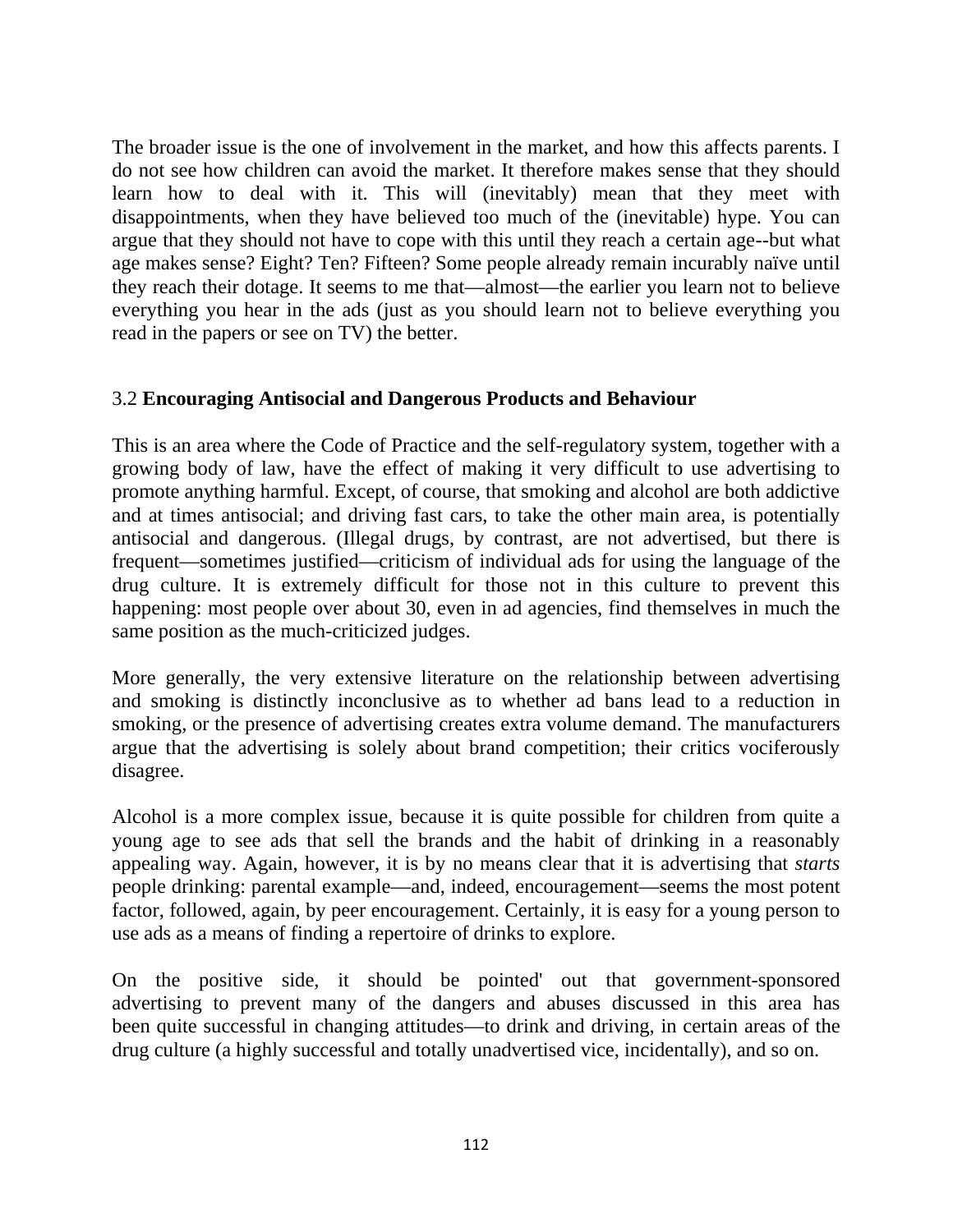The broader issue is the one of involvement in the market, and how this affects parents. I do not see how children can avoid the market. It therefore makes sense that they should learn how to deal with it. This will (inevitably) mean that they meet with disappointments, when they have believed too much of the (inevitable) hype. You can argue that they should not have to cope with this until they reach a certain age--but what age makes sense? Eight? Ten? Fifteen? Some people already remain incurably naïve until they reach their dotage. It seems to me that—almost—the earlier you learn not to believe everything you hear in the ads (just as you should learn not to believe everything you read in the papers or see on TV) the better.

### 3.2 **Encouraging Antisocial and Dangerous Products and Behaviour**

This is an area where the Code of Practice and the self-regulatory system, together with a growing body of law, have the effect of making it very difficult to use advertising to promote anything harmful. Except, of course, that smoking and alcohol are both addictive and at times antisocial; and driving fast cars, to take the other main area, is potentially antisocial and dangerous. (Illegal drugs, by contrast, are not advertised, but there is frequent—sometimes justified—criticism of individual ads for using the language of the drug culture. It is extremely difficult for those not in this culture to prevent this happening: most people over about 30, even in ad agencies, find themselves in much the same position as the much-criticized judges.

More generally, the very extensive literature on the relationship between advertising and smoking is distinctly inconclusive as to whether ad bans lead to a reduction in smoking, or the presence of advertising creates extra volume demand. The manufacturers argue that the advertising is solely about brand competition; their critics vociferously disagree.

Alcohol is a more complex issue, because it is quite possible for children from quite a young age to see ads that sell the brands and the habit of drinking in a reasonably appealing way. Again, however, it is by no means clear that it is advertising that *starts* people drinking: parental example—and, indeed, encouragement—seems the most potent factor, followed, again, by peer encouragement. Certainly, it is easy for a young person to use ads as a means of finding a repertoire of drinks to explore.

On the positive side, it should be pointed' out that government-sponsored advertising to prevent many of the dangers and abuses discussed in this area has been quite successful in changing attitudes—to drink and driving, in certain areas of the drug culture (a highly successful and totally unadvertised vice, incidentally), and so on.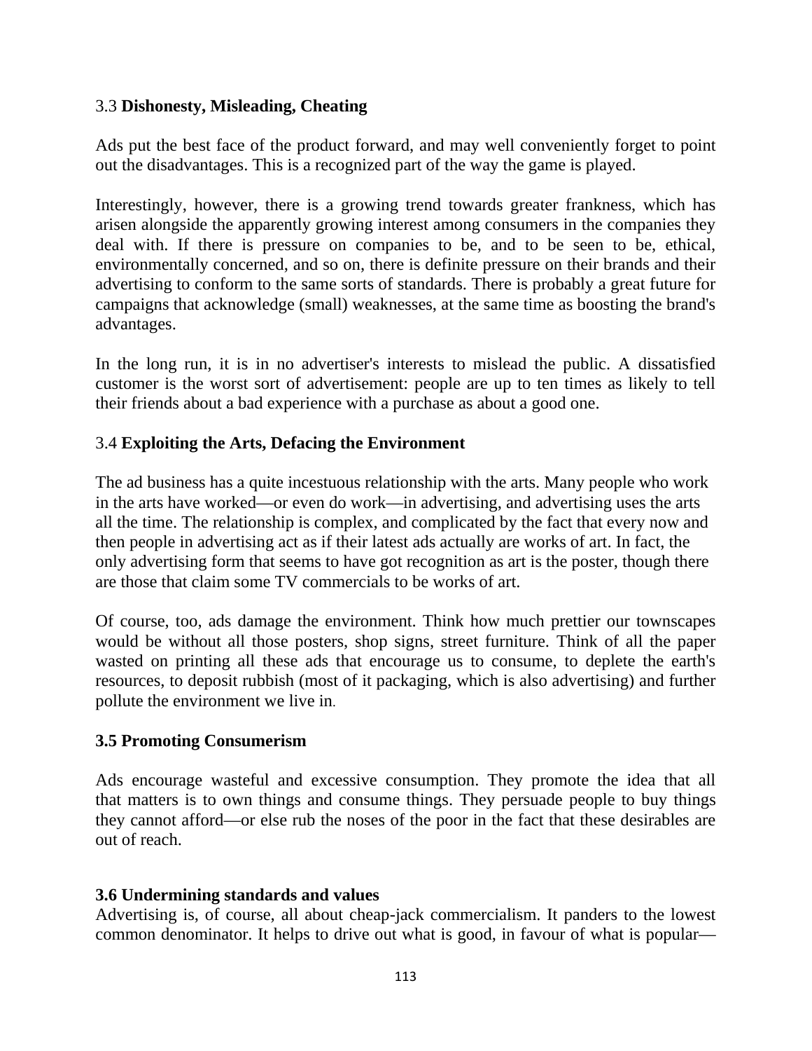### 3.3 **Dishonesty, Misleading, Cheating**

Ads put the best face of the product forward, and may well conveniently forget to point out the disadvantages. This is a recognized part of the way the game is played.

Interestingly, however, there is a growing trend towards greater frankness, which has arisen alongside the apparently growing interest among consumers in the companies they deal with. If there is pressure on companies to be, and to be seen to be, ethical, environmentally concerned, and so on, there is definite pressure on their brands and their advertising to conform to the same sorts of standards. There is probably a great future for campaigns that acknowledge (small) weaknesses, at the same time as boosting the brand's advantages.

In the long run, it is in no advertiser's interests to mislead the public. A dissatisfied customer is the worst sort of advertisement: people are up to ten times as likely to tell their friends about a bad experience with a purchase as about a good one.

### 3.4 **Exploiting the Arts, Defacing the Environment**

The ad business has a quite incestuous relationship with the arts. Many people who work in the arts have worked—or even do work—in advertising, and advertising uses the arts all the time. The relationship is complex, and complicated by the fact that every now and then people in advertising act as if their latest ads actually are works of art. In fact, the only advertising form that seems to have got recognition as art is the poster, though there are those that claim some TV commercials to be works of art.

Of course, too, ads damage the environment. Think how much prettier our townscapes would be without all those posters, shop signs, street furniture. Think of all the paper wasted on printing all these ads that encourage us to consume, to deplete the earth's resources, to deposit rubbish (most of it packaging, which is also advertising) and further pollute the environment we live in.

### **3.5 Promoting Consumerism**

Ads encourage wasteful and excessive consumption. They promote the idea that all that matters is to own things and consume things. They persuade people to buy things they cannot afford—or else rub the noses of the poor in the fact that these desirables are out of reach.

### **3.6 Undermining standards and values**

Advertising is, of course, all about cheap-jack commercialism. It panders to the lowest common denominator. It helps to drive out what is good, in favour of what is popular—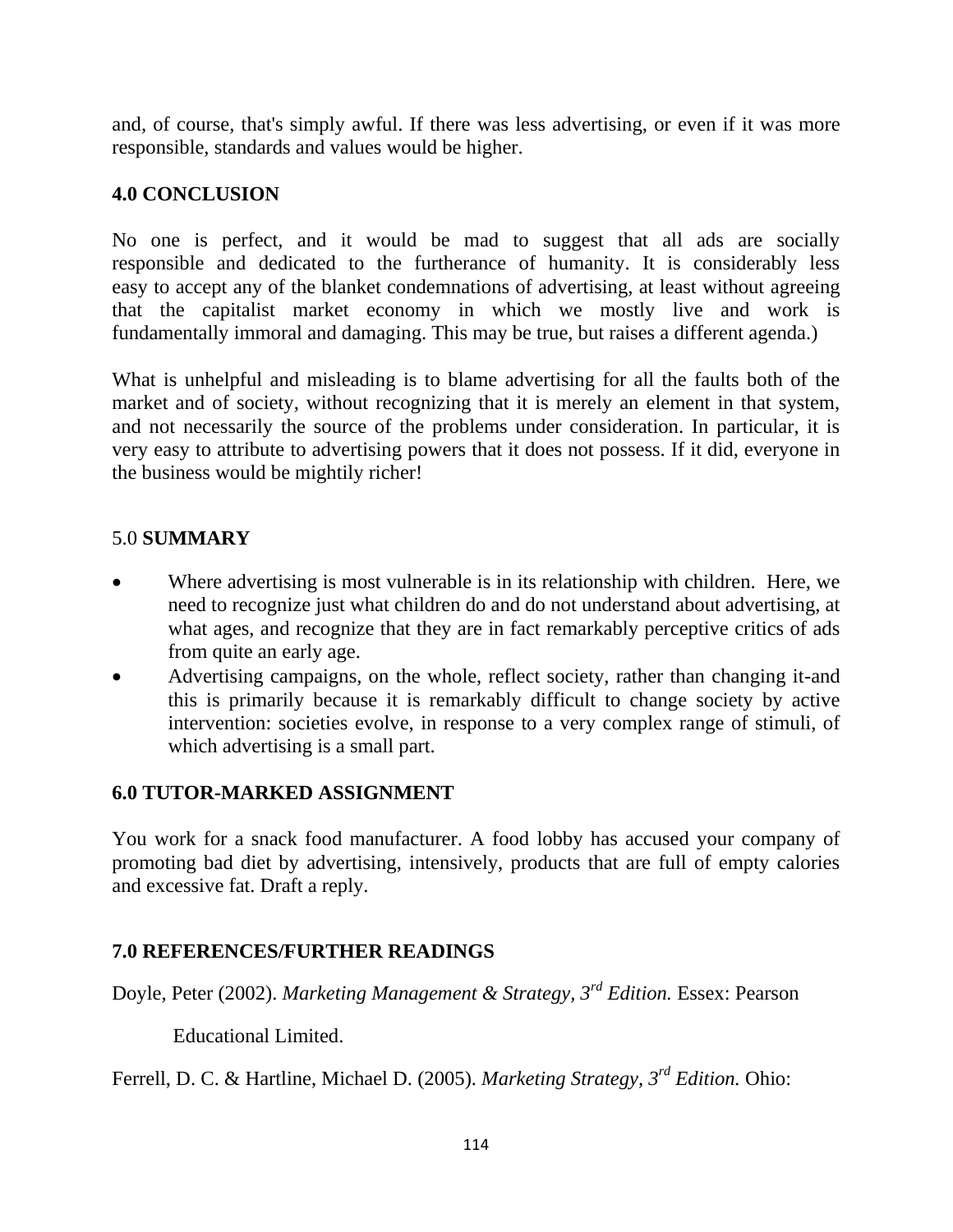and, of course, that's simply awful. If there was less advertising, or even if it was more responsible, standards and values would be higher.

## 4.0 CONCLUSION

No one is perfect, and it would be mad to suggest that all ads are socially responsible and dedicated to the furtherance of humanity. It is considerably less easy to accept any of the blanket condemnations of advertising, at least without agreeing that the capitalist market economy in which we mostly live and work is fundamentally immoral and damaging. This may be true, but raises a different agenda.)

What is unhelpful and misleading is to blame advertising for all the faults both of the market and of society, without recognizing that it is merely an element in that system, and not necessarily the source of the problems under consideration. In particular, it is very easy to attribute to advertising powers that it does not possess. If it did, everyone in the business would be mightily richer!

## 5.0 SUMMARY

- Where advertising is most vulnerable is in its relationship with children. Here, we need to recognize just what children do and do not understand about advertising, at what ages, and recognize that they are in fact remarkably perceptive critics of ads from quite an early age.
- Advertising campaigns, on the whole, reflect society, rather than changing it-and this is primarily because it is remarkably difficult to change society by active intervention: societies evolve, in response to a very complex range of stimuli, of which advertising is a small part.

## 6.0 TUTOR-MARKED ASSIGNMENT

You work for a snack food manufacturer. A food lobby has accused your company of promoting bad diet by advertising, intensively, products that are full of empty calories and excessive fat. Draft a reply.

## 7.0 REFERENCES/FURTHER READINGS

Doyle, Peter (2002). *Marketing Management & Strategy, 3rd Edition.* Essex: Pearson Educational Limited.

Ferrell, D. C. & Hartline, Michael D. (2005). *Marketing Strategy, 3rd Edition.* Ohio: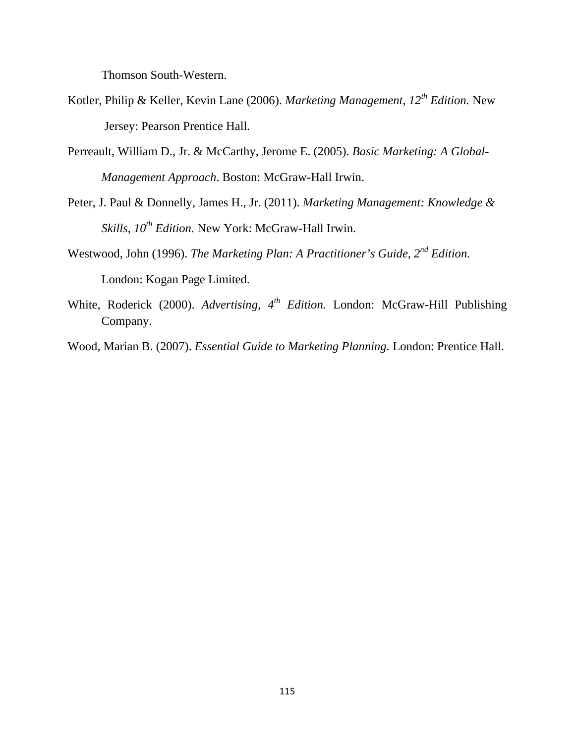Thomson South-Western.

Kotler, Philip & Keller, Kevin Lane (2006). *Marketing Management, 12th Edition.* New Jersey: Pearson Prentice Hall.

Perreault, William D., Jr. & McCarthy, Jerome E. (2005). *Basic Marketing: A Global-Management Approach*. Boston: McGraw-Hall Irwin.

Peter, J. Paul & Donnelly, James H., Jr. (2011). *Marketing Management: Knowledge & Skills, 10th Edition.* New York: McGraw-Hall Irwin.

Westwood, John (1996). *The Marketing Plan: A Practitioner's Guide, 2nd Edition.* London: Kogan Page Limited.

White, Roderick (2000). *Advertising, 4th Edition.* London: McGraw-Hill Publishing Company.

Wood, Marian B. (2007). *Essential Guide to Marketing Planning.* London: Prentice Hall.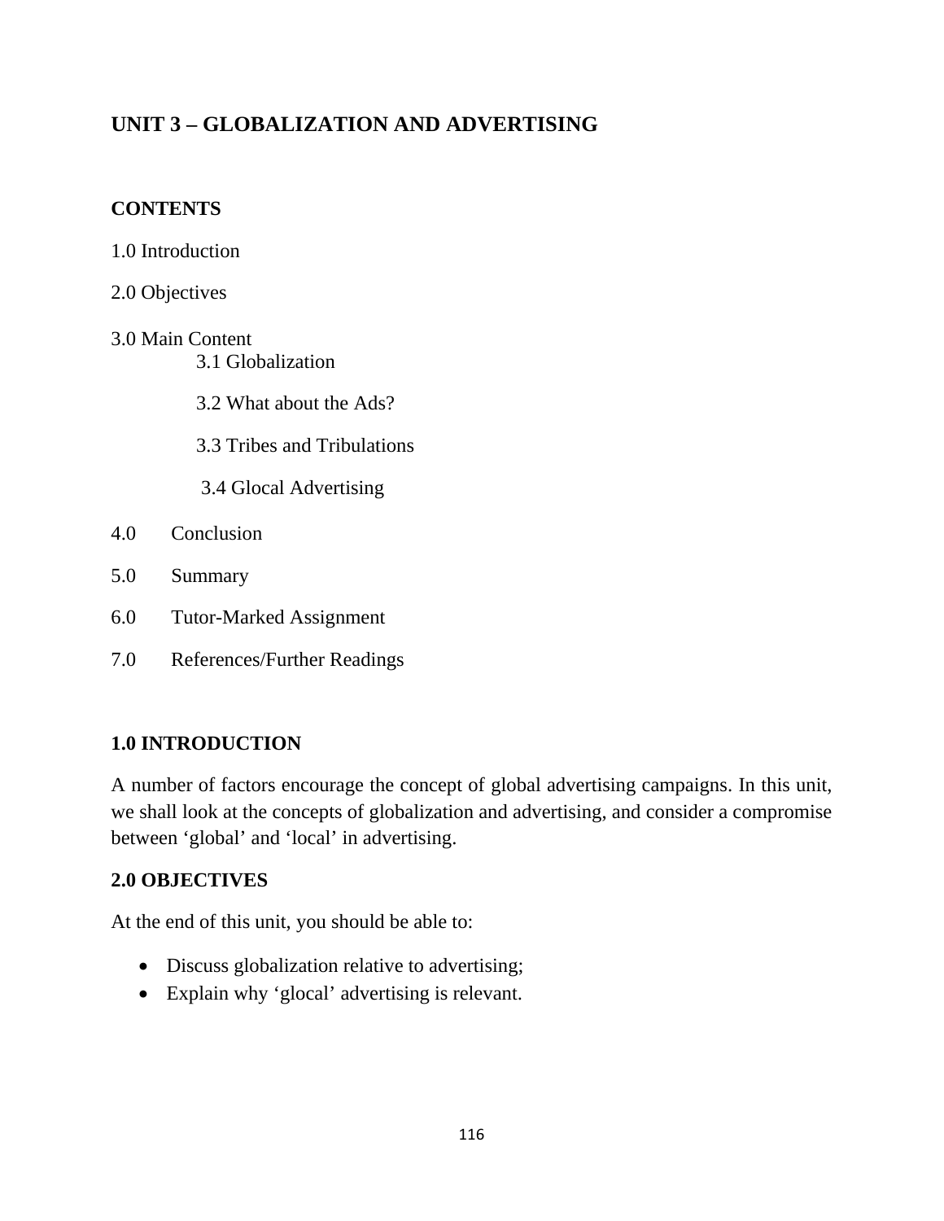## UNIT 3 – GLOBALIZATION AND ADVERTISING

### CONTENTS

1.0 Introduction

2.0 Objectives

3.0 Main Content
- 3.1 Globalization
- 3.2 What about the Ads?
- 3.3 Tribes and Tribulations
- 3.4 Glocal Advertising

4.0 Conclusion

5.0 Summary

6.0 Tutor-Marked Assignment

7.0 References/Further Readings

### 1.0 INTRODUCTION

A number of factors encourage the concept of global advertising campaigns. In this unit, we shall look at the concepts of globalization and advertising, and consider a compromise between 'global' and 'local' in advertising.

### 2.0 OBJECTIVES

At the end of this unit, you should be able to:

- Discuss globalization relative to advertising;
- Explain why 'glocal' advertising is relevant.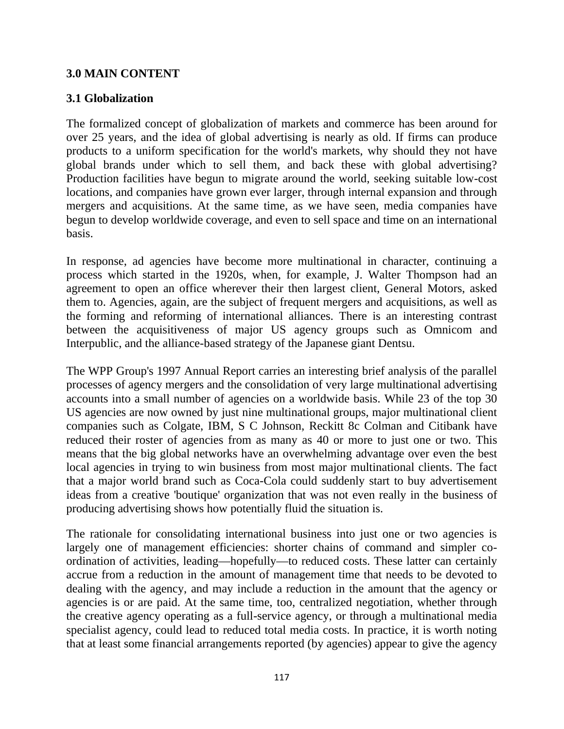## 3.0 MAIN CONTENT

### 3.1 Globalization

The formalized concept of globalization of markets and commerce has been around for over 25 years, and the idea of global advertising is nearly as old. If firms can produce products to a uniform specification for the world's markets, why should they not have global brands under which to sell them, and back these with global advertising? Production facilities have begun to migrate around the world, seeking suitable low-cost locations, and companies have grown ever larger, through internal expansion and through mergers and acquisitions. At the same time, as we have seen, media companies have begun to develop worldwide coverage, and even to sell space and time on an international basis.

In response, ad agencies have become more multinational in character, continuing a process which started in the 1920s, when, for example, J. Walter Thompson had an agreement to open an office wherever their then largest client, General Motors, asked them to. Agencies, again, are the subject of frequent mergers and acquisitions, as well as the forming and reforming of international alliances. There is an interesting contrast between the acquisitiveness of major US agency groups such as Omnicom and Interpublic, and the alliance-based strategy of the Japanese giant Dentsu.

The WPP Group's 1997 Annual Report carries an interesting brief analysis of the parallel processes of agency mergers and the consolidation of very large multinational advertising accounts into a small number of agencies on a worldwide basis. While 23 of the top 30 US agencies are now owned by just nine multinational groups, major multinational client companies such as Colgate, IBM, S C Johnson, Reckitt 8c Colman and Citibank have reduced their roster of agencies from as many as 40 or more to just one or two. This means that the big global networks have an overwhelming advantage over even the best local agencies in trying to win business from most major multinational clients. The fact that a major world brand such as Coca-Cola could suddenly start to buy advertisement ideas from a creative 'boutique' organization that was not even really in the business of producing advertising shows how potentially fluid the situation is.

The rationale for consolidating international business into just one or two agencies is largely one of management efficiencies: shorter chains of command and simpler co-ordination of activities, leading—hopefully—to reduced costs. These latter can certainly accrue from a reduction in the amount of management time that needs to be devoted to dealing with the agency, and may include a reduction in the amount that the agency or agencies is or are paid. At the same time, too, centralized negotiation, whether through the creative agency operating as a full-service agency, or through a multinational media specialist agency, could lead to reduced total media costs. In practice, it is worth noting that at least some financial arrangements reported (by agencies) appear to give the agency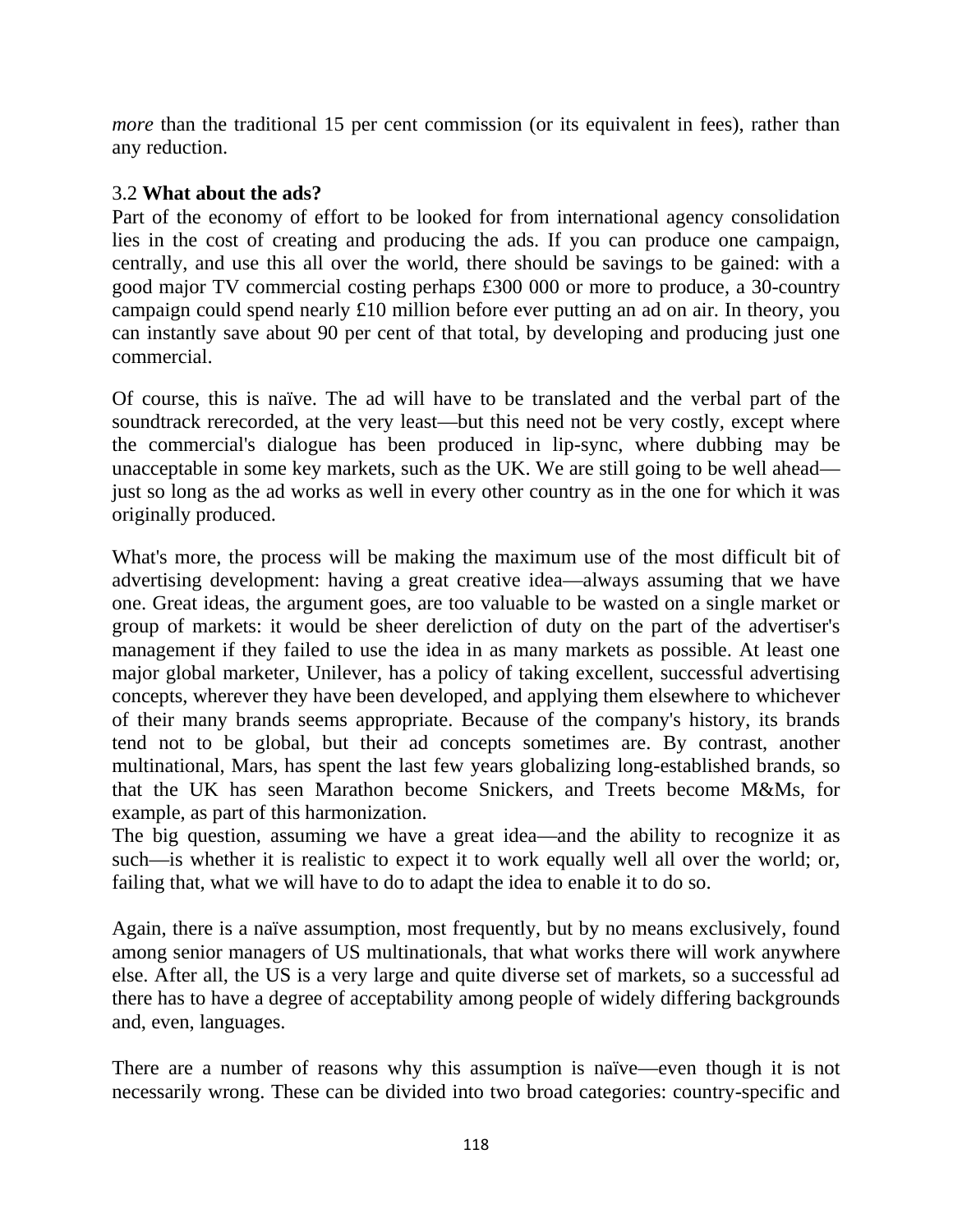*more* than the traditional 15 per cent commission (or its equivalent in fees), rather than any reduction.

### 3.2 **What about the ads?**

Part of the economy of effort to be looked for from international agency consolidation lies in the cost of creating and producing the ads. If you can produce one campaign, centrally, and use this all over the world, there should be savings to be gained: with a good major TV commercial costing perhaps £300 000 or more to produce, a 30-country campaign could spend nearly £10 million before ever putting an ad on air. In theory, you can instantly save about 90 per cent of that total, by developing and producing just one commercial.

Of course, this is naïve. The ad will have to be translated and the verbal part of the soundtrack rerecorded, at the very least—but this need not be very costly, except where the commercial's dialogue has been produced in lip-sync, where dubbing may be unacceptable in some key markets, such as the UK. We are still going to be well ahead—just so long as the ad works as well in every other country as in the one for which it was originally produced.

What's more, the process will be making the maximum use of the most difficult bit of advertising development: having a great creative idea—always assuming that we have one. Great ideas, the argument goes, are too valuable to be wasted on a single market or group of markets: it would be sheer dereliction of duty on the part of the advertiser's management if they failed to use the idea in as many markets as possible. At least one major global marketer, Unilever, has a policy of taking excellent, successful advertising concepts, wherever they have been developed, and applying them elsewhere to whichever of their many brands seems appropriate. Because of the company's history, its brands tend not to be global, but their ad concepts sometimes are. By contrast, another multinational, Mars, has spent the last few years globalizing long-established brands, so that the UK has seen Marathon become Snickers, and Treets become M&Ms, for example, as part of this harmonization.

The big question, assuming we have a great idea—and the ability to recognize it as such—is whether it is realistic to expect it to work equally well all over the world; or, failing that, what we will have to do to adapt the idea to enable it to do so.

Again, there is a naïve assumption, most frequently, but by no means exclusively, found among senior managers of US multinationals, that what works there will work anywhere else. After all, the US is a very large and quite diverse set of markets, so a successful ad there has to have a degree of acceptability among people of widely differing backgrounds and, even, languages.

There are a number of reasons why this assumption is naïve—even though it is not necessarily wrong. These can be divided into two broad categories: country-specific and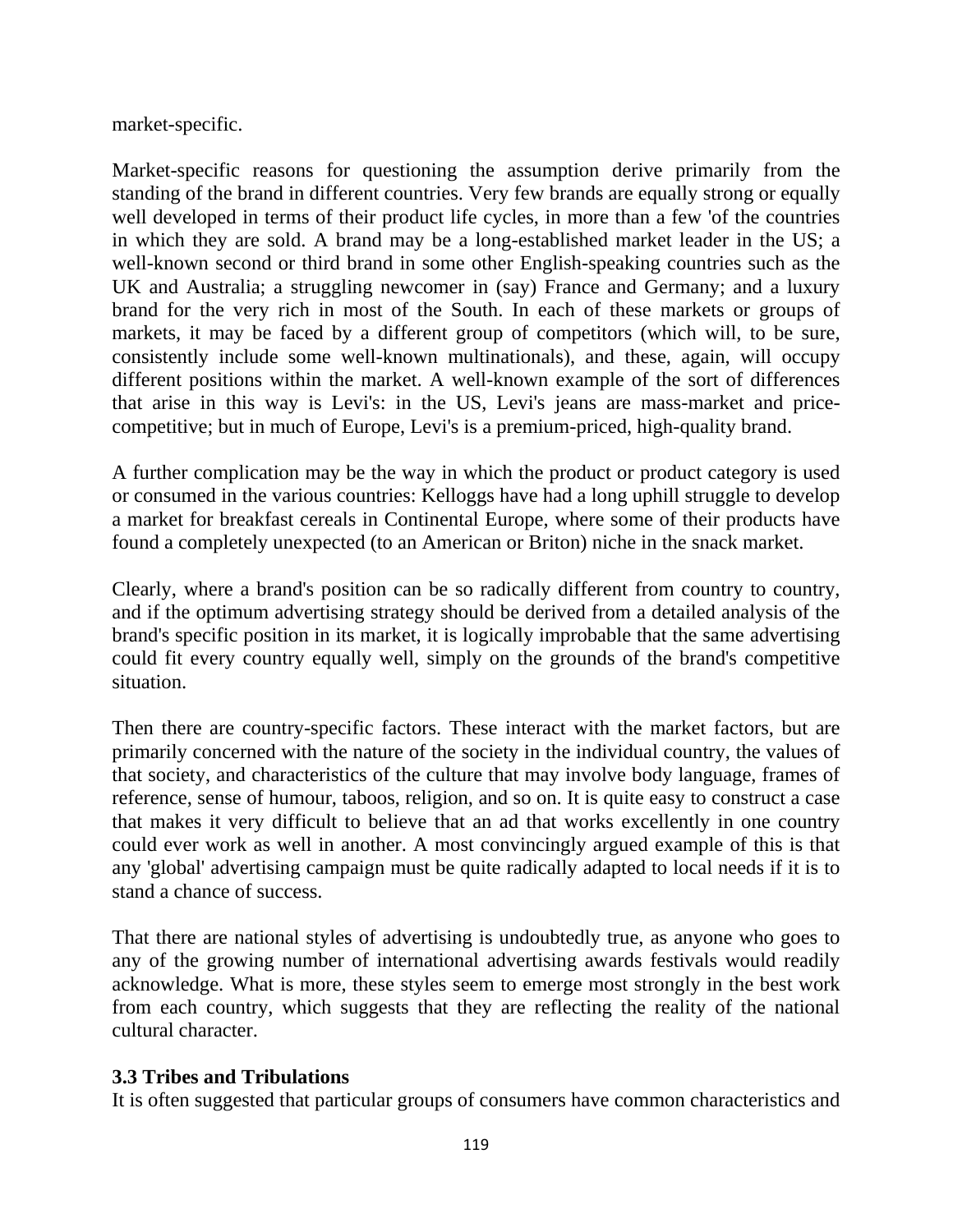market-specific.

Market-specific reasons for questioning the assumption derive primarily from the standing of the brand in different countries. Very few brands are equally strong or equally well developed in terms of their product life cycles, in more than a few 'of the countries in which they are sold. A brand may be a long-established market leader in the US; a well-known second or third brand in some other English-speaking countries such as the UK and Australia; a struggling newcomer in (say) France and Germany; and a luxury brand for the very rich in most of the South. In each of these markets or groups of markets, it may be faced by a different group of competitors (which will, to be sure, consistently include some well-known multinationals), and these, again, will occupy different positions within the market. A well-known example of the sort of differences that arise in this way is Levi's: in the US, Levi's jeans are mass-market and price-competitive; but in much of Europe, Levi's is a premium-priced, high-quality brand.

A further complication may be the way in which the product or product category is used or consumed in the various countries: Kelloggs have had a long uphill struggle to develop a market for breakfast cereals in Continental Europe, where some of their products have found a completely unexpected (to an American or Briton) niche in the snack market.

Clearly, where a brand's position can be so radically different from country to country, and if the optimum advertising strategy should be derived from a detailed analysis of the brand's specific position in its market, it is logically improbable that the same advertising could fit every country equally well, simply on the grounds of the brand's competitive situation.

Then there are country-specific factors. These interact with the market factors, but are primarily concerned with the nature of the society in the individual country, the values of that society, and characteristics of the culture that may involve body language, frames of reference, sense of humour, taboos, religion, and so on. It is quite easy to construct a case that makes it very difficult to believe that an ad that works excellently in one country could ever work as well in another. A most convincingly argued example of this is that any 'global' advertising campaign must be quite radically adapted to local needs if it is to stand a chance of success.

That there are national styles of advertising is undoubtedly true, as anyone who goes to any of the growing number of international advertising awards festivals would readily acknowledge. What is more, these styles seem to emerge most strongly in the best work from each country, which suggests that they are reflecting the reality of the national cultural character.

### 3.3 Tribes and Tribulations

It is often suggested that particular groups of consumers have common characteristics and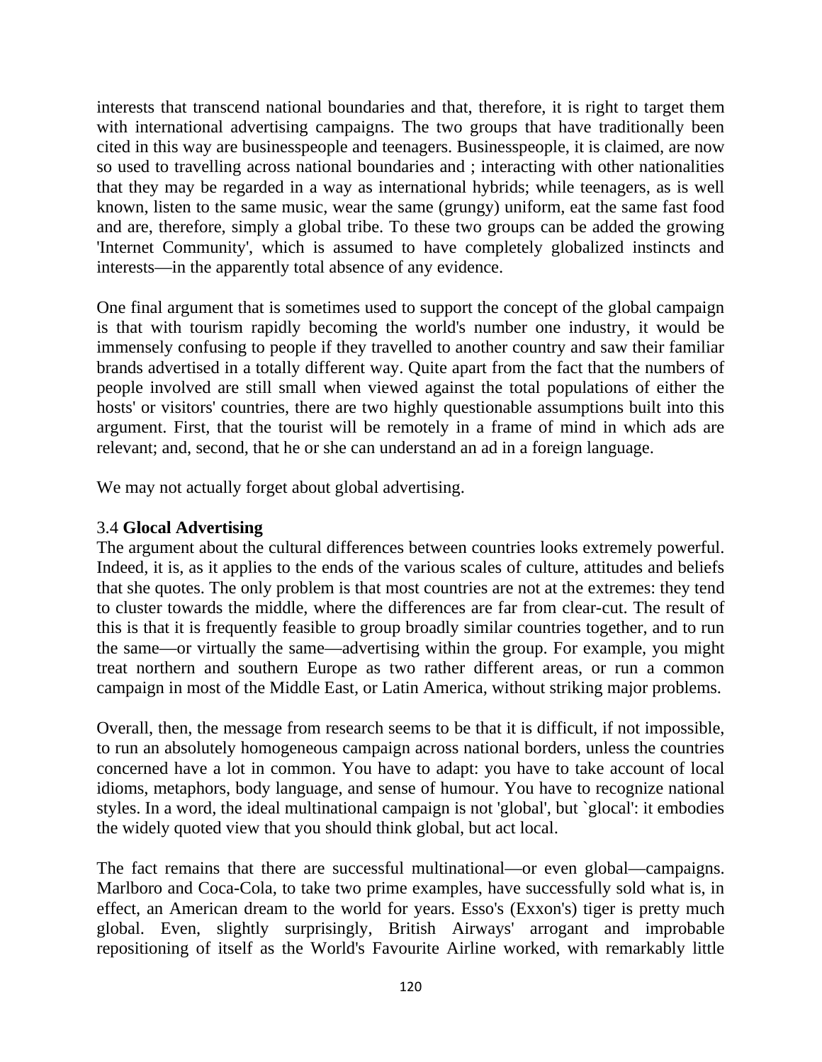interests that transcend national boundaries and that, therefore, it is right to target them with international advertising campaigns. The two groups that have traditionally been cited in this way are businesspeople and teenagers. Businesspeople, it is claimed, are now so used to travelling across national boundaries and ; interacting with other nationalities that they may be regarded in a way as international hybrids; while teenagers, as is well known, listen to the same music, wear the same (grungy) uniform, eat the same fast food and are, therefore, simply a global tribe. To these two groups can be added the growing 'Internet Community', which is assumed to have completely globalized instincts and interests—in the apparently total absence of any evidence.

One final argument that is sometimes used to support the concept of the global campaign is that with tourism rapidly becoming the world's number one industry, it would be immensely confusing to people if they travelled to another country and saw their familiar brands advertised in a totally different way. Quite apart from the fact that the numbers of people involved are still small when viewed against the total populations of either the hosts' or visitors' countries, there are two highly questionable assumptions built into this argument. First, that the tourist will be remotely in a frame of mind in which ads are relevant; and, second, that he or she can understand an ad in a foreign language.

We may not actually forget about global advertising.

### 3.4 **Glocal Advertising**

The argument about the cultural differences between countries looks extremely powerful. Indeed, it is, as it applies to the ends of the various scales of culture, attitudes and beliefs that she quotes. The only problem is that most countries are not at the extremes: they tend to cluster towards the middle, where the differences are far from clear-cut. The result of this is that it is frequently feasible to group broadly similar countries together, and to run the same—or virtually the same—advertising within the group. For example, you might treat northern and southern Europe as two rather different areas, or run a common campaign in most of the Middle East, or Latin America, without striking major problems.

Overall, then, the message from research seems to be that it is difficult, if not impossible, to run an absolutely homogeneous campaign across national borders, unless the countries concerned have a lot in common. You have to adapt: you have to take account of local idioms, metaphors, body language, and sense of humour. You have to recognize national styles. In a word, the ideal multinational campaign is not 'global', but `glocal': it embodies the widely quoted view that you should think global, but act local.

The fact remains that there are successful multinational—or even global—campaigns. Marlboro and Coca-Cola, to take two prime examples, have successfully sold what is, in effect, an American dream to the world for years. Esso's (Exxon's) tiger is pretty much global. Even, slightly surprisingly, British Airways' arrogant and improbable repositioning of itself as the World's Favourite Airline worked, with remarkably little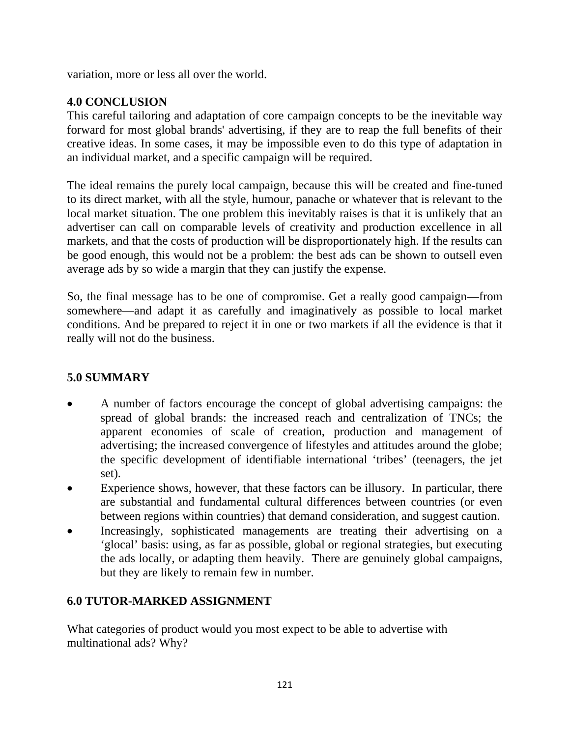variation, more or less all over the world.

## 4.0 CONCLUSION

This careful tailoring and adaptation of core campaign concepts to be the inevitable way forward for most global brands' advertising, if they are to reap the full benefits of their creative ideas. In some cases, it may be impossible even to do this type of adaptation in an individual market, and a specific campaign will be required.

The ideal remains the purely local campaign, because this will be created and fine-tuned to its direct market, with all the style, humour, panache or whatever that is relevant to the local market situation. The one problem this inevitably raises is that it is unlikely that an advertiser can call on comparable levels of creativity and production excellence in all markets, and that the costs of production will be disproportionately high. If the results can be good enough, this would not be a problem: the best ads can be shown to outsell even average ads by so wide a margin that they can justify the expense.

So, the final message has to be one of compromise. Get a really good campaign—from somewhere—and adapt it as carefully and imaginatively as possible to local market conditions. And be prepared to reject it in one or two markets if all the evidence is that it really will not do the business.

## 5.0 SUMMARY

- A number of factors encourage the concept of global advertising campaigns: the spread of global brands: the increased reach and centralization of TNCs; the apparent economies of scale of creation, production and management of advertising; the increased convergence of lifestyles and attitudes around the globe; the specific development of identifiable international ‘tribes’ (teenagers, the jet set).
- Experience shows, however, that these factors can be illusory. In particular, there are substantial and fundamental cultural differences between countries (or even between regions within countries) that demand consideration, and suggest caution.
- Increasingly, sophisticated managements are treating their advertising on a ‘glocal’ basis: using, as far as possible, global or regional strategies, but executing the ads locally, or adapting them heavily. There are genuinely global campaigns, but they are likely to remain few in number.

## 6.0 TUTOR-MARKED ASSIGNMENT

What categories of product would you most expect to be able to advertise with multinational ads? Why?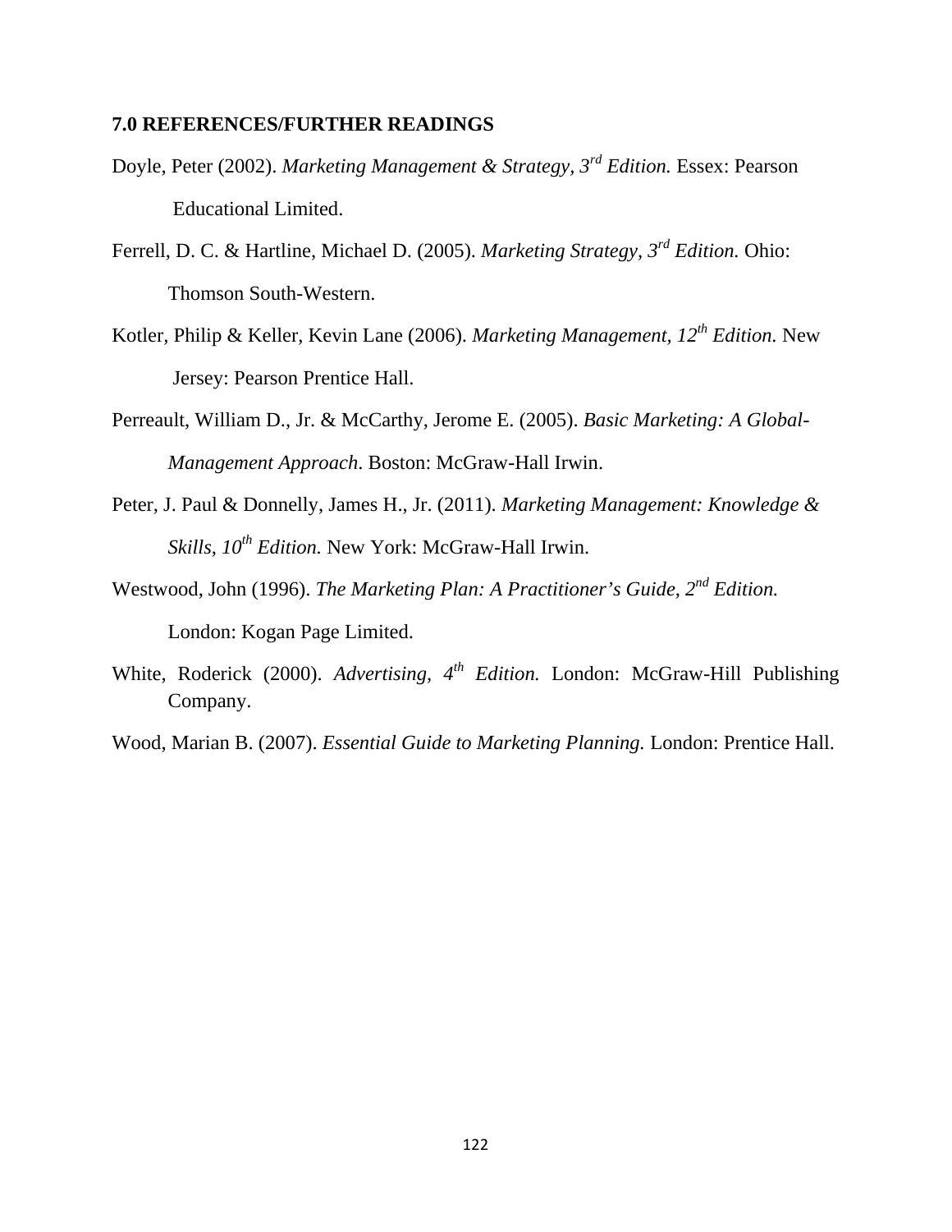## 7.0 REFERENCES/FURTHER READINGS

Doyle, Peter (2002). *Marketing Management & Strategy, 3rd Edition.* Essex: Pearson Educational Limited.

Ferrell, D. C. & Hartline, Michael D. (2005). *Marketing Strategy, 3rd Edition.* Ohio: Thomson South-Western.

Kotler, Philip & Keller, Kevin Lane (2006). *Marketing Management, 12th Edition.* New Jersey: Pearson Prentice Hall.

Perreault, William D., Jr. & McCarthy, Jerome E. (2005). *Basic Marketing: A Global-Management Approach*. Boston: McGraw-Hall Irwin.

Peter, J. Paul & Donnelly, James H., Jr. (2011). *Marketing Management: Knowledge & Skills, 10th Edition.* New York: McGraw-Hall Irwin.

Westwood, John (1996). *The Marketing Plan: A Practitioner's Guide, 2nd Edition.* London: Kogan Page Limited.

White, Roderick (2000). *Advertising, 4th Edition.* London: McGraw-Hill Publishing Company.

Wood, Marian B. (2007). *Essential Guide to Marketing Planning.* London: Prentice Hall.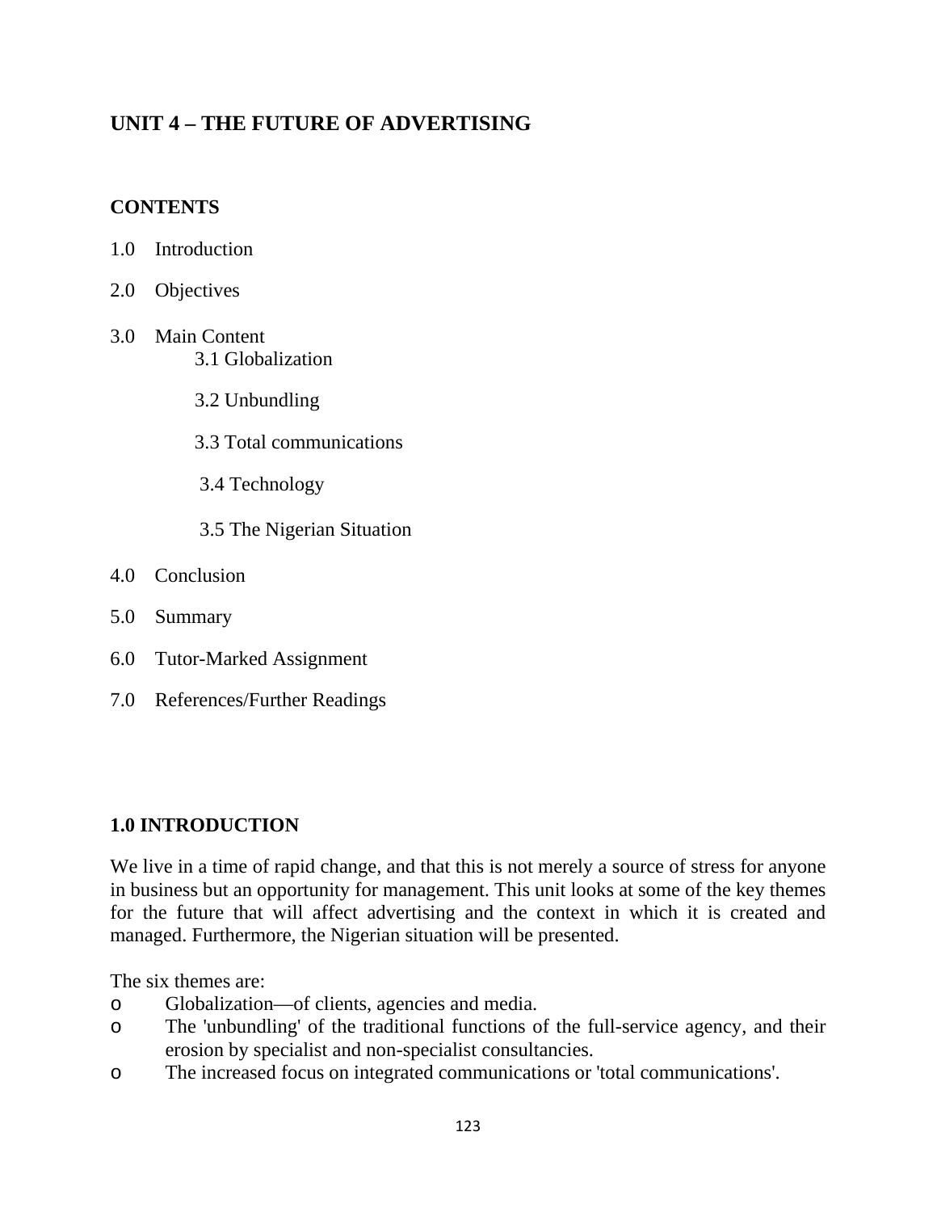## UNIT 4 – THE FUTURE OF ADVERTISING

### CONTENTS

1.0 Introduction

2.0 Objectives

3.0 Main Content
   - 3.1 Globalization
   - 3.2 Unbundling
   - 3.3 Total communications
   - 3.4 Technology
   - 3.5 The Nigerian Situation

4.0 Conclusion

5.0 Summary

6.0 Tutor-Marked Assignment

7.0 References/Further Readings

### 1.0 INTRODUCTION

We live in a time of rapid change, and that this is not merely a source of stress for anyone in business but an opportunity for management. This unit looks at some of the key themes for the future that will affect advertising and the context in which it is created and managed. Furthermore, the Nigerian situation will be presented.

The six themes are:

- Globalization—of clients, agencies and media.
- The 'unbundling' of the traditional functions of the full-service agency, and their erosion by specialist and non-specialist consultancies.
- The increased focus on integrated communications or 'total communications'.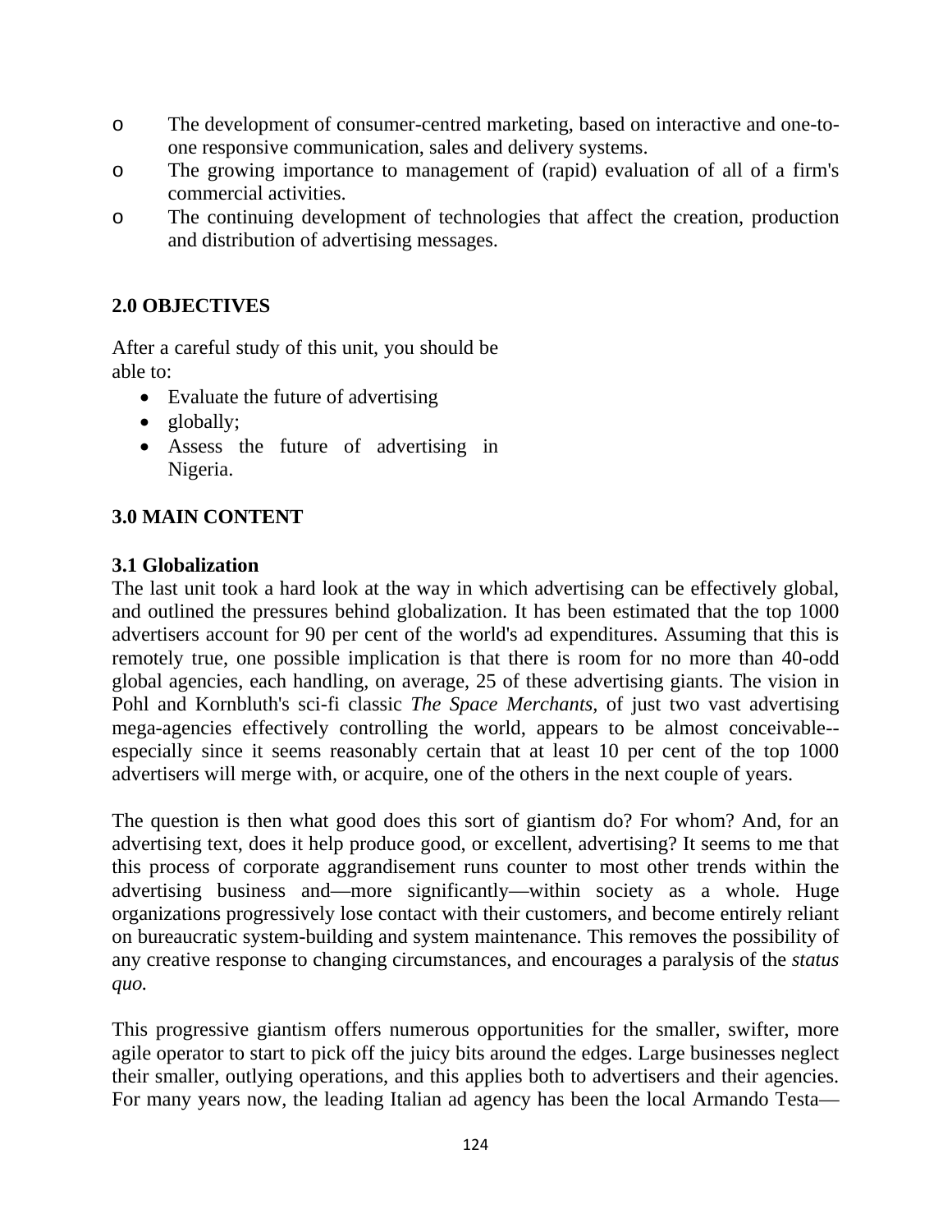- The development of consumer-centred marketing, based on interactive and one-to-one responsive communication, sales and delivery systems.
- The growing importance to management of (rapid) evaluation of all of a firm's commercial activities.
- The continuing development of technologies that affect the creation, production and distribution of advertising messages.

## 2.0 OBJECTIVES

After a careful study of this unit, you should be able to:

- Evaluate the future of advertising
- globally;
- Assess the future of advertising in Nigeria.

## 3.0 MAIN CONTENT

### 3.1 Globalization

The last unit took a hard look at the way in which advertising can be effectively global, and outlined the pressures behind globalization. It has been estimated that the top 1000 advertisers account for 90 per cent of the world's ad expenditures. Assuming that this is remotely true, one possible implication is that there is room for no more than 40-odd global agencies, each handling, on average, 25 of these advertising giants. The vision in Pohl and Kornbluth's sci-fi classic *The Space Merchants*, of just two vast advertising mega-agencies effectively controlling the world, appears to be almost conceivable--especially since it seems reasonably certain that at least 10 per cent of the top 1000 advertisers will merge with, or acquire, one of the others in the next couple of years.

The question is then what good does this sort of giantism do? For whom? And, for an advertising text, does it help produce good, or excellent, advertising? It seems to me that this process of corporate aggrandisement runs counter to most other trends within the advertising business and—more significantly—within society as a whole. Huge organizations progressively lose contact with their customers, and become entirely reliant on bureaucratic system-building and system maintenance. This removes the possibility of any creative response to changing circumstances, and encourages a paralysis of the *status quo.*

This progressive giantism offers numerous opportunities for the smaller, swifter, more agile operator to start to pick off the juicy bits around the edges. Large businesses neglect their smaller, outlying operations, and this applies both to advertisers and their agencies. For many years now, the leading Italian ad agency has been the local Armando Testa—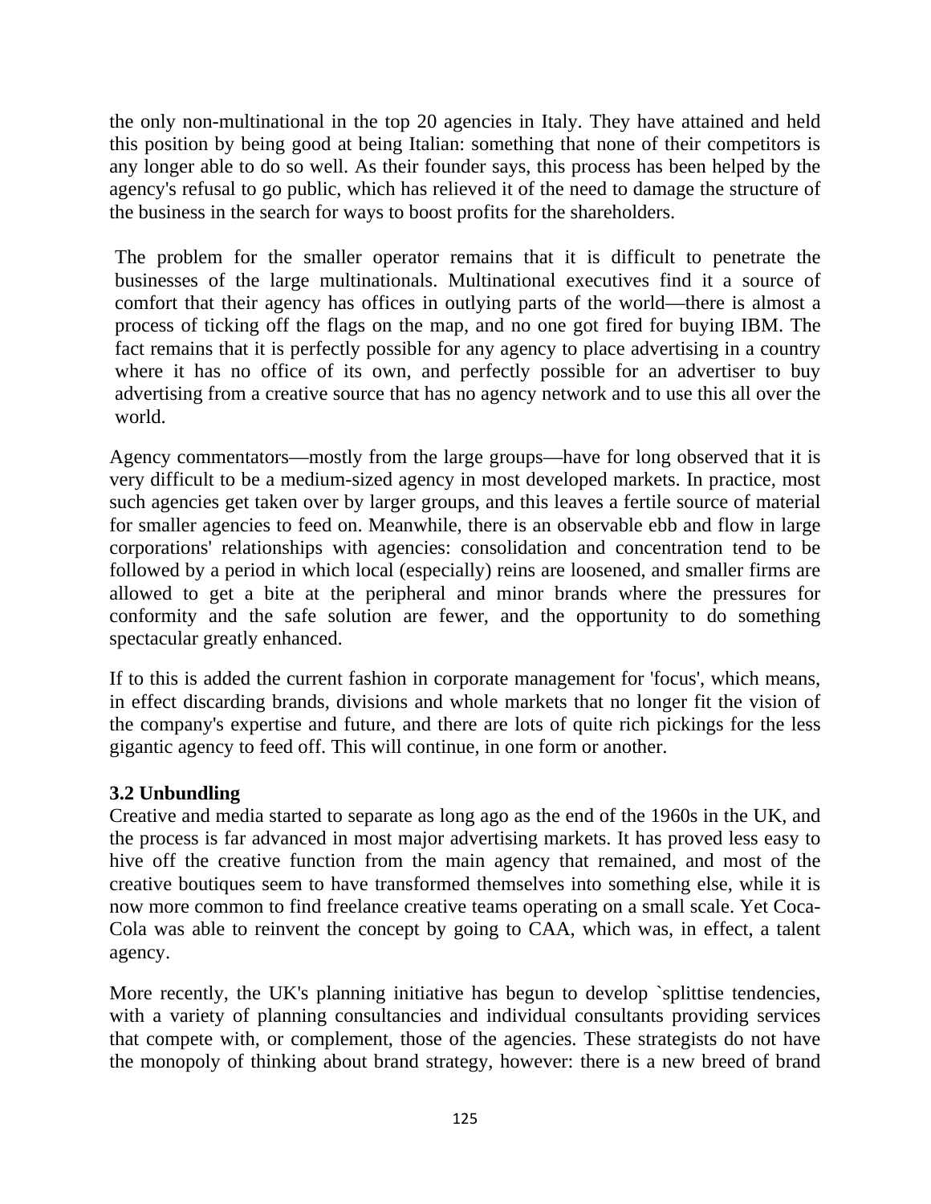the only non-multinational in the top 20 agencies in Italy. They have attained and held this position by being good at being Italian: something that none of their competitors is any longer able to do so well. As their founder says, this process has been helped by the agency's refusal to go public, which has relieved it of the need to damage the structure of the business in the search for ways to boost profits for the shareholders.

The problem for the smaller operator remains that it is difficult to penetrate the businesses of the large multinationals. Multinational executives find it a source of comfort that their agency has offices in outlying parts of the world—there is almost a process of ticking off the flags on the map, and no one got fired for buying IBM. The fact remains that it is perfectly possible for any agency to place advertising in a country where it has no office of its own, and perfectly possible for an advertiser to buy advertising from a creative source that has no agency network and to use this all over the world.

Agency commentators—mostly from the large groups—have for long observed that it is very difficult to be a medium-sized agency in most developed markets. In practice, most such agencies get taken over by larger groups, and this leaves a fertile source of material for smaller agencies to feed on. Meanwhile, there is an observable ebb and flow in large corporations' relationships with agencies: consolidation and concentration tend to be followed by a period in which local (especially) reins are loosened, and smaller firms are allowed to get a bite at the peripheral and minor brands where the pressures for conformity and the safe solution are fewer, and the opportunity to do something spectacular greatly enhanced.

If to this is added the current fashion in corporate management for 'focus', which means, in effect discarding brands, divisions and whole markets that no longer fit the vision of the company's expertise and future, and there are lots of quite rich pickings for the less gigantic agency to feed off. This will continue, in one form or another.

### 3.2 Unbundling

Creative and media started to separate as long ago as the end of the 1960s in the UK, and the process is far advanced in most major advertising markets. It has proved less easy to hive off the creative function from the main agency that remained, and most of the creative boutiques seem to have transformed themselves into something else, while it is now more common to find freelance creative teams operating on a small scale. Yet Coca-Cola was able to reinvent the concept by going to CAA, which was, in effect, a talent agency.

More recently, the UK's planning initiative has begun to develop `splittise tendencies, with a variety of planning consultancies and individual consultants providing services that compete with, or complement, those of the agencies. These strategists do not have the monopoly of thinking about brand strategy, however: there is a new breed of brand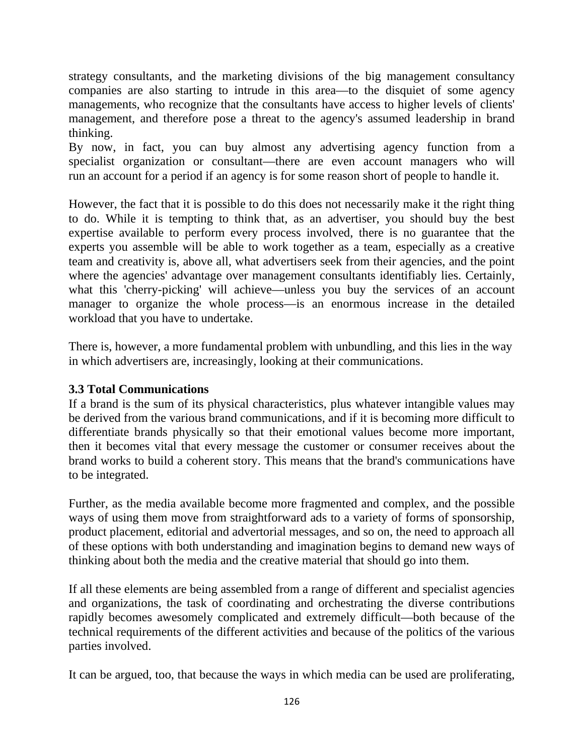strategy consultants, and the marketing divisions of the big management consultancy companies are also starting to intrude in this area—to the disquiet of some agency managements, who recognize that the consultants have access to higher levels of clients' management, and therefore pose a threat to the agency's assumed leadership in brand thinking.

By now, in fact, you can buy almost any advertising agency function from a specialist organization or consultant—there are even account managers who will run an account for a period if an agency is for some reason short of people to handle it.

However, the fact that it is possible to do this does not necessarily make it the right thing to do. While it is tempting to think that, as an advertiser, you should buy the best expertise available to perform every process involved, there is no guarantee that the experts you assemble will be able to work together as a team, especially as a creative team and creativity is, above all, what advertisers seek from their agencies, and the point where the agencies' advantage over management consultants identifiably lies. Certainly, what this 'cherry-picking' will achieve—unless you buy the services of an account manager to organize the whole process—is an enormous increase in the detailed workload that you have to undertake.

There is, however, a more fundamental problem with unbundling, and this lies in the way in which advertisers are, increasingly, looking at their communications.

### 3.3 Total Communications

If a brand is the sum of its physical characteristics, plus whatever intangible values may be derived from the various brand communications, and if it is becoming more difficult to differentiate brands physically so that their emotional values become more important, then it becomes vital that every message the customer or consumer receives about the brand works to build a coherent story. This means that the brand's communications have to be integrated.

Further, as the media available become more fragmented and complex, and the possible ways of using them move from straightforward ads to a variety of forms of sponsorship, product placement, editorial and advertorial messages, and so on, the need to approach all of these options with both understanding and imagination begins to demand new ways of thinking about both the media and the creative material that should go into them.

If all these elements are being assembled from a range of different and specialist agencies and organizations, the task of coordinating and orchestrating the diverse contributions rapidly becomes awesomely complicated and extremely difficult—both because of the technical requirements of the different activities and because of the politics of the various parties involved.

It can be argued, too, that because the ways in which media can be used are proliferating,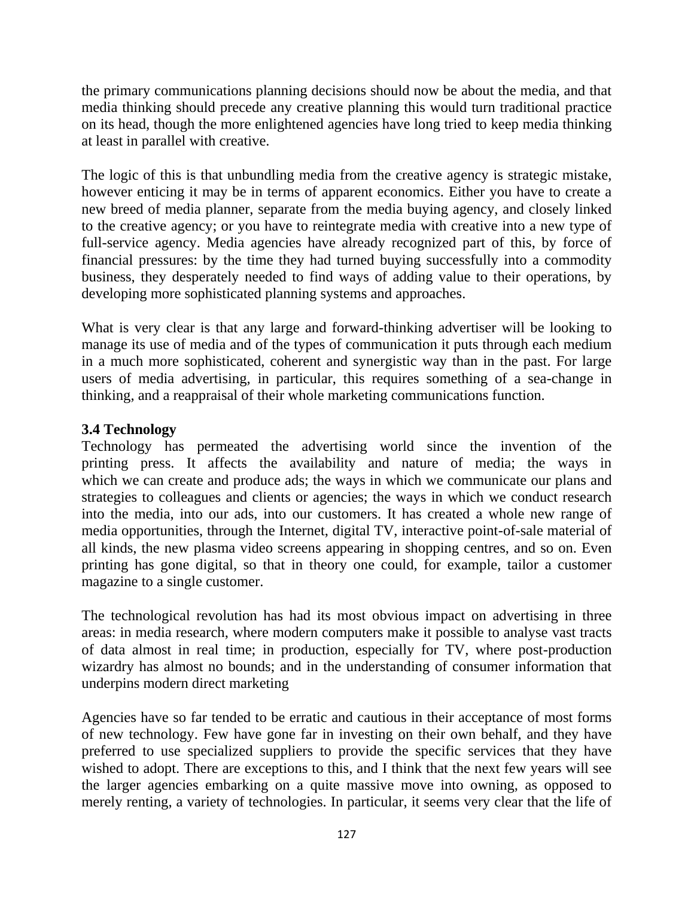the primary communications planning decisions should now be about the media, and that media thinking should precede any creative planning this would turn traditional practice on its head, though the more enlightened agencies have long tried to keep media thinking at least in parallel with creative.

The logic of this is that unbundling media from the creative agency is strategic mistake, however enticing it may be in terms of apparent economics. Either you have to create a new breed of media planner, separate from the media buying agency, and closely linked to the creative agency; or you have to reintegrate media with creative into a new type of full-service agency. Media agencies have already recognized part of this, by force of financial pressures: by the time they had turned buying successfully into a commodity business, they desperately needed to find ways of adding value to their operations, by developing more sophisticated planning systems and approaches.

What is very clear is that any large and forward-thinking advertiser will be looking to manage its use of media and of the types of communication it puts through each medium in a much more sophisticated, coherent and synergistic way than in the past. For large users of media advertising, in particular, this requires something of a sea-change in thinking, and a reappraisal of their whole marketing communications function.

**3.4 Technology**

Technology has permeated the advertising world since the invention of the printing press. It affects the availability and nature of media; the ways in which we can create and produce ads; the ways in which we communicate our plans and strategies to colleagues and clients or agencies; the ways in which we conduct research into the media, into our ads, into our customers. It has created a whole new range of media opportunities, through the Internet, digital TV, interactive point-of-sale material of all kinds, the new plasma video screens appearing in shopping centres, and so on. Even printing has gone digital, so that in theory one could, for example, tailor a customer magazine to a single customer.

The technological revolution has had its most obvious impact on advertising in three areas: in media research, where modern computers make it possible to analyse vast tracts of data almost in real time; in production, especially for TV, where post-production wizardry has almost no bounds; and in the understanding of consumer information that underpins modern direct marketing

Agencies have so far tended to be erratic and cautious in their acceptance of most forms of new technology. Few have gone far in investing on their own behalf, and they have preferred to use specialized suppliers to provide the specific services that they have wished to adopt. There are exceptions to this, and I think that the next few years will see the larger agencies embarking on a quite massive move into owning, as opposed to merely renting, a variety of technologies. In particular, it seems very clear that the life of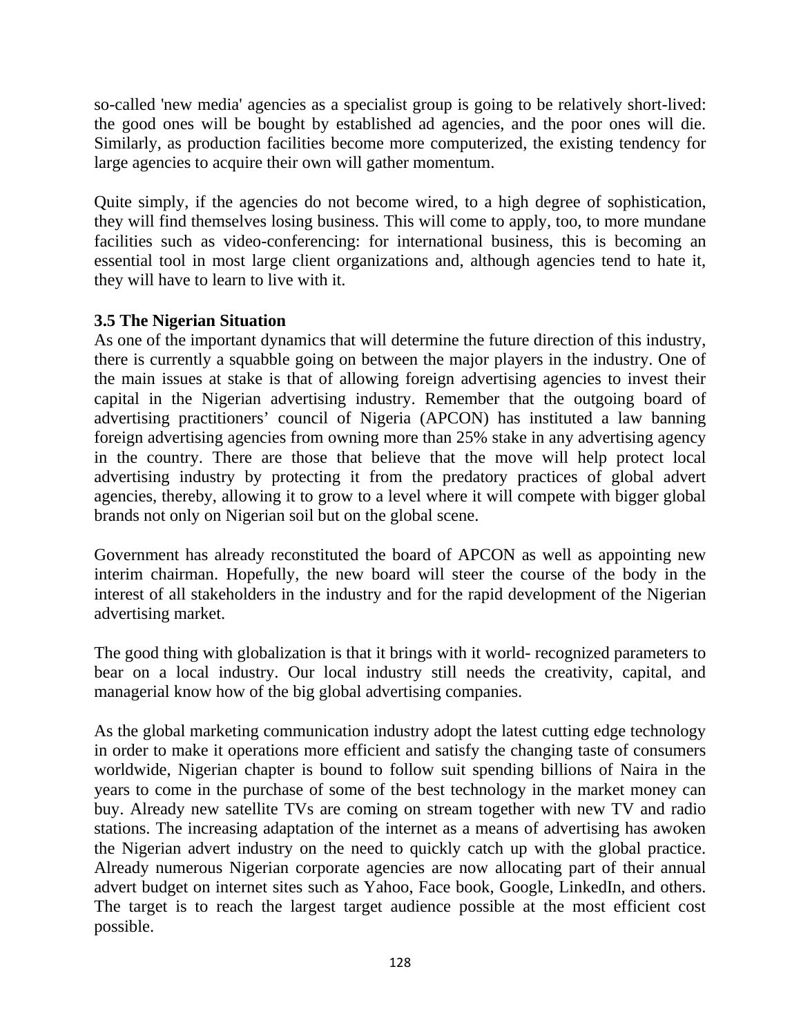so-called 'new media' agencies as a specialist group is going to be relatively short-lived: the good ones will be bought by established ad agencies, and the poor ones will die. Similarly, as production facilities become more computerized, the existing tendency for large agencies to acquire their own will gather momentum.

Quite simply, if the agencies do not become wired, to a high degree of sophistication, they will find themselves losing business. This will come to apply, too, to more mundane facilities such as video-conferencing: for international business, this is becoming an essential tool in most large client organizations and, although agencies tend to hate it, they will have to learn to live with it.

### 3.5 The Nigerian Situation

As one of the important dynamics that will determine the future direction of this industry, there is currently a squabble going on between the major players in the industry. One of the main issues at stake is that of allowing foreign advertising agencies to invest their capital in the Nigerian advertising industry. Remember that the outgoing board of advertising practitioners' council of Nigeria (APCON) has instituted a law banning foreign advertising agencies from owning more than 25% stake in any advertising agency in the country. There are those that believe that the move will help protect local advertising industry by protecting it from the predatory practices of global advert agencies, thereby, allowing it to grow to a level where it will compete with bigger global brands not only on Nigerian soil but on the global scene.

Government has already reconstituted the board of APCON as well as appointing new interim chairman. Hopefully, the new board will steer the course of the body in the interest of all stakeholders in the industry and for the rapid development of the Nigerian advertising market.

The good thing with globalization is that it brings with it world- recognized parameters to bear on a local industry. Our local industry still needs the creativity, capital, and managerial know how of the big global advertising companies.

As the global marketing communication industry adopt the latest cutting edge technology in order to make it operations more efficient and satisfy the changing taste of consumers worldwide, Nigerian chapter is bound to follow suit spending billions of Naira in the years to come in the purchase of some of the best technology in the market money can buy. Already new satellite TVs are coming on stream together with new TV and radio stations. The increasing adaptation of the internet as a means of advertising has awoken the Nigerian advert industry on the need to quickly catch up with the global practice. Already numerous Nigerian corporate agencies are now allocating part of their annual advert budget on internet sites such as Yahoo, Face book, Google, LinkedIn, and others. The target is to reach the largest target audience possible at the most efficient cost possible.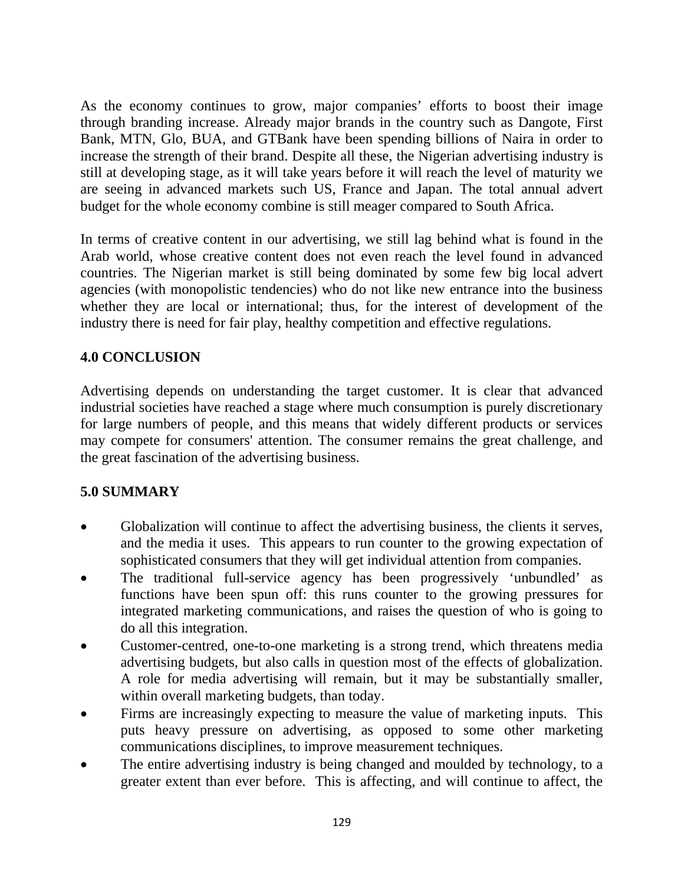As the economy continues to grow, major companies' efforts to boost their image through branding increase. Already major brands in the country such as Dangote, First Bank, MTN, Glo, BUA, and GTBank have been spending billions of Naira in order to increase the strength of their brand. Despite all these, the Nigerian advertising industry is still at developing stage, as it will take years before it will reach the level of maturity we are seeing in advanced markets such US, France and Japan. The total annual advert budget for the whole economy combine is still meager compared to South Africa.

In terms of creative content in our advertising, we still lag behind what is found in the Arab world, whose creative content does not even reach the level found in advanced countries. The Nigerian market is still being dominated by some few big local advert agencies (with monopolistic tendencies) who do not like new entrance into the business whether they are local or international; thus, for the interest of development of the industry there is need for fair play, healthy competition and effective regulations.

## 4.0 CONCLUSION

Advertising depends on understanding the target customer. It is clear that advanced industrial societies have reached a stage where much consumption is purely discretionary for large numbers of people, and this means that widely different products or services may compete for consumers' attention. The consumer remains the great challenge, and the great fascination of the advertising business.

## 5.0 SUMMARY

- Globalization will continue to affect the advertising business, the clients it serves, and the media it uses. This appears to run counter to the growing expectation of sophisticated consumers that they will get individual attention from companies.
- The traditional full-service agency has been progressively 'unbundled' as functions have been spun off: this runs counter to the growing pressures for integrated marketing communications, and raises the question of who is going to do all this integration.
- Customer-centred, one-to-one marketing is a strong trend, which threatens media advertising budgets, but also calls in question most of the effects of globalization. A role for media advertising will remain, but it may be substantially smaller, within overall marketing budgets, than today.
- Firms are increasingly expecting to measure the value of marketing inputs. This puts heavy pressure on advertising, as opposed to some other marketing communications disciplines, to improve measurement techniques.
- The entire advertising industry is being changed and moulded by technology, to a greater extent than ever before. This is affecting, and will continue to affect, the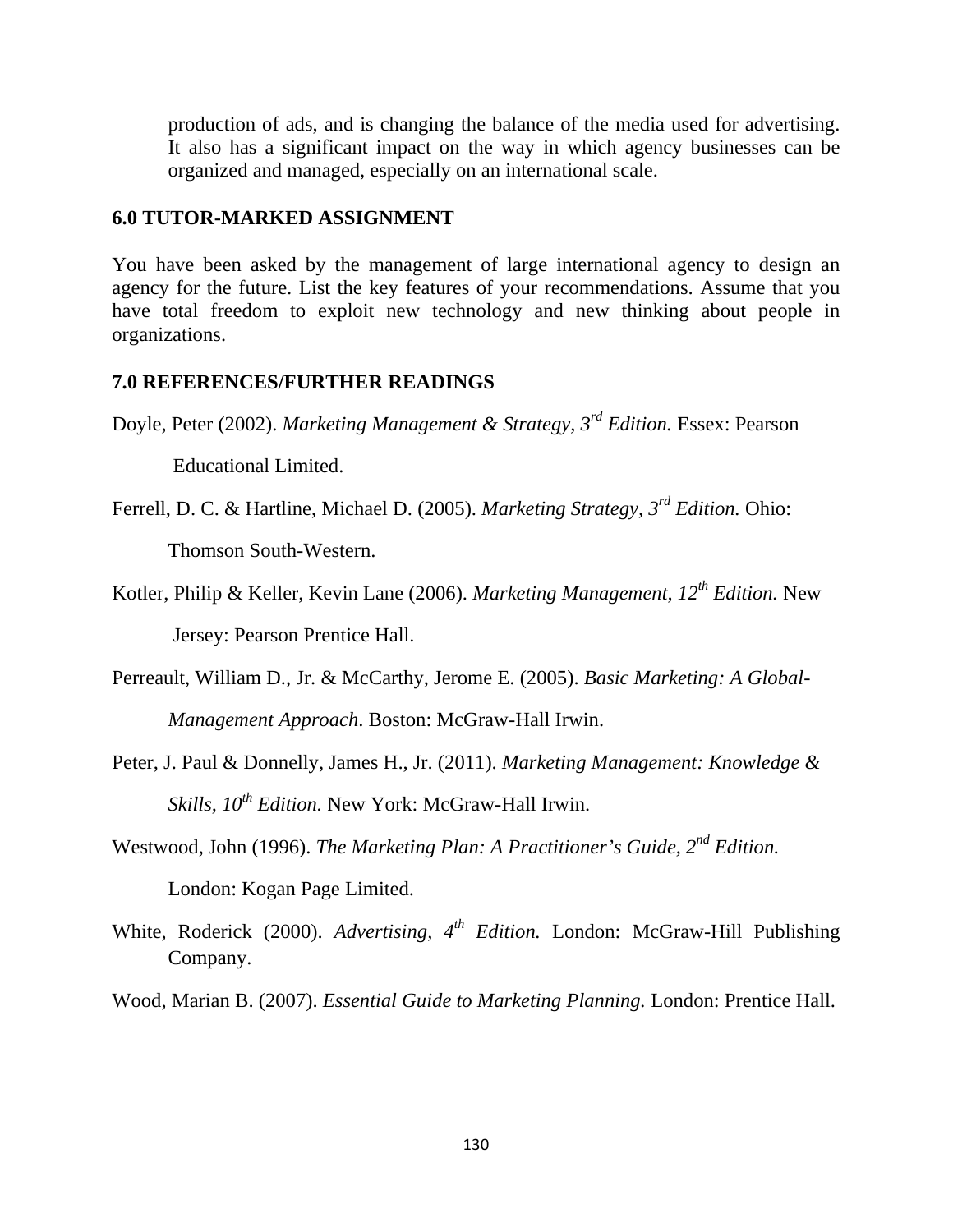production of ads, and is changing the balance of the media used for advertising. It also has a significant impact on the way in which agency businesses can be organized and managed, especially on an international scale.

## 6.0 TUTOR-MARKED ASSIGNMENT

You have been asked by the management of large international agency to design an agency for the future. List the key features of your recommendations. Assume that you have total freedom to exploit new technology and new thinking about people in organizations.

## 7.0 REFERENCES/FURTHER READINGS

Doyle, Peter (2002). *Marketing Management & Strategy, 3rd Edition.* Essex: Pearson Educational Limited.

Ferrell, D. C. & Hartline, Michael D. (2005). *Marketing Strategy, 3rd Edition.* Ohio: Thomson South-Western.

Kotler, Philip & Keller, Kevin Lane (2006). *Marketing Management, 12th Edition.* New Jersey: Pearson Prentice Hall.

Perreault, William D., Jr. & McCarthy, Jerome E. (2005). *Basic Marketing: A Global-Management Approach*. Boston: McGraw-Hall Irwin.

Peter, J. Paul & Donnelly, James H., Jr. (2011). *Marketing Management: Knowledge & Skills, 10th Edition.* New York: McGraw-Hall Irwin.

Westwood, John (1996). *The Marketing Plan: A Practitioner's Guide, 2nd Edition.* London: Kogan Page Limited.

White, Roderick (2000). *Advertising, 4th Edition.* London: McGraw-Hill Publishing Company.

Wood, Marian B. (2007). *Essential Guide to Marketing Planning.* London: Prentice Hall.